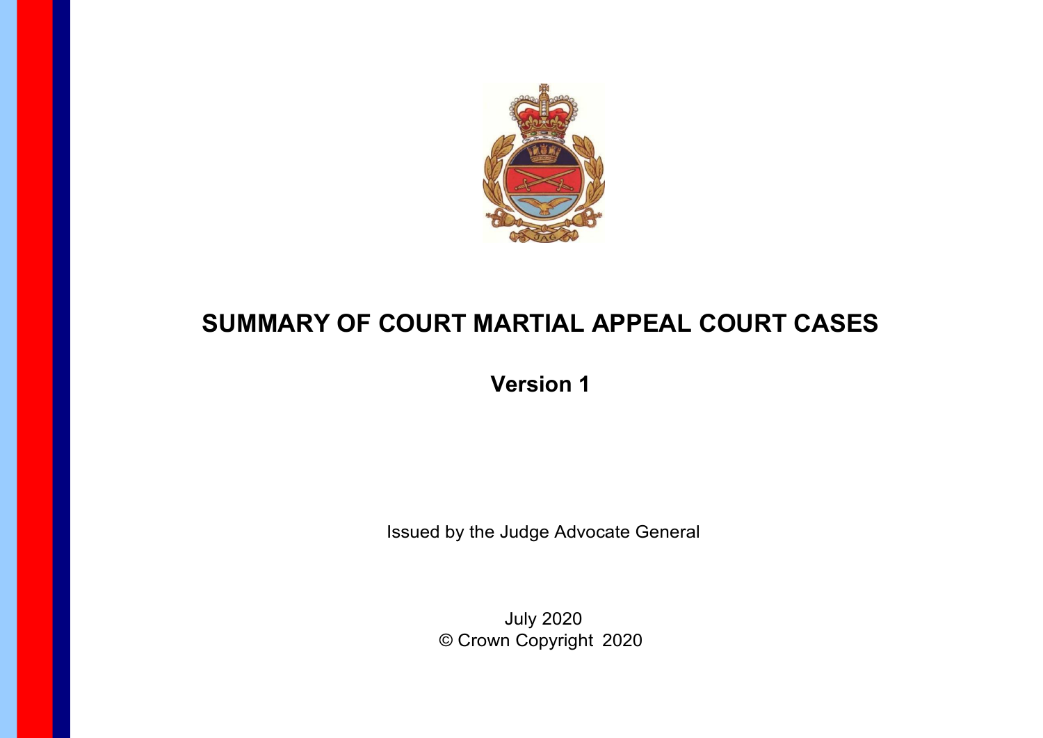# SUMMARY OF COURT MARTIAL APPEAL COURT CASES

## Version 1

Issued by the Judge Advocate General

July 2020
© Crown Copyright 2020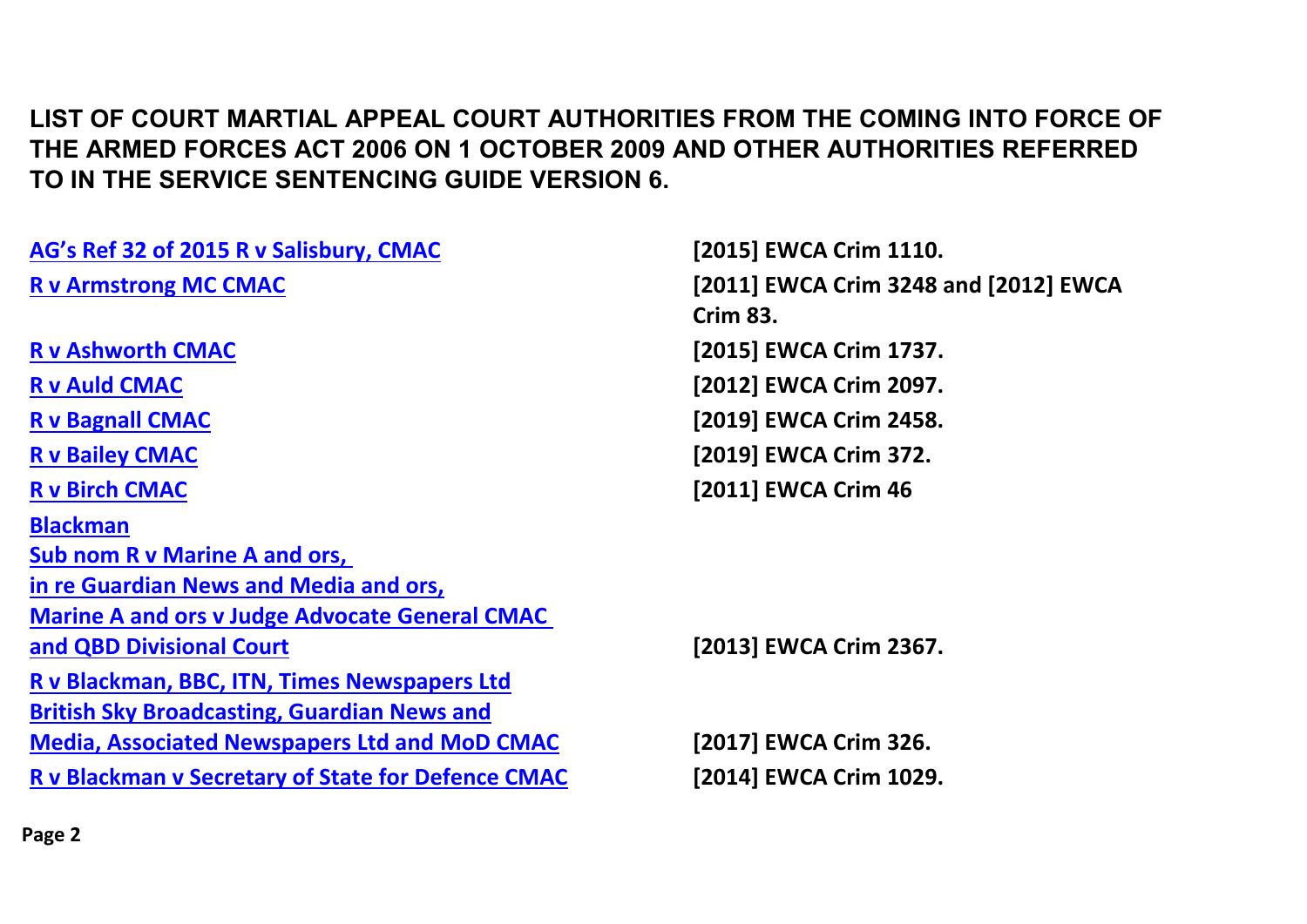# LIST OF COURT MARTIAL APPEAL COURT AUTHORITIES FROM THE COMING INTO FORCE OF THE ARMED FORCES ACT 2006 ON 1 OCTOBER 2009 AND OTHER AUTHORITIES REFERRED TO IN THE SERVICE SENTENCING GUIDE VERSION 6.

| Case | Citation |
| --- | --- |
| **AG's Ref 32 of 2015 R v Salisbury, CMAC** | **[2015] EWCA Crim 1110.** |
| **R v Armstrong MC CMAC** | **[2011] EWCA Crim 3248 and [2012] EWCA Crim 83.** |
| **R v Ashworth CMAC** | **[2015] EWCA Crim 1737.** |
| **R v Auld CMAC** | **[2012] EWCA Crim 2097.** |
| **R v Bagnall CMAC** | **[2019] EWCA Crim 2458.** |
| **R v Bailey CMAC** | **[2019] EWCA Crim 372.** |
| **R v Birch CMAC** | **[2011] EWCA Crim 46** |
| **Blackman Sub nom R v Marine A and ors, in re Guardian News and Media and ors, Marine A and ors v Judge Advocate General CMAC and QBD Divisional Court** | **[2013] EWCA Crim 2367.** |
| **R v Blackman, BBC, ITN, Times Newspapers Ltd British Sky Broadcasting, Guardian News and Media, Associated Newspapers Ltd and MoD CMAC** | **[2017] EWCA Crim 326.** |
| **R v Blackman v Secretary of State for Defence CMAC** | **[2014] EWCA Crim 1029.** |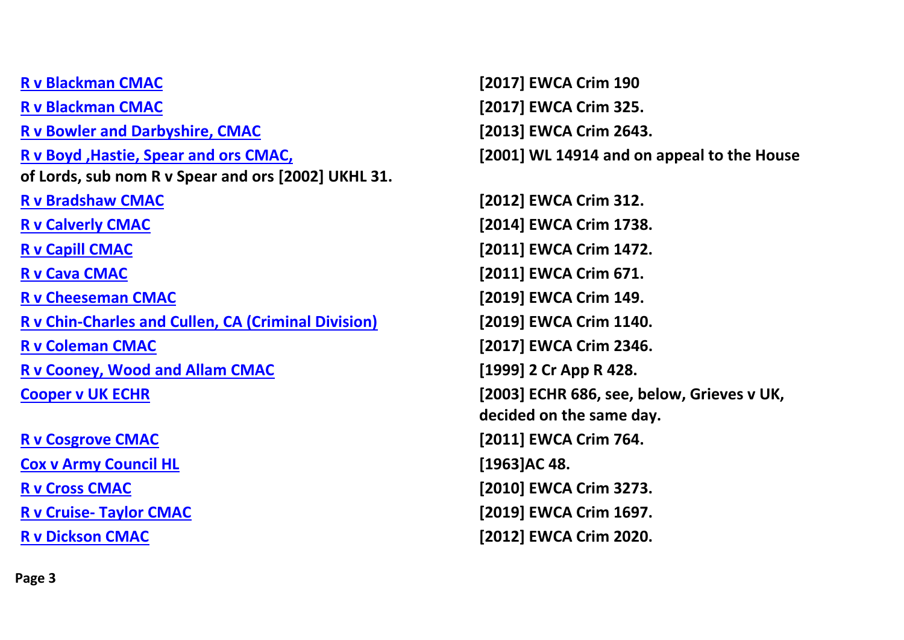| | |
|---|---|
| **R v Blackman CMAC** | **[2017] EWCA Crim 190** |
| **R v Blackman CMAC** | **[2017] EWCA Crim 325.** |
| **R v Bowler and Darbyshire, CMAC** | **[2013] EWCA Crim 2643.** |
| **R v Boyd ,Hastie, Spear and ors CMAC,** | **[2001] WL 14914 and on appeal to the House of Lords, sub nom R v Spear and ors [2002] UKHL 31.** |
| **R v Bradshaw CMAC** | **[2012] EWCA Crim 312.** |
| **R v Calverly CMAC** | **[2014] EWCA Crim 1738.** |
| **R v Capill CMAC** | **[2011] EWCA Crim 1472.** |
| **R v Cava CMAC** | **[2011] EWCA Crim 671.** |
| **R v Cheeseman CMAC** | **[2019] EWCA Crim 149.** |
| **R v Chin-Charles and Cullen, CA (Criminal Division)** | **[2019] EWCA Crim 1140.** |
| **R v Coleman CMAC** | **[2017] EWCA Crim 2346.** |
| **R v Cooney, Wood and Allam CMAC** | **[1999] 2 Cr App R 428.** |
| **Cooper v UK ECHR** | **[2003] ECHR 686, see, below, Grieves v UK, decided on the same day.** |
| **R v Cosgrove CMAC** | **[2011] EWCA Crim 764.** |
| **Cox v Army Council HL** | **[1963]AC 48.** |
| **R v Cross CMAC** | **[2010] EWCA Crim 3273.** |
| **R v Cruise- Taylor CMAC** | **[2019] EWCA Crim 1697.** |
| **R v Dickson CMAC** | **[2012] EWCA Crim 2020.** |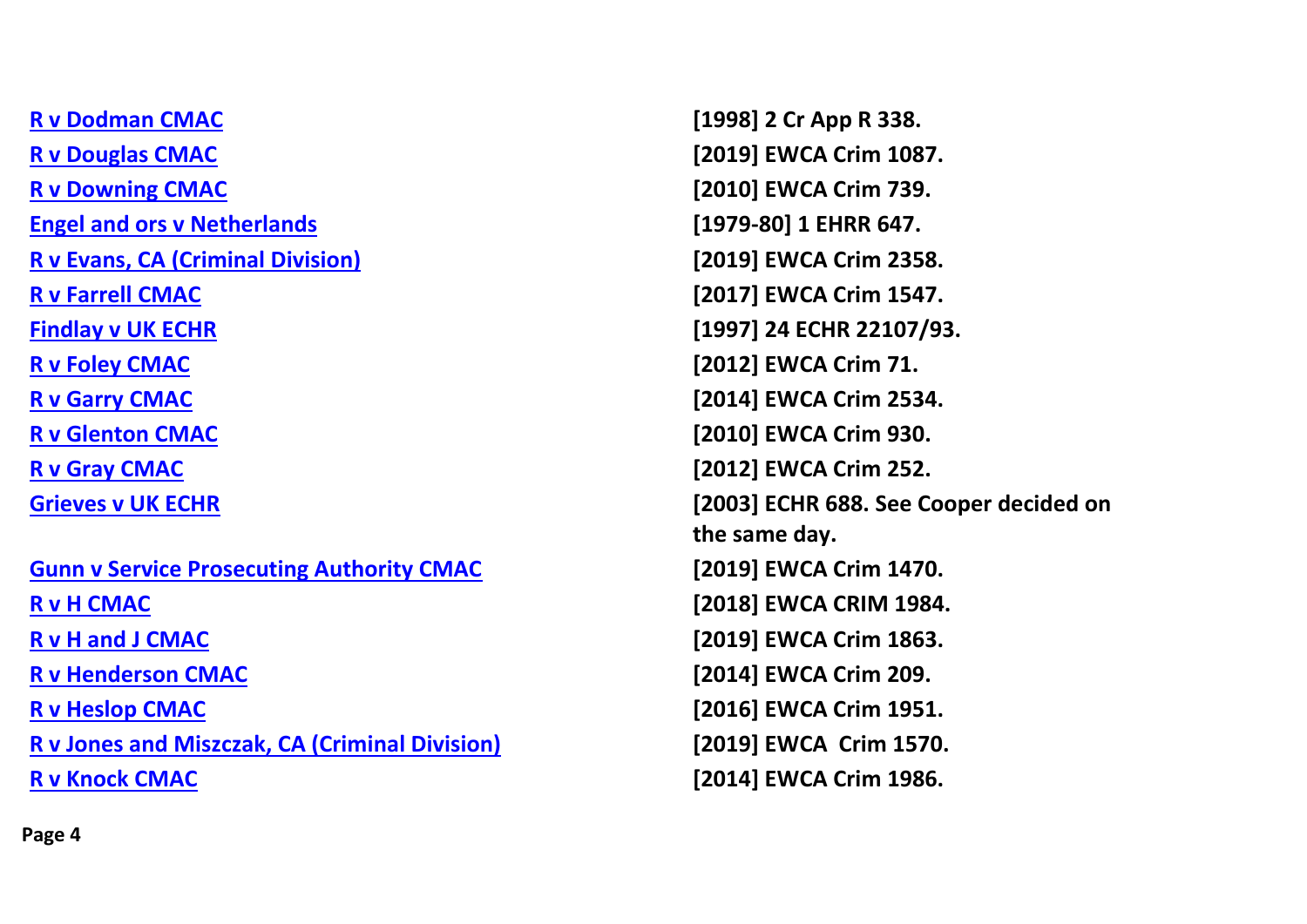| | |
|---|---|
| [R v Dodman CMAC]() | **[1998] 2 Cr App R 338.** |
| [R v Douglas CMAC]() | **[2019] EWCA Crim 1087.** |
| [R v Downing CMAC]() | **[2010] EWCA Crim 739.** |
| [Engel and ors v Netherlands]() | **[1979-80] 1 EHRR 647.** |
| [R v Evans, CA (Criminal Division)]() | **[2019] EWCA Crim 2358.** |
| [R v Farrell CMAC]() | **[2017] EWCA Crim 1547.** |
| [Findlay v UK ECHR]() | **[1997] 24 ECHR 22107/93.** |
| [R v Foley CMAC]() | **[2012] EWCA Crim 71.** |
| [R v Garry CMAC]() | **[2014] EWCA Crim 2534.** |
| [R v Glenton CMAC]() | **[2010] EWCA Crim 930.** |
| [R v Gray CMAC]() | **[2012] EWCA Crim 252.** |
| [Grieves v UK ECHR]() | **[2003] ECHR 688. See Cooper decided on the same day.** |
| [Gunn v Service Prosecuting Authority CMAC]() | **[2019] EWCA Crim 1470.** |
| [R v H CMAC]() | **[2018] EWCA CRIM 1984.** |
| [R v H and J CMAC]() | **[2019] EWCA Crim 1863.** |
| [R v Henderson CMAC]() | **[2014] EWCA Crim 209.** |
| [R v Heslop CMAC]() | **[2016] EWCA Crim 1951.** |
| [R v Jones and Miszczak, CA (Criminal Division)]() | **[2019] EWCA Crim 1570.** |
| [R v Knock CMAC]() | **[2014] EWCA Crim 1986.** |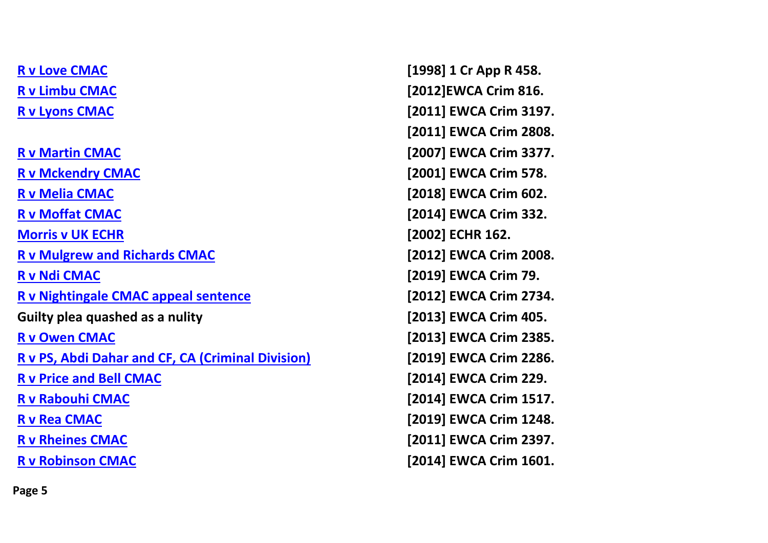| | |
|---|---|
| **R v Love CMAC** | **[1998] 1 Cr App R 458.** |
| **R v Limbu CMAC** | **[2012]EWCA Crim 816.** |
| **R v Lyons CMAC** | **[2011] EWCA Crim 3197.** |
| | **[2011] EWCA Crim 2808.** |
| **R v Martin CMAC** | **[2007] EWCA Crim 3377.** |
| **R v Mckendry CMAC** | **[2001] EWCA Crim 578.** |
| **R v Melia CMAC** | **[2018] EWCA Crim 602.** |
| **R v Moffat CMAC** | **[2014] EWCA Crim 332.** |
| **Morris v UK ECHR** | **[2002] ECHR 162.** |
| **R v Mulgrew and Richards CMAC** | **[2012] EWCA Crim 2008.** |
| **R v Ndi CMAC** | **[2019] EWCA Crim 79.** |
| **R v Nightingale CMAC appeal sentence** | **[2012] EWCA Crim 2734.** |
| **Guilty plea quashed as a nulity** | **[2013] EWCA Crim 405.** |
| **R v Owen CMAC** | **[2013] EWCA Crim 2385.** |
| **R v PS, Abdi Dahar and CF, CA (Criminal Division)** | **[2019] EWCA Crim 2286.** |
| **R v Price and Bell CMAC** | **[2014] EWCA Crim 229.** |
| **R v Rabouhi CMAC** | **[2014] EWCA Crim 1517.** |
| **R v Rea CMAC** | **[2019] EWCA Crim 1248.** |
| **R v Rheines CMAC** | **[2011] EWCA Crim 2397.** |
| **R v Robinson CMAC** | **[2014] EWCA Crim 1601.** |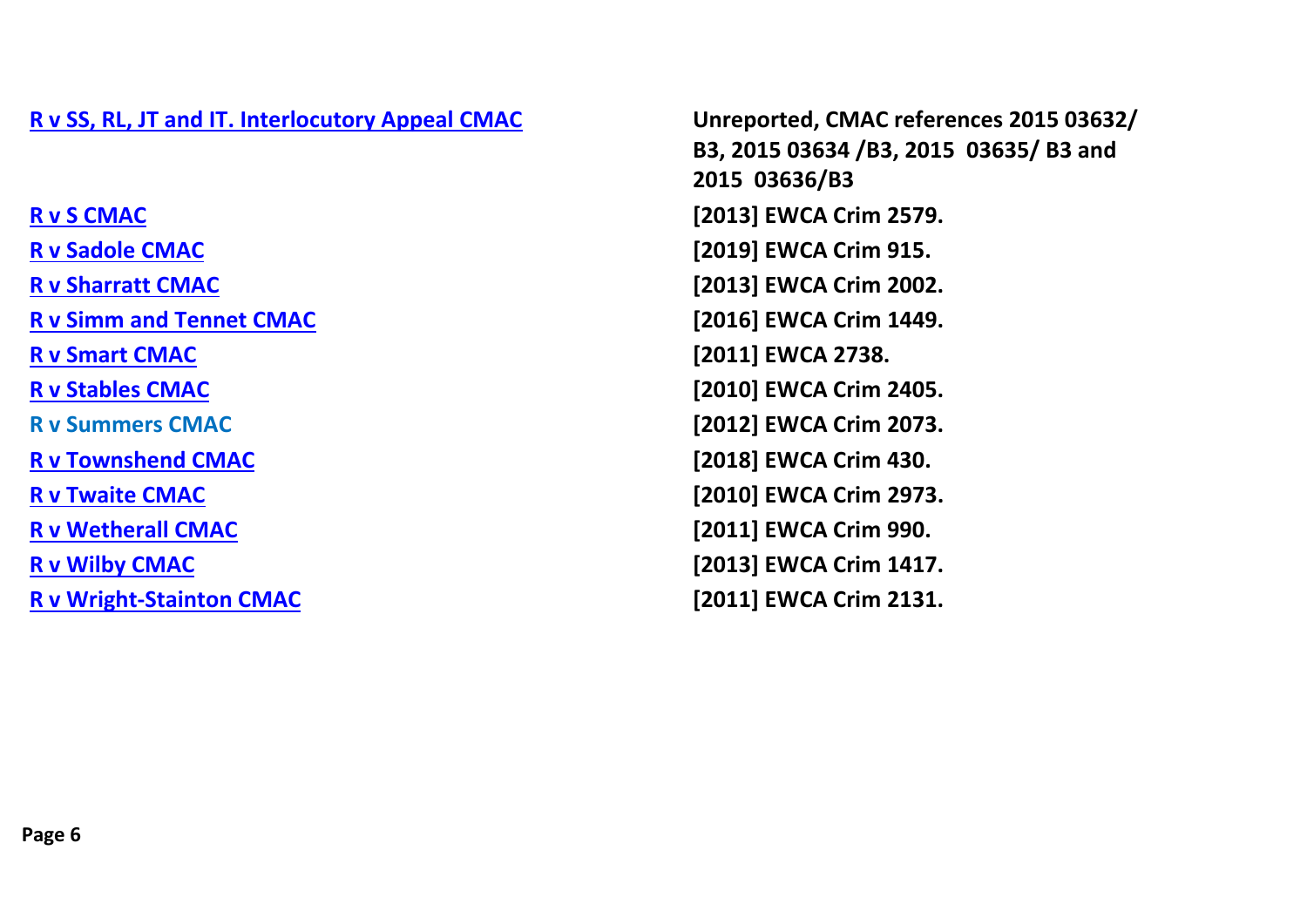| | |
|---|---|
| **R v SS, RL, JT and IT. Interlocutory Appeal CMAC** | **Unreported, CMAC references 2015 03632/ B3, 2015 03634 /B3, 2015 03635/ B3 and 2015 03636/B3** |
| **R v S CMAC** | **[2013] EWCA Crim 2579.** |
| **R v Sadole CMAC** | **[2019] EWCA Crim 915.** |
| **R v Sharratt CMAC** | **[2013] EWCA Crim 2002.** |
| **R v Simm and Tennet CMAC** | **[2016] EWCA Crim 1449.** |
| **R v Smart CMAC** | **[2011] EWCA 2738.** |
| **R v Stables CMAC** | **[2010] EWCA Crim 2405.** |
| **R v Summers CMAC** | **[2012] EWCA Crim 2073.** |
| **R v Townshend CMAC** | **[2018] EWCA Crim 430.** |
| **R v Twaite CMAC** | **[2010] EWCA Crim 2973.** |
| **R v Wetherall CMAC** | **[2011] EWCA Crim 990.** |
| **R v Wilby CMAC** | **[2013] EWCA Crim 1417.** |
| **R v Wright-Stainton CMAC** | **[2011] EWCA Crim 2131.** |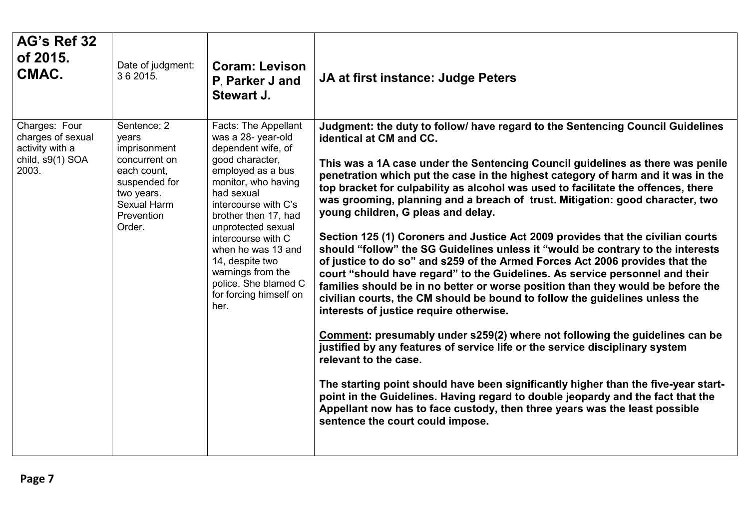| **AG's Ref 32 of 2015. CMAC.** | Date of judgment: 3 6 2015. | **Coram: Levison P, Parker J and Stewart J.** | **JA at first instance: Judge Peters** |
|---|---|---|---|
| Charges: Four charges of sexual activity with a child, s9(1) SOA 2003. | Sentence: 2 years imprisonment concurrent on each count, suspended for two years. Sexual Harm Prevention Order. | Facts: The Appellant was a 28- year-old dependent wife, of good character, employed as a bus monitor, who having had sexual intercourse with C's brother then 17, had unprotected sexual intercourse with C when he was 13 and 14, despite two warnings from the police. She blamed C for forcing himself on her. | **Judgment: the duty to follow/ have regard to the Sentencing Council Guidelines identical at CM and CC.**<br><br>**This was a 1A case under the Sentencing Council guidelines as there was penile penetration which put the case in the highest category of harm and it was in the top bracket for culpability as alcohol was used to facilitate the offences, there was grooming, planning and a breach of trust. Mitigation: good character, two young children, G pleas and delay.**<br><br>**Section 125 (1) Coroners and Justice Act 2009 provides that the civilian courts should "follow" the SG Guidelines unless it "would be contrary to the interests of justice to do so" and s259 of the Armed Forces Act 2006 provides that the court "should have regard" to the Guidelines. As service personnel and their families should be in no better or worse position than they would be before the civilian courts, the CM should be bound to follow the guidelines unless the interests of justice require otherwise.**<br><br>**<u>Comment</u>: presumably under s259(2) where not following the guidelines can be justified by any features of service life or the service disciplinary system relevant to the case.**<br><br>**The starting point should have been significantly higher than the five-year start-point in the Guidelines. Having regard to double jeopardy and the fact that the Appellant now has to face custody, then three years was the least possible sentence the court could impose.** |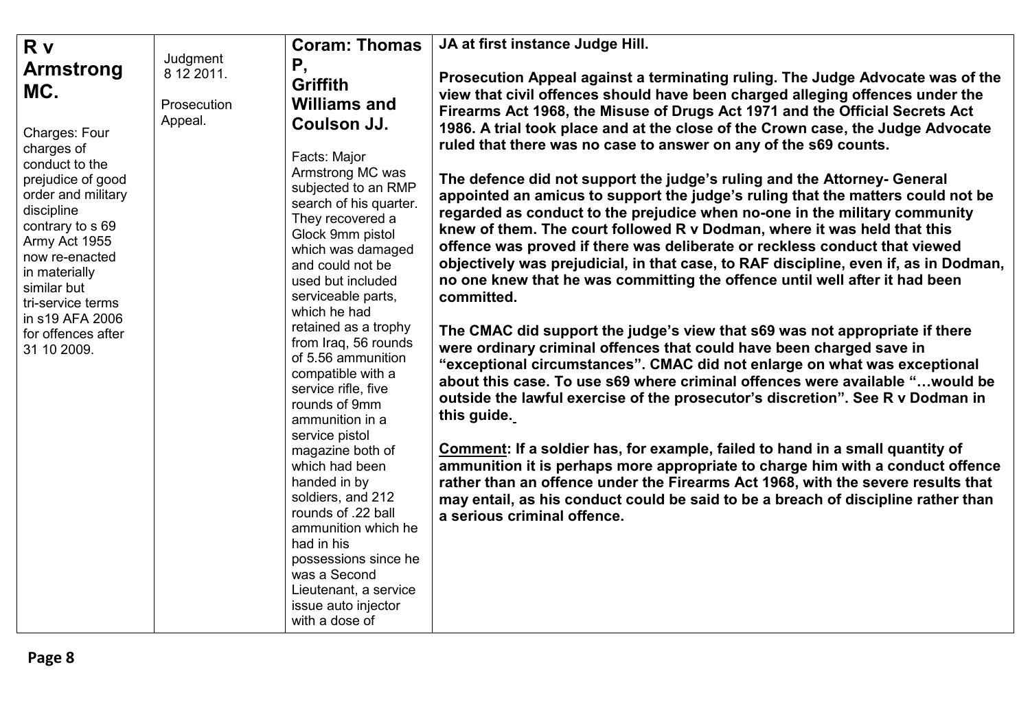| **R v Armstrong MC.**<br><br>Charges: Four charges of conduct to the prejudice of good order and military discipline contrary to s 69 Army Act 1955 now re-enacted in materially similar but tri-service terms in s19 AFA 2006 for offences after 31 10 2009. | Judgment 8 12 2011.<br><br>Prosecution Appeal. | **Coram: Thomas P, Griffith Williams and Coulson JJ.**<br><br>Facts: Major Armstrong MC was subjected to an RMP search of his quarter. They recovered a Glock 9mm pistol which was damaged and could not be used but included serviceable parts, which he had retained as a trophy from Iraq, 56 rounds of 5.56 ammunition compatible with a service rifle, five rounds of 9mm ammunition in a service pistol magazine both of which had been handed in by soldiers, and 212 rounds of .22 ball ammunition which he had in his possessions since he was a Second Lieutenant, a service issue auto injector with a dose of | **JA at first instance Judge Hill.**<br><br>**Prosecution Appeal against a terminating ruling. The Judge Advocate was of the view that civil offences should have been charged alleging offences under the Firearms Act 1968, the Misuse of Drugs Act 1971 and the Official Secrets Act 1986. A trial took place and at the close of the Crown case, the Judge Advocate ruled that there was no case to answer on any of the s69 counts.**<br><br>**The defence did not support the judge's ruling and the Attorney- General appointed an amicus to support the judge's ruling that the matters could not be regarded as conduct to the prejudice when no-one in the military community knew of them. The court followed R v Dodman, where it was held that this offence was proved if there was deliberate or reckless conduct that viewed objectively was prejudicial, in that case, to RAF discipline, even if, as in Dodman, no one knew that he was committing the offence until well after it had been committed.**<br><br>**The CMAC did support the judge's view that s69 was not appropriate if there were ordinary criminal offences that could have been charged save in "exceptional circumstances". CMAC did not enlarge on what was exceptional about this case. To use s69 where criminal offences were available "…would be outside the lawful exercise of the prosecutor's discretion". See R v Dodman in this guide.**<br><br>**<u>Comment</u>: If a soldier has, for example, failed to hand in a small quantity of ammunition it is perhaps more appropriate to charge him with a conduct offence rather than an offence under the Firearms Act 1968, with the severe results that may entail, as his conduct could be said to be a breach of discipline rather than a serious criminal offence.** |
|---|---|---|---|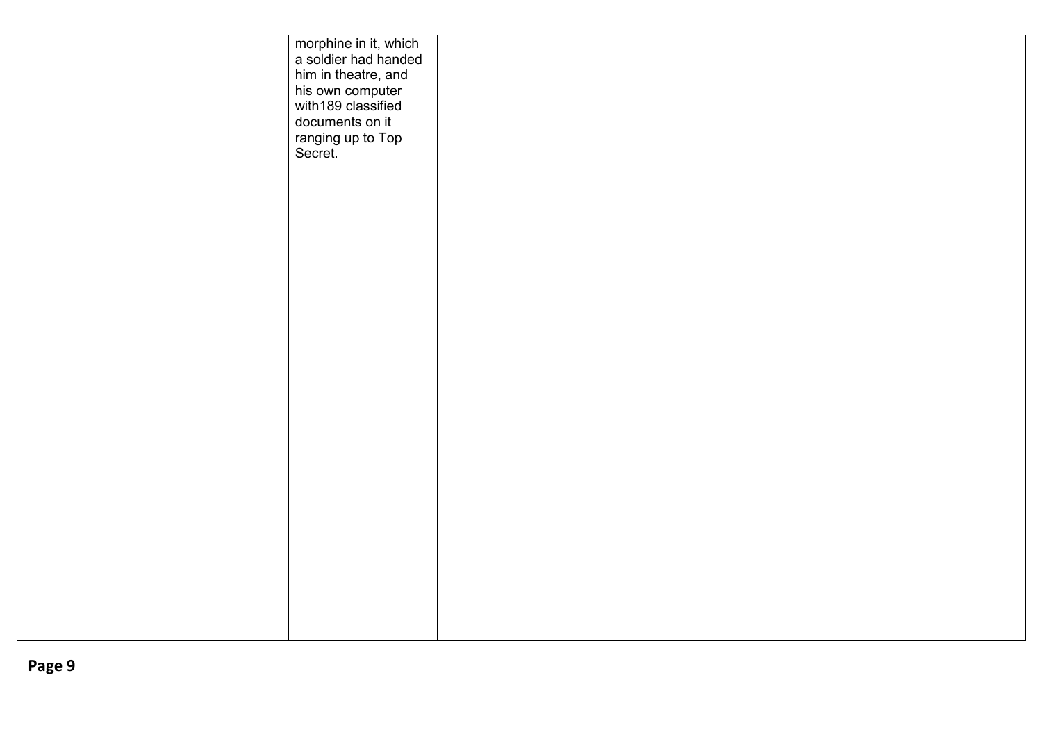|  |  |  |  |
|---|---|---|---|
|  |  | morphine in it, which a soldier had handed him in theatre, and his own computer with189 classified documents on it ranging up to Top Secret. |  |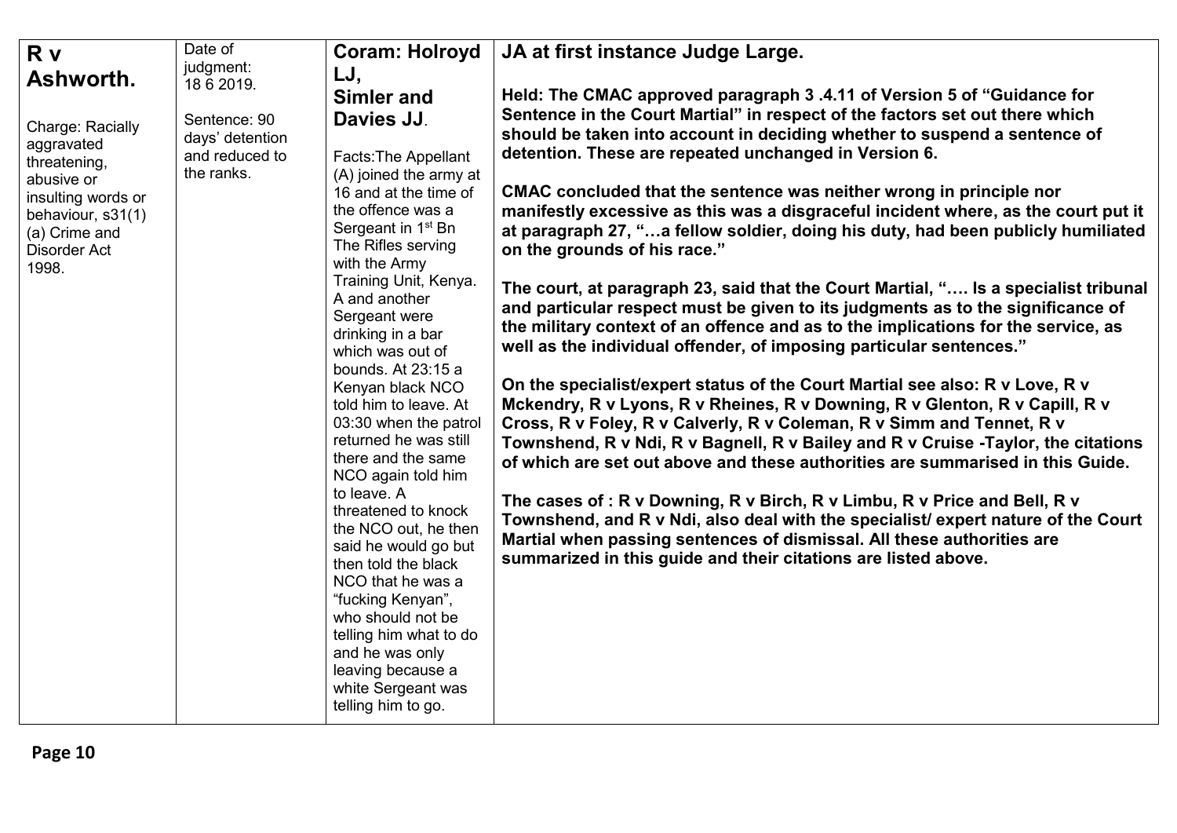| **R v Ashworth.**<br><br>Charge: Racially aggravated threatening, abusive or insulting words or behaviour, s31(1) (a) Crime and Disorder Act 1998. | Date of judgment: 18 6 2019.<br><br>Sentence: 90 days' detention and reduced to the ranks. | **Coram: Holroyd LJ, Simler and Davies JJ**.<br><br>Facts:The Appellant (A) joined the army at 16 and at the time of the offence was a Sergeant in 1st Bn The Rifles serving with the Army Training Unit, Kenya. A and another Sergeant were drinking in a bar which was out of bounds. At 23:15 a Kenyan black NCO told him to leave. At 03:30 when the patrol returned he was still there and the same NCO again told him to leave. A threatened to knock the NCO out, he then said he would go but then told the black NCO that he was a "fucking Kenyan", who should not be telling him what to do and he was only leaving because a white Sergeant was telling him to go. | **JA at first instance Judge Large.**<br><br>**Held: The CMAC approved paragraph 3 .4.11 of Version 5 of "Guidance for Sentence in the Court Martial" in respect of the factors set out there which should be taken into account in deciding whether to suspend a sentence of detention. These are repeated unchanged in Version 6.**<br><br>**CMAC concluded that the sentence was neither wrong in principle nor manifestly excessive as this was a disgraceful incident where, as the court put it at paragraph 27, "…a fellow soldier, doing his duty, had been publicly humiliated on the grounds of his race."**<br><br>**The court, at paragraph 23, said that the Court Martial, "…. Is a specialist tribunal and particular respect must be given to its judgments as to the significance of the military context of an offence and as to the implications for the service, as well as the individual offender, of imposing particular sentences."**<br><br>**On the specialist/expert status of the Court Martial see also: R v Love, R v Mckendry, R v Lyons, R v Rheines, R v Downing, R v Glenton, R v Capill, R v Cross, R v Foley, R v Calverly, R v Coleman, R v Simm and Tennet, R v Townshend, R v Ndi, R v Bagnell, R v Bailey and R v Cruise -Taylor, the citations of which are set out above and these authorities are summarised in this Guide.**<br><br>**The cases of : R v Downing, R v Birch, R v Limbu, R v Price and Bell, R v Townshend, and R v Ndi, also deal with the specialist/ expert nature of the Court Martial when passing sentences of dismissal. All these authorities are summarized in this guide and their citations are listed above.** |
|---|---|---|---|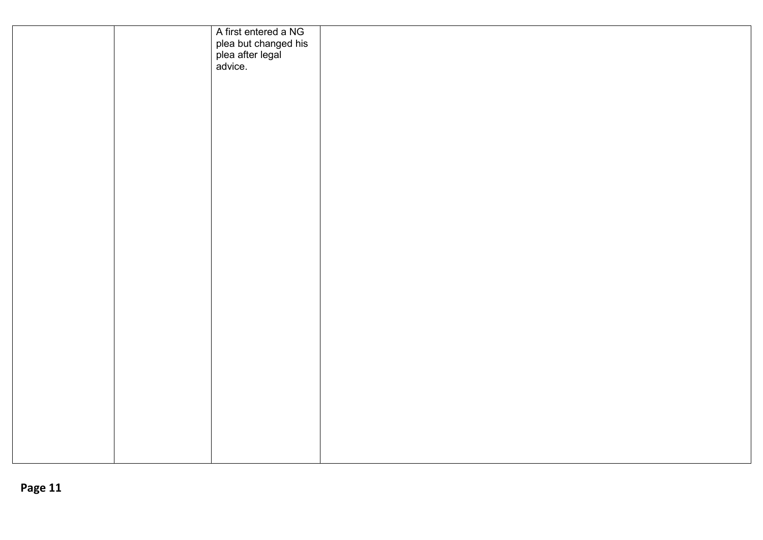| | | | |
|---|---|---|---|
| | | A first entered a NG plea but changed his plea after legal advice. | |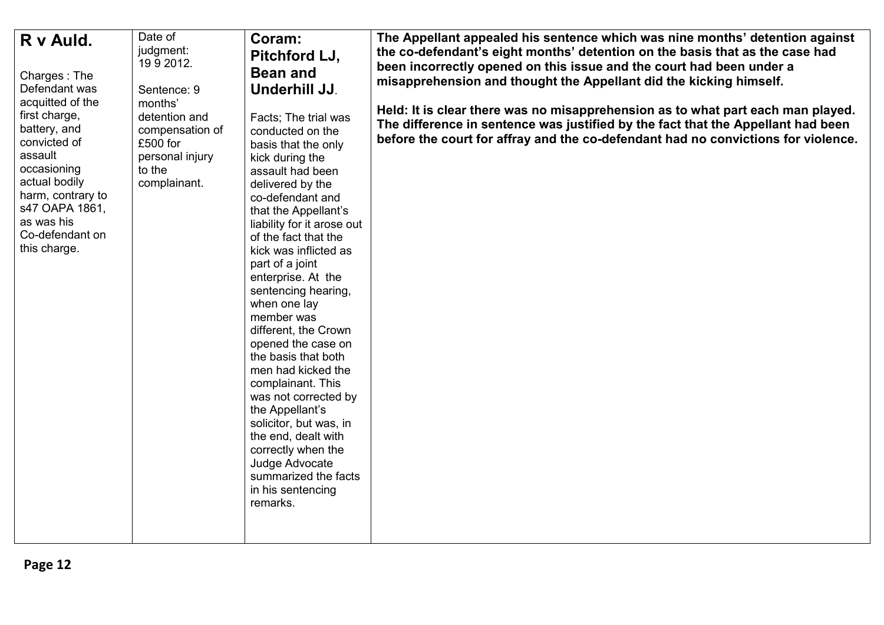| **R v Auld.**<br><br>Charges : The Defendant was acquitted of the first charge, battery, and convicted of assault occasioning actual bodily harm, contrary to s47 OAPA 1861, as was his Co-defendant on this charge. | Date of judgment: 19 9 2012.<br><br>Sentence: 9 months' detention and compensation of £500 for personal injury to the complainant. | **Coram: Pitchford LJ, Bean and Underhill JJ**.<br><br>Facts; The trial was conducted on the basis that the only kick during the assault had been delivered by the co-defendant and that the Appellant's liability for it arose out of the fact that the kick was inflicted as part of a joint enterprise. At the sentencing hearing, when one lay member was different, the Crown opened the case on the basis that both men had kicked the complainant. This was not corrected by the Appellant's solicitor, but was, in the end, dealt with correctly when the Judge Advocate summarized the facts in his sentencing remarks. | **The Appellant appealed his sentence which was nine months' detention against the co-defendant's eight months' detention on the basis that as the case had been incorrectly opened on this issue and the court had been under a misapprehension and thought the Appellant did the kicking himself.**<br><br>**Held: It is clear there was no misapprehension as to what part each man played. The difference in sentence was justified by the fact that the Appellant had been before the court for affray and the co-defendant had no convictions for violence.** |
|---|---|---|---|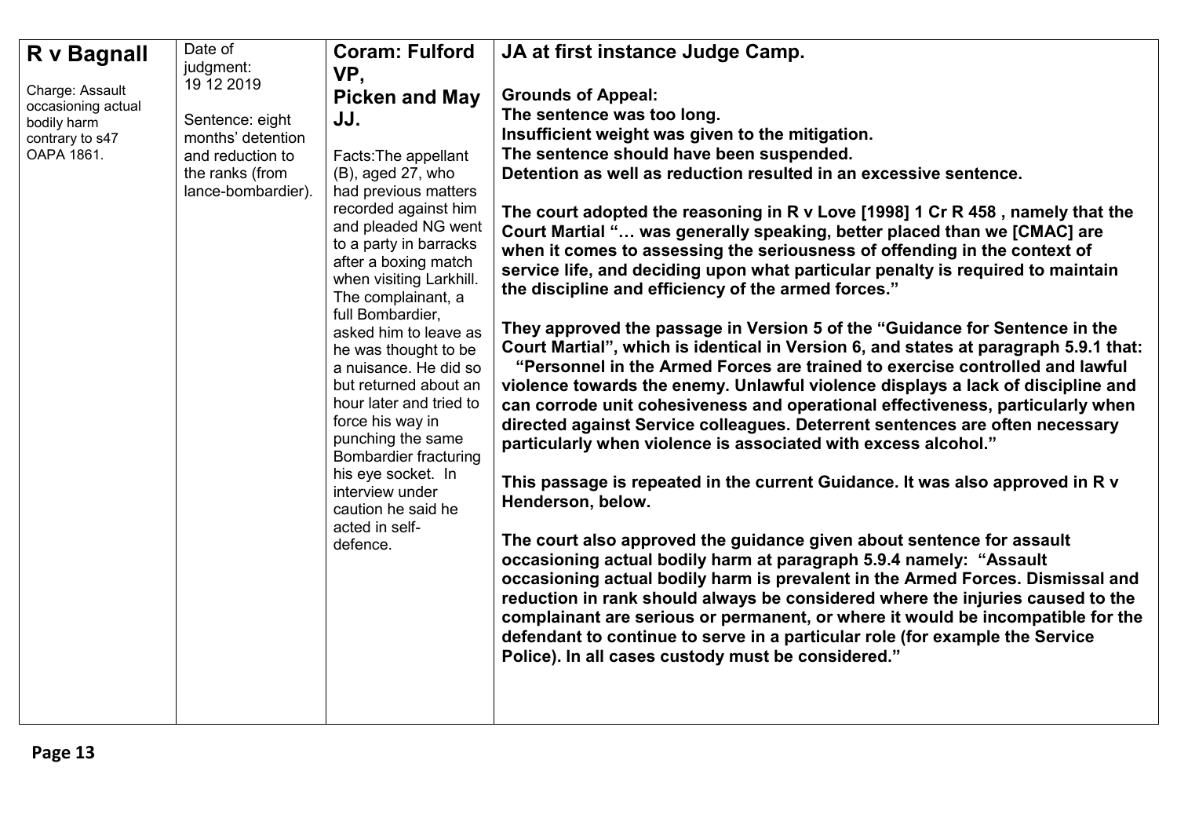| **R v Bagnall**<br><br>Charge: Assault occasioning actual bodily harm contrary to s47 OAPA 1861. | Date of judgment: 19 12 2019<br><br>Sentence: eight months' detention and reduction to the ranks (from lance-bombardier). | **Coram: Fulford VP, Picken and May JJ.**<br><br>Facts:The appellant (B), aged 27, who had previous matters recorded against him and pleaded NG went to a party in barracks after a boxing match when visiting Larkhill. The complainant, a full Bombardier, asked him to leave as he was thought to be a nuisance. He did so but returned about an hour later and tried to force his way in punching the same Bombardier fracturing his eye socket. In interview under caution he said he acted in self-defence. | **JA at first instance Judge Camp.**<br><br>**Grounds of Appeal:**<br>**The sentence was too long.**<br>**Insufficient weight was given to the mitigation.**<br>**The sentence should have been suspended.**<br>**Detention as well as reduction resulted in an excessive sentence.**<br><br>**The court adopted the reasoning in R v Love [1998] 1 Cr R 458 , namely that the Court Martial "… was generally speaking, better placed than we [CMAC] are when it comes to assessing the seriousness of offending in the context of service life, and deciding upon what particular penalty is required to maintain the discipline and efficiency of the armed forces."**<br><br>**They approved the passage in Version 5 of the "Guidance for Sentence in the Court Martial", which is identical in Version 6, and states at paragraph 5.9.1 that: "Personnel in the Armed Forces are trained to exercise controlled and lawful violence towards the enemy. Unlawful violence displays a lack of discipline and can corrode unit cohesiveness and operational effectiveness, particularly when directed against Service colleagues. Deterrent sentences are often necessary particularly when violence is associated with excess alcohol."**<br><br>**This passage is repeated in the current Guidance. It was also approved in R v Henderson, below.**<br><br>**The court also approved the guidance given about sentence for assault occasioning actual bodily harm at paragraph 5.9.4 namely: "Assault occasioning actual bodily harm is prevalent in the Armed Forces. Dismissal and reduction in rank should always be considered where the injuries caused to the complainant are serious or permanent, or where it would be incompatible for the defendant to continue to serve in a particular role (for example the Service Police). In all cases custody must be considered."** |
|---|---|---|---|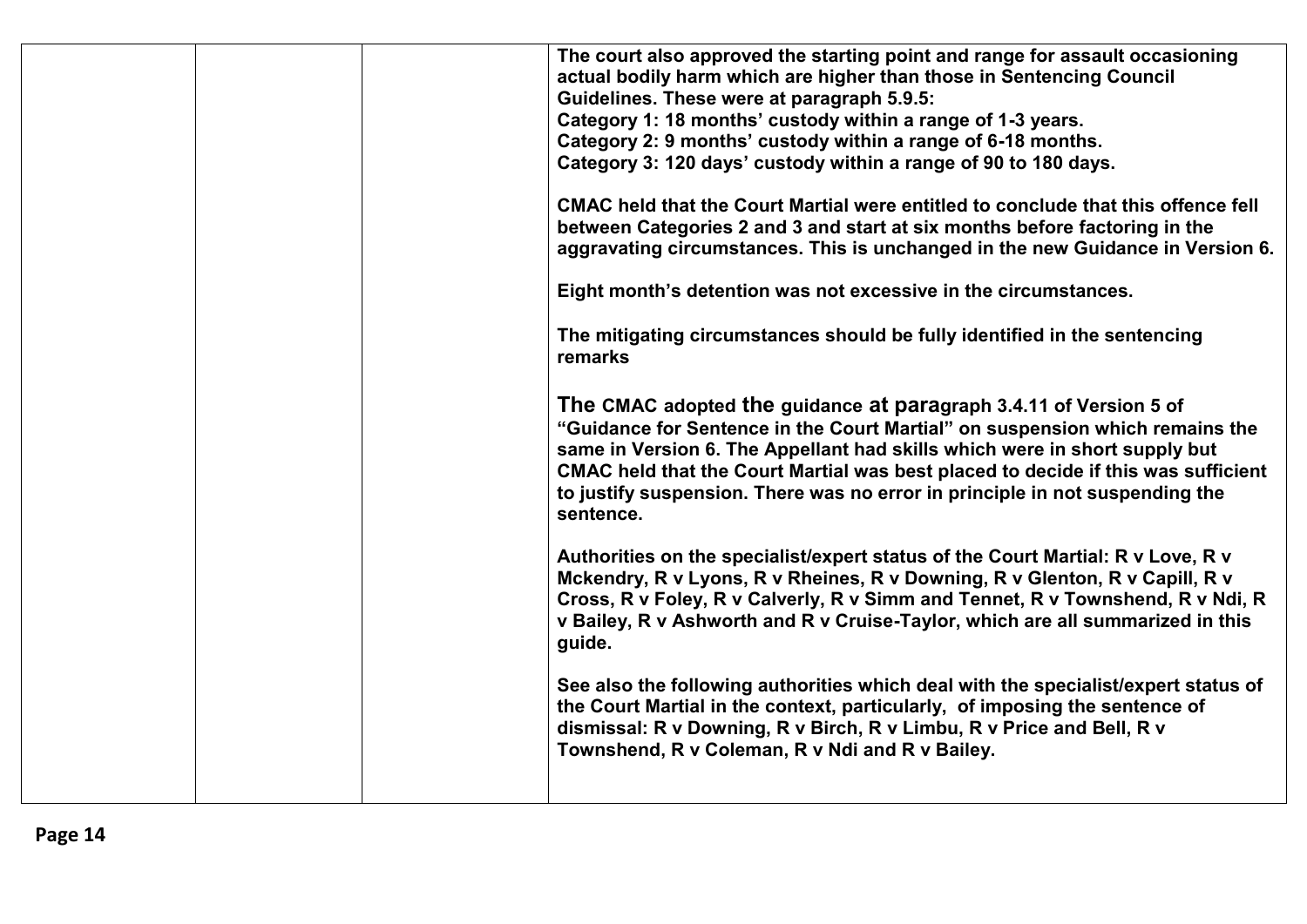| | | | |
|---|---|---|---|
| | | | **The court also approved the starting point and range for assault occasioning actual bodily harm which are higher than those in Sentencing Council Guidelines. These were at paragraph 5.9.5:**<br>**Category 1: 18 months' custody within a range of 1-3 years.**<br>**Category 2: 9 months' custody within a range of 6-18 months.**<br>**Category 3: 120 days' custody within a range of 90 to 180 days.**<br><br>**CMAC held that the Court Martial were entitled to conclude that this offence fell between Categories 2 and 3 and start at six months before factoring in the aggravating circumstances. This is unchanged in the new Guidance in Version 6.**<br><br>**Eight month's detention was not excessive in the circumstances.**<br><br>**The mitigating circumstances should be fully identified in the sentencing remarks**<br><br>**The CMAC adopted the guidance at paragraph 3.4.11 of Version 5 of "Guidance for Sentence in the Court Martial" on suspension which remains the same in Version 6. The Appellant had skills which were in short supply but CMAC held that the Court Martial was best placed to decide if this was sufficient to justify suspension. There was no error in principle in not suspending the sentence.**<br><br>**Authorities on the specialist/expert status of the Court Martial: R v Love, R v Mckendry, R v Lyons, R v Rheines, R v Downing, R v Glenton, R v Capill, R v Cross, R v Foley, R v Calverly, R v Simm and Tennet, R v Townshend, R v Ndi, R v Bailey, R v Ashworth and R v Cruise-Taylor, which are all summarized in this guide.**<br><br>**See also the following authorities which deal with the specialist/expert status of the Court Martial in the context, particularly, of imposing the sentence of dismissal: R v Downing, R v Birch, R v Limbu, R v Price and Bell, R v Townshend, R v Coleman, R v Ndi and R v Bailey.** |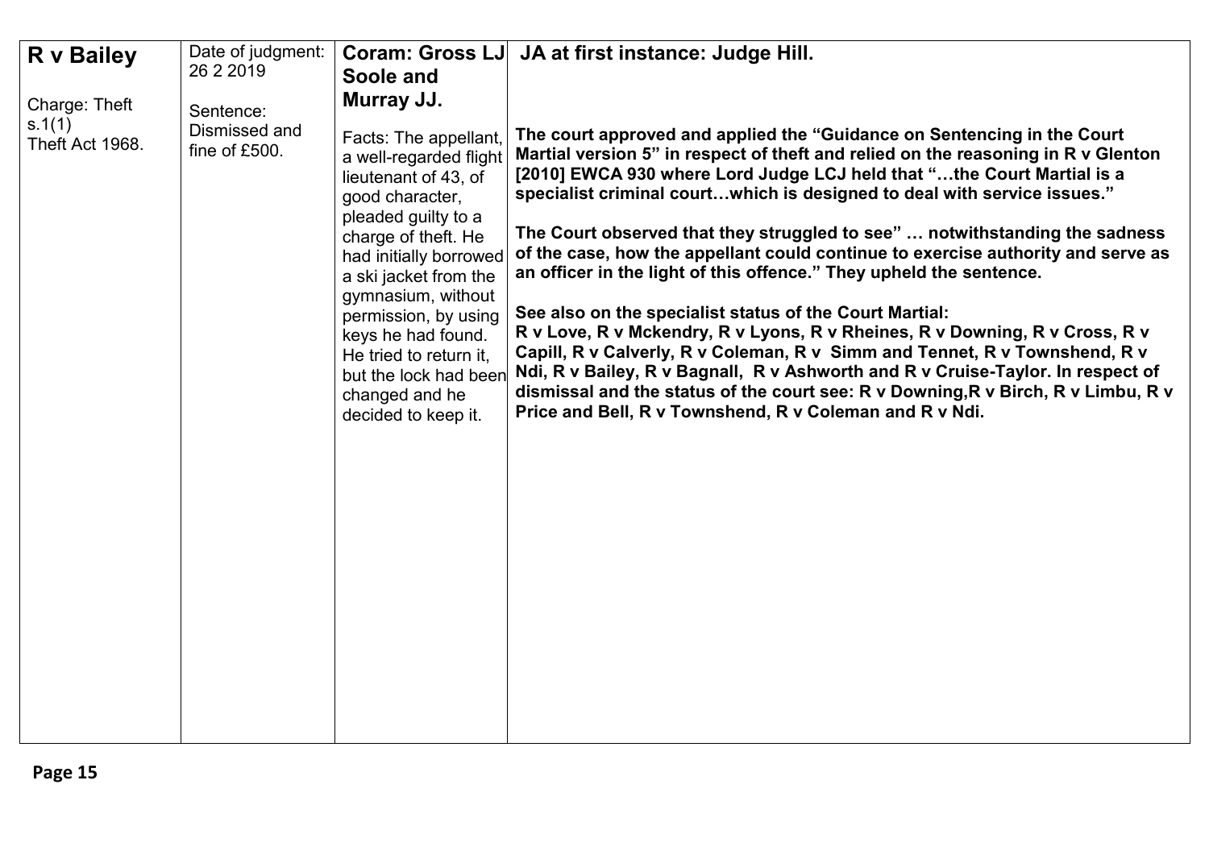| **R v Bailey**<br><br>Charge: Theft s.1(1) Theft Act 1968. | Date of judgment: 26 2 2019<br><br>Sentence: Dismissed and fine of £500. | **Coram: Gross LJ Soole and Murray JJ.**<br><br>Facts: The appellant, a well-regarded flight lieutenant of 43, of good character, pleaded guilty to a charge of theft. He had initially borrowed a ski jacket from the gymnasium, without permission, by using keys he had found. He tried to return it, but the lock had been changed and he decided to keep it. | **JA at first instance: Judge Hill.**<br><br>**The court approved and applied the "Guidance on Sentencing in the Court Martial version 5" in respect of theft and relied on the reasoning in R v Glenton [2010] EWCA 930 where Lord Judge LCJ held that "…the Court Martial is a specialist criminal court…which is designed to deal with service issues."**<br><br>**The Court observed that they struggled to see" … notwithstanding the sadness of the case, how the appellant could continue to exercise authority and serve as an officer in the light of this offence." They upheld the sentence.**<br><br>**See also on the specialist status of the Court Martial: R v Love, R v Mckendry, R v Lyons, R v Rheines, R v Downing, R v Cross, R v Capill, R v Calverly, R v Coleman, R v Simm and Tennet, R v Townshend, R v Ndi, R v Bailey, R v Bagnall, R v Ashworth and R v Cruise-Taylor. In respect of dismissal and the status of the court see: R v Downing,R v Birch, R v Limbu, R v Price and Bell, R v Townshend, R v Coleman and R v Ndi.** |
|---|---|---|---|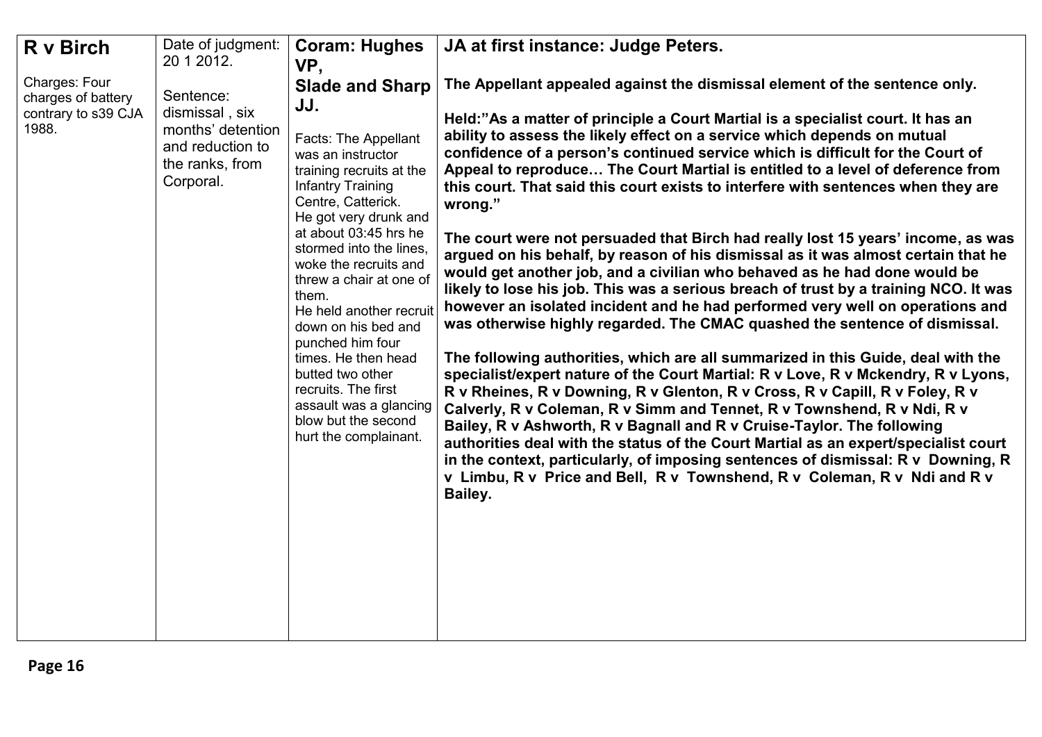| **R v Birch**<br><br>Charges: Four charges of battery contrary to s39 CJA 1988. | Date of judgment: 20 1 2012.<br><br>Sentence: dismissal , six months' detention and reduction to the ranks, from Corporal. | **Coram: Hughes VP, Slade and Sharp JJ.**<br><br>Facts: The Appellant was an instructor training recruits at the Infantry Training Centre, Catterick. He got very drunk and at about 03:45 hrs he stormed into the lines, woke the recruits and threw a chair at one of them.<br>He held another recruit down on his bed and punched him four times. He then head butted two other recruits. The first assault was a glancing blow but the second hurt the complainant. | **JA at first instance: Judge Peters.**<br><br>**The Appellant appealed against the dismissal element of the sentence only.**<br><br>**Held:"As a matter of principle a Court Martial is a specialist court. It has an ability to assess the likely effect on a service which depends on mutual confidence of a person's continued service which is difficult for the Court of Appeal to reproduce… The Court Martial is entitled to a level of deference from this court. That said this court exists to interfere with sentences when they are wrong."**<br><br>**The court were not persuaded that Birch had really lost 15 years' income, as was argued on his behalf, by reason of his dismissal as it was almost certain that he would get another job, and a civilian who behaved as he had done would be likely to lose his job. This was a serious breach of trust by a training NCO. It was however an isolated incident and he had performed very well on operations and was otherwise highly regarded. The CMAC quashed the sentence of dismissal.**<br><br>**The following authorities, which are all summarized in this Guide, deal with the specialist/expert nature of the Court Martial: R v Love, R v Mckendry, R v Lyons, R v Rheines, R v Downing, R v Glenton, R v Cross, R v Capill, R v Foley, R v Calverly, R v Coleman, R v Simm and Tennet, R v Townshend, R v Ndi, R v Bailey, R v Ashworth, R v Bagnall and R v Cruise-Taylor. The following authorities deal with the status of the Court Martial as an expert/specialist court in the context, particularly, of imposing sentences of dismissal: R v Downing, R v Limbu, R v Price and Bell, R v Townshend, R v Coleman, R v Ndi and R v Bailey.** |
|---|---|---|---|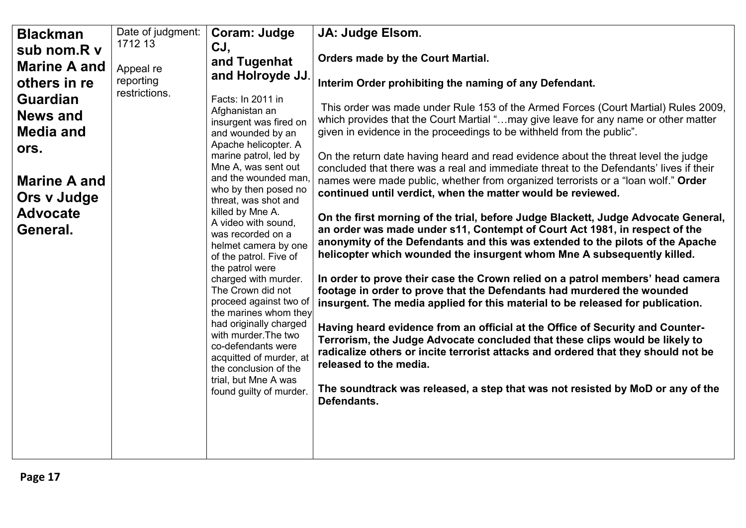| **Blackman sub nom.R v Marine A and others in re Guardian News and Media and ors.**<br><br>**Marine A and Ors v Judge Advocate General.** | Date of judgment: 1712 13<br><br>Appeal re reporting restrictions. | **Coram: Judge CJ, and Tugenhat and Holroyde JJ**.<br><br>Facts: In 2011 in Afghanistan an insurgent was fired on and wounded by an Apache helicopter. A marine patrol, led by Mne A, was sent out and the wounded man, who by then posed no threat, was shot and killed by Mne A.<br>A video with sound, was recorded on a helmet camera by one of the patrol. Five of the patrol were charged with murder. The Crown did not proceed against two of the marines whom they had originally charged with murder.The two co-defendants were acquitted of murder, at the conclusion of the trial, but Mne A was found guilty of murder. | **JA: Judge Elsom.**<br><br>**Orders made by the Court Martial.**<br><br>**Interim Order prohibiting the naming of any Defendant.**<br><br>This order was made under Rule 153 of the Armed Forces (Court Martial) Rules 2009, which provides that the Court Martial "…may give leave for any name or other matter given in evidence in the proceedings to be withheld from the public".<br><br>On the return date having heard and read evidence about the threat level the judge concluded that there was a real and immediate threat to the Defendants' lives if their names were made public, whether from organized terrorists or a "loan wolf." **Order continued until verdict, when the matter would be reviewed.**<br><br>**On the first morning of the trial, before Judge Blackett, Judge Advocate General, an order was made under s11, Contempt of Court Act 1981, in respect of the anonymity of the Defendants and this was extended to the pilots of the Apache helicopter which wounded the insurgent whom Mne A subsequently killed.**<br><br>**In order to prove their case the Crown relied on a patrol members' head camera footage in order to prove that the Defendants had murdered the wounded insurgent. The media applied for this material to be released for publication.**<br><br>**Having heard evidence from an official at the Office of Security and Counter-Terrorism, the Judge Advocate concluded that these clips would be likely to radicalize others or incite terrorist attacks and ordered that they should not be released to the media.**<br><br>**The soundtrack was released, a step that was not resisted by MoD or any of the Defendants.** |
|---|---|---|---|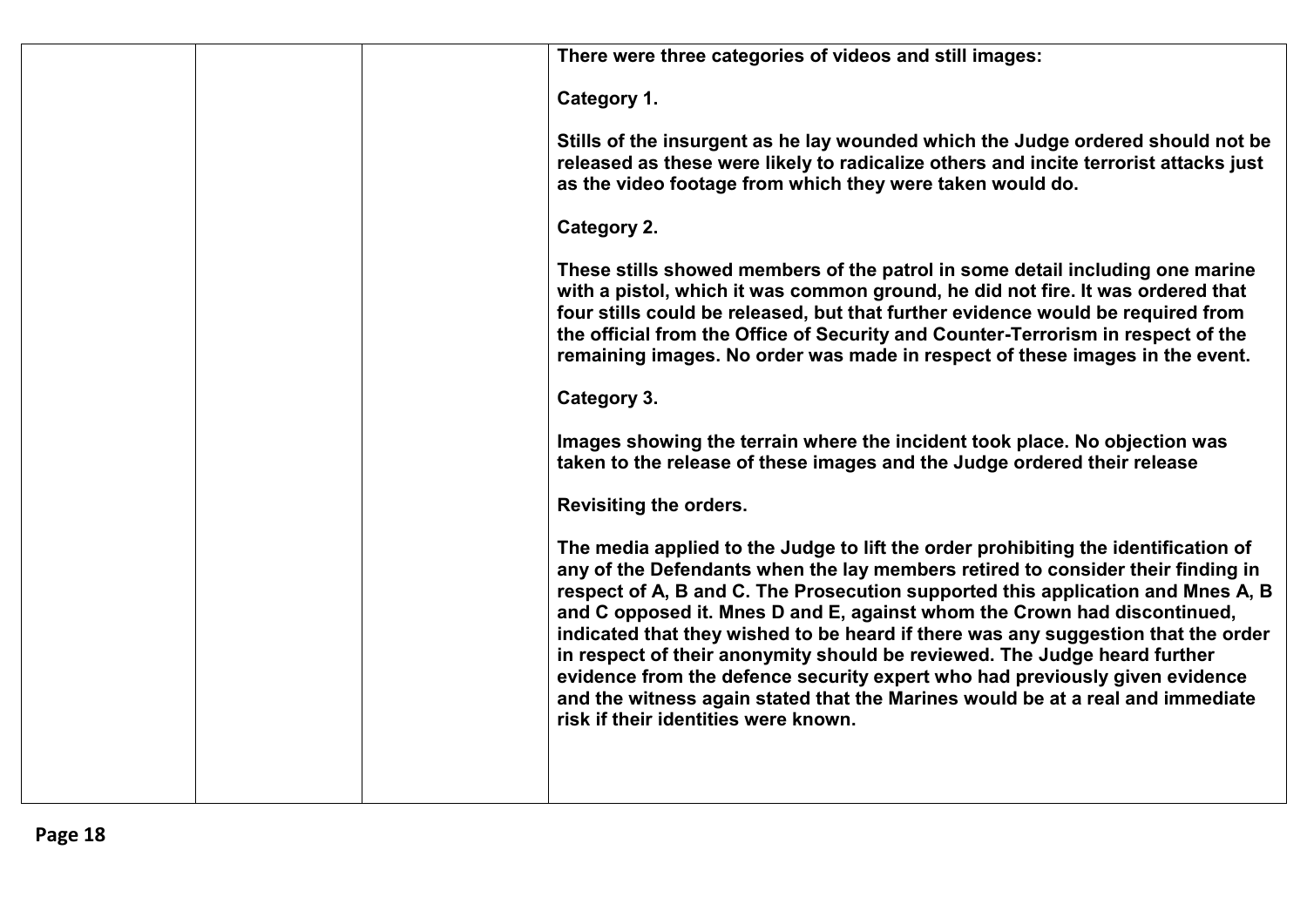| | | | There were three categories of videos and still images:<br><br>Category 1.<br><br>Stills of the insurgent as he lay wounded which the Judge ordered should not be released as these were likely to radicalize others and incite terrorist attacks just as the video footage from which they were taken would do.<br><br>Category 2.<br><br>These stills showed members of the patrol in some detail including one marine with a pistol, which it was common ground, he did not fire. It was ordered that four stills could be released, but that further evidence would be required from the official from the Office of Security and Counter-Terrorism in respect of the remaining images. No order was made in respect of these images in the event.<br><br>Category 3.<br><br>Images showing the terrain where the incident took place. No objection was taken to the release of these images and the Judge ordered their release<br><br>Revisiting the orders.<br><br>The media applied to the Judge to lift the order prohibiting the identification of any of the Defendants when the lay members retired to consider their finding in respect of A, B and C. The Prosecution supported this application and Mnes A, B and C opposed it. Mnes D and E, against whom the Crown had discontinued, indicated that they wished to be heard if there was any suggestion that the order in respect of their anonymity should be reviewed. The Judge heard further evidence from the defence security expert who had previously given evidence and the witness again stated that the Marines would be at a real and immediate risk if their identities were known. |
|---|---|---|---|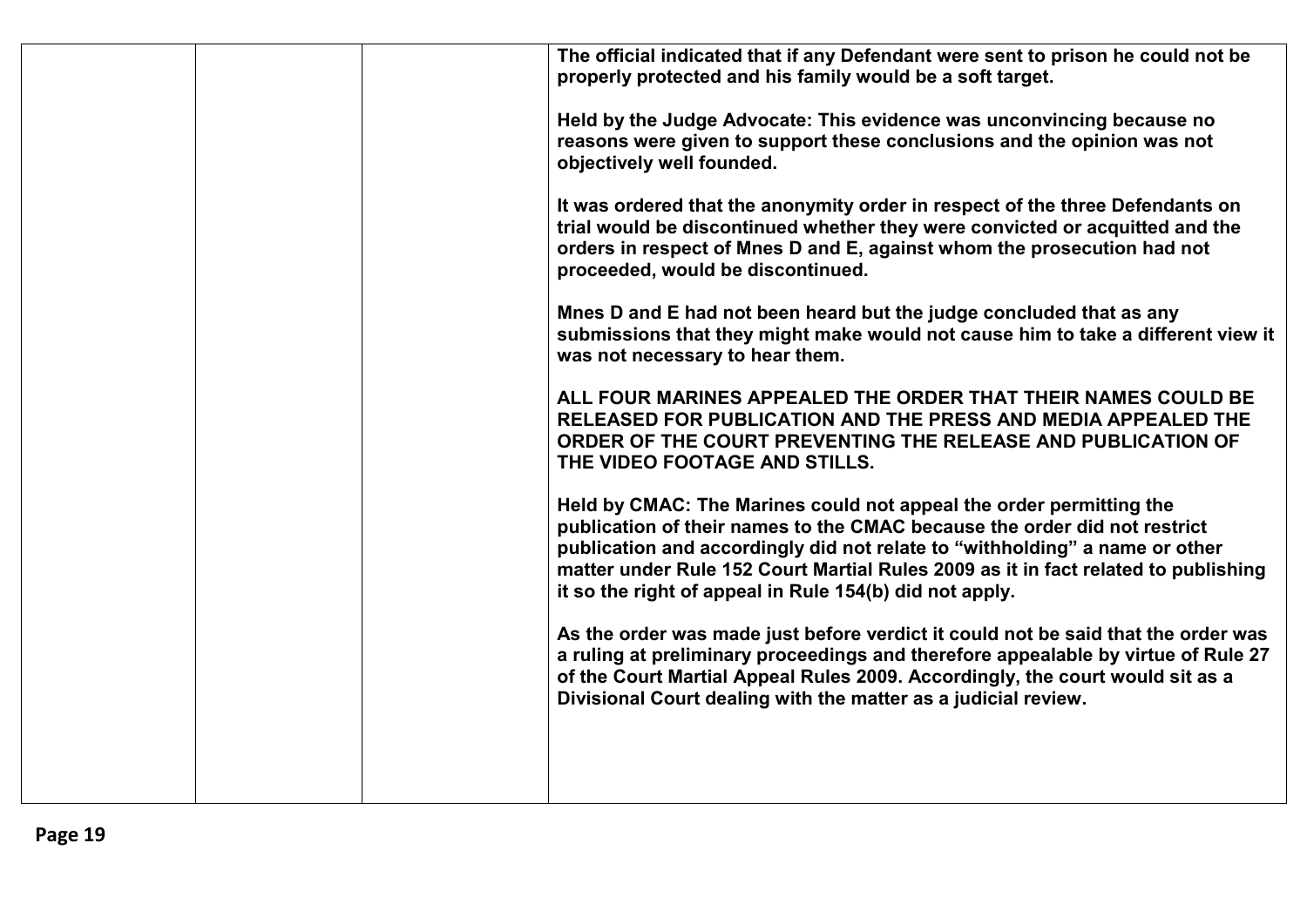| | | | |
|---|---|---|---|
| | | | **The official indicated that if any Defendant were sent to prison he could not be properly protected and his family would be a soft target.**<br><br>**Held by the Judge Advocate: This evidence was unconvincing because no reasons were given to support these conclusions and the opinion was not objectively well founded.**<br><br>**It was ordered that the anonymity order in respect of the three Defendants on trial would be discontinued whether they were convicted or acquitted and the orders in respect of Mnes D and E, against whom the prosecution had not proceeded, would be discontinued.**<br><br>**Mnes D and E had not been heard but the judge concluded that as any submissions that they might make would not cause him to take a different view it was not necessary to hear them.**<br><br>**ALL FOUR MARINES APPEALED THE ORDER THAT THEIR NAMES COULD BE RELEASED FOR PUBLICATION AND THE PRESS AND MEDIA APPEALED THE ORDER OF THE COURT PREVENTING THE RELEASE AND PUBLICATION OF THE VIDEO FOOTAGE AND STILLS.**<br><br>**Held by CMAC: The Marines could not appeal the order permitting the publication of their names to the CMAC because the order did not restrict publication and accordingly did not relate to "withholding" a name or other matter under Rule 152 Court Martial Rules 2009 as it in fact related to publishing it so the right of appeal in Rule 154(b) did not apply.**<br><br>**As the order was made just before verdict it could not be said that the order was a ruling at preliminary proceedings and therefore appealable by virtue of Rule 27 of the Court Martial Appeal Rules 2009. Accordingly, the court would sit as a Divisional Court dealing with the matter as a judicial review.** |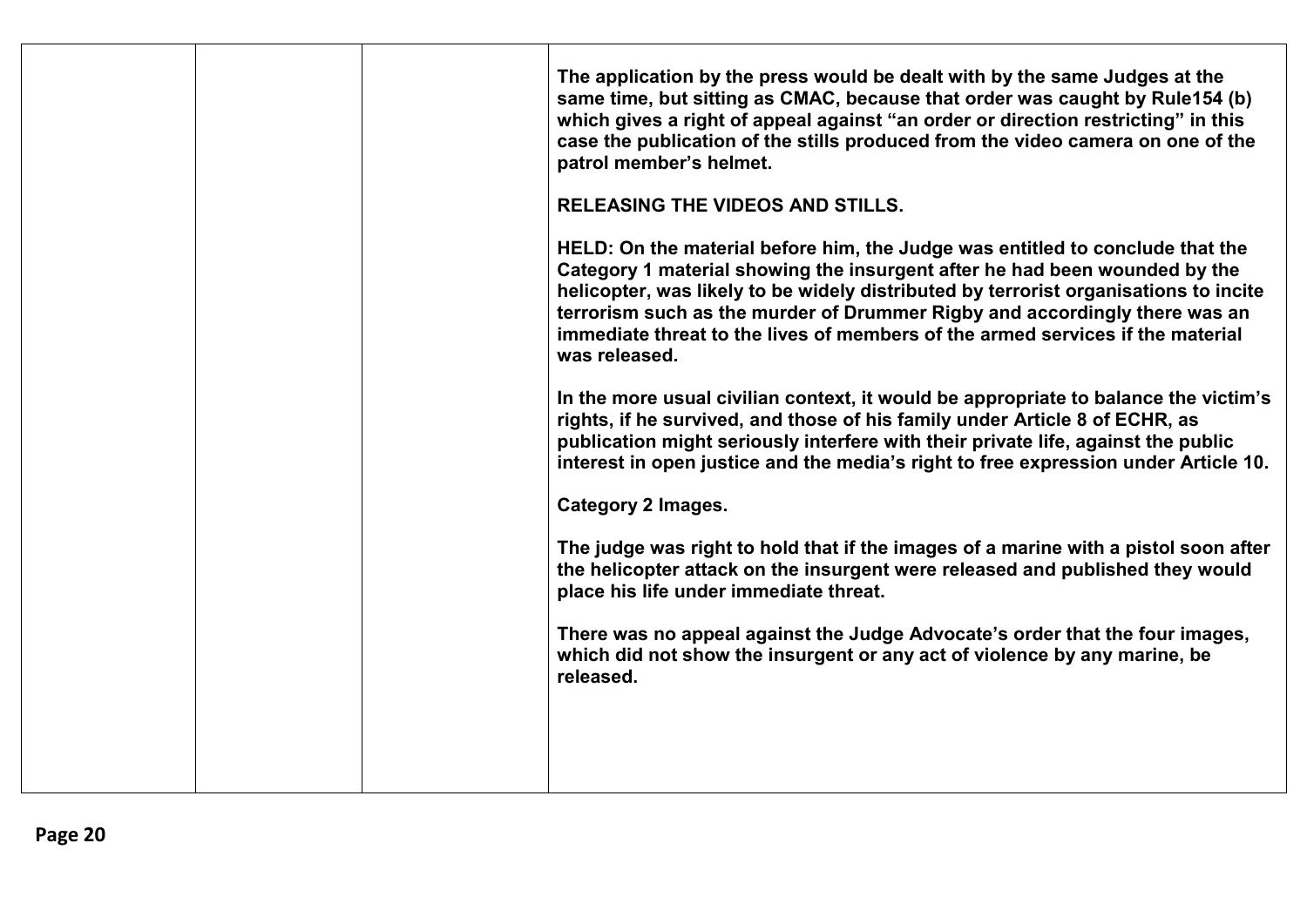| | | | |
|---|---|---|---|
| | | | **The application by the press would be dealt with by the same Judges at the same time, but sitting as CMAC, because that order was caught by Rule154 (b) which gives a right of appeal against "an order or direction restricting" in this case the publication of the stills produced from the video camera on one of the patrol member's helmet.**<br><br>**RELEASING THE VIDEOS AND STILLS.**<br><br>**HELD: On the material before him, the Judge was entitled to conclude that the Category 1 material showing the insurgent after he had been wounded by the helicopter, was likely to be widely distributed by terrorist organisations to incite terrorism such as the murder of Drummer Rigby and accordingly there was an immediate threat to the lives of members of the armed services if the material was released.**<br><br>**In the more usual civilian context, it would be appropriate to balance the victim's rights, if he survived, and those of his family under Article 8 of ECHR, as publication might seriously interfere with their private life, against the public interest in open justice and the media's right to free expression under Article 10.**<br><br>**Category 2 Images.**<br><br>**The judge was right to hold that if the images of a marine with a pistol soon after the helicopter attack on the insurgent were released and published they would place his life under immediate threat.**<br><br>**There was no appeal against the Judge Advocate's order that the four images, which did not show the insurgent or any act of violence by any marine, be released.** |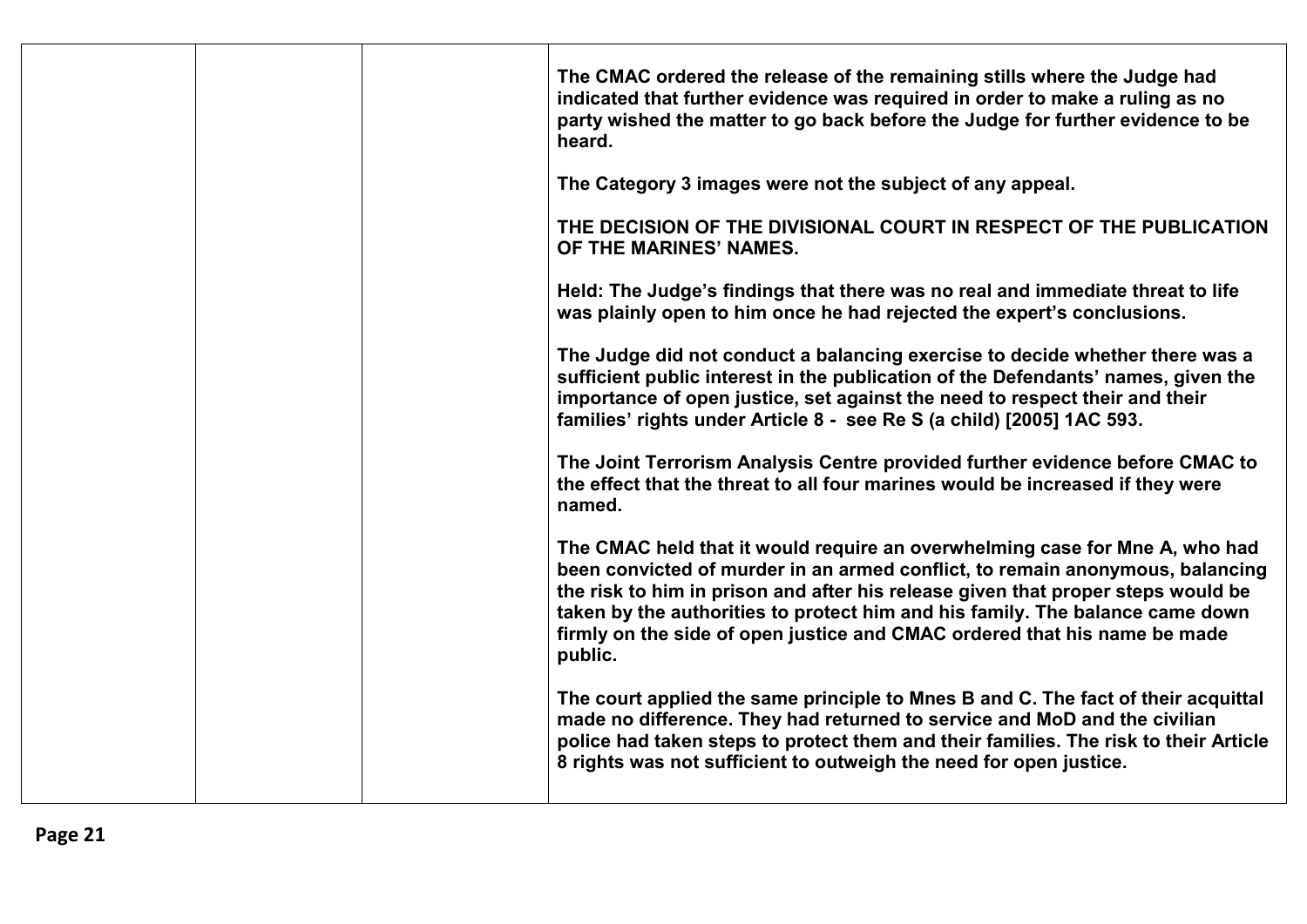| | | | |
|---|---|---|---|
| | | | **The CMAC ordered the release of the remaining stills where the Judge had indicated that further evidence was required in order to make a ruling as no party wished the matter to go back before the Judge for further evidence to be heard.**<br><br>**The Category 3 images were not the subject of any appeal.**<br><br>**THE DECISION OF THE DIVISIONAL COURT IN RESPECT OF THE PUBLICATION OF THE MARINES' NAMES.**<br><br>**Held: The Judge's findings that there was no real and immediate threat to life was plainly open to him once he had rejected the expert's conclusions.**<br><br>**The Judge did not conduct a balancing exercise to decide whether there was a sufficient public interest in the publication of the Defendants' names, given the importance of open justice, set against the need to respect their and their families' rights under Article 8 - see Re S (a child) [2005] 1AC 593.**<br><br>**The Joint Terrorism Analysis Centre provided further evidence before CMAC to the effect that the threat to all four marines would be increased if they were named.**<br><br>**The CMAC held that it would require an overwhelming case for Mne A, who had been convicted of murder in an armed conflict, to remain anonymous, balancing the risk to him in prison and after his release given that proper steps would be taken by the authorities to protect him and his family. The balance came down firmly on the side of open justice and CMAC ordered that his name be made public.**<br><br>**The court applied the same principle to Mnes B and C. The fact of their acquittal made no difference. They had returned to service and MoD and the civilian police had taken steps to protect them and their families. The risk to their Article 8 rights was not sufficient to outweigh the need for open justice.** |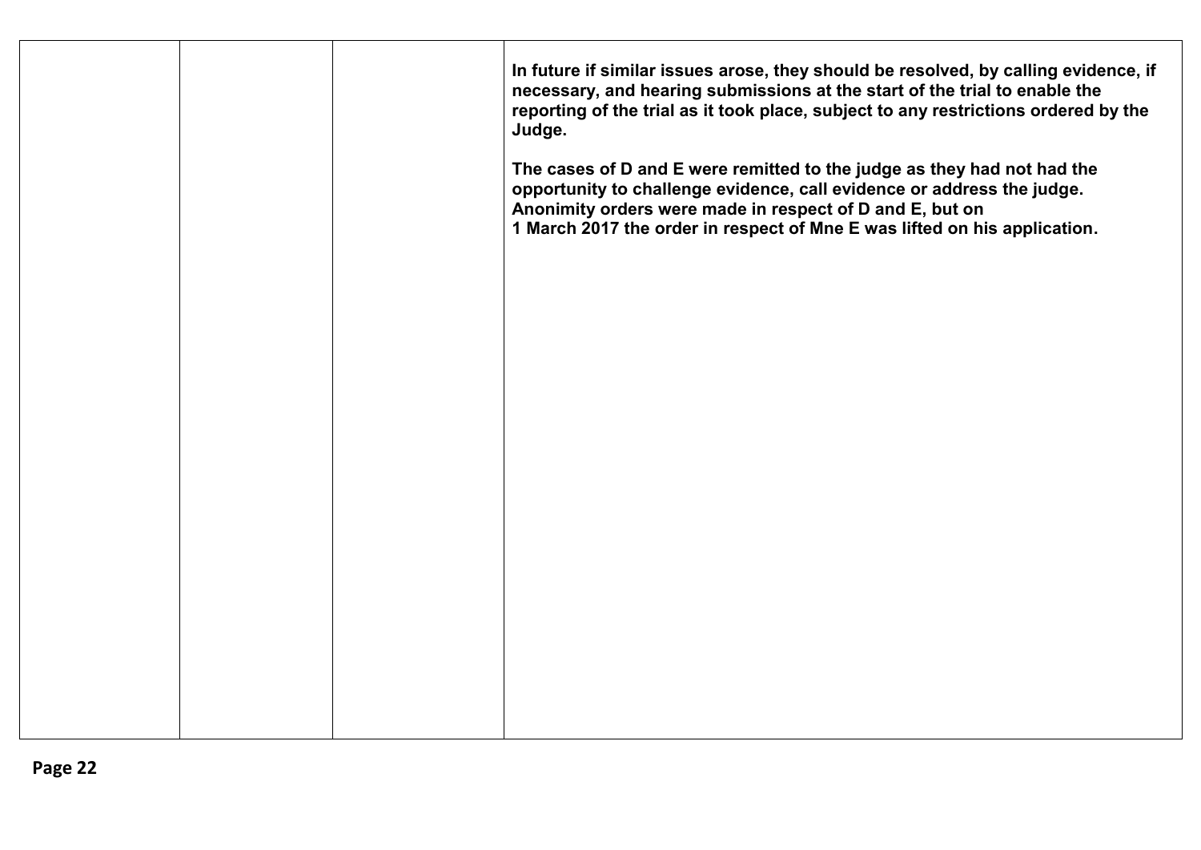| | | | |
|---|---|---|---|
| | | | **In future if similar issues arose, they should be resolved, by calling evidence, if necessary, and hearing submissions at the start of the trial to enable the reporting of the trial as it took place, subject to any restrictions ordered by the Judge.**<br><br>**The cases of D and E were remitted to the judge as they had not had the opportunity to challenge evidence, call evidence or address the judge. Anonimity orders were made in respect of D and E, but on 1 March 2017 the order in respect of Mne E was lifted on his application.** |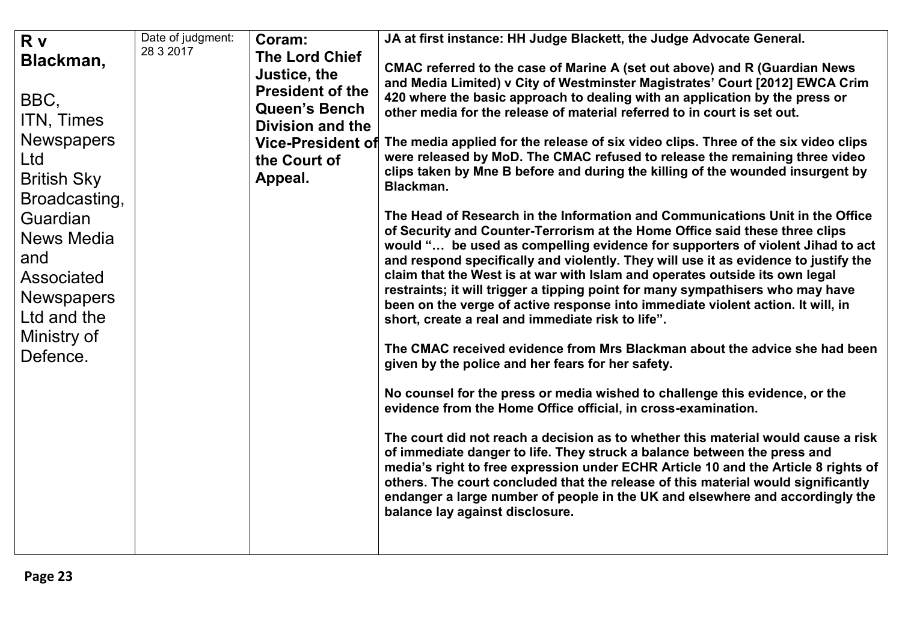| R v Blackman, BBC, ITN, Times Newspapers Ltd British Sky Broadcasting, Guardian News Media and Associated Newspapers Ltd and the Ministry of Defence. | Date of judgment: 28 3 2017 | Coram: The Lord Chief Justice, the President of the Queen's Bench Division and the Vice-President of the Court of Appeal. | JA at first instance: HH Judge Blackett, the Judge Advocate General.<br><br>CMAC referred to the case of Marine A (set out above) and R (Guardian News and Media Limited) v City of Westminster Magistrates' Court [2012] EWCA Crim 420 where the basic approach to dealing with an application by the press or other media for the release of material referred to in court is set out.<br><br>The media applied for the release of six video clips. Three of the six video clips were released by MoD. The CMAC refused to release the remaining three video clips taken by Mne B before and during the killing of the wounded insurgent by Blackman.<br><br>The Head of Research in the Information and Communications Unit in the Office of Security and Counter-Terrorism at the Home Office said these three clips would "… be used as compelling evidence for supporters of violent Jihad to act and respond specifically and violently. They will use it as evidence to justify the claim that the West is at war with Islam and operates outside its own legal restraints; it will trigger a tipping point for many sympathisers who may have been on the verge of active response into immediate violent action. It will, in short, create a real and immediate risk to life".<br><br>The CMAC received evidence from Mrs Blackman about the advice she had been given by the police and her fears for her safety.<br><br>No counsel for the press or media wished to challenge this evidence, or the evidence from the Home Office official, in cross-examination.<br><br>The court did not reach a decision as to whether this material would cause a risk of immediate danger to life. They struck a balance between the press and media's right to free expression under ECHR Article 10 and the Article 8 rights of others. The court concluded that the release of this material would significantly endanger a large number of people in the UK and elsewhere and accordingly the balance lay against disclosure. |
|---|---|---|---|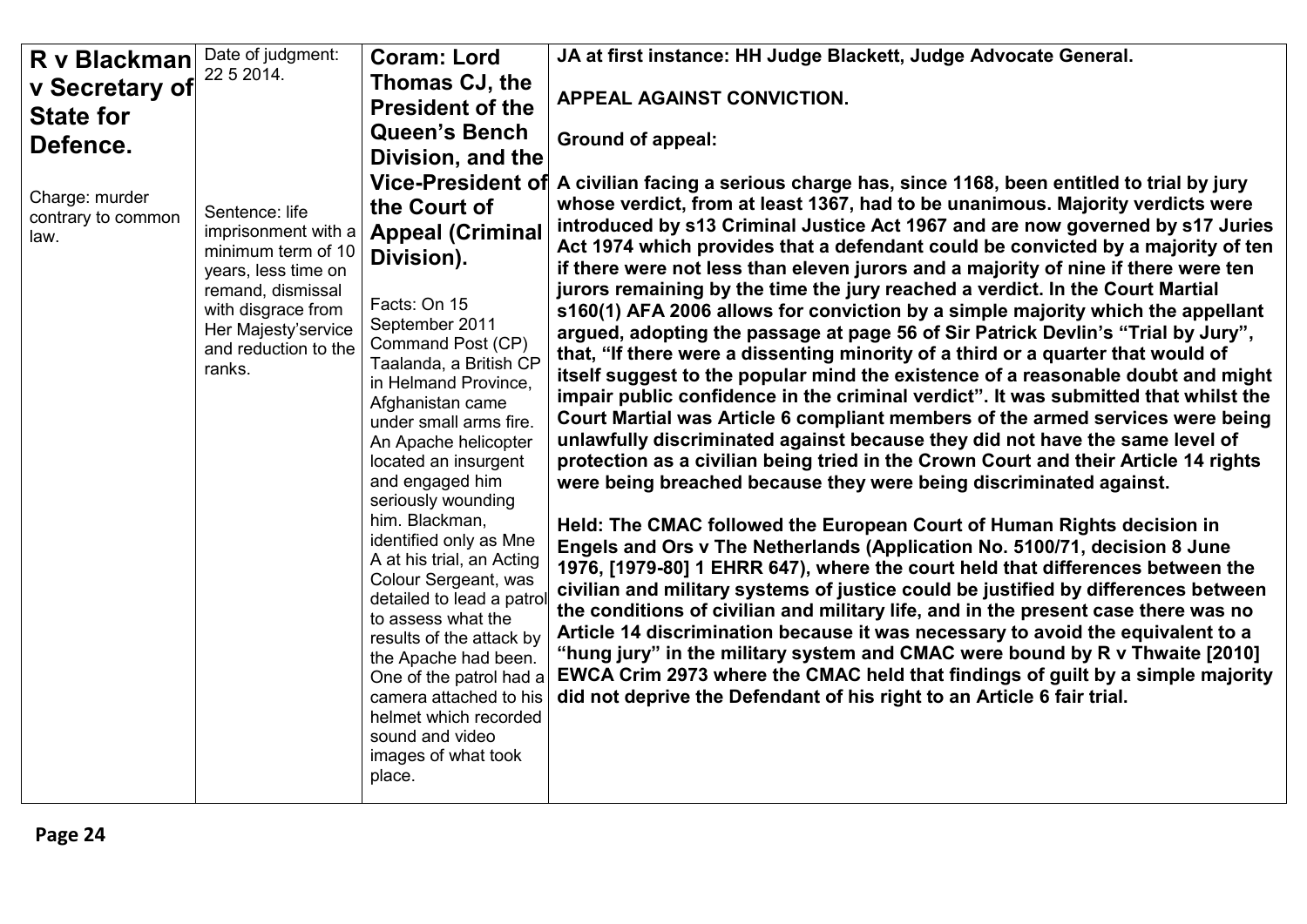| | | | |
|---|---|---|---|
| **R v Blackman v Secretary of State for Defence.**<br><br>Charge: murder contrary to common law. | Date of judgment: 22 5 2014.<br><br>Sentence: life imprisonment with a minimum term of 10 years, less time on remand, dismissal with disgrace from Her Majesty'service and reduction to the ranks. | **Coram: Lord Thomas CJ, the President of the Queen's Bench Division, and the Vice-President of the Court of Appeal (Criminal Division).**<br><br>Facts: On 15 September 2011 Command Post (CP) Taalanda, a British CP in Helmand Province, Afghanistan came under small arms fire. An Apache helicopter located an insurgent and engaged him seriously wounding him. Blackman, identified only as Mne A at his trial, an Acting Colour Sergeant, was detailed to lead a patrol to assess what the results of the attack by the Apache had been. One of the patrol had a camera attached to his helmet which recorded sound and video images of what took place. | **JA at first instance: HH Judge Blackett, Judge Advocate General.**<br><br>**APPEAL AGAINST CONVICTION.**<br><br>**Ground of appeal:**<br><br>**A civilian facing a serious charge has, since 1168, been entitled to trial by jury whose verdict, from at least 1367, had to be unanimous. Majority verdicts were introduced by s13 Criminal Justice Act 1967 and are now governed by s17 Juries Act 1974 which provides that a defendant could be convicted by a majority of ten if there were not less than eleven jurors and a majority of nine if there were ten jurors remaining by the time the jury reached a verdict. In the Court Martial s160(1) AFA 2006 allows for conviction by a simple majority which the appellant argued, adopting the passage at page 56 of Sir Patrick Devlin's "Trial by Jury", that, "If there were a dissenting minority of a third or a quarter that would of itself suggest to the popular mind the existence of a reasonable doubt and might impair public confidence in the criminal verdict". It was submitted that whilst the Court Martial was Article 6 compliant members of the armed services were being unlawfully discriminated against because they did not have the same level of protection as a civilian being tried in the Crown Court and their Article 14 rights were being breached because they were being discriminated against.**<br><br>**Held: The CMAC followed the European Court of Human Rights decision in Engels and Ors v The Netherlands (Application No. 5100/71, decision 8 June 1976, [1979-80] 1 EHRR 647), where the court held that differences between the civilian and military systems of justice could be justified by differences between the conditions of civilian and military life, and in the present case there was no Article 14 discrimination because it was necessary to avoid the equivalent to a "hung jury" in the military system and CMAC were bound by R v Thwaite [2010] EWCA Crim 2973 where the CMAC held that findings of guilt by a simple majority did not deprive the Defendant of his right to an Article 6 fair trial.** |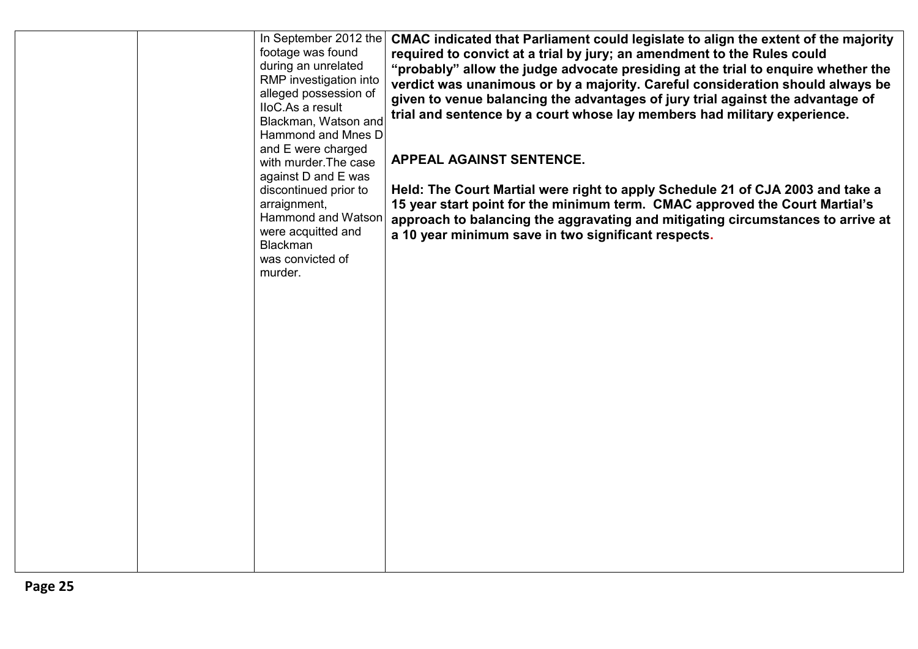|  |  | In September 2012 the footage was found during an unrelated RMP investigation into alleged possession of IIoC.As a result Blackman, Watson and Hammond and Mnes D and E were charged with murder.The case against D and E was discontinued prior to arraignment, Hammond and Watson were acquitted and Blackman was convicted of murder. | **CMAC indicated that Parliament could legislate to align the extent of the majority required to convict at a trial by jury; an amendment to the Rules could "probably" allow the judge advocate presiding at the trial to enquire whether the verdict was unanimous or by a majority. Careful consideration should always be given to venue balancing the advantages of jury trial against the advantage of trial and sentence by a court whose lay members had military experience.**<br><br>**APPEAL AGAINST SENTENCE.**<br><br>**Held: The Court Martial were right to apply Schedule 21 of CJA 2003 and take a 15 year start point for the minimum term. CMAC approved the Court Martial's approach to balancing the aggravating and mitigating circumstances to arrive at a 10 year minimum save in two significant respects.** |
|---|---|---|---|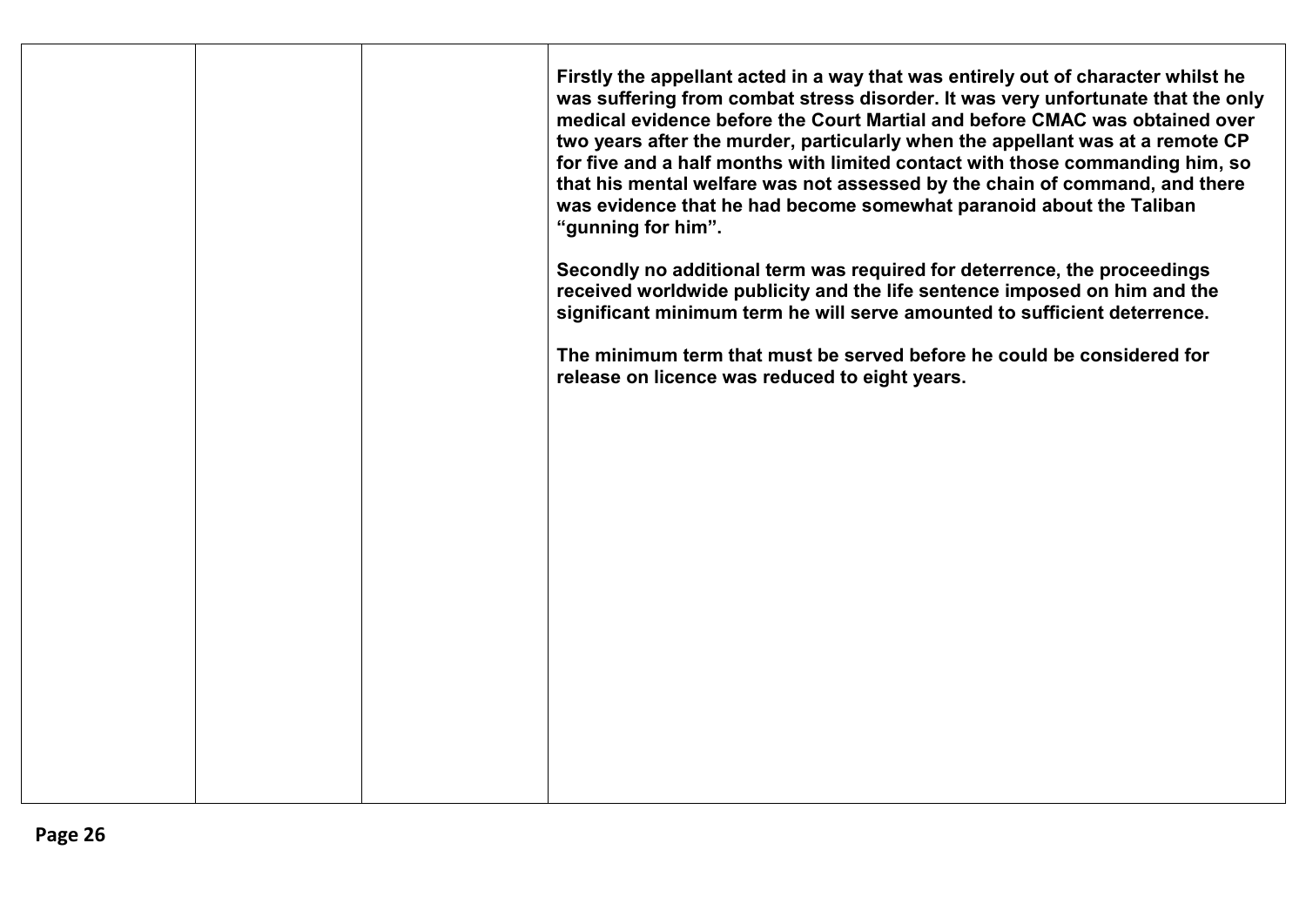| | | | |
|---|---|---|---|
| | | | **Firstly the appellant acted in a way that was entirely out of character whilst he was suffering from combat stress disorder. It was very unfortunate that the only medical evidence before the Court Martial and before CMAC was obtained over two years after the murder, particularly when the appellant was at a remote CP for five and a half months with limited contact with those commanding him, so that his mental welfare was not assessed by the chain of command, and there was evidence that he had become somewhat paranoid about the Taliban "gunning for him".**<br><br>**Secondly no additional term was required for deterrence, the proceedings received worldwide publicity and the life sentence imposed on him and the significant minimum term he will serve amounted to sufficient deterrence.**<br><br>**The minimum term that must be served before he could be considered for release on licence was reduced to eight years.** |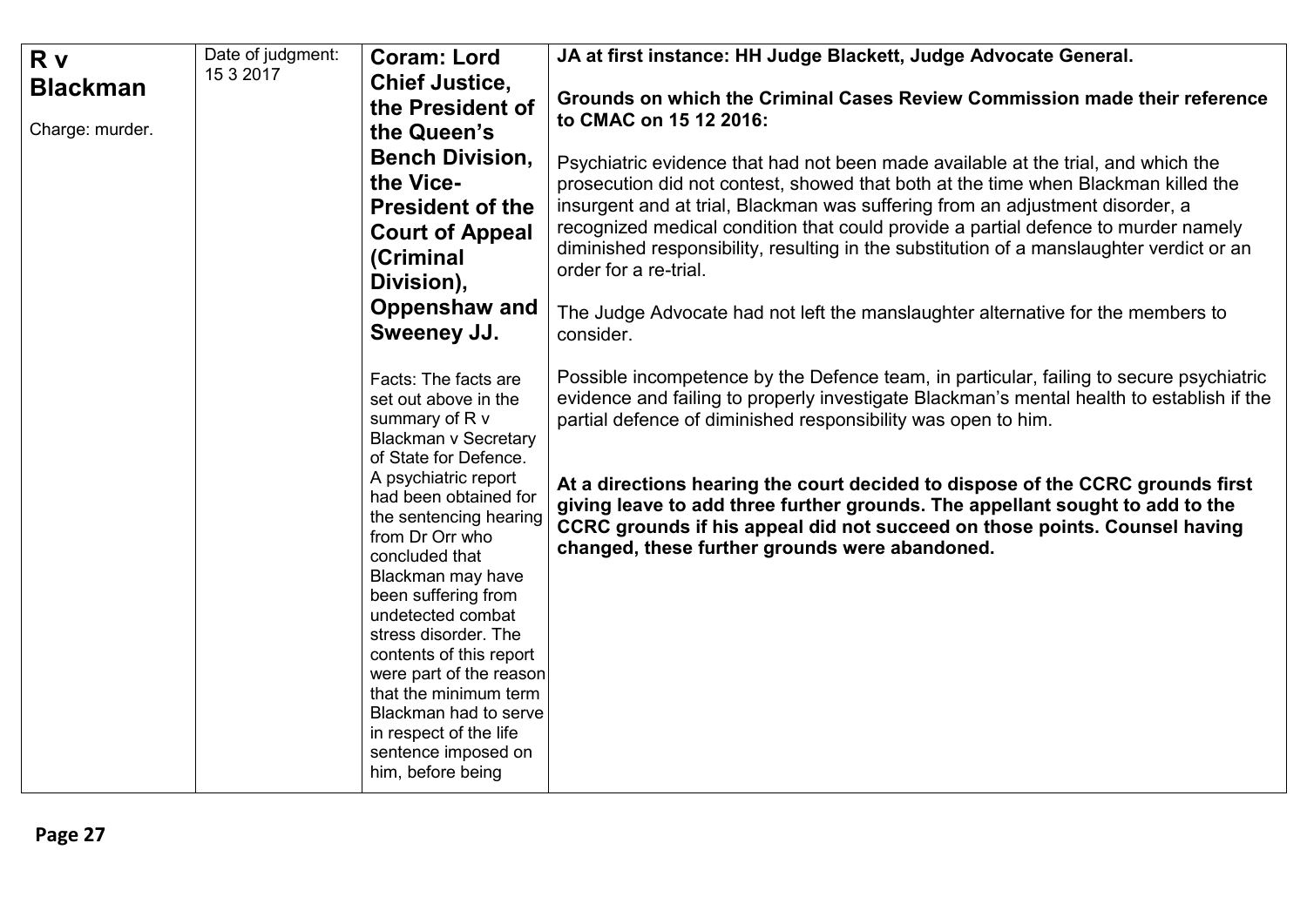| **R v Blackman**<br><br>Charge: murder. | Date of judgment: 15 3 2017 | **Coram: Lord Chief Justice, the President of the Queen's Bench Division, the Vice-President of the Court of Appeal (Criminal Division), Oppenshaw and Sweeney JJ.**<br><br>Facts: The facts are set out above in the summary of R v Blackman v Secretary of State for Defence. A psychiatric report had been obtained for the sentencing hearing from Dr Orr who concluded that Blackman may have been suffering from undetected combat stress disorder. The contents of this report were part of the reason that the minimum term Blackman had to serve in respect of the life sentence imposed on him, before being | **JA at first instance: HH Judge Blackett, Judge Advocate General.**<br><br>**Grounds on which the Criminal Cases Review Commission made their reference to CMAC on 15 12 2016:**<br><br>Psychiatric evidence that had not been made available at the trial, and which the prosecution did not contest, showed that both at the time when Blackman killed the insurgent and at trial, Blackman was suffering from an adjustment disorder, a recognized medical condition that could provide a partial defence to murder namely diminished responsibility, resulting in the substitution of a manslaughter verdict or an order for a re-trial.<br><br>The Judge Advocate had not left the manslaughter alternative for the members to consider.<br><br>Possible incompetence by the Defence team, in particular, failing to secure psychiatric evidence and failing to properly investigate Blackman's mental health to establish if the partial defence of diminished responsibility was open to him.<br><br>**At a directions hearing the court decided to dispose of the CCRC grounds first giving leave to add three further grounds. The appellant sought to add to the CCRC grounds if his appeal did not succeed on those points. Counsel having changed, these further grounds were abandoned.** |
|---|---|---|---|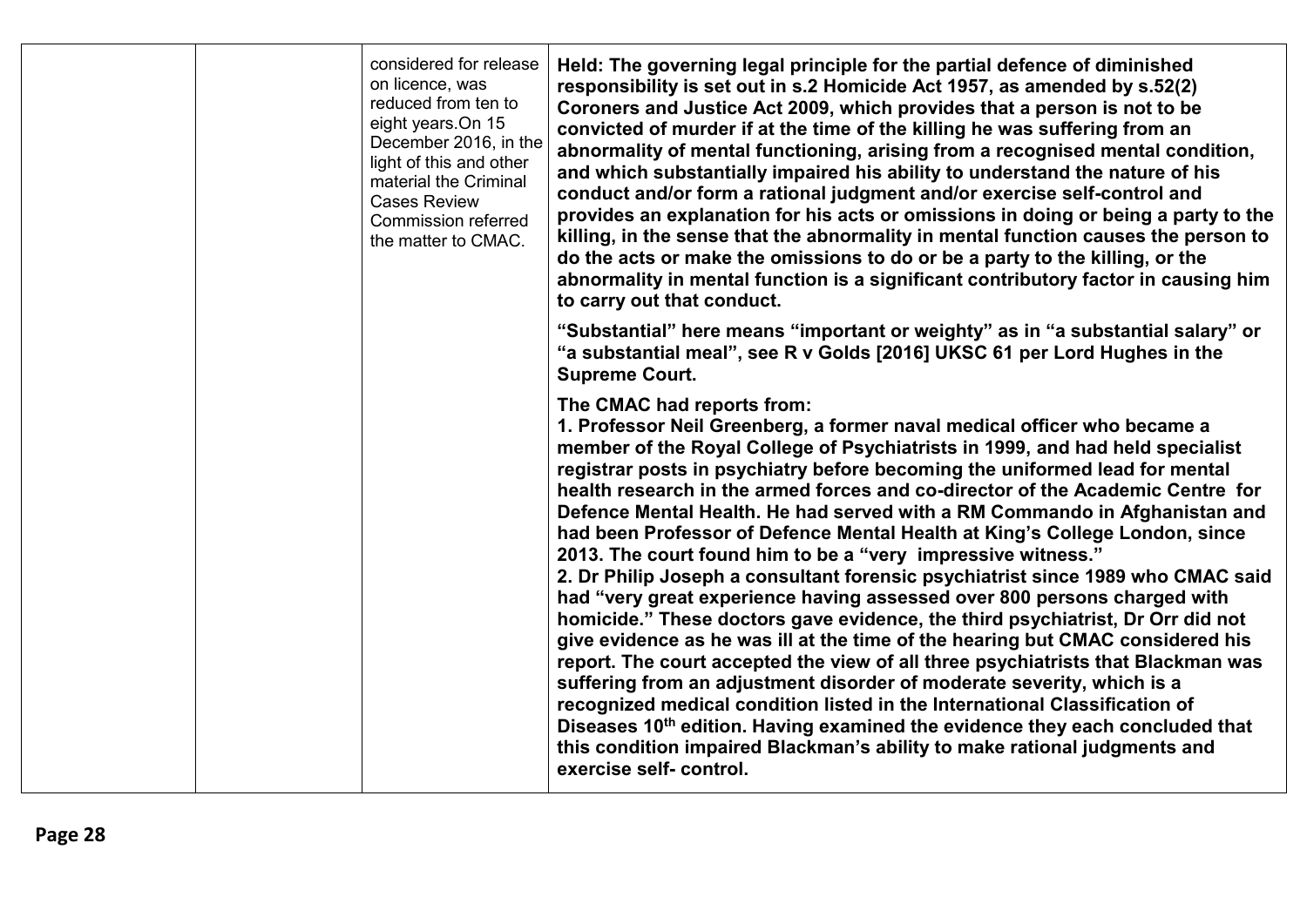| | | | |
|---|---|---|---|
| | | considered for release on licence, was reduced from ten to eight years.On 15 December 2016, in the light of this and other material the Criminal Cases Review Commission referred the matter to CMAC. | **Held: The governing legal principle for the partial defence of diminished responsibility is set out in s.2 Homicide Act 1957, as amended by s.52(2) Coroners and Justice Act 2009, which provides that a person is not to be convicted of murder if at the time of the killing he was suffering from an abnormality of mental functioning, arising from a recognised mental condition, and which substantially impaired his ability to understand the nature of his conduct and/or form a rational judgment and/or exercise self-control and provides an explanation for his acts or omissions in doing or being a party to the killing, in the sense that the abnormality in mental function causes the person to do the acts or make the omissions to do or be a party to the killing, or the abnormality in mental function is a significant contributory factor in causing him to carry out that conduct.**<br><br>**"Substantial" here means "important or weighty" as in "a substantial salary" or "a substantial meal", see R v Golds [2016] UKSC 61 per Lord Hughes in the Supreme Court.**<br><br>**The CMAC had reports from:**<br>**1. Professor Neil Greenberg, a former naval medical officer who became a member of the Royal College of Psychiatrists in 1999, and had held specialist registrar posts in psychiatry before becoming the uniformed lead for mental health research in the armed forces and co-director of the Academic Centre for Defence Mental Health. He had served with a RM Commando in Afghanistan and had been Professor of Defence Mental Health at King's College London, since 2013. The court found him to be a "very impressive witness."**<br>**2. Dr Philip Joseph a consultant forensic psychiatrist since 1989 who CMAC said had "very great experience having assessed over 800 persons charged with homicide." These doctors gave evidence, the third psychiatrist, Dr Orr did not give evidence as he was ill at the time of the hearing but CMAC considered his report. The court accepted the view of all three psychiatrists that Blackman was suffering from an adjustment disorder of moderate severity, which is a recognized medical condition listed in the International Classification of Diseases 10th edition. Having examined the evidence they each concluded that this condition impaired Blackman's ability to make rational judgments and exercise self- control.** |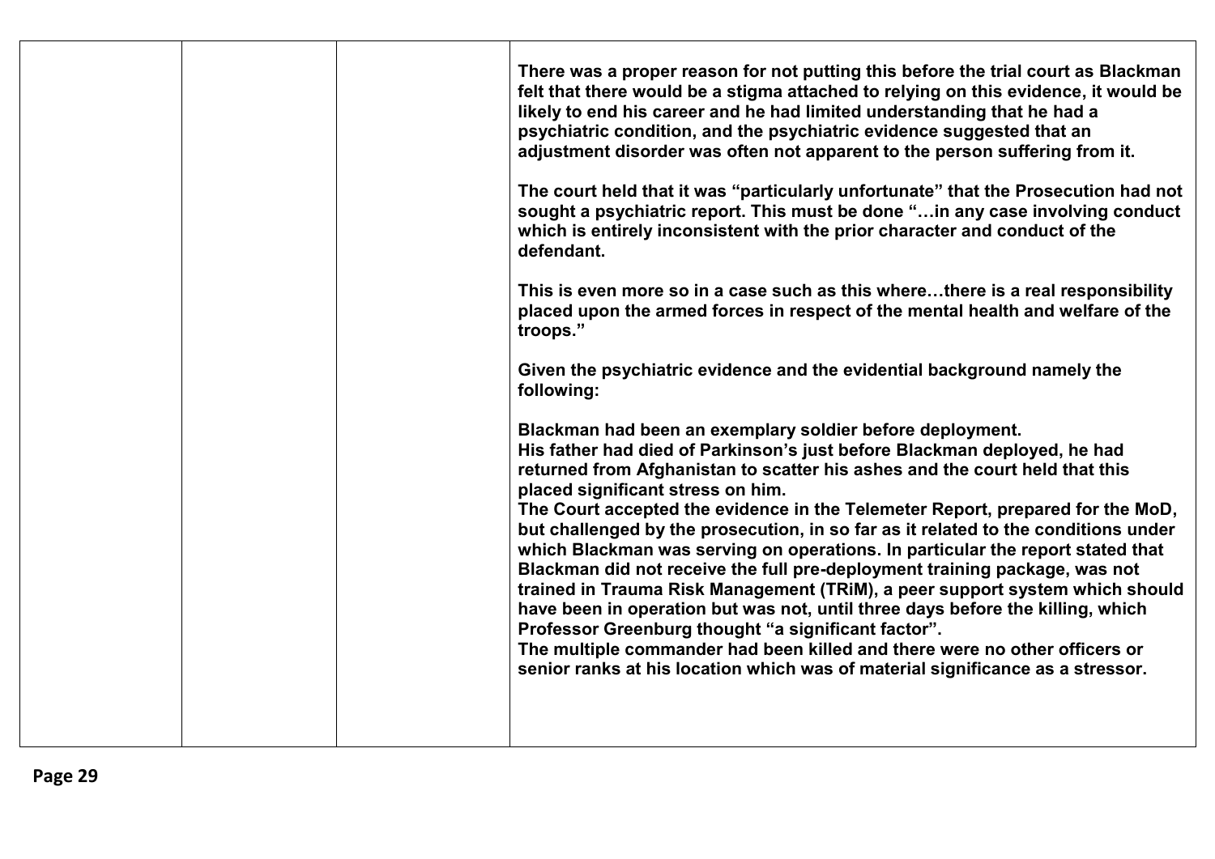| | | | |
|---|---|---|---|
| | | | **There was a proper reason for not putting this before the trial court as Blackman felt that there would be a stigma attached to relying on this evidence, it would be likely to end his career and he had limited understanding that he had a psychiatric condition, and the psychiatric evidence suggested that an adjustment disorder was often not apparent to the person suffering from it.**<br><br>**The court held that it was "particularly unfortunate" that the Prosecution had not sought a psychiatric report. This must be done "…in any case involving conduct which is entirely inconsistent with the prior character and conduct of the defendant.**<br><br>**This is even more so in a case such as this where…there is a real responsibility placed upon the armed forces in respect of the mental health and welfare of the troops."**<br><br>**Given the psychiatric evidence and the evidential background namely the following:**<br><br>**Blackman had been an exemplary soldier before deployment.**<br>**His father had died of Parkinson's just before Blackman deployed, he had returned from Afghanistan to scatter his ashes and the court held that this placed significant stress on him.**<br>**The Court accepted the evidence in the Telemeter Report, prepared for the MoD, but challenged by the prosecution, in so far as it related to the conditions under which Blackman was serving on operations. In particular the report stated that Blackman did not receive the full pre-deployment training package, was not trained in Trauma Risk Management (TRiM), a peer support system which should have been in operation but was not, until three days before the killing, which Professor Greenburg thought "a significant factor".**<br>**The multiple commander had been killed and there were no other officers or senior ranks at his location which was of material significance as a stressor.** |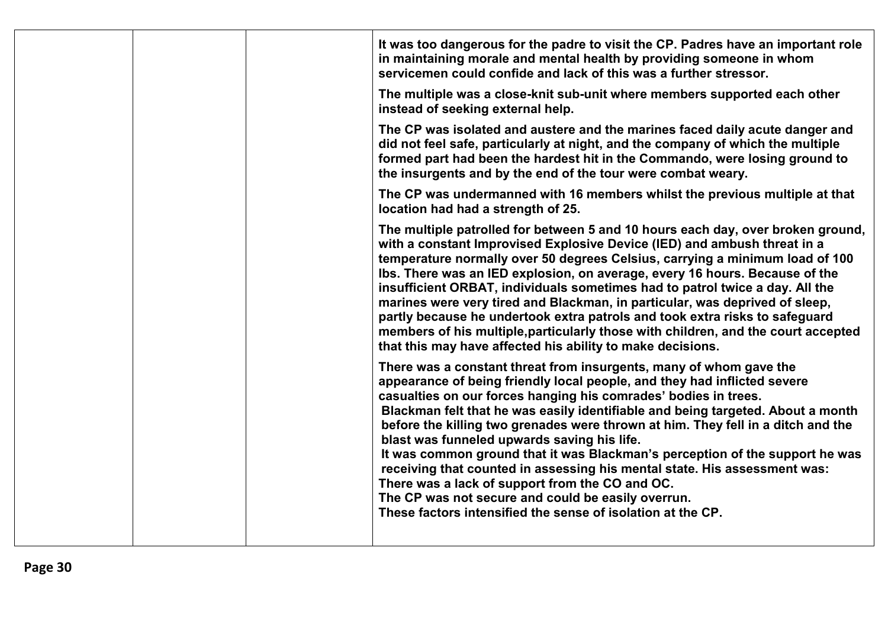| | | | It was too dangerous for the padre to visit the CP. Padres have an important role in maintaining morale and mental health by providing someone in whom servicemen could confide and lack of this was a further stressor.<br><br>The multiple was a close-knit sub-unit where members supported each other instead of seeking external help.<br><br>The CP was isolated and austere and the marines faced daily acute danger and did not feel safe, particularly at night, and the company of which the multiple formed part had been the hardest hit in the Commando, were losing ground to the insurgents and by the end of the tour were combat weary.<br><br>The CP was undermanned with 16 members whilst the previous multiple at that location had had a strength of 25.<br><br>The multiple patrolled for between 5 and 10 hours each day, over broken ground, with a constant Improvised Explosive Device (IED) and ambush threat in a temperature normally over 50 degrees Celsius, carrying a minimum load of 100 lbs. There was an IED explosion, on average, every 16 hours. Because of the insufficient ORBAT, individuals sometimes had to patrol twice a day. All the marines were very tired and Blackman, in particular, was deprived of sleep, partly because he undertook extra patrols and took extra risks to safeguard members of his multiple,particularly those with children, and the court accepted that this may have affected his ability to make decisions.<br><br>There was a constant threat from insurgents, many of whom gave the appearance of being friendly local people, and they had inflicted severe casualties on our forces hanging his comrades' bodies in trees.<br>Blackman felt that he was easily identifiable and being targeted. About a month before the killing two grenades were thrown at him. They fell in a ditch and the blast was funneled upwards saving his life.<br>It was common ground that it was Blackman's perception of the support he was receiving that counted in assessing his mental state. His assessment was:<br>There was a lack of support from the CO and OC.<br>The CP was not secure and could be easily overrun.<br>These factors intensified the sense of isolation at the CP. |
|---|---|---|---|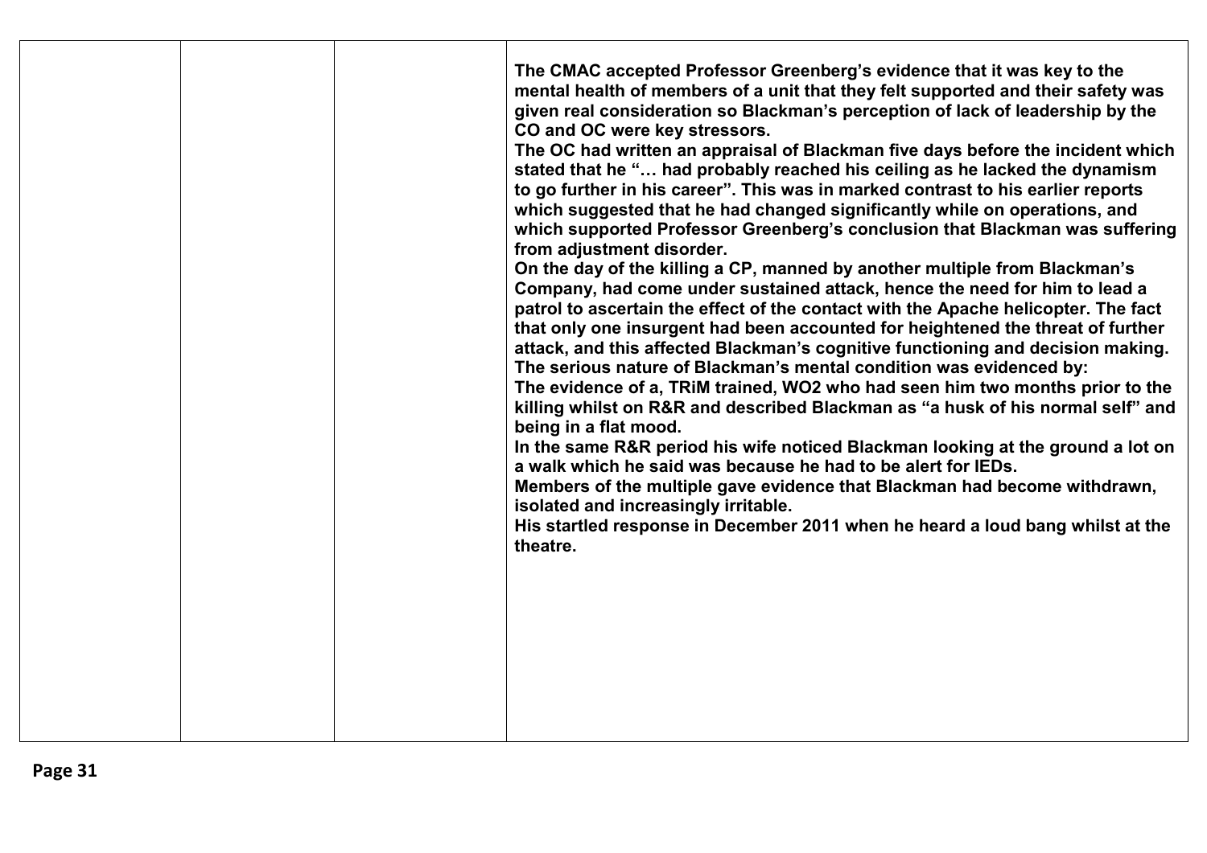| | | | |
|---|---|---|---|
| | | | **The CMAC accepted Professor Greenberg's evidence that it was key to the mental health of members of a unit that they felt supported and their safety was given real consideration so Blackman's perception of lack of leadership by the CO and OC were key stressors.**<br>**The OC had written an appraisal of Blackman five days before the incident which stated that he "… had probably reached his ceiling as he lacked the dynamism to go further in his career". This was in marked contrast to his earlier reports which suggested that he had changed significantly while on operations, and which supported Professor Greenberg's conclusion that Blackman was suffering from adjustment disorder.**<br>**On the day of the killing a CP, manned by another multiple from Blackman's Company, had come under sustained attack, hence the need for him to lead a patrol to ascertain the effect of the contact with the Apache helicopter. The fact that only one insurgent had been accounted for heightened the threat of further attack, and this affected Blackman's cognitive functioning and decision making.**<br>**The serious nature of Blackman's mental condition was evidenced by:**<br>**The evidence of a, TRiM trained, WO2 who had seen him two months prior to the killing whilst on R&R and described Blackman as "a husk of his normal self" and being in a flat mood.**<br>**In the same R&R period his wife noticed Blackman looking at the ground a lot on a walk which he said was because he had to be alert for IEDs.**<br>**Members of the multiple gave evidence that Blackman had become withdrawn, isolated and increasingly irritable.**<br>**His startled response in December 2011 when he heard a loud bang whilst at the theatre.** |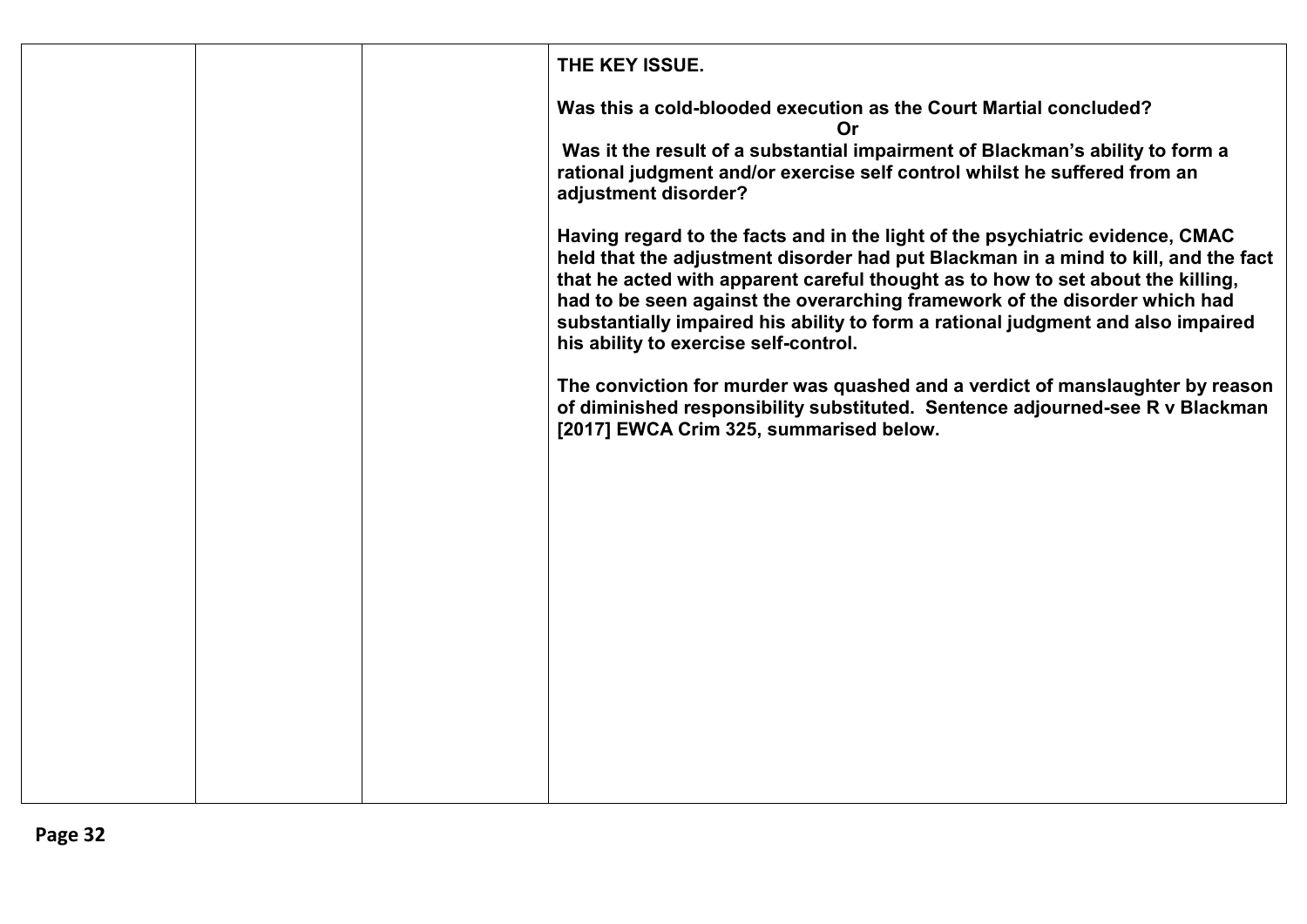| | | | **THE KEY ISSUE.**<br><br>**Was this a cold-blooded execution as the Court Martial concluded?**<br>**Or**<br>**Was it the result of a substantial impairment of Blackman's ability to form a rational judgment and/or exercise self control whilst he suffered from an adjustment disorder?**<br><br>**Having regard to the facts and in the light of the psychiatric evidence, CMAC held that the adjustment disorder had put Blackman in a mind to kill, and the fact that he acted with apparent careful thought as to how to set about the killing, had to be seen against the overarching framework of the disorder which had substantially impaired his ability to form a rational judgment and also impaired his ability to exercise self-control.**<br><br>**The conviction for murder was quashed and a verdict of manslaughter by reason of diminished responsibility substituted. Sentence adjourned-see R v Blackman [2017] EWCA Crim 325, summarised below.** |
|---|---|---|---|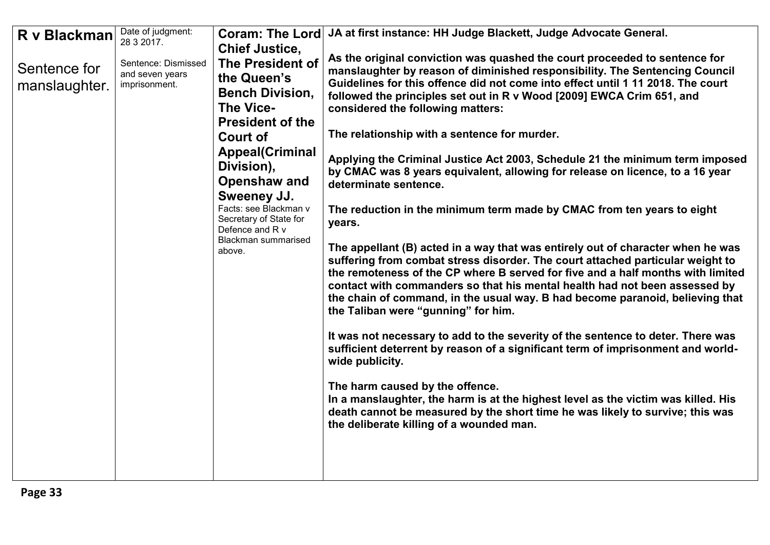| **R v Blackman**<br><br>Sentence for manslaughter. | Date of judgment: 28 3 2017.<br><br>Sentence: Dismissed and seven years imprisonment. | **Coram: The Lord Chief Justice, The President of the Queen's Bench Division, The Vice-President of the Court of Appeal(Criminal Division), Openshaw and Sweeney JJ.**<br>Facts: see Blackman v Secretary of State for Defence and R v Blackman summarised above. | **JA at first instance: HH Judge Blackett, Judge Advocate General.**<br><br>**As the original conviction was quashed the court proceeded to sentence for manslaughter by reason of diminished responsibility. The Sentencing Council Guidelines for this offence did not come into effect until 1 11 2018. The court followed the principles set out in R v Wood [2009] EWCA Crim 651, and considered the following matters:**<br><br>**The relationship with a sentence for murder.**<br><br>**Applying the Criminal Justice Act 2003, Schedule 21 the minimum term imposed by CMAC was 8 years equivalent, allowing for release on licence, to a 16 year determinate sentence.**<br><br>**The reduction in the minimum term made by CMAC from ten years to eight years.**<br><br>**The appellant (B) acted in a way that was entirely out of character when he was suffering from combat stress disorder. The court attached particular weight to the remoteness of the CP where B served for five and a half months with limited contact with commanders so that his mental health had not been assessed by the chain of command, in the usual way. B had become paranoid, believing that the Taliban were "gunning" for him.**<br><br>**It was not necessary to add to the severity of the sentence to deter. There was sufficient deterrent by reason of a significant term of imprisonment and world-wide publicity.**<br><br>**The harm caused by the offence.**<br>**In a manslaughter, the harm is at the highest level as the victim was killed. His death cannot be measured by the short time he was likely to survive; this was the deliberate killing of a wounded man.** |
|---|---|---|---|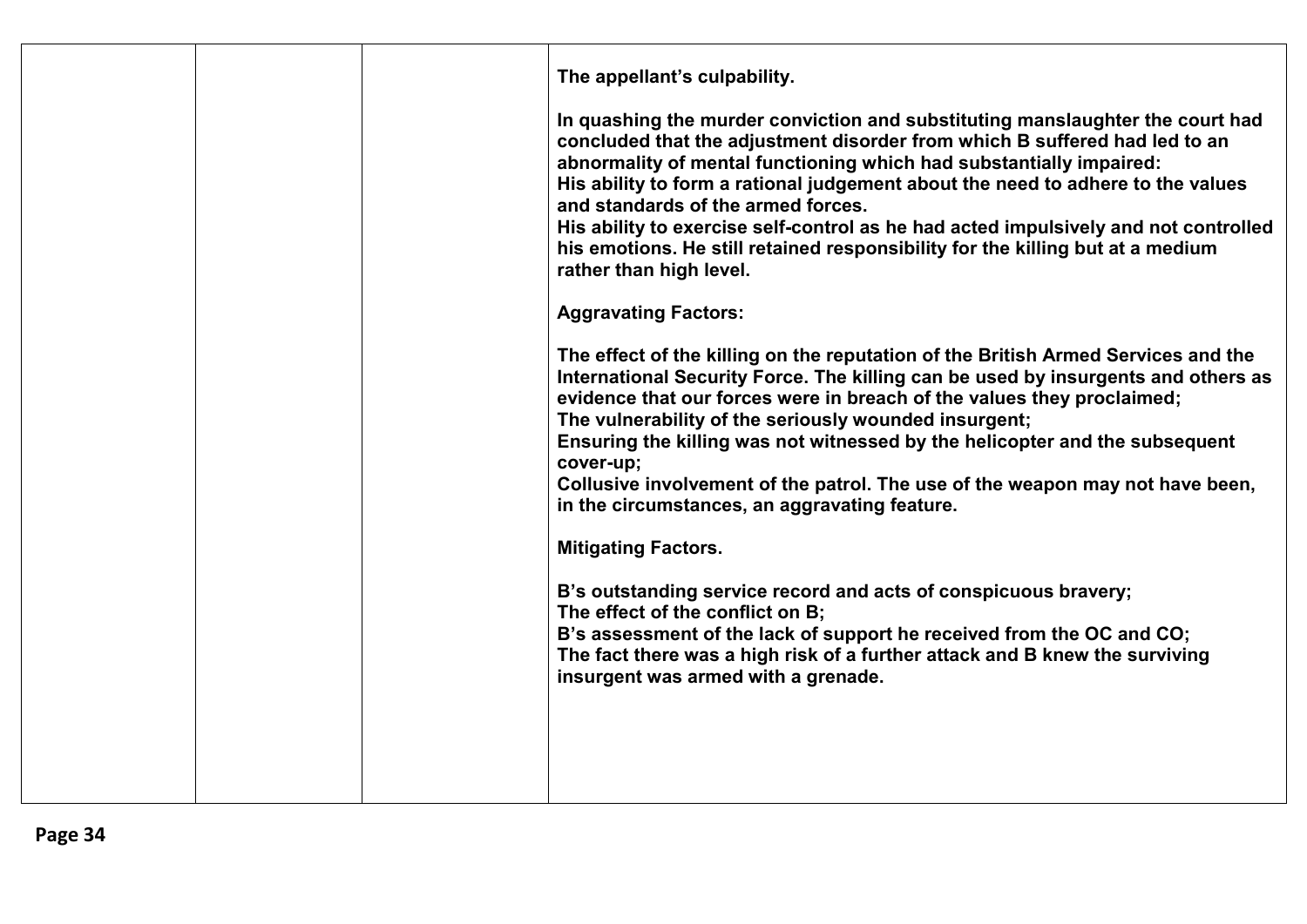|  |  |  | **The appellant's culpability.**<br><br>**In quashing the murder conviction and substituting manslaughter the court had concluded that the adjustment disorder from which B suffered had led to an abnormality of mental functioning which had substantially impaired:**<br>**His ability to form a rational judgement about the need to adhere to the values and standards of the armed forces.**<br>**His ability to exercise self-control as he had acted impulsively and not controlled his emotions. He still retained responsibility for the killing but at a medium rather than high level.**<br><br>**Aggravating Factors:**<br><br>**The effect of the killing on the reputation of the British Armed Services and the International Security Force. The killing can be used by insurgents and others as evidence that our forces were in breach of the values they proclaimed;**<br>**The vulnerability of the seriously wounded insurgent;**<br>**Ensuring the killing was not witnessed by the helicopter and the subsequent cover-up;**<br>**Collusive involvement of the patrol. The use of the weapon may not have been, in the circumstances, an aggravating feature.**<br><br>**Mitigating Factors.**<br><br>**B's outstanding service record and acts of conspicuous bravery;**<br>**The effect of the conflict on B;**<br>**B's assessment of the lack of support he received from the OC and CO;**<br>**The fact there was a high risk of a further attack and B knew the surviving insurgent was armed with a grenade.** |
|---|---|---|---|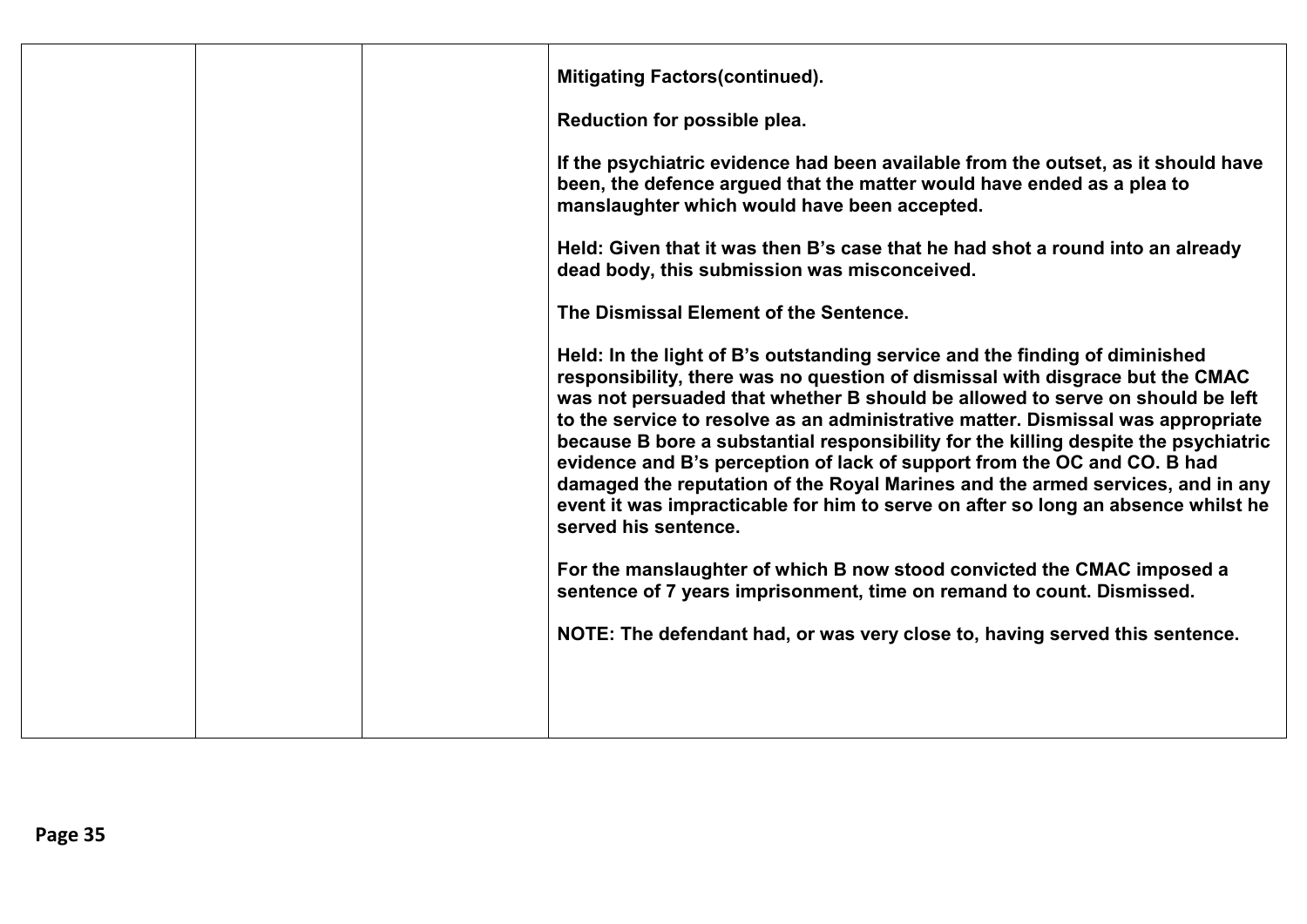| | | | |
|---|---|---|---|
| | | | **Mitigating Factors(continued).**<br><br>**Reduction for possible plea.**<br><br>**If the psychiatric evidence had been available from the outset, as it should have been, the defence argued that the matter would have ended as a plea to manslaughter which would have been accepted.**<br><br>**Held: Given that it was then B's case that he had shot a round into an already dead body, this submission was misconceived.**<br><br>**The Dismissal Element of the Sentence.**<br><br>**Held: In the light of B's outstanding service and the finding of diminished responsibility, there was no question of dismissal with disgrace but the CMAC was not persuaded that whether B should be allowed to serve on should be left to the service to resolve as an administrative matter. Dismissal was appropriate because B bore a substantial responsibility for the killing despite the psychiatric evidence and B's perception of lack of support from the OC and CO. B had damaged the reputation of the Royal Marines and the armed services, and in any event it was impracticable for him to serve on after so long an absence whilst he served his sentence.**<br><br>**For the manslaughter of which B now stood convicted the CMAC imposed a sentence of 7 years imprisonment, time on remand to count. Dismissed.**<br><br>**NOTE: The defendant had, or was very close to, having served this sentence.** |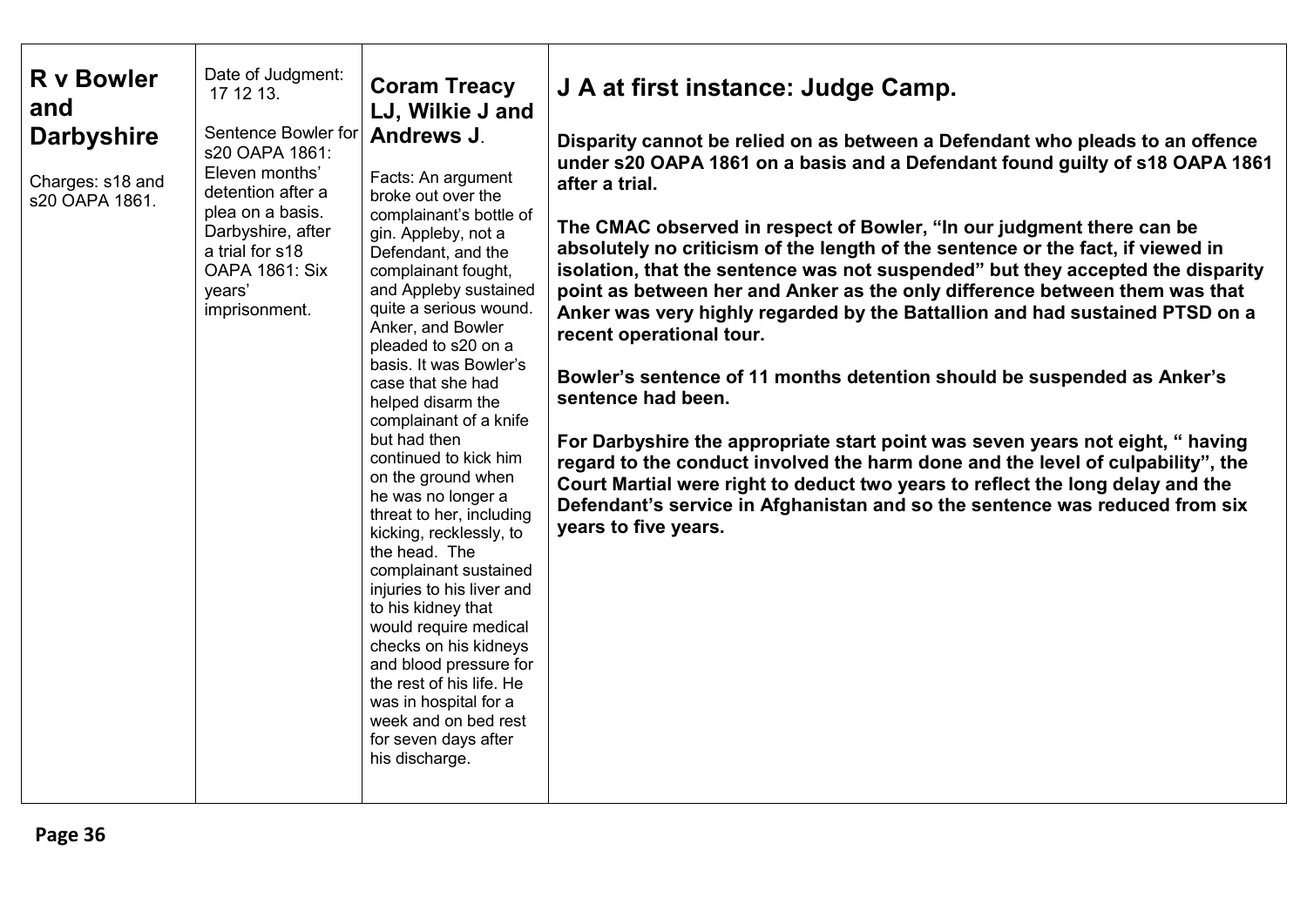| **R v Bowler and Darbyshire**<br><br>Charges: s18 and s20 OAPA 1861. | Date of Judgment: 17 12 13.<br><br>Sentence Bowler for s20 OAPA 1861: Eleven months' detention after a plea on a basis. Darbyshire, after a trial for s18 OAPA 1861: Six years' imprisonment. | **Coram Treacy LJ, Wilkie J and Andrews J**.<br><br>Facts: An argument broke out over the complainant's bottle of gin. Appleby, not a Defendant, and the complainant fought, and Appleby sustained quite a serious wound. Anker, and Bowler pleaded to s20 on a basis. It was Bowler's case that she had helped disarm the complainant of a knife but had then continued to kick him on the ground when he was no longer a threat to her, including kicking, recklessly, to the head. The complainant sustained injuries to his liver and to his kidney that would require medical checks on his kidneys and blood pressure for the rest of his life. He was in hospital for a week and on bed rest for seven days after his discharge. | **J A at first instance: Judge Camp.**<br><br>**Disparity cannot be relied on as between a Defendant who pleads to an offence under s20 OAPA 1861 on a basis and a Defendant found guilty of s18 OAPA 1861 after a trial.**<br><br>**The CMAC observed in respect of Bowler, "In our judgment there can be absolutely no criticism of the length of the sentence or the fact, if viewed in isolation, that the sentence was not suspended" but they accepted the disparity point as between her and Anker as the only difference between them was that Anker was very highly regarded by the Battallion and had sustained PTSD on a recent operational tour.**<br><br>**Bowler's sentence of 11 months detention should be suspended as Anker's sentence had been.**<br><br>**For Darbyshire the appropriate start point was seven years not eight, " having regard to the conduct involved the harm done and the level of culpability", the Court Martial were right to deduct two years to reflect the long delay and the Defendant's service in Afghanistan and so the sentence was reduced from six years to five years.** |
|---|---|---|---|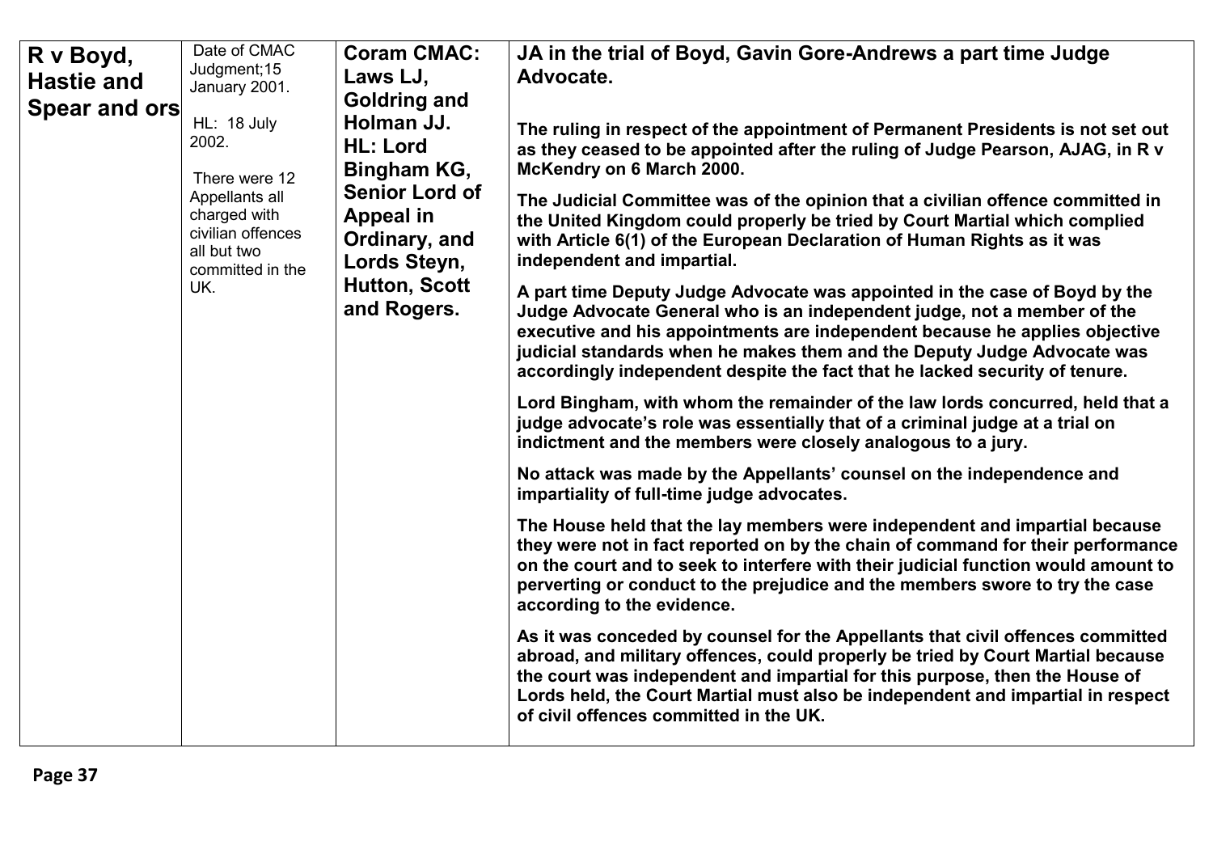| **R v Boyd, Hastie and Spear and ors** | Date of CMAC Judgment;15 January 2001.<br><br>HL: 18 July 2002.<br><br>There were 12 Appellants all charged with civilian offences all but two committed in the UK. | **Coram CMAC: Laws LJ, Goldring and Holman JJ. HL: Lord Bingham KG, Senior Lord of Appeal in Ordinary, and Lords Steyn, Hutton, Scott and Rogers.** | **JA in the trial of Boyd, Gavin Gore-Andrews a part time Judge Advocate.**<br><br>**The ruling in respect of the appointment of Permanent Presidents is not set out as they ceased to be appointed after the ruling of Judge Pearson, AJAG, in R v McKendry on 6 March 2000.**<br><br>**The Judicial Committee was of the opinion that a civilian offence committed in the United Kingdom could properly be tried by Court Martial which complied with Article 6(1) of the European Declaration of Human Rights as it was independent and impartial.**<br><br>**A part time Deputy Judge Advocate was appointed in the case of Boyd by the Judge Advocate General who is an independent judge, not a member of the executive and his appointments are independent because he applies objective judicial standards when he makes them and the Deputy Judge Advocate was accordingly independent despite the fact that he lacked security of tenure.**<br><br>**Lord Bingham, with whom the remainder of the law lords concurred, held that a judge advocate's role was essentially that of a criminal judge at a trial on indictment and the members were closely analogous to a jury.**<br><br>**No attack was made by the Appellants' counsel on the independence and impartiality of full-time judge advocates.**<br><br>**The House held that the lay members were independent and impartial because they were not in fact reported on by the chain of command for their performance on the court and to seek to interfere with their judicial function would amount to perverting or conduct to the prejudice and the members swore to try the case according to the evidence.**<br><br>**As it was conceded by counsel for the Appellants that civil offences committed abroad, and military offences, could properly be tried by Court Martial because the court was independent and impartial for this purpose, then the House of Lords held, the Court Martial must also be independent and impartial in respect of civil offences committed in the UK.** |
|---|---|---|---|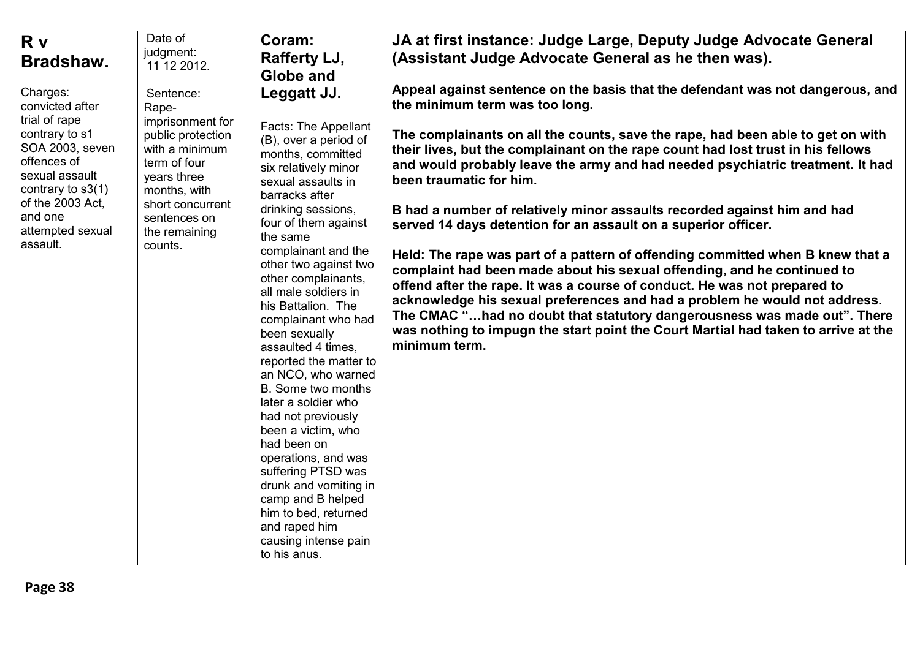| **R v Bradshaw.**<br><br>Charges: convicted after trial of rape contrary to s1 SOA 2003, seven offences of sexual assault contrary to s3(1) of the 2003 Act, and one attempted sexual assault. | Date of judgment: 11 12 2012.<br><br>Sentence: Rape- imprisonment for public protection with a minimum term of four years three months, with short concurrent sentences on the remaining counts. | **Coram: Rafferty LJ, Globe and Leggatt JJ.**<br><br>Facts: The Appellant (B), over a period of months, committed six relatively minor sexual assaults in barracks after drinking sessions, four of them against the same complainant and the other two against two other complainants, all male soldiers in his Battalion. The complainant who had been sexually assaulted 4 times, reported the matter to an NCO, who warned B. Some two months later a soldier who had not previously been a victim, who had been on operations, and was suffering PTSD was drunk and vomiting in camp and B helped him to bed, returned and raped him causing intense pain to his anus. | **JA at first instance: Judge Large, Deputy Judge Advocate General (Assistant Judge Advocate General as he then was).**<br><br>**Appeal against sentence on the basis that the defendant was not dangerous, and the minimum term was too long.**<br><br>**The complainants on all the counts, save the rape, had been able to get on with their lives, but the complainant on the rape count had lost trust in his fellows and would probably leave the army and had needed psychiatric treatment. It had been traumatic for him.**<br><br>**B had a number of relatively minor assaults recorded against him and had served 14 days detention for an assault on a superior officer.**<br><br>**Held: The rape was part of a pattern of offending committed when B knew that a complaint had been made about his sexual offending, and he continued to offend after the rape. It was a course of conduct. He was not prepared to acknowledge his sexual preferences and had a problem he would not address. The CMAC "…had no doubt that statutory dangerousness was made out". There was nothing to impugn the start point the Court Martial had taken to arrive at the minimum term.** |
|---|---|---|---|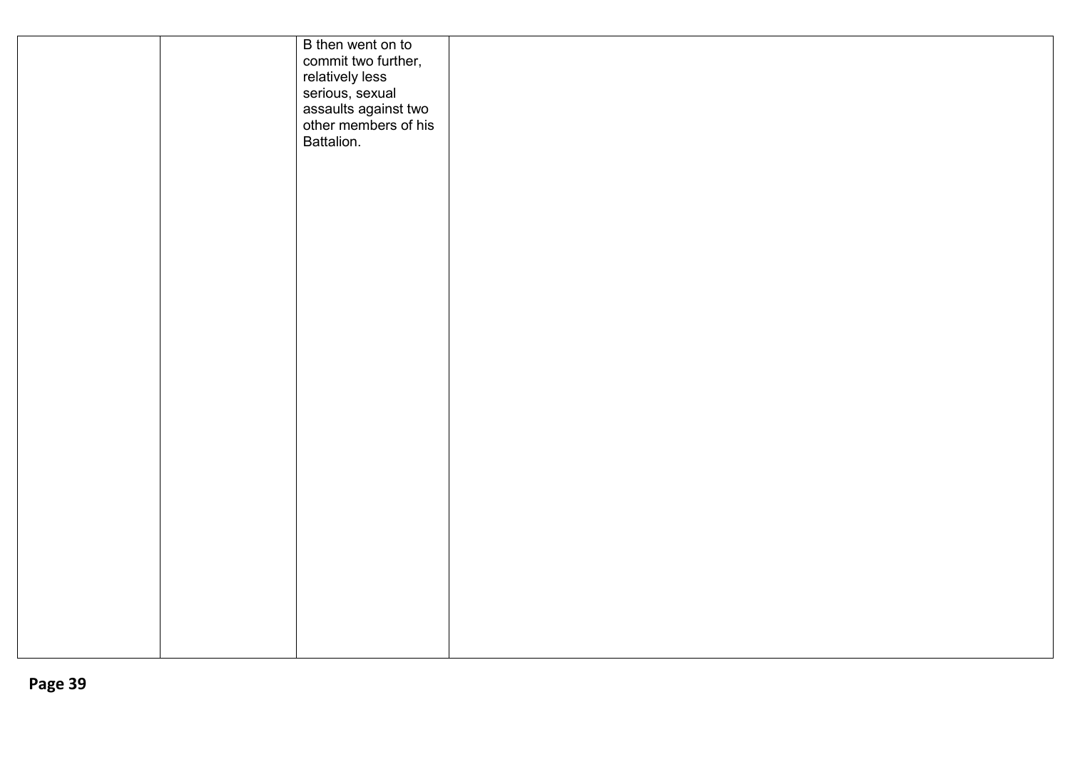|  |  | B then went on to commit two further, relatively less serious, sexual assaults against two other members of his Battalion. |  |
|---|---|---|---|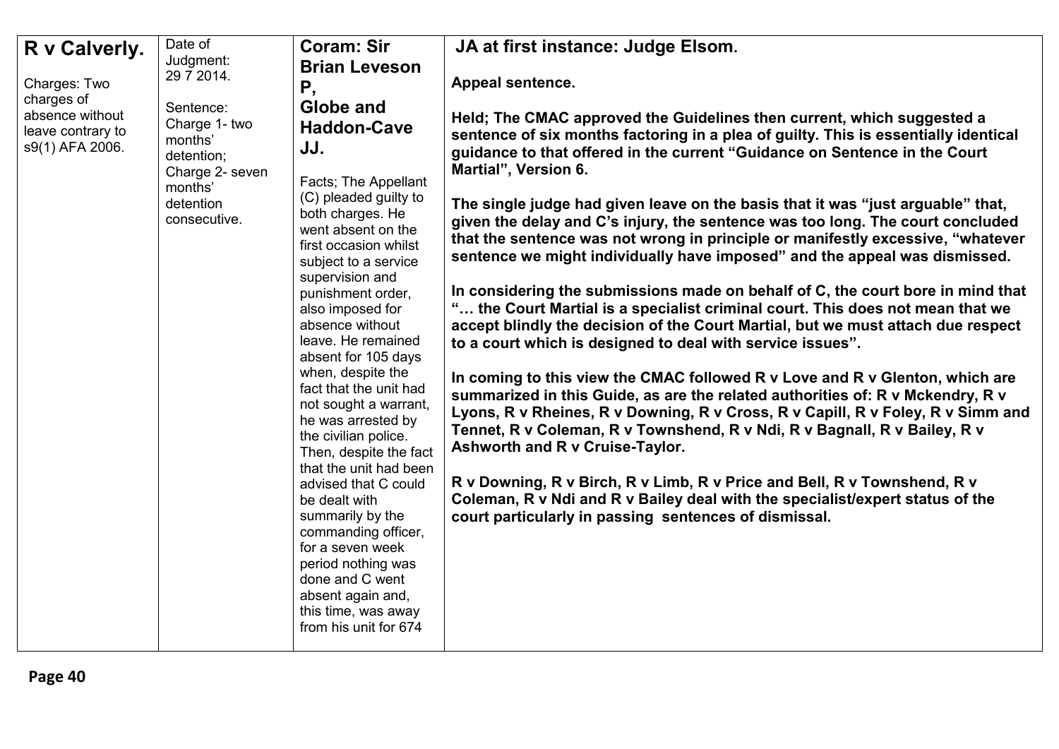| **R v Calverly.**<br><br>Charges: Two charges of absence without leave contrary to s9(1) AFA 2006. | Date of Judgment: 29 7 2014.<br><br>Sentence: Charge 1- two months' detention; Charge 2- seven months' detention consecutive. | **Coram: Sir Brian Leveson P, Globe and Haddon-Cave JJ.**<br><br>Facts; The Appellant (C) pleaded guilty to both charges. He went absent on the first occasion whilst subject to a service supervision and punishment order, also imposed for absence without leave. He remained absent for 105 days when, despite the fact that the unit had not sought a warrant, he was arrested by the civilian police. Then, despite the fact that the unit had been advised that C could be dealt with summarily by the commanding officer, for a seven week period nothing was done and C went absent again and, this time, was away from his unit for 674 | **JA at first instance: Judge Elsom.**<br><br>**Appeal sentence.**<br><br>**Held; The CMAC approved the Guidelines then current, which suggested a sentence of six months factoring in a plea of guilty. This is essentially identical guidance to that offered in the current "Guidance on Sentence in the Court Martial", Version 6.**<br><br>**The single judge had given leave on the basis that it was "just arguable" that, given the delay and C's injury, the sentence was too long. The court concluded that the sentence was not wrong in principle or manifestly excessive, "whatever sentence we might individually have imposed" and the appeal was dismissed.**<br><br>**In considering the submissions made on behalf of C, the court bore in mind that "… the Court Martial is a specialist criminal court. This does not mean that we accept blindly the decision of the Court Martial, but we must attach due respect to a court which is designed to deal with service issues".**<br><br>**In coming to this view the CMAC followed R v Love and R v Glenton, which are summarized in this Guide, as are the related authorities of: R v Mckendry, R v Lyons, R v Rheines, R v Downing, R v Cross, R v Capill, R v Foley, R v Simm and Tennet, R v Coleman, R v Townshend, R v Ndi, R v Bagnall, R v Bailey, R v Ashworth and R v Cruise-Taylor.**<br><br>**R v Downing, R v Birch, R v Limb, R v Price and Bell, R v Townshend, R v Coleman, R v Ndi and R v Bailey deal with the specialist/expert status of the court particularly in passing sentences of dismissal.** |
|---|---|---|---|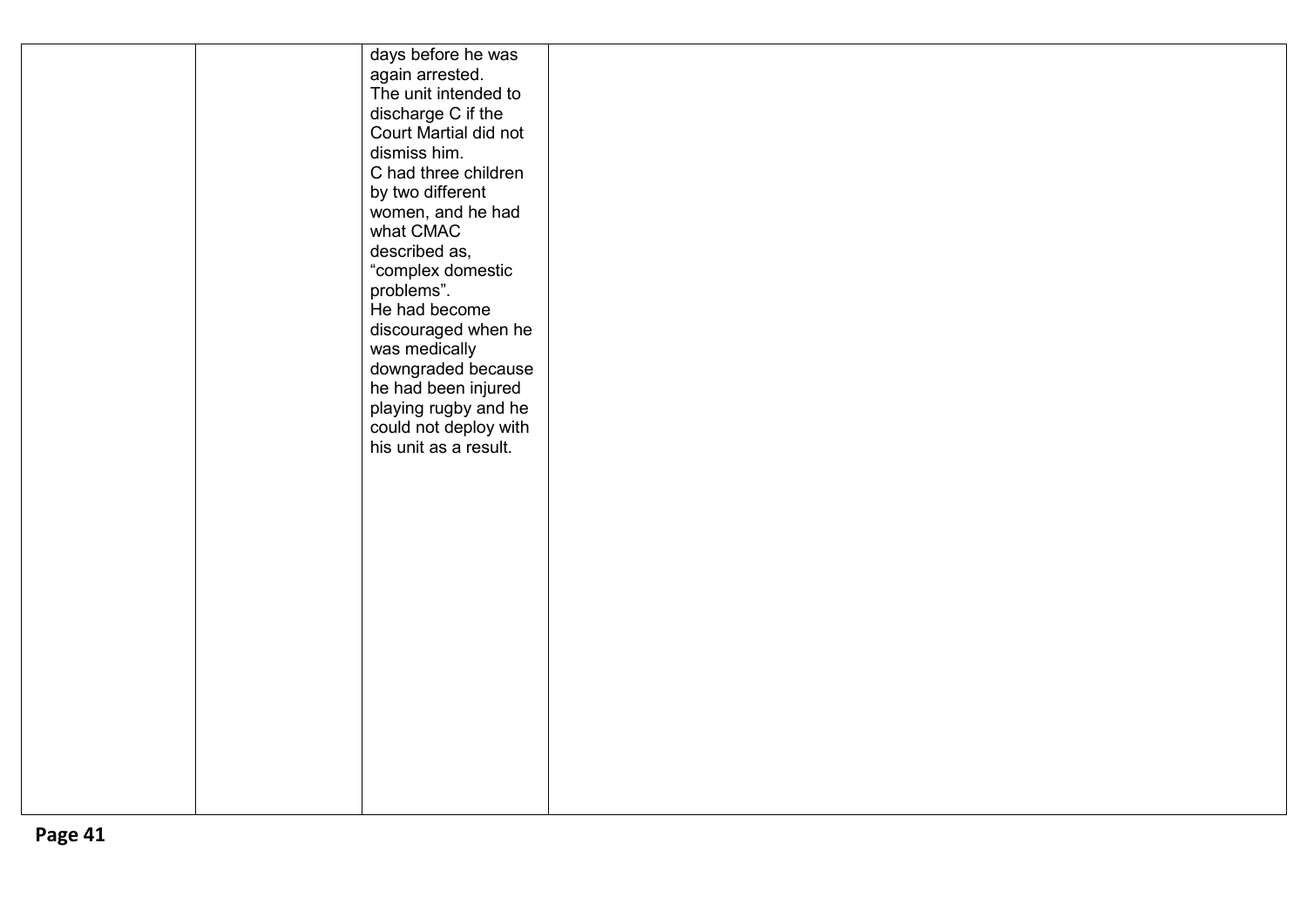| | | | |
|---|---|---|---|
| | | days before he was again arrested.<br>The unit intended to discharge C if the Court Martial did not dismiss him.<br>C had three children by two different women, and he had what CMAC described as, "complex domestic problems".<br>He had become discouraged when he was medically downgraded because he had been injured playing rugby and he could not deploy with his unit as a result. | |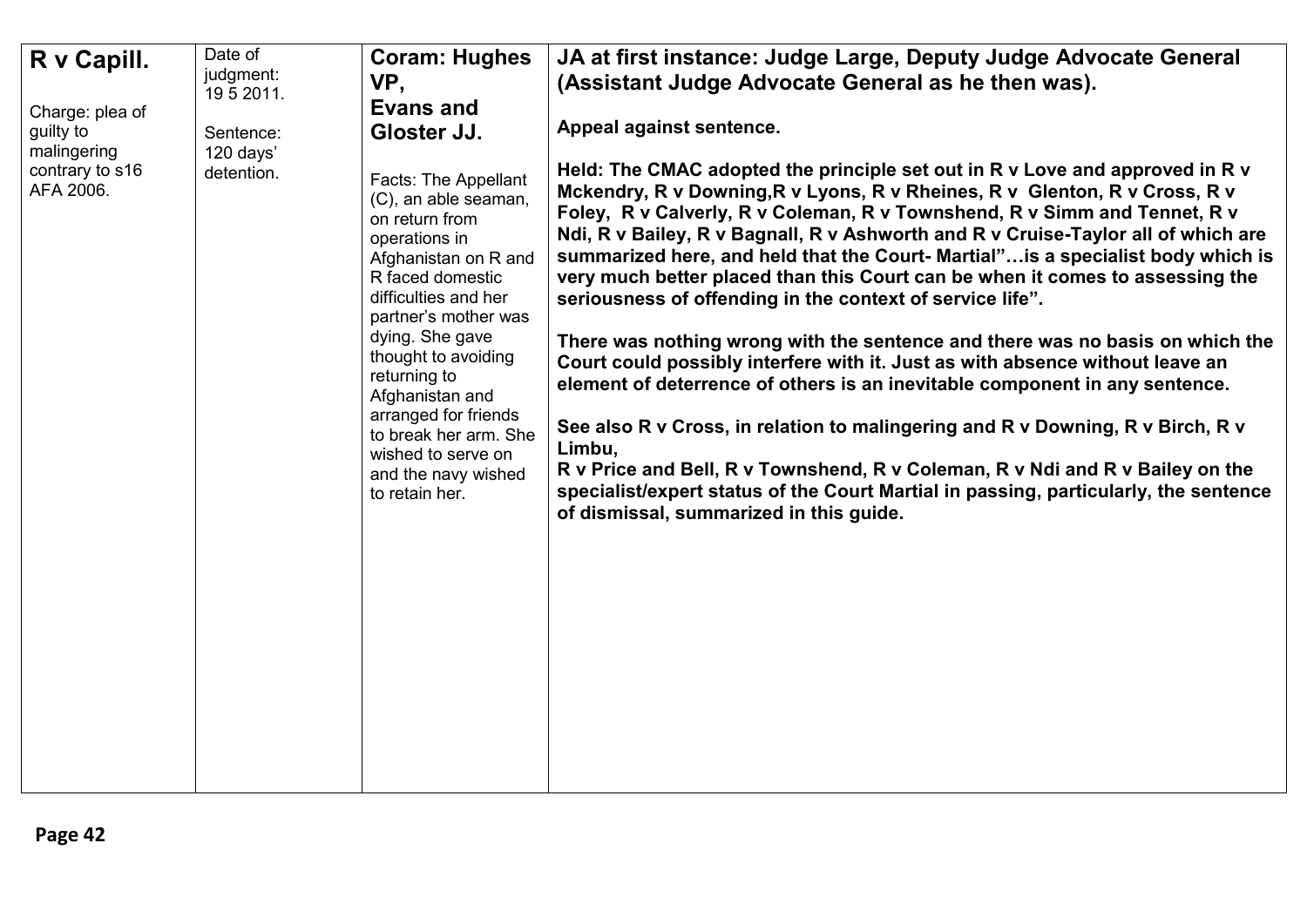| | | | |
|---|---|---|---|
| **R v Capill.**<br><br>Charge: plea of guilty to malingering contrary to s16 AFA 2006. | Date of judgment: 19 5 2011.<br><br>Sentence: 120 days' detention. | **Coram: Hughes VP, Evans and Gloster JJ.**<br><br>Facts: The Appellant (C), an able seaman, on return from operations in Afghanistan on R and R faced domestic difficulties and her partner's mother was dying. She gave thought to avoiding returning to Afghanistan and arranged for friends to break her arm. She wished to serve on and the navy wished to retain her. | **JA at first instance: Judge Large, Deputy Judge Advocate General (Assistant Judge Advocate General as he then was).**<br><br>**Appeal against sentence.**<br><br>**Held: The CMAC adopted the principle set out in R v Love and approved in R v Mckendry, R v Downing,R v Lyons, R v Rheines, R v Glenton, R v Cross, R v Foley, R v Calverly, R v Coleman, R v Townshend, R v Simm and Tennet, R v Ndi, R v Bailey, R v Bagnall, R v Ashworth and R v Cruise-Taylor all of which are summarized here, and held that the Court- Martial"…is a specialist body which is very much better placed than this Court can be when it comes to assessing the seriousness of offending in the context of service life".**<br><br>**There was nothing wrong with the sentence and there was no basis on which the Court could possibly interfere with it. Just as with absence without leave an element of deterrence of others is an inevitable component in any sentence.**<br><br>**See also R v Cross, in relation to malingering and R v Downing, R v Birch, R v Limbu, R v Price and Bell, R v Townshend, R v Coleman, R v Ndi and R v Bailey on the specialist/expert status of the Court Martial in passing, particularly, the sentence of dismissal, summarized in this guide.** |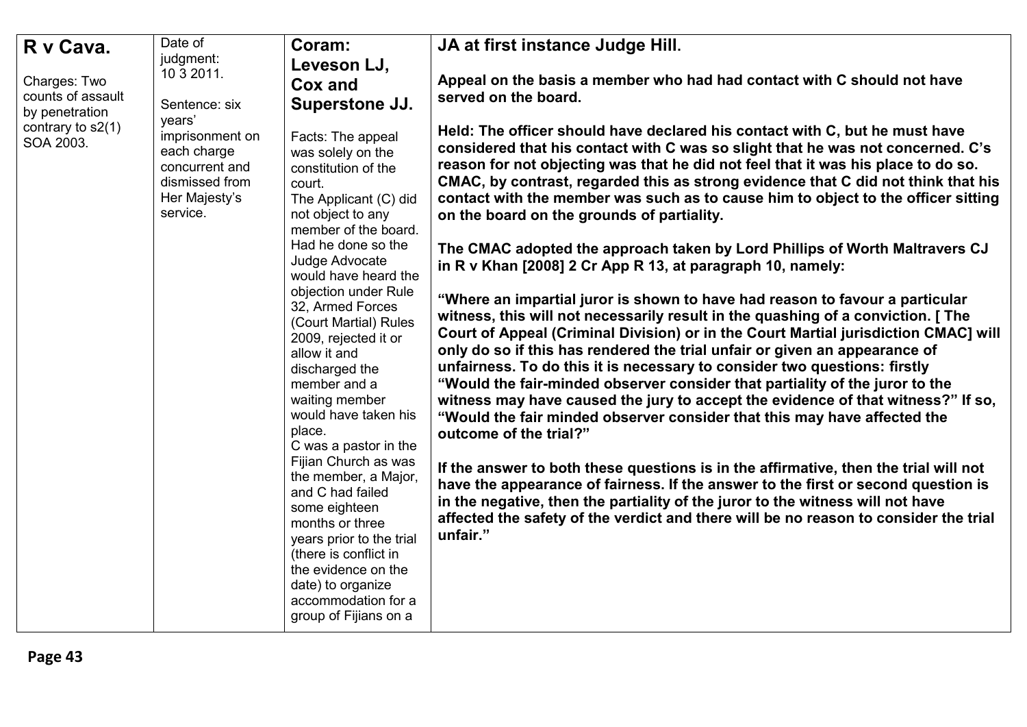| **R v Cava.**<br><br>Charges: Two counts of assault by penetration contrary to s2(1) SOA 2003. | Date of judgment: 10 3 2011.<br><br>Sentence: six years' imprisonment on each charge concurrent and dismissed from Her Majesty's service. | **Coram: Leveson LJ, Cox and Superstone JJ.**<br><br>Facts: The appeal was solely on the constitution of the court.<br>The Applicant (C) did not object to any member of the board. Had he done so the Judge Advocate would have heard the objection under Rule 32, Armed Forces (Court Martial) Rules 2009, rejected it or allow it and discharged the member and a waiting member would have taken his place.<br>C was a pastor in the Fijian Church as was the member, a Major, and C had failed some eighteen months or three years prior to the trial (there is conflict in the evidence on the date) to organize accommodation for a group of Fijians on a | **JA at first instance Judge Hill**.<br><br>**Appeal on the basis a member who had had contact with C should not have served on the board.**<br><br>**Held: The officer should have declared his contact with C, but he must have considered that his contact with C was so slight that he was not concerned. C's reason for not objecting was that he did not feel that it was his place to do so. CMAC, by contrast, regarded this as strong evidence that C did not think that his contact with the member was such as to cause him to object to the officer sitting on the board on the grounds of partiality.**<br><br>**The CMAC adopted the approach taken by Lord Phillips of Worth Maltravers CJ in R v Khan [2008] 2 Cr App R 13, at paragraph 10, namely:**<br><br>**"Where an impartial juror is shown to have had reason to favour a particular witness, this will not necessarily result in the quashing of a conviction. [ The Court of Appeal (Criminal Division) or in the Court Martial jurisdiction CMAC] will only do so if this has rendered the trial unfair or given an appearance of unfairness. To do this it is necessary to consider two questions: firstly "Would the fair-minded observer consider that partiality of the juror to the witness may have caused the jury to accept the evidence of that witness?" If so, "Would the fair minded observer consider that this may have affected the outcome of the trial?"**<br><br>**If the answer to both these questions is in the affirmative, then the trial will not have the appearance of fairness. If the answer to the first or second question is in the negative, then the partiality of the juror to the witness will not have affected the safety of the verdict and there will be no reason to consider the trial unfair."** |
|---|---|---|---|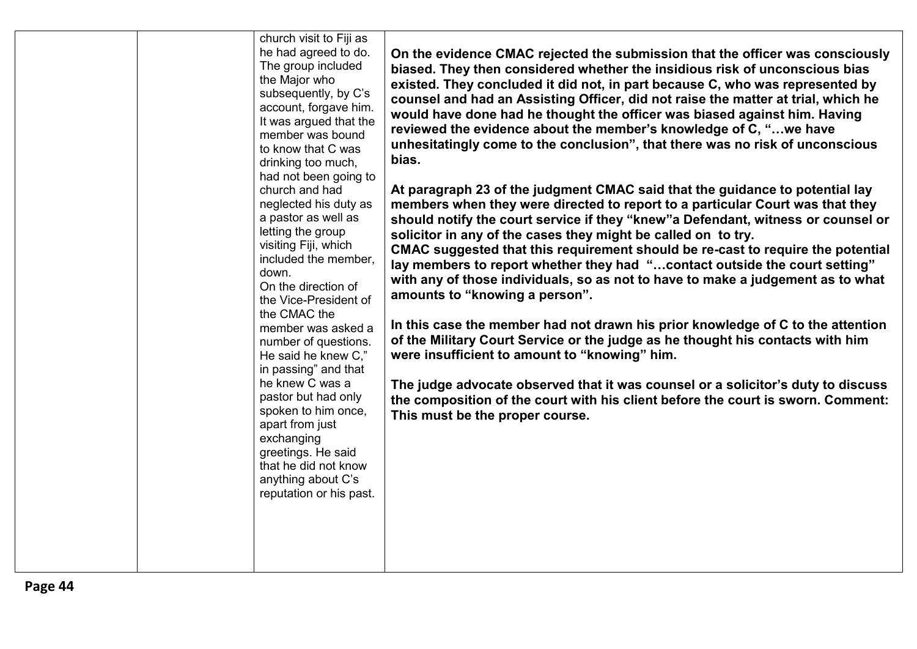| | | | |
|---|---|---|---|
| | | church visit to Fiji as he had agreed to do. The group included the Major who subsequently, by C's account, forgave him. It was argued that the member was bound to know that C was drinking too much, had not been going to church and had neglected his duty as a pastor as well as letting the group visiting Fiji, which included the member, down.<br>On the direction of the Vice-President of the CMAC the member was asked a number of questions. He said he knew C," in passing" and that he knew C was a pastor but had only spoken to him once, apart from just exchanging greetings. He said that he did not know anything about C's reputation or his past. | **On the evidence CMAC rejected the submission that the officer was consciously biased. They then considered whether the insidious risk of unconscious bias existed. They concluded it did not, in part because C, who was represented by counsel and had an Assisting Officer, did not raise the matter at trial, which he would have done had he thought the officer was biased against him. Having reviewed the evidence about the member's knowledge of C, "…we have unhesitatingly come to the conclusion", that there was no risk of unconscious bias.**<br><br>**At paragraph 23 of the judgment CMAC said that the guidance to potential lay members when they were directed to report to a particular Court was that they should notify the court service if they "knew"a Defendant, witness or counsel or solicitor in any of the cases they might be called on to try.**<br>**CMAC suggested that this requirement should be re-cast to require the potential lay members to report whether they had "…contact outside the court setting" with any of those individuals, so as not to have to make a judgement as to what amounts to "knowing a person".**<br><br>**In this case the member had not drawn his prior knowledge of C to the attention of the Military Court Service or the judge as he thought his contacts with him were insufficient to amount to "knowing" him.**<br><br>**The judge advocate observed that it was counsel or a solicitor's duty to discuss the composition of the court with his client before the court is sworn. Comment: This must be the proper course.** |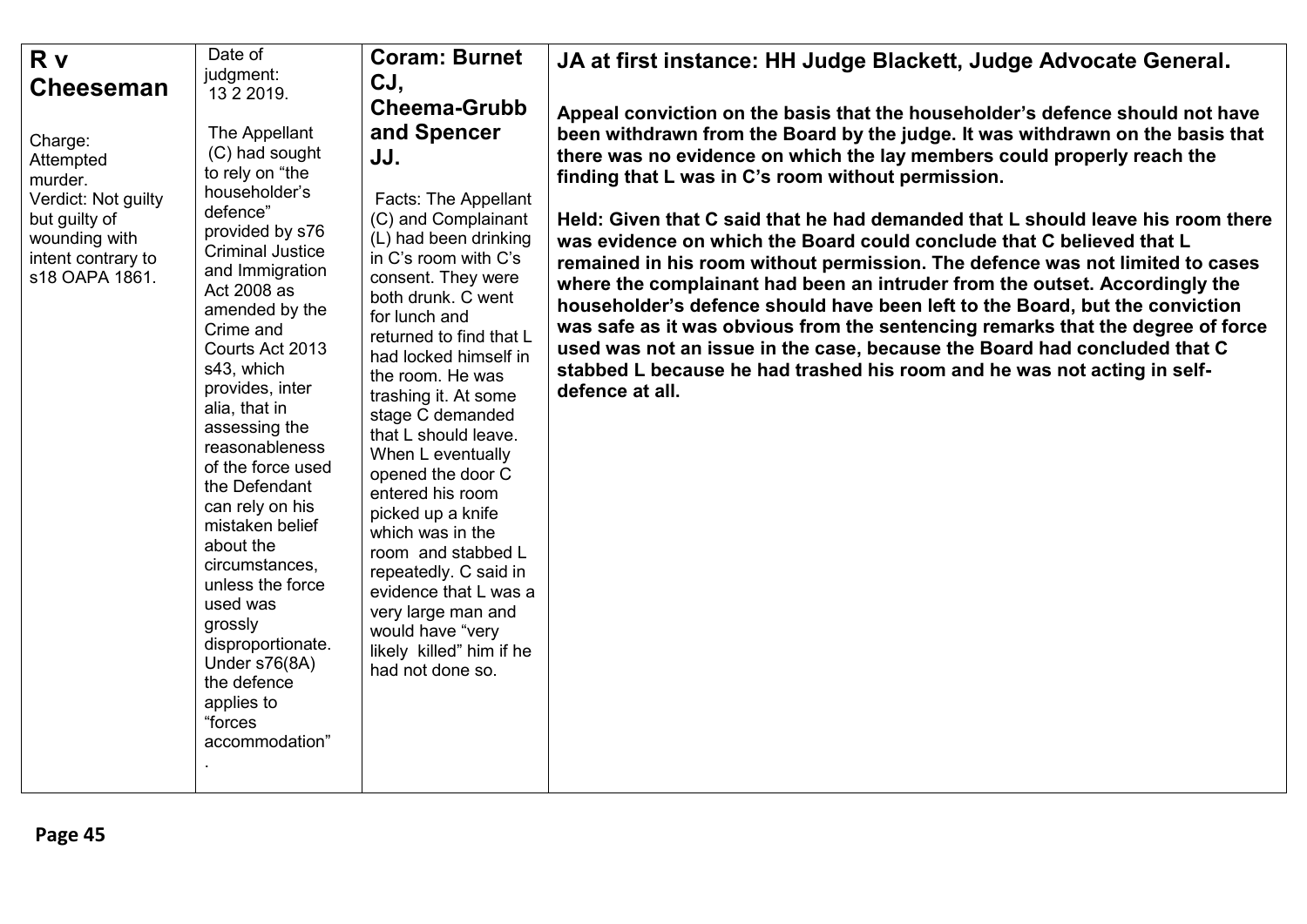| **R v Cheeseman**<br><br>Charge: Attempted murder.<br>Verdict: Not guilty but guilty of wounding with intent contrary to s18 OAPA 1861. | Date of judgment: 13 2 2019.<br><br>The Appellant (C) had sought to rely on "the householder's defence" provided by s76 Criminal Justice and Immigration Act 2008 as amended by the Crime and Courts Act 2013 s43, which provides, inter alia, that in assessing the reasonableness of the force used the Defendant can rely on his mistaken belief about the circumstances, unless the force used was grossly disproportionate. Under s76(8A) the defence applies to "forces accommodation"<br>. | **Coram: Burnet CJ, Cheema-Grubb and Spencer JJ.**<br><br>Facts: The Appellant (C) and Complainant (L) had been drinking in C's room with C's consent. They were both drunk. C went for lunch and returned to find that L had locked himself in the room. He was trashing it. At some stage C demanded that L should leave. When L eventually opened the door C entered his room picked up a knife which was in the room and stabbed L repeatedly. C said in evidence that L was a very large man and would have "very likely killed" him if he had not done so. | **JA at first instance: HH Judge Blackett, Judge Advocate General.**<br><br>**Appeal conviction on the basis that the householder's defence should not have been withdrawn from the Board by the judge. It was withdrawn on the basis that there was no evidence on which the lay members could properly reach the finding that L was in C's room without permission.**<br><br>**Held: Given that C said that he had demanded that L should leave his room there was evidence on which the Board could conclude that C believed that L remained in his room without permission. The defence was not limited to cases where the complainant had been an intruder from the outset. Accordingly the householder's defence should have been left to the Board, but the conviction was safe as it was obvious from the sentencing remarks that the degree of force used was not an issue in the case, because the Board had concluded that C stabbed L because he had trashed his room and he was not acting in self-defence at all.** |
|---|---|---|---|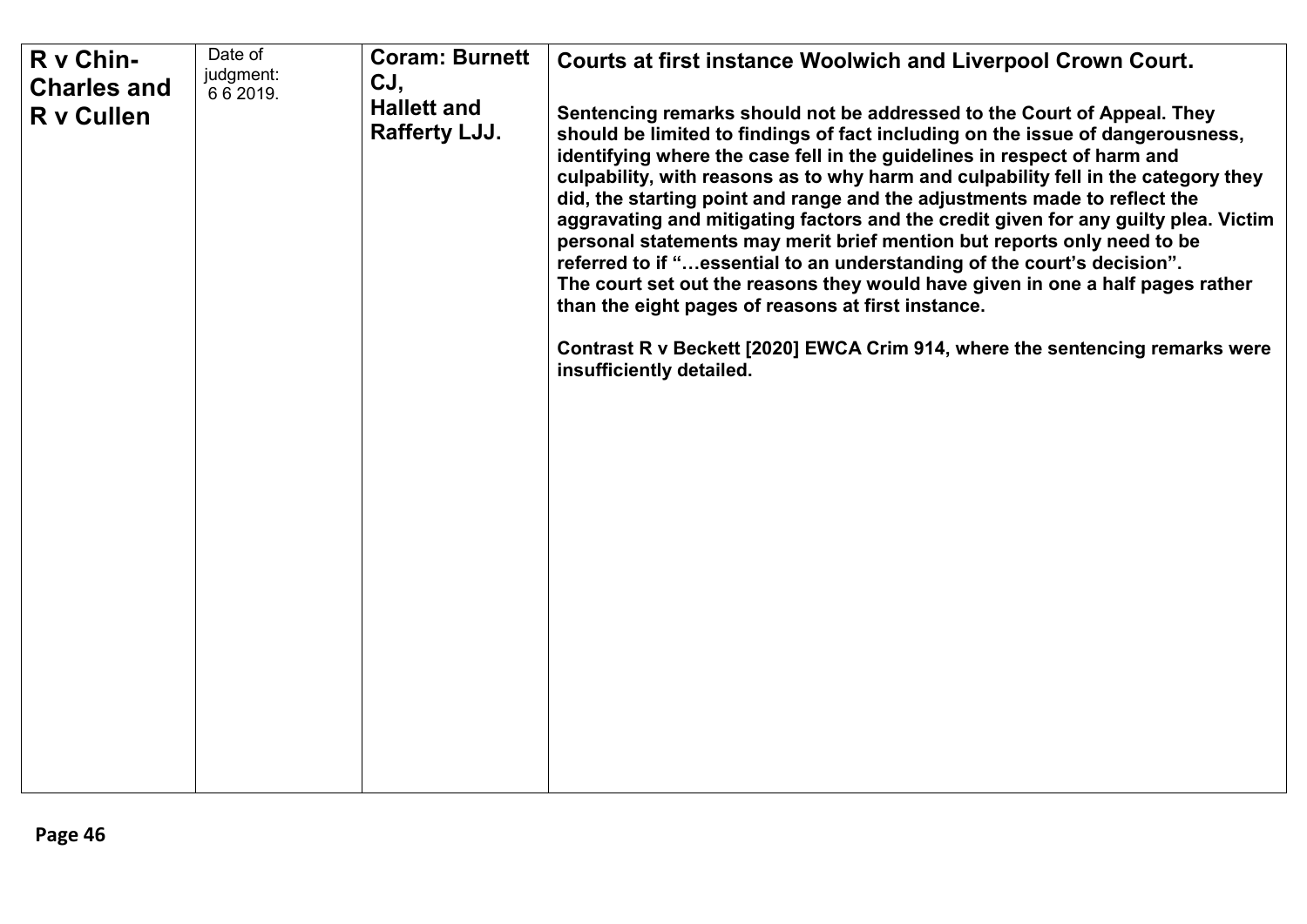| **R v Chin-Charles and R v Cullen** | Date of judgment: 6 6 2019. | **Coram: Burnett CJ, Hallett and Rafferty LJJ.** | **Courts at first instance Woolwich and Liverpool Crown Court.**<br><br>**Sentencing remarks should not be addressed to the Court of Appeal. They should be limited to findings of fact including on the issue of dangerousness, identifying where the case fell in the guidelines in respect of harm and culpability, with reasons as to why harm and culpability fell in the category they did, the starting point and range and the adjustments made to reflect the aggravating and mitigating factors and the credit given for any guilty plea. Victim personal statements may merit brief mention but reports only need to be referred to if "…essential to an understanding of the court's decision".**<br>**The court set out the reasons they would have given in one a half pages rather than the eight pages of reasons at first instance.**<br><br>**Contrast R v Beckett [2020] EWCA Crim 914, where the sentencing remarks were insufficiently detailed.** |
|---|---|---|---|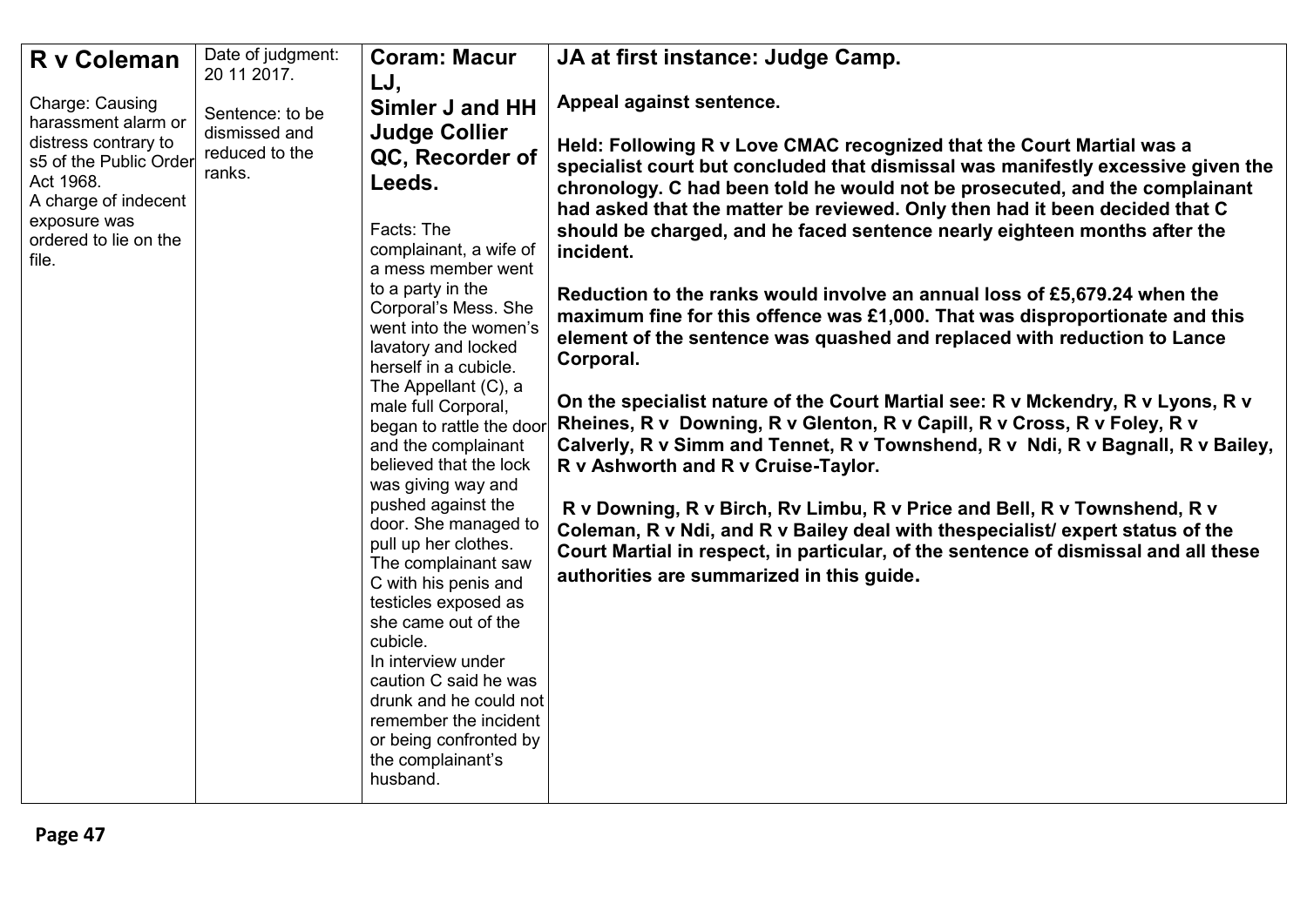| **R v Coleman**<br><br>Charge: Causing harassment alarm or distress contrary to s5 of the Public Order Act 1968.<br>A charge of indecent exposure was ordered to lie on the file. | Date of judgment: 20 11 2017.<br><br>Sentence: to be dismissed and reduced to the ranks. | **Coram: Macur LJ, Simler J and HH Judge Collier QC, Recorder of Leeds.**<br><br>Facts: The complainant, a wife of a mess member went to a party in the Corporal's Mess. She went into the women's lavatory and locked herself in a cubicle. The Appellant (C), a male full Corporal, began to rattle the door and the complainant believed that the lock was giving way and pushed against the door. She managed to pull up her clothes. The complainant saw C with his penis and testicles exposed as she came out of the cubicle.<br>In interview under caution C said he was drunk and he could not remember the incident or being confronted by the complainant's husband. | **JA at first instance: Judge Camp.**<br><br>**Appeal against sentence.**<br><br>**Held: Following R v Love CMAC recognized that the Court Martial was a specialist court but concluded that dismissal was manifestly excessive given the chronology. C had been told he would not be prosecuted, and the complainant had asked that the matter be reviewed. Only then had it been decided that C should be charged, and he faced sentence nearly eighteen months after the incident.**<br><br>**Reduction to the ranks would involve an annual loss of £5,679.24 when the maximum fine for this offence was £1,000. That was disproportionate and this element of the sentence was quashed and replaced with reduction to Lance Corporal.**<br><br>**On the specialist nature of the Court Martial see: R v Mckendry, R v Lyons, R v Rheines, R v Downing, R v Glenton, R v Capill, R v Cross, R v Foley, R v Calverly, R v Simm and Tennet, R v Townshend, R v Ndi, R v Bagnall, R v Bailey, R v Ashworth and R v Cruise-Taylor.**<br><br>**R v Downing, R v Birch, Rv Limbu, R v Price and Bell, R v Townshend, R v Coleman, R v Ndi, and R v Bailey deal with thespecialist/ expert status of the Court Martial in respect, in particular, of the sentence of dismissal and all these authorities are summarized in this guide.** |
|---|---|---|---|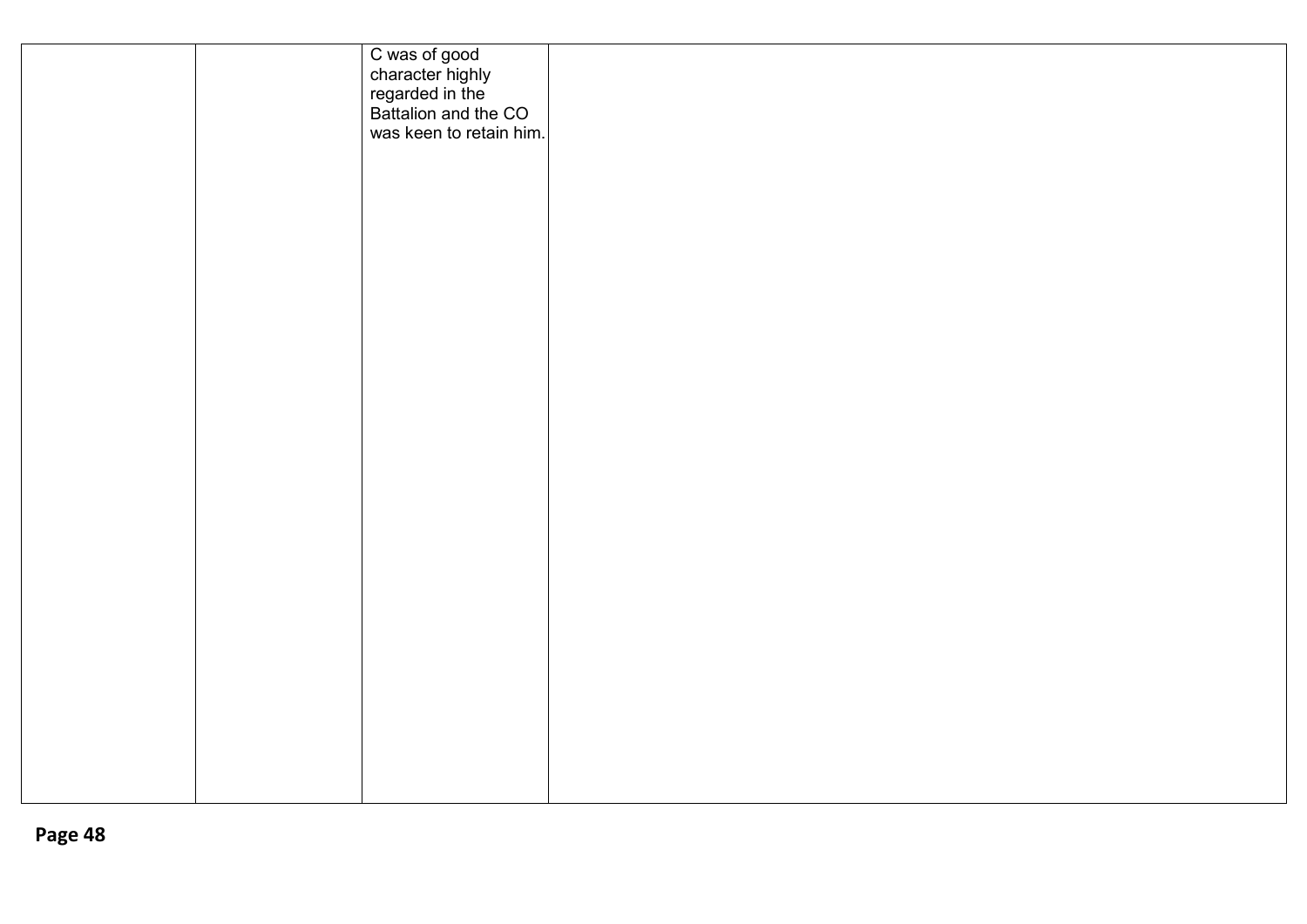|  |  |  |  |
|---|---|---|---|
|  |  | C was of good character highly regarded in the Battalion and the CO was keen to retain him. |  |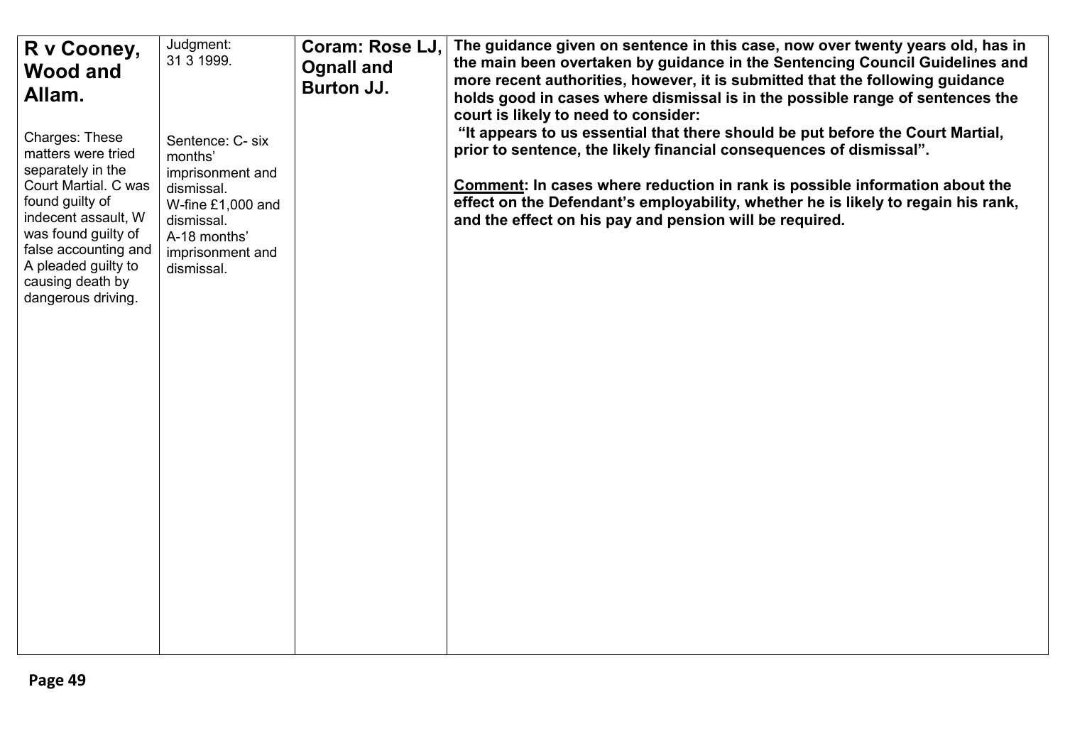| | | | |
|---|---|---|---|
| **R v Cooney, Wood and Allam.**<br><br>Charges: These matters were tried separately in the Court Martial. C was found guilty of indecent assault, W was found guilty of false accounting and A pleaded guilty to causing death by dangerous driving. | Judgment: 31 3 1999.<br><br>Sentence: C- six months' imprisonment and dismissal.<br>W-fine £1,000 and dismissal.<br>A-18 months' imprisonment and dismissal. | **Coram: Rose LJ, Ognall and Burton JJ.** | **The guidance given on sentence in this case, now over twenty years old, has in the main been overtaken by guidance in the Sentencing Council Guidelines and more recent authorities, however, it is submitted that the following guidance holds good in cases where dismissal is in the possible range of sentences the court is likely to need to consider:**<br>**"It appears to us essential that there should be put before the Court Martial, prior to sentence, the likely financial consequences of dismissal".**<br><br>**<u>Comment</u>: In cases where reduction in rank is possible information about the effect on the Defendant's employability, whether he is likely to regain his rank, and the effect on his pay and pension will be required.** |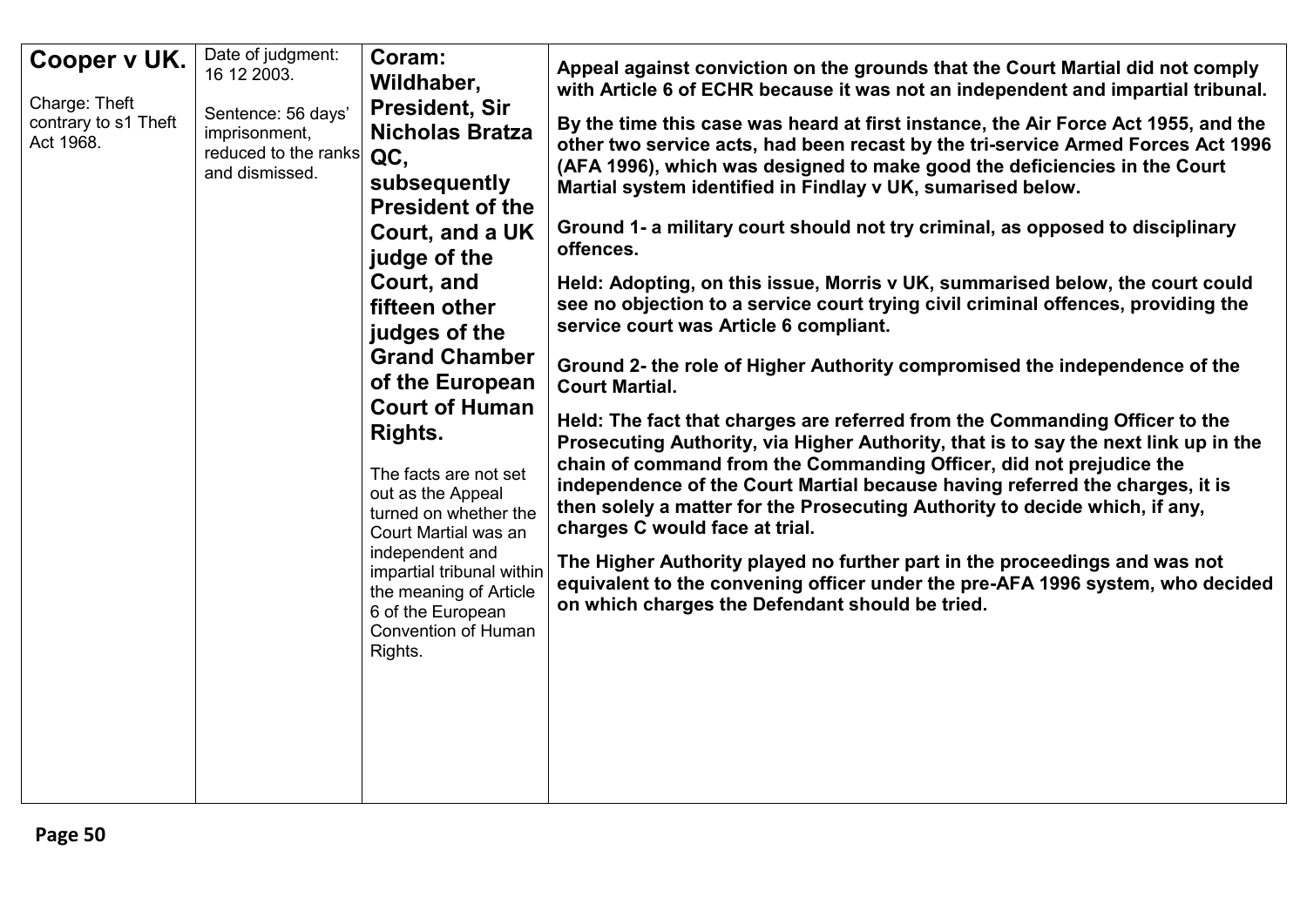| | | | |
|---|---|---|---|
| **Cooper v UK.**<br><br>Charge: Theft contrary to s1 Theft Act 1968. | Date of judgment: 16 12 2003.<br><br>Sentence: 56 days' imprisonment, reduced to the ranks and dismissed. | **Coram: Wildhaber, President, Sir Nicholas Bratza QC, subsequently President of the Court, and a UK judge of the Court, and fifteen other judges of the Grand Chamber of the European Court of Human Rights.**<br><br>The facts are not set out as the Appeal turned on whether the Court Martial was an independent and impartial tribunal within the meaning of Article 6 of the European Convention of Human Rights. | **Appeal against conviction on the grounds that the Court Martial did not comply with Article 6 of ECHR because it was not an independent and impartial tribunal.**<br><br>**By the time this case was heard at first instance, the Air Force Act 1955, and the other two service acts, had been recast by the tri-service Armed Forces Act 1996 (AFA 1996), which was designed to make good the deficiencies in the Court Martial system identified in Findlay v UK, sumarised below.**<br><br>**Ground 1- a military court should not try criminal, as opposed to disciplinary offences.**<br><br>**Held: Adopting, on this issue, Morris v UK, summarised below, the court could see no objection to a service court trying civil criminal offences, providing the service court was Article 6 compliant.**<br><br>**Ground 2- the role of Higher Authority compromised the independence of the Court Martial.**<br><br>**Held: The fact that charges are referred from the Commanding Officer to the Prosecuting Authority, via Higher Authority, that is to say the next link up in the chain of command from the Commanding Officer, did not prejudice the independence of the Court Martial because having referred the charges, it is then solely a matter for the Prosecuting Authority to decide which, if any, charges C would face at trial.**<br><br>**The Higher Authority played no further part in the proceedings and was not equivalent to the convening officer under the pre-AFA 1996 system, who decided on which charges the Defendant should be tried.** |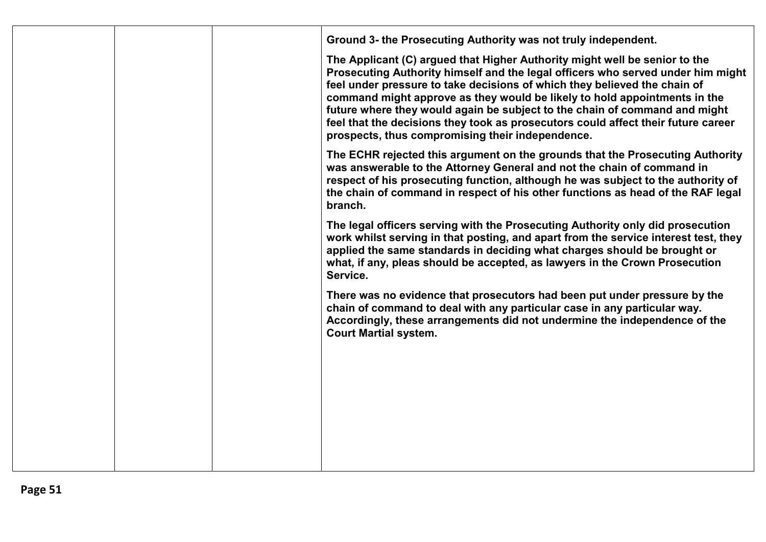|  |  |  | **Ground 3- the Prosecuting Authority was not truly independent.**<br><br>**The Applicant (C) argued that Higher Authority might well be senior to the Prosecuting Authority himself and the legal officers who served under him might feel under pressure to take decisions of which they believed the chain of command might approve as they would be likely to hold appointments in the future where they would again be subject to the chain of command and might feel that the decisions they took as prosecutors could affect their future career prospects, thus compromising their independence.**<br><br>**The ECHR rejected this argument on the grounds that the Prosecuting Authority was answerable to the Attorney General and not the chain of command in respect of his prosecuting function, although he was subject to the authority of the chain of command in respect of his other functions as head of the RAF legal branch.**<br><br>**The legal officers serving with the Prosecuting Authority only did prosecution work whilst serving in that posting, and apart from the service interest test, they applied the same standards in deciding what charges should be brought or what, if any, pleas should be accepted, as lawyers in the Crown Prosecution Service.**<br><br>**There was no evidence that prosecutors had been put under pressure by the chain of command to deal with any particular case in any particular way. Accordingly, these arrangements did not undermine the independence of the Court Martial system.** |
|---|---|---|---|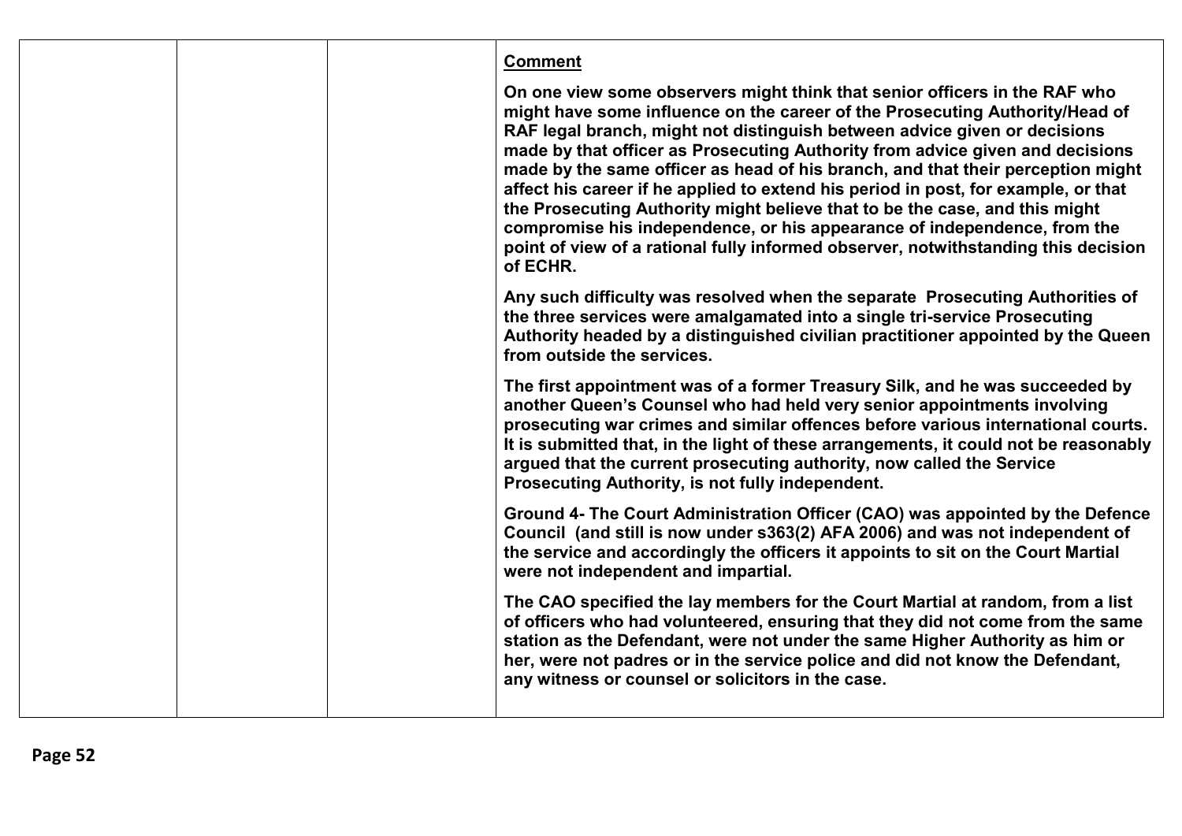| | | | **Comment**<br><br>**On one view some observers might think that senior officers in the RAF who might have some influence on the career of the Prosecuting Authority/Head of RAF legal branch, might not distinguish between advice given or decisions made by that officer as Prosecuting Authority from advice given and decisions made by the same officer as head of his branch, and that their perception might affect his career if he applied to extend his period in post, for example, or that the Prosecuting Authority might believe that to be the case, and this might compromise his independence, or his appearance of independence, from the point of view of a rational fully informed observer, notwithstanding this decision of ECHR.**<br><br>**Any such difficulty was resolved when the separate Prosecuting Authorities of the three services were amalgamated into a single tri-service Prosecuting Authority headed by a distinguished civilian practitioner appointed by the Queen from outside the services.**<br><br>**The first appointment was of a former Treasury Silk, and he was succeeded by another Queen's Counsel who had held very senior appointments involving prosecuting war crimes and similar offences before various international courts. It is submitted that, in the light of these arrangements, it could not be reasonably argued that the current prosecuting authority, now called the Service Prosecuting Authority, is not fully independent.**<br><br>**Ground 4- The Court Administration Officer (CAO) was appointed by the Defence Council (and still is now under s363(2) AFA 2006) and was not independent of the service and accordingly the officers it appoints to sit on the Court Martial were not independent and impartial.**<br><br>**The CAO specified the lay members for the Court Martial at random, from a list of officers who had volunteered, ensuring that they did not come from the same station as the Defendant, were not under the same Higher Authority as him or her, were not padres or in the service police and did not know the Defendant, any witness or counsel or solicitors in the case.** |
|---|---|---|---|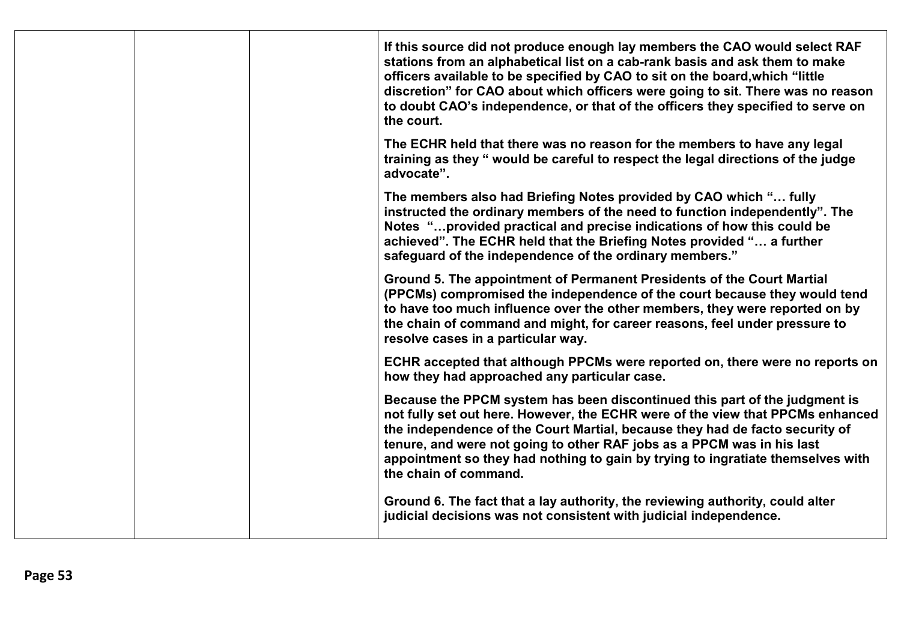| | | | |
|---|---|---|---|
| | | | **If this source did not produce enough lay members the CAO would select RAF stations from an alphabetical list on a cab-rank basis and ask them to make officers available to be specified by CAO to sit on the board,which "little discretion" for CAO about which officers were going to sit. There was no reason to doubt CAO's independence, or that of the officers they specified to serve on the court.**<br><br>**The ECHR held that there was no reason for the members to have any legal training as they " would be careful to respect the legal directions of the judge advocate".**<br><br>**The members also had Briefing Notes provided by CAO which "… fully instructed the ordinary members of the need to function independently". The Notes "…provided practical and precise indications of how this could be achieved". The ECHR held that the Briefing Notes provided "… a further safeguard of the independence of the ordinary members."**<br><br>**Ground 5. The appointment of Permanent Presidents of the Court Martial (PPCMs) compromised the independence of the court because they would tend to have too much influence over the other members, they were reported on by the chain of command and might, for career reasons, feel under pressure to resolve cases in a particular way.**<br><br>**ECHR accepted that although PPCMs were reported on, there were no reports on how they had approached any particular case.**<br><br>**Because the PPCM system has been discontinued this part of the judgment is not fully set out here. However, the ECHR were of the view that PPCMs enhanced the independence of the Court Martial, because they had de facto security of tenure, and were not going to other RAF jobs as a PPCM was in his last appointment so they had nothing to gain by trying to ingratiate themselves with the chain of command.**<br><br>**Ground 6. The fact that a lay authority, the reviewing authority, could alter judicial decisions was not consistent with judicial independence.** |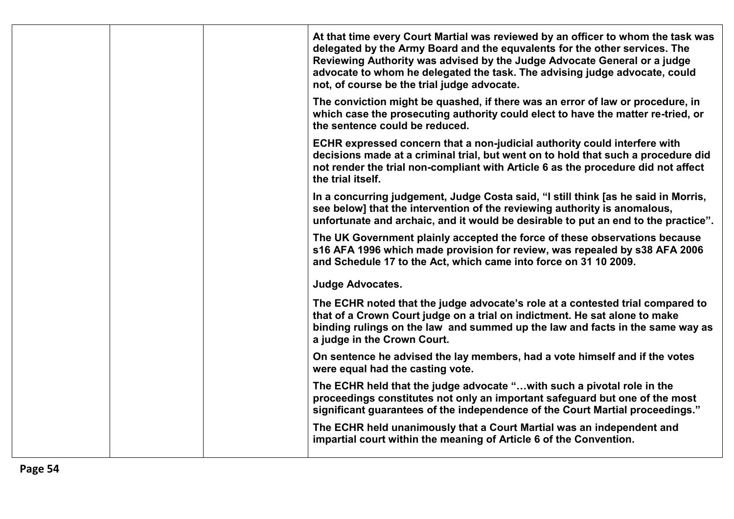| | | | **At that time every Court Martial was reviewed by an officer to whom the task was delegated by the Army Board and the equvalents for the other services. The Reviewing Authority was advised by the Judge Advocate General or a judge advocate to whom he delegated the task. The advising judge advocate, could not, of course be the trial judge advocate.**<br><br>**The conviction might be quashed, if there was an error of law or procedure, in which case the prosecuting authority could elect to have the matter re-tried, or the sentence could be reduced.**<br><br>**ECHR expressed concern that a non-judicial authority could interfere with decisions made at a criminal trial, but went on to hold that such a procedure did not render the trial non-compliant with Article 6 as the procedure did not affect the trial itself.**<br><br>**In a concurring judgement, Judge Costa said, "I still think [as he said in Morris, see below] that the intervention of the reviewing authority is anomalous, unfortunate and archaic, and it would be desirable to put an end to the practice".**<br><br>**The UK Government plainly accepted the force of these observations because s16 AFA 1996 which made provision for review, was repealed by s38 AFA 2006 and Schedule 17 to the Act, which came into force on 31 10 2009.**<br><br>**Judge Advocates.**<br><br>**The ECHR noted that the judge advocate's role at a contested trial compared to that of a Crown Court judge on a trial on indictment. He sat alone to make binding rulings on the law and summed up the law and facts in the same way as a judge in the Crown Court.**<br><br>**On sentence he advised the lay members, had a vote himself and if the votes were equal had the casting vote.**<br><br>**The ECHR held that the judge advocate "…with such a pivotal role in the proceedings constitutes not only an important safeguard but one of the most significant guarantees of the independence of the Court Martial proceedings."**<br><br>**The ECHR held unanimously that a Court Martial was an independent and impartial court within the meaning of Article 6 of the Convention.** |
|---|---|---|---|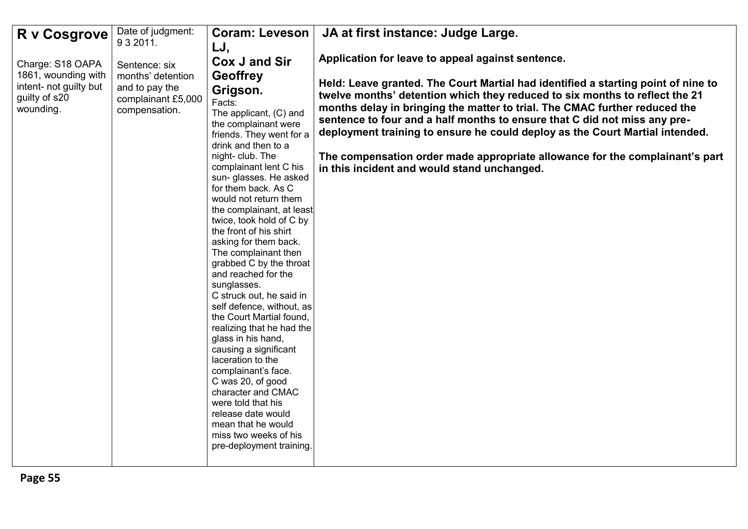| **R v Cosgrove**<br><br>Charge: S18 OAPA 1861, wounding with intent- not guilty but guilty of s20 wounding. | Date of judgment: 9 3 2011.<br><br>Sentence: six months' detention and to pay the complainant £5,000 compensation. | **Coram: Leveson LJ, Cox J and Sir Geoffrey Grigson.**<br>Facts:<br>The applicant, (C) and the complainant were friends. They went for a drink and then to a night- club. The complainant lent C his sun- glasses. He asked for them back. As C would not return them the complainant, at least twice, took hold of C by the front of his shirt asking for them back. The complainant then grabbed C by the throat and reached for the sunglasses.<br>C struck out, he said in self defence, without, as the Court Martial found, realizing that he had the glass in his hand, causing a significant laceration to the complainant's face.<br>C was 20, of good character and CMAC were told that his release date would mean that he would miss two weeks of his pre-deployment training. | **JA at first instance: Judge Large.**<br><br>**Application for leave to appeal against sentence.**<br><br>**Held: Leave granted. The Court Martial had identified a starting point of nine to twelve months' detention which they reduced to six months to reflect the 21 months delay in bringing the matter to trial. The CMAC further reduced the sentence to four and a half months to ensure that C did not miss any pre-deployment training to ensure he could deploy as the Court Martial intended.**<br><br>**The compensation order made appropriate allowance for the complainant's part in this incident and would stand unchanged.** |
|---|---|---|---|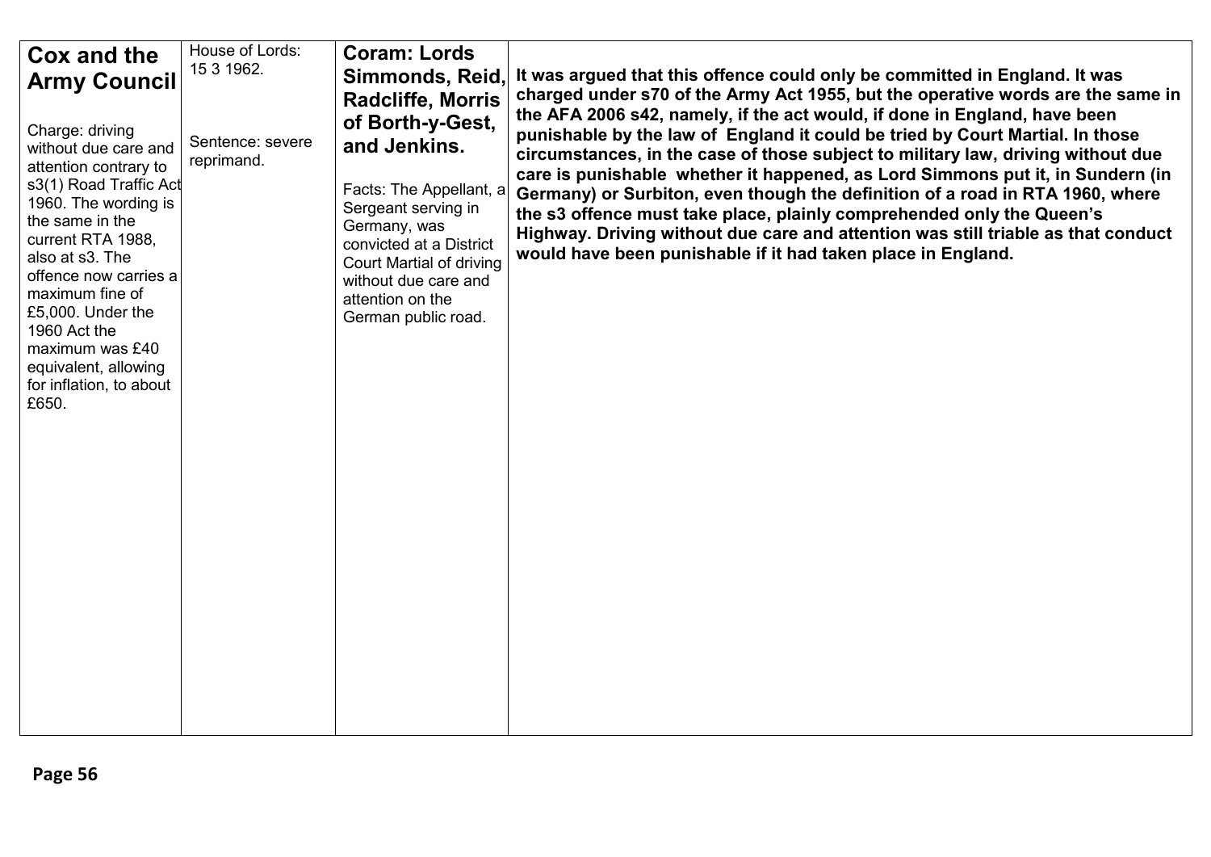| **Cox and the Army Council**<br><br>Charge: driving without due care and attention contrary to s3(1) Road Traffic Act 1960. The wording is the same in the current RTA 1988, also at s3. The offence now carries a maximum fine of £5,000. Under the 1960 Act the maximum was £40 equivalent, allowing for inflation, to about £650. | House of Lords: 15 3 1962.<br><br>Sentence: severe reprimand. | **Coram: Lords Simmonds, Reid, Radcliffe, Morris of Borth-y-Gest, and Jenkins.**<br><br>Facts: The Appellant, a Sergeant serving in Germany, was convicted at a District Court Martial of driving without due care and attention on the German public road. | **It was argued that this offence could only be committed in England. It was charged under s70 of the Army Act 1955, but the operative words are the same in the AFA 2006 s42, namely, if the act would, if done in England, have been punishable by the law of England it could be tried by Court Martial. In those circumstances, in the case of those subject to military law, driving without due care is punishable whether it happened, as Lord Simmons put it, in Sundern (in Germany) or Surbiton, even though the definition of a road in RTA 1960, where the s3 offence must take place, plainly comprehended only the Queen's Highway. Driving without due care and attention was still triable as that conduct would have been punishable if it had taken place in England.** |
|---|---|---|---|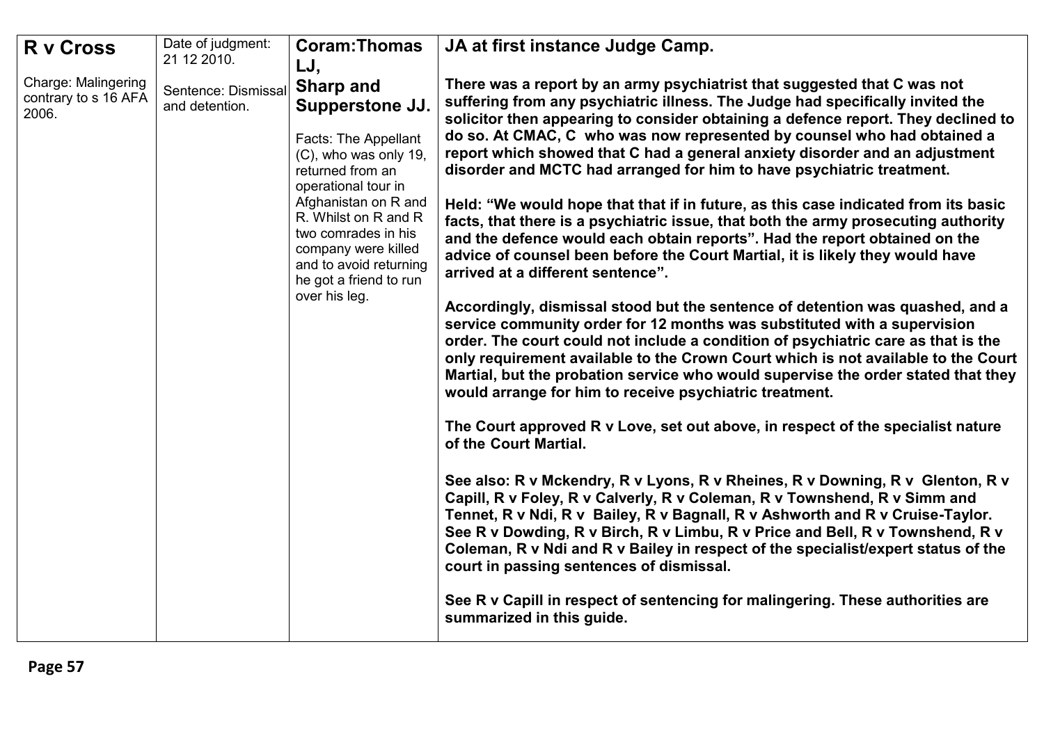| **R v Cross**<br><br>Charge: Malingering contrary to s 16 AFA 2006. | Date of judgment: 21 12 2010.<br><br>Sentence: Dismissal and detention. | **Coram:Thomas LJ, Sharp and Supperstone JJ.**<br><br>Facts: The Appellant (C), who was only 19, returned from an operational tour in Afghanistan on R and R. Whilst on R and R two comrades in his company were killed and to avoid returning he got a friend to run over his leg. | **JA at first instance Judge Camp.**<br><br>**There was a report by an army psychiatrist that suggested that C was not suffering from any psychiatric illness. The Judge had specifically invited the solicitor then appearing to consider obtaining a defence report. They declined to do so. At CMAC, C who was now represented by counsel who had obtained a report which showed that C had a general anxiety disorder and an adjustment disorder and MCTC had arranged for him to have psychiatric treatment.**<br><br>**Held: "We would hope that that if in future, as this case indicated from its basic facts, that there is a psychiatric issue, that both the army prosecuting authority and the defence would each obtain reports". Had the report obtained on the advice of counsel been before the Court Martial, it is likely they would have arrived at a different sentence".**<br><br>**Accordingly, dismissal stood but the sentence of detention was quashed, and a service community order for 12 months was substituted with a supervision order. The court could not include a condition of psychiatric care as that is the only requirement available to the Crown Court which is not available to the Court Martial, but the probation service who would supervise the order stated that they would arrange for him to receive psychiatric treatment.**<br><br>**The Court approved R v Love, set out above, in respect of the specialist nature of the Court Martial.**<br><br>**See also: R v Mckendry, R v Lyons, R v Rheines, R v Downing, R v Glenton, R v Capill, R v Foley, R v Calverly, R v Coleman, R v Townshend, R v Simm and Tennet, R v Ndi, R v Bailey, R v Bagnall, R v Ashworth and R v Cruise-Taylor. See R v Dowding, R v Birch, R v Limbu, R v Price and Bell, R v Townshend, R v Coleman, R v Ndi and R v Bailey in respect of the specialist/expert status of the court in passing sentences of dismissal.**<br><br>**See R v Capill in respect of sentencing for malingering. These authorities are summarized in this guide.** |
|---|---|---|---|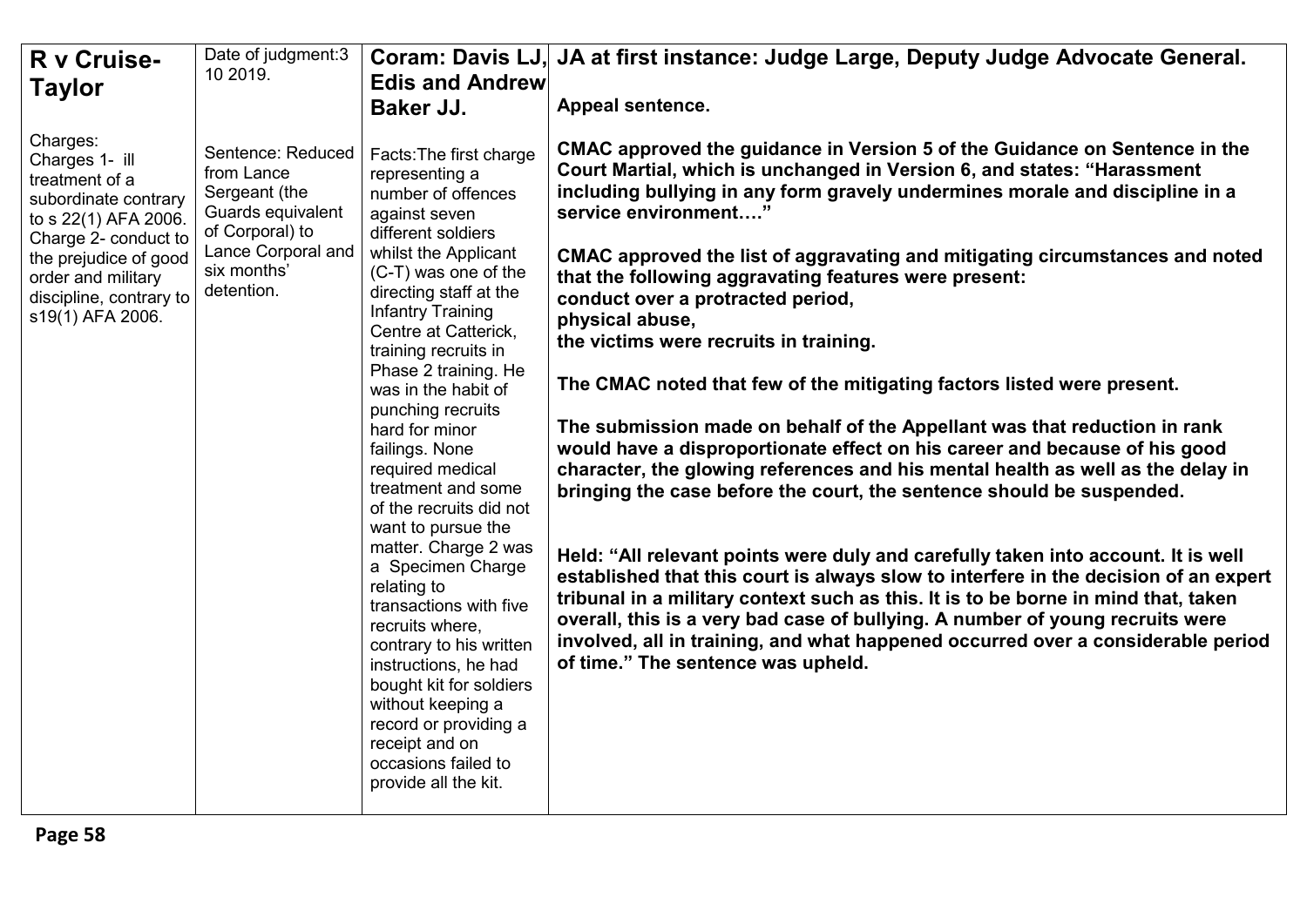| **R v Cruise-Taylor** | Date of judgment:3 10 2019. | **Coram: Davis LJ, Edis and Andrew Baker JJ.** | **JA at first instance: Judge Large, Deputy Judge Advocate General.**<br><br>**Appeal sentence.** |
|---|---|---|---|
| Charges:<br>Charges 1- ill treatment of a subordinate contrary to s 22(1) AFA 2006.<br>Charge 2- conduct to the prejudice of good order and military discipline, contrary to s19(1) AFA 2006. | Sentence: Reduced from Lance Sergeant (the Guards equivalent of Corporal) to Lance Corporal and six months' detention. | Facts:The first charge representing a number of offences against seven different soldiers whilst the Applicant (C-T) was one of the directing staff at the Infantry Training Centre at Catterick, training recruits in Phase 2 training. He was in the habit of punching recruits hard for minor failings. None required medical treatment and some of the recruits did not want to pursue the matter. Charge 2 was a Specimen Charge relating to transactions with five recruits where, contrary to his written instructions, he had bought kit for soldiers without keeping a record or providing a receipt and on occasions failed to provide all the kit. | **CMAC approved the guidance in Version 5 of the Guidance on Sentence in the Court Martial, which is unchanged in Version 6, and states: "Harassment including bullying in any form gravely undermines morale and discipline in a service environment…."**<br><br>**CMAC approved the list of aggravating and mitigating circumstances and noted that the following aggravating features were present:**<br>**conduct over a protracted period,**<br>**physical abuse,**<br>**the victims were recruits in training.**<br><br>**The CMAC noted that few of the mitigating factors listed were present.**<br><br>**The submission made on behalf of the Appellant was that reduction in rank would have a disproportionate effect on his career and because of his good character, the glowing references and his mental health as well as the delay in bringing the case before the court, the sentence should be suspended.**<br><br>**Held: "All relevant points were duly and carefully taken into account. It is well established that this court is always slow to interfere in the decision of an expert tribunal in a military context such as this. It is to be borne in mind that, taken overall, this is a very bad case of bullying. A number of young recruits were involved, all in training, and what happened occurred over a considerable period of time." The sentence was upheld.** |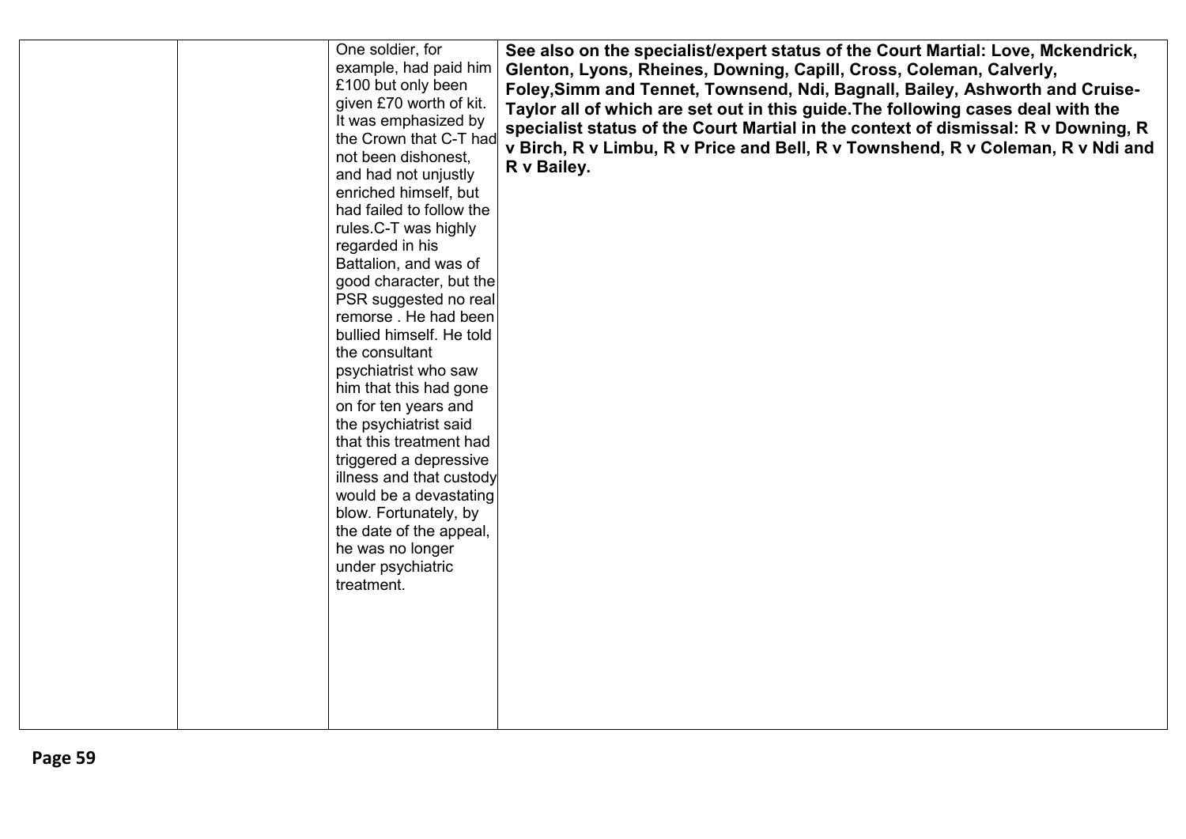|  |  |  |  |
|---|---|---|---|
|  |  | One soldier, for example, had paid him £100 but only been given £70 worth of kit. It was emphasized by the Crown that C-T had not been dishonest, and had not unjustly enriched himself, but had failed to follow the rules.C-T was highly regarded in his Battalion, and was of good character, but the PSR suggested no real remorse . He had been bullied himself. He told the consultant psychiatrist who saw him that this had gone on for ten years and the psychiatrist said that this treatment had triggered a depressive illness and that custody would be a devastating blow. Fortunately, by the date of the appeal, he was no longer under psychiatric treatment. | **See also on the specialist/expert status of the Court Martial: Love, Mckendrick, Glenton, Lyons, Rheines, Downing, Capill, Cross, Coleman, Calverly, Foley,Simm and Tennet, Townsend, Ndi, Bagnall, Bailey, Ashworth and Cruise-Taylor all of which are set out in this guide.The following cases deal with the specialist status of the Court Martial in the context of dismissal: R v Downing, R v Birch, R v Limbu, R v Price and Bell, R v Townshend, R v Coleman, R v Ndi and R v Bailey.** |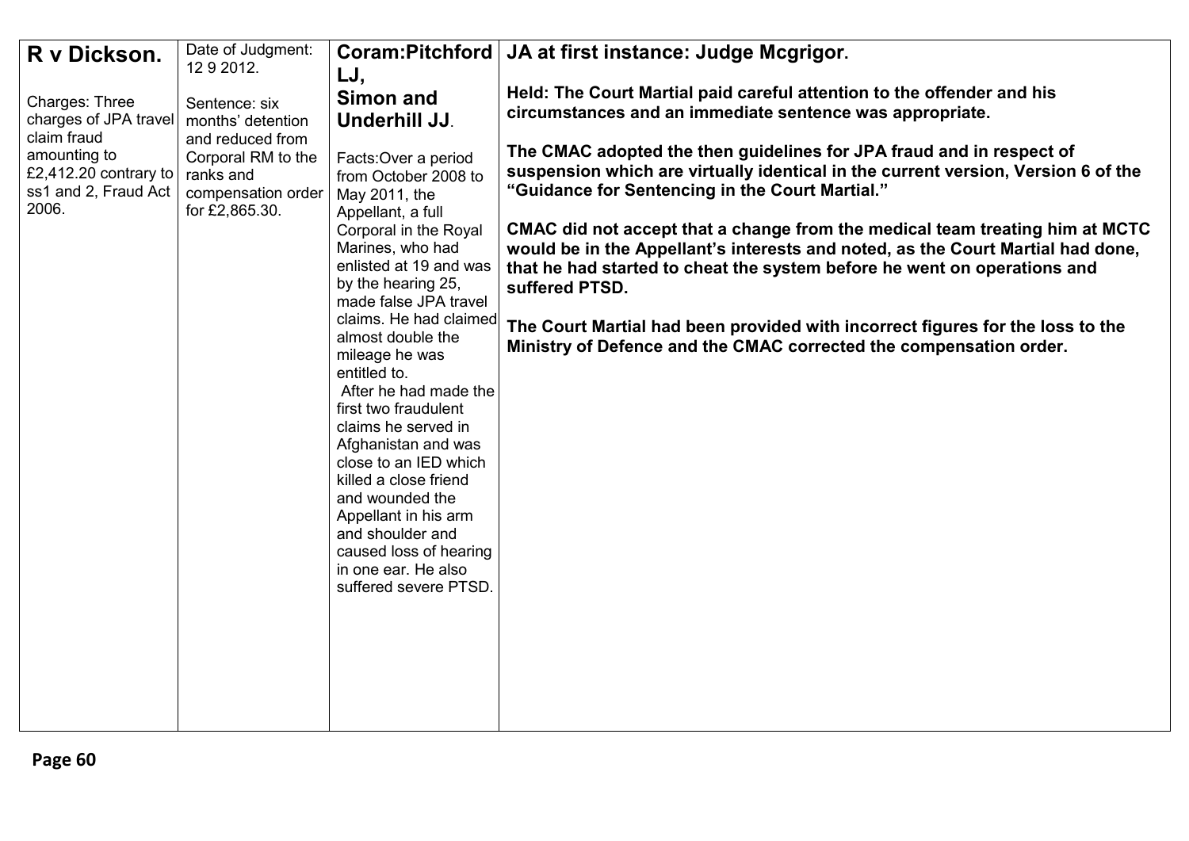| **R v Dickson.**<br><br>Charges: Three charges of JPA travel claim fraud amounting to £2,412.20 contrary to ss1 and 2, Fraud Act 2006. | Date of Judgment: 12 9 2012.<br><br>Sentence: six months' detention and reduced from Corporal RM to the ranks and compensation order for £2,865.30. | **Coram:Pitchford LJ, Simon and Underhill JJ**.<br><br>Facts:Over a period from October 2008 to May 2011, the Appellant, a full Corporal in the Royal Marines, who had enlisted at 19 and was by the hearing 25, made false JPA travel claims. He had claimed almost double the mileage he was entitled to.<br>After he had made the first two fraudulent claims he served in Afghanistan and was close to an IED which killed a close friend and wounded the Appellant in his arm and shoulder and caused loss of hearing in one ear. He also suffered severe PTSD. | **JA at first instance: Judge Mcgrigor.**<br><br>**Held: The Court Martial paid careful attention to the offender and his circumstances and an immediate sentence was appropriate.**<br><br>**The CMAC adopted the then guidelines for JPA fraud and in respect of suspension which are virtually identical in the current version, Version 6 of the "Guidance for Sentencing in the Court Martial."**<br><br>**CMAC did not accept that a change from the medical team treating him at MCTC would be in the Appellant's interests and noted, as the Court Martial had done, that he had started to cheat the system before he went on operations and suffered PTSD.**<br><br>**The Court Martial had been provided with incorrect figures for the loss to the Ministry of Defence and the CMAC corrected the compensation order.** |
|---|---|---|---|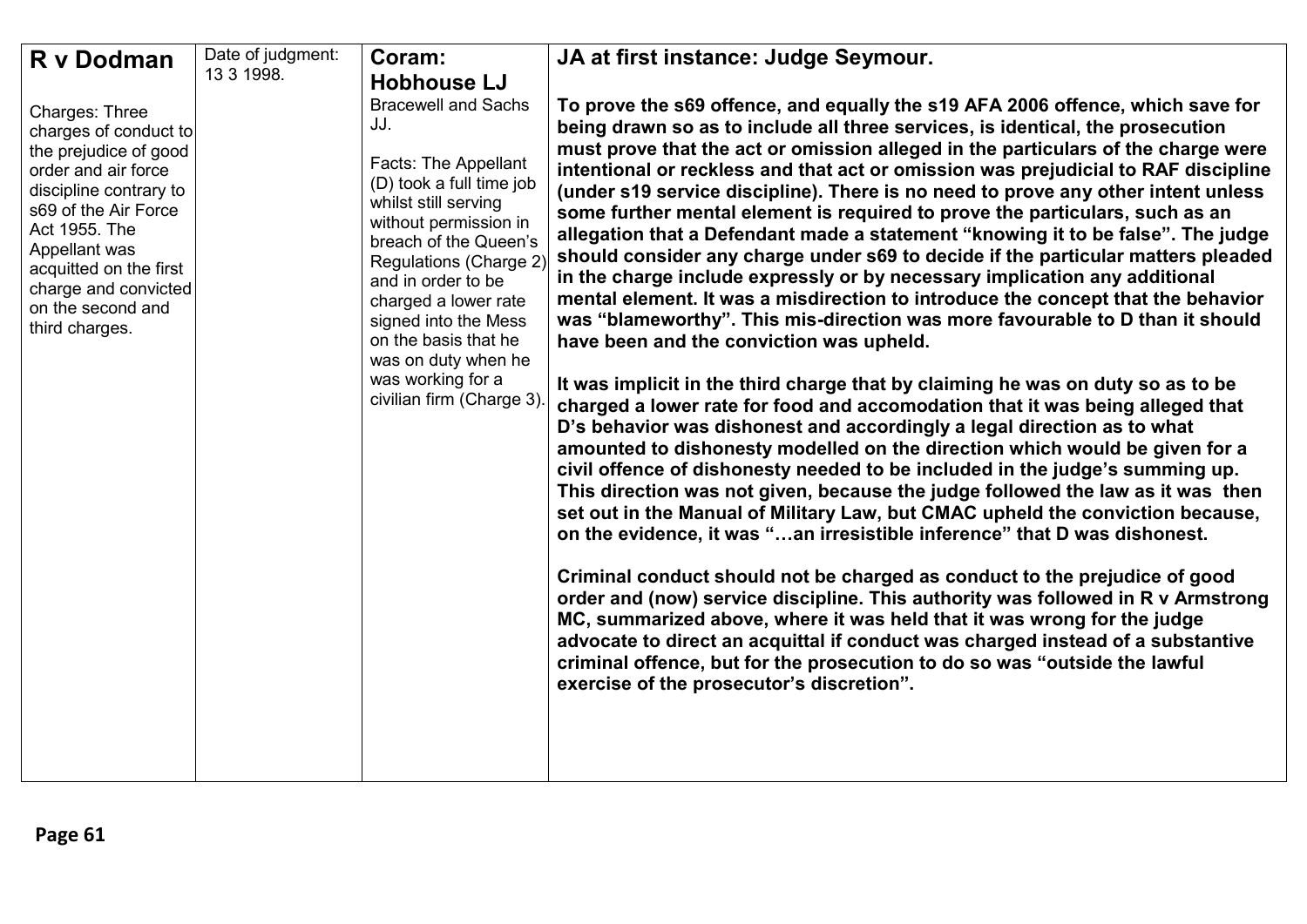| R v Dodman | Date of judgment: 13 3 1998. | Coram: Hobhouse LJ | JA at first instance: Judge Seymour. |
|---|---|---|---|
| Charges: Three charges of conduct to the prejudice of good order and air force discipline contrary to s69 of the Air Force Act 1955. The Appellant was acquitted on the first charge and convicted on the second and third charges. | | Bracewell and Sachs JJ.<br><br>Facts: The Appellant (D) took a full time job whilst still serving without permission in breach of the Queen's Regulations (Charge 2) and in order to be charged a lower rate signed into the Mess on the basis that he was on duty when he was working for a civilian firm (Charge 3). | **To prove the s69 offence, and equally the s19 AFA 2006 offence, which save for being drawn so as to include all three services, is identical, the prosecution must prove that the act or omission alleged in the particulars of the charge were intentional or reckless and that act or omission was prejudicial to RAF discipline (under s19 service discipline). There is no need to prove any other intent unless some further mental element is required to prove the particulars, such as an allegation that a Defendant made a statement "knowing it to be false". The judge should consider any charge under s69 to decide if the particular matters pleaded in the charge include expressly or by necessary implication any additional mental element. It was a misdirection to introduce the concept that the behavior was "blameworthy". This mis-direction was more favourable to D than it should have been and the conviction was upheld.**<br><br>**It was implicit in the third charge that by claiming he was on duty so as to be charged a lower rate for food and accomodation that it was being alleged that D's behavior was dishonest and accordingly a legal direction as to what amounted to dishonesty modelled on the direction which would be given for a civil offence of dishonesty needed to be included in the judge's summing up. This direction was not given, because the judge followed the law as it was then set out in the Manual of Military Law, but CMAC upheld the conviction because, on the evidence, it was "…an irresistible inference" that D was dishonest.**<br><br>**Criminal conduct should not be charged as conduct to the prejudice of good order and (now) service discipline. This authority was followed in R v Armstrong MC, summarized above, where it was held that it was wrong for the judge advocate to direct an acquittal if conduct was charged instead of a substantive criminal offence, but for the prosecution to do so was "outside the lawful exercise of the prosecutor's discretion".** |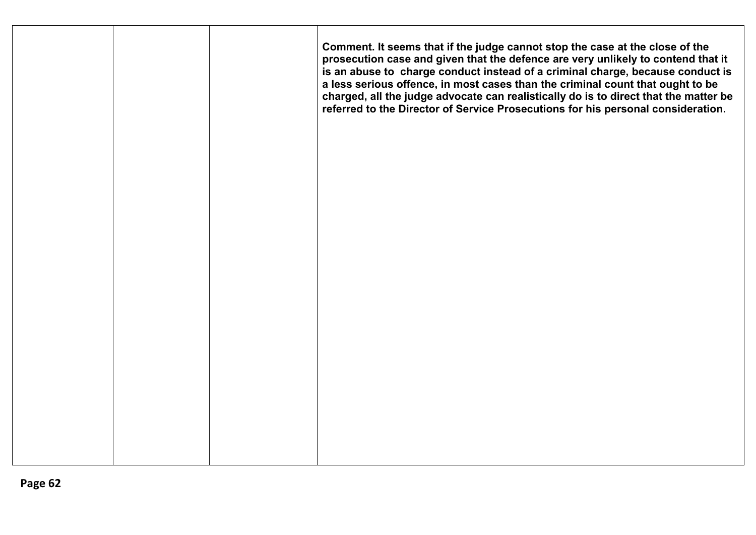| | | | |
|---|---|---|---|
| | | | **Comment. It seems that if the judge cannot stop the case at the close of the prosecution case and given that the defence are very unlikely to contend that it is an abuse to charge conduct instead of a criminal charge, because conduct is a less serious offence, in most cases than the criminal count that ought to be charged, all the judge advocate can realistically do is to direct that the matter be referred to the Director of Service Prosecutions for his personal consideration.** |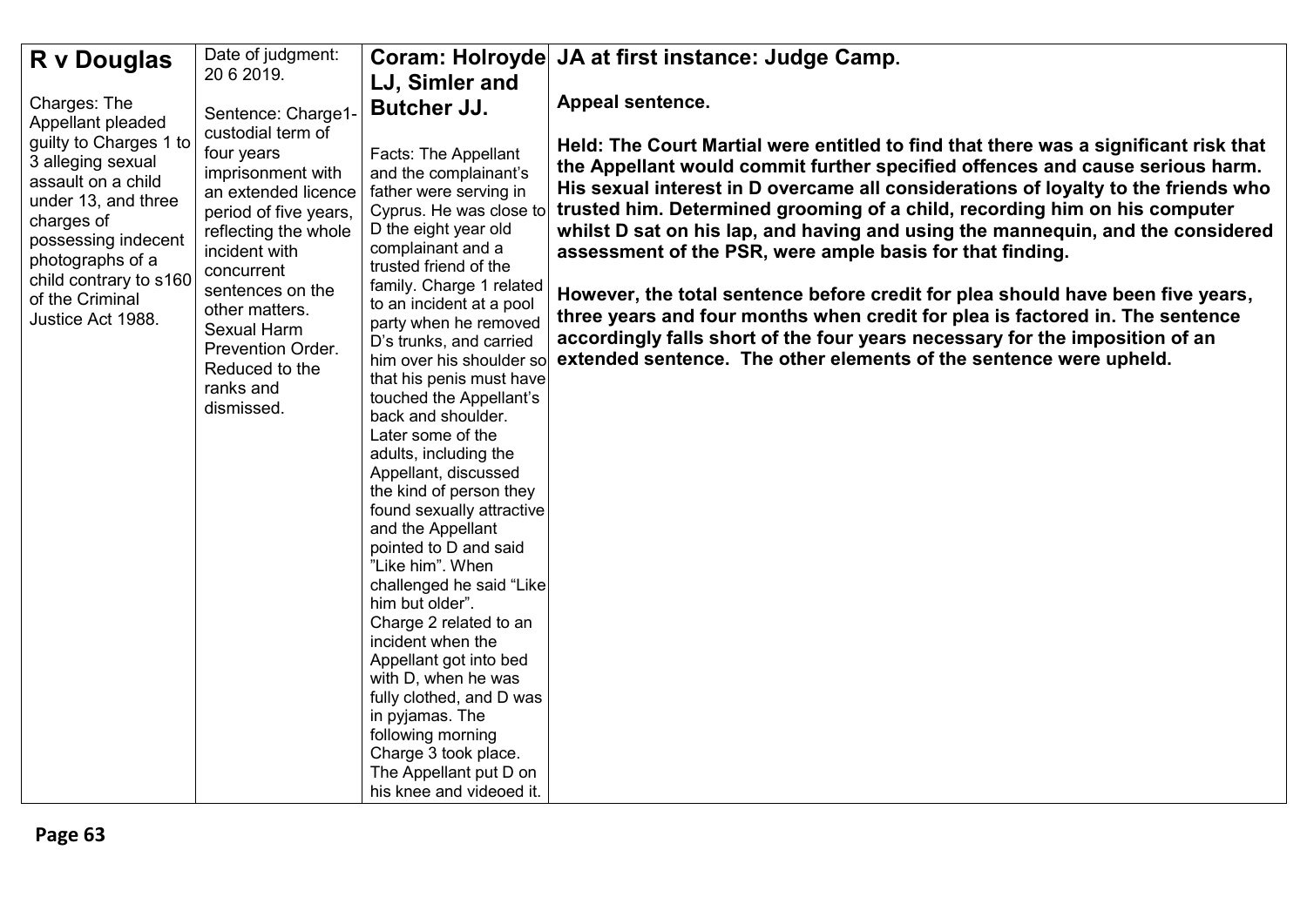| **R v Douglas**<br><br>Charges: The Appellant pleaded guilty to Charges 1 to 3 alleging sexual assault on a child under 13, and three charges of possessing indecent photographs of a child contrary to s160 of the Criminal Justice Act 1988. | Date of judgment: 20 6 2019.<br><br>Sentence: Charge1- custodial term of four years imprisonment with an extended licence period of five years, reflecting the whole incident with concurrent sentences on the other matters. Sexual Harm Prevention Order. Reduced to the ranks and dismissed. | **Coram: Holroyde LJ, Simler and Butcher JJ.**<br><br>Facts: The Appellant and the complainant's father were serving in Cyprus. He was close to D the eight year old complainant and a trusted friend of the family. Charge 1 related to an incident at a pool party when he removed D's trunks, and carried him over his shoulder so that his penis must have touched the Appellant's back and shoulder. Later some of the adults, including the Appellant, discussed the kind of person they found sexually attractive and the Appellant pointed to D and said "Like him". When challenged he said "Like him but older". Charge 2 related to an incident when the Appellant got into bed with D, when he was fully clothed, and D was in pyjamas. The following morning Charge 3 took place. The Appellant put D on his knee and videoed it. | **JA at first instance: Judge Camp.**<br><br>**Appeal sentence.**<br><br>**Held: The Court Martial were entitled to find that there was a significant risk that the Appellant would commit further specified offences and cause serious harm. His sexual interest in D overcame all considerations of loyalty to the friends who trusted him. Determined grooming of a child, recording him on his computer whilst D sat on his lap, and having and using the mannequin, and the considered assessment of the PSR, were ample basis for that finding.**<br><br>**However, the total sentence before credit for plea should have been five years, three years and four months when credit for plea is factored in. The sentence accordingly falls short of the four years necessary for the imposition of an extended sentence. The other elements of the sentence were upheld.** |
|---|---|---|---|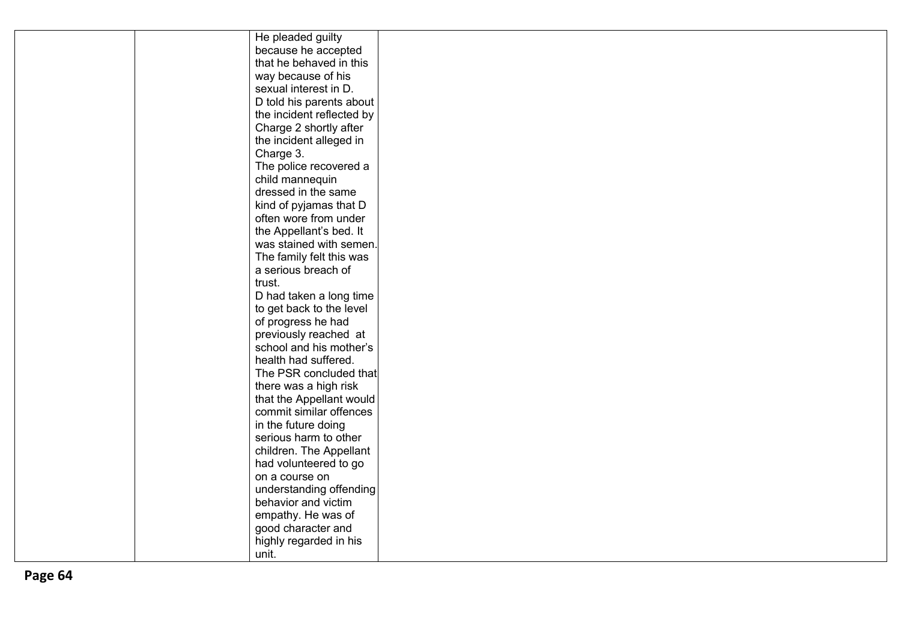|  |  |  |  |
| --- | --- | --- | --- |
|  |  | He pleaded guilty because he accepted that he behaved in this way because of his sexual interest in D. D told his parents about the incident reflected by Charge 2 shortly after the incident alleged in Charge 3. The police recovered a child mannequin dressed in the same kind of pyjamas that D often wore from under the Appellant's bed. It was stained with semen. The family felt this was a serious breach of trust. D had taken a long time to get back to the level of progress he had previously reached at school and his mother's health had suffered. The PSR concluded that there was a high risk that the Appellant would commit similar offences in the future doing serious harm to other children. The Appellant had volunteered to go on a course on understanding offending behavior and victim empathy. He was of good character and highly regarded in his unit. |  |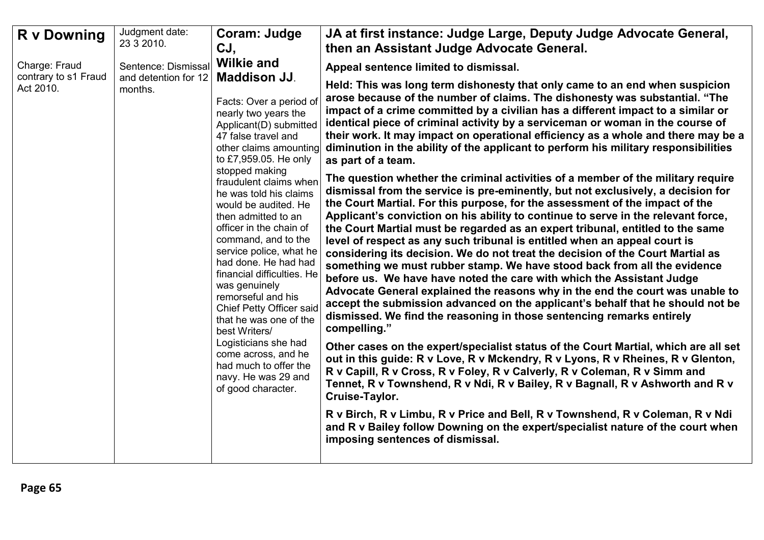| **R v Downing**<br><br>Charge: Fraud contrary to s1 Fraud Act 2010. | Judgment date: 23 3 2010.<br><br>Sentence: Dismissal and detention for 12 months. | **Coram: Judge CJ, Wilkie and Maddison JJ**.<br><br>Facts: Over a period of nearly two years the Applicant(D) submitted 47 false travel and other claims amounting to £7,959.05. He only stopped making fraudulent claims when he was told his claims would be audited. He then admitted to an officer in the chain of command, and to the service police, what he had done. He had had financial difficulties. He was genuinely remorseful and his Chief Petty Officer said that he was one of the best Writers/ Logisticians she had come across, and he had much to offer the navy. He was 29 and of good character. | **JA at first instance: Judge Large, Deputy Judge Advocate General, then an Assistant Judge Advocate General.**<br><br>**Appeal sentence limited to dismissal.**<br><br>**Held: This was long term dishonesty that only came to an end when suspicion arose because of the number of claims. The dishonesty was substantial. "The impact of a crime committed by a civilian has a different impact to a similar or identical piece of criminal activity by a serviceman or woman in the course of their work. It may impact on operational efficiency as a whole and there may be a diminution in the ability of the applicant to perform his military responsibilities as part of a team.**<br><br>**The question whether the criminal activities of a member of the military require dismissal from the service is pre-eminently, but not exclusively, a decision for the Court Martial. For this purpose, for the assessment of the impact of the Applicant's conviction on his ability to continue to serve in the relevant force, the Court Martial must be regarded as an expert tribunal, entitled to the same level of respect as any such tribunal is entitled when an appeal court is considering its decision. We do not treat the decision of the Court Martial as something we must rubber stamp. We have stood back from all the evidence before us. We have have noted the care with which the Assistant Judge Advocate General explained the reasons why in the end the court was unable to accept the submission advanced on the applicant's behalf that he should not be dismissed. We find the reasoning in those sentencing remarks entirely compelling."**<br><br>**Other cases on the expert/specialist status of the Court Martial, which are all set out in this guide: R v Love, R v Mckendry, R v Lyons, R v Rheines, R v Glenton, R v Capill, R v Cross, R v Foley, R v Calverly, R v Coleman, R v Simm and Tennet, R v Townshend, R v Ndi, R v Bailey, R v Bagnall, R v Ashworth and R v Cruise-Taylor.**<br><br>**R v Birch, R v Limbu, R v Price and Bell, R v Townshend, R v Coleman, R v Ndi and R v Bailey follow Downing on the expert/specialist nature of the court when imposing sentences of dismissal.** |
|---|---|---|---|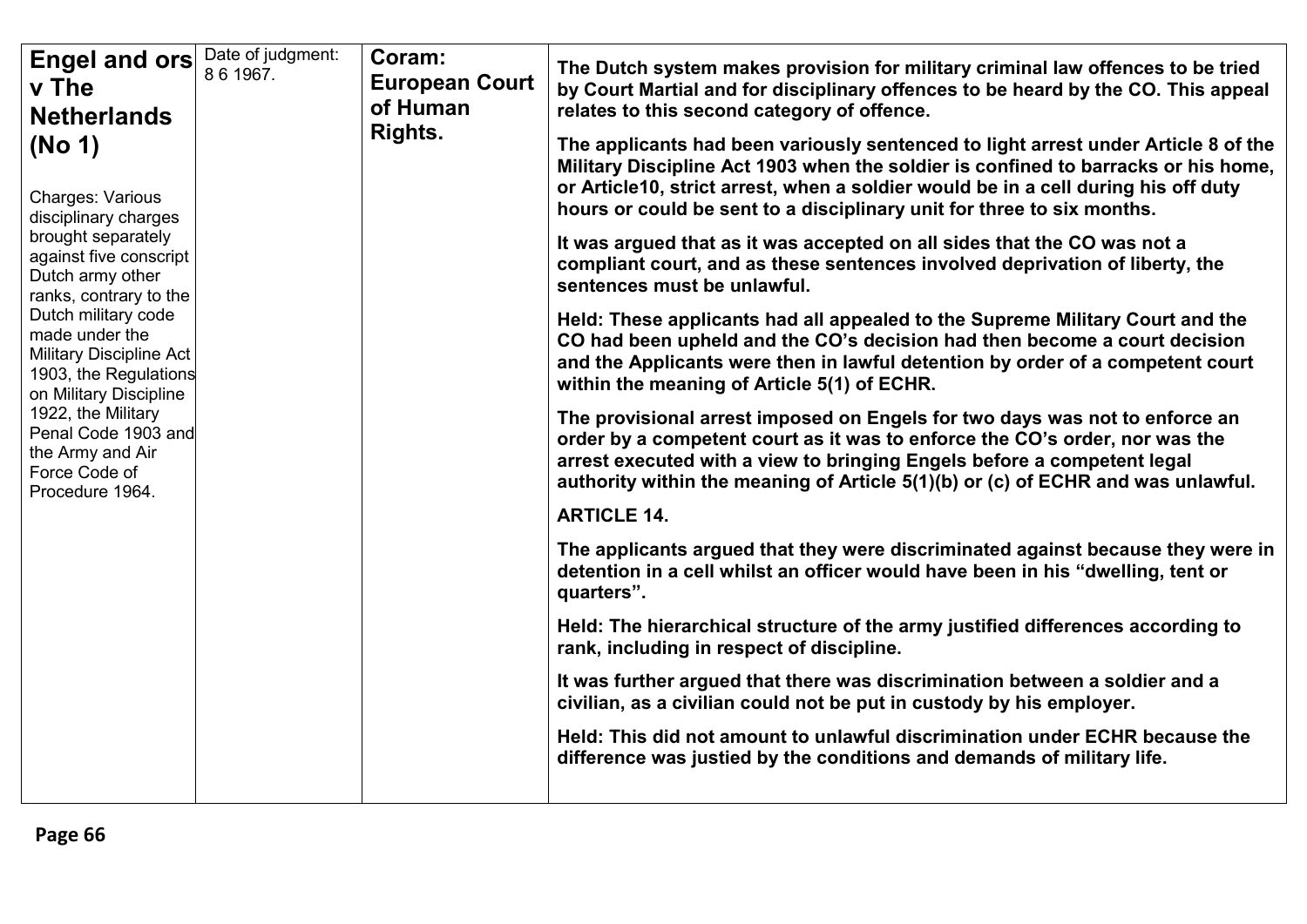| **Engel and ors v The Netherlands (No 1)**<br><br>Charges: Various disciplinary charges brought separately against five conscript Dutch army other ranks, contrary to the Dutch military code made under the Military Discipline Act 1903, the Regulations on Military Discipline 1922, the Military Penal Code 1903 and the Army and Air Force Code of Procedure 1964. | Date of judgment: 8 6 1967. | **Coram: European Court of Human Rights.** | **The Dutch system makes provision for military criminal law offences to be tried by Court Martial and for disciplinary offences to be heard by the CO. This appeal relates to this second category of offence.**<br><br>**The applicants had been variously sentenced to light arrest under Article 8 of the Military Discipline Act 1903 when the soldier is confined to barracks or his home, or Article10, strict arrest, when a soldier would be in a cell during his off duty hours or could be sent to a disciplinary unit for three to six months.**<br><br>**It was argued that as it was accepted on all sides that the CO was not a compliant court, and as these sentences involved deprivation of liberty, the sentences must be unlawful.**<br><br>**Held: These applicants had all appealed to the Supreme Military Court and the CO had been upheld and the CO's decision had then become a court decision and the Applicants were then in lawful detention by order of a competent court within the meaning of Article 5(1) of ECHR.**<br><br>**The provisional arrest imposed on Engels for two days was not to enforce an order by a competent court as it was to enforce the CO's order, nor was the arrest executed with a view to bringing Engels before a competent legal authority within the meaning of Article 5(1)(b) or (c) of ECHR and was unlawful.**<br><br>**ARTICLE 14.**<br><br>**The applicants argued that they were discriminated against because they were in detention in a cell whilst an officer would have been in his "dwelling, tent or quarters".**<br><br>**Held: The hierarchical structure of the army justified differences according to rank, including in respect of discipline.**<br><br>**It was further argued that there was discrimination between a soldier and a civilian, as a civilian could not be put in custody by his employer.**<br><br>**Held: This did not amount to unlawful discrimination under ECHR because the difference was justied by the conditions and demands of military life.** |
|---|---|---|---|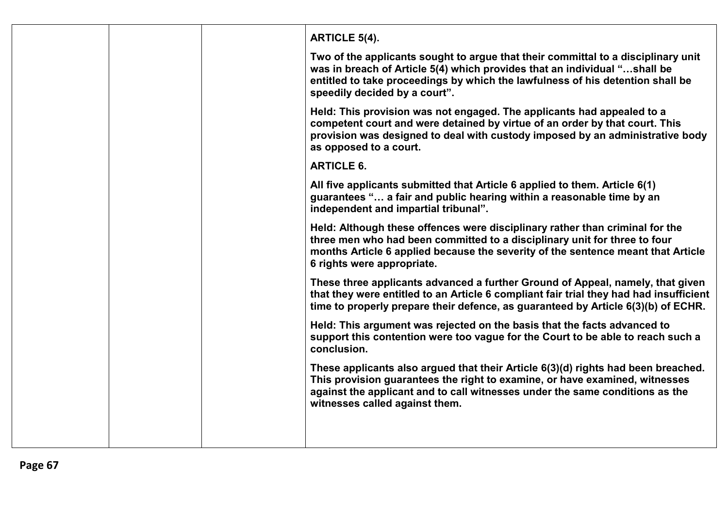| | | | **ARTICLE 5(4).**<br><br>**Two of the applicants sought to argue that their committal to a disciplinary unit was in breach of Article 5(4) which provides that an individual "…shall be entitled to take proceedings by which the lawfulness of his detention shall be speedily decided by a court".**<br><br>**Held: This provision was not engaged. The applicants had appealed to a competent court and were detained by virtue of an order by that court. This provision was designed to deal with custody imposed by an administrative body as opposed to a court.**<br><br>**ARTICLE 6.**<br><br>**All five applicants submitted that Article 6 applied to them. Article 6(1) guarantees "… a fair and public hearing within a reasonable time by an independent and impartial tribunal".**<br><br>**Held: Although these offences were disciplinary rather than criminal for the three men who had been committed to a disciplinary unit for three to four months Article 6 applied because the severity of the sentence meant that Article 6 rights were appropriate.**<br><br>**These three applicants advanced a further Ground of Appeal, namely, that given that they were entitled to an Article 6 compliant fair trial they had had insufficient time to properly prepare their defence, as guaranteed by Article 6(3)(b) of ECHR.**<br><br>**Held: This argument was rejected on the basis that the facts advanced to support this contention were too vague for the Court to be able to reach such a conclusion.**<br><br>**These applicants also argued that their Article 6(3)(d) rights had been breached. This provision guarantees the right to examine, or have examined, witnesses against the applicant and to call witnesses under the same conditions as the witnesses called against them.** |
|---|---|---|---|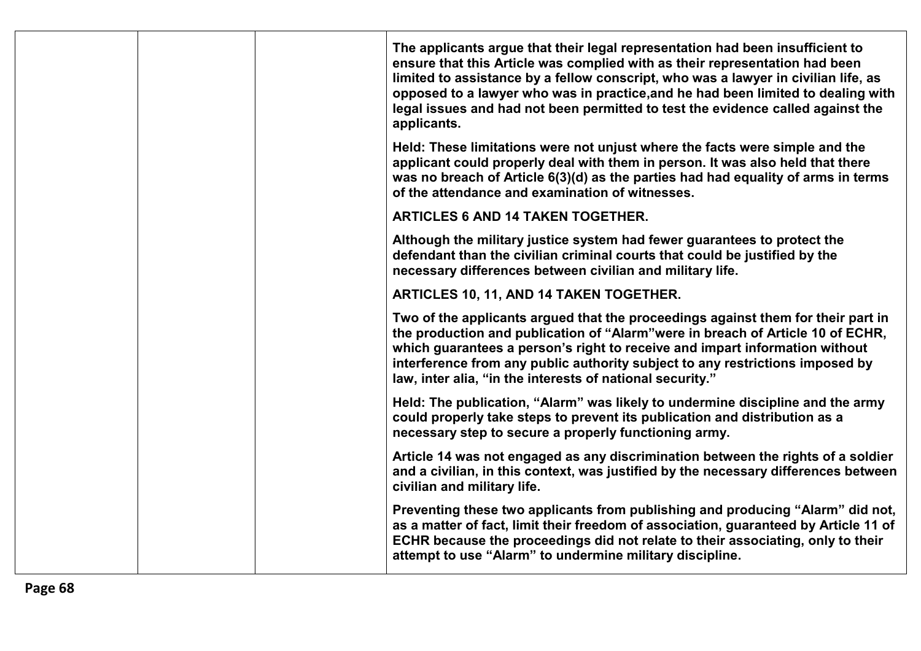|  |  |  | **The applicants argue that their legal representation had been insufficient to ensure that this Article was complied with as their representation had been limited to assistance by a fellow conscript, who was a lawyer in civilian life, as opposed to a lawyer who was in practice,and he had been limited to dealing with legal issues and had not been permitted to test the evidence called against the applicants.**<br><br>**Held: These limitations were not unjust where the facts were simple and the applicant could properly deal with them in person. It was also held that there was no breach of Article 6(3)(d) as the parties had had equality of arms in terms of the attendance and examination of witnesses.**<br><br>**ARTICLES 6 AND 14 TAKEN TOGETHER.**<br><br>**Although the military justice system had fewer guarantees to protect the defendant than the civilian criminal courts that could be justified by the necessary differences between civilian and military life.**<br><br>**ARTICLES 10, 11, AND 14 TAKEN TOGETHER.**<br><br>**Two of the applicants argued that the proceedings against them for their part in the production and publication of "Alarm"were in breach of Article 10 of ECHR, which guarantees a person's right to receive and impart information without interference from any public authority subject to any restrictions imposed by law, inter alia, "in the interests of national security."**<br><br>**Held: The publication, "Alarm" was likely to undermine discipline and the army could properly take steps to prevent its publication and distribution as a necessary step to secure a properly functioning army.**<br><br>**Article 14 was not engaged as any discrimination between the rights of a soldier and a civilian, in this context, was justified by the necessary differences between civilian and military life.**<br><br>**Preventing these two applicants from publishing and producing "Alarm" did not, as a matter of fact, limit their freedom of association, guaranteed by Article 11 of ECHR because the proceedings did not relate to their associating, only to their attempt to use "Alarm" to undermine military discipline.** |
|---|---|---|---|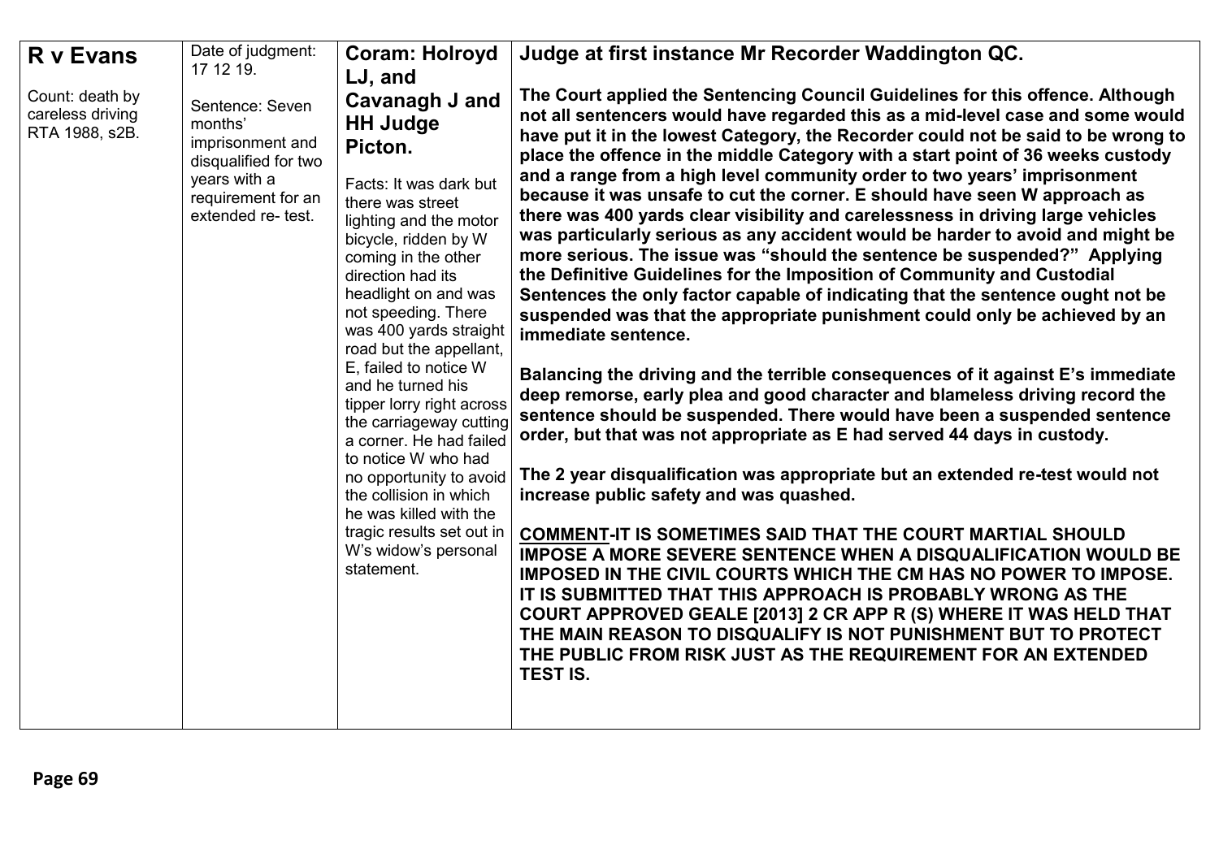| **R v Evans**<br><br>Count: death by careless driving RTA 1988, s2B. | Date of judgment: 17 12 19.<br><br>Sentence: Seven months' imprisonment and disqualified for two years with a requirement for an extended re- test. | **Coram: Holroyd LJ, and Cavanagh J and HH Judge Picton.**<br><br>Facts: It was dark but there was street lighting and the motor bicycle, ridden by W coming in the other direction had its headlight on and was not speeding. There was 400 yards straight road but the appellant, E, failed to notice W and he turned his tipper lorry right across the carriageway cutting a corner. He had failed to notice W who had no opportunity to avoid the collision in which he was killed with the tragic results set out in W's widow's personal statement. | **Judge at first instance Mr Recorder Waddington QC.**<br><br>**The Court applied the Sentencing Council Guidelines for this offence. Although not all sentencers would have regarded this as a mid-level case and some would have put it in the lowest Category, the Recorder could not be said to be wrong to place the offence in the middle Category with a start point of 36 weeks custody and a range from a high level community order to two years' imprisonment because it was unsafe to cut the corner. E should have seen W approach as there was 400 yards clear visibility and carelessness in driving large vehicles was particularly serious as any accident would be harder to avoid and might be more serious. The issue was "should the sentence be suspended?" Applying the Definitive Guidelines for the Imposition of Community and Custodial Sentences the only factor capable of indicating that the sentence ought not be suspended was that the appropriate punishment could only be achieved by an immediate sentence.**<br><br>**Balancing the driving and the terrible consequences of it against E's immediate deep remorse, early plea and good character and blameless driving record the sentence should be suspended. There would have been a suspended sentence order, but that was not appropriate as E had served 44 days in custody.**<br><br>**The 2 year disqualification was appropriate but an extended re-test would not increase public safety and was quashed.**<br><br>**<u>COMMENT</u>-IT IS SOMETIMES SAID THAT THE COURT MARTIAL SHOULD IMPOSE A MORE SEVERE SENTENCE WHEN A DISQUALIFICATION WOULD BE IMPOSED IN THE CIVIL COURTS WHICH THE CM HAS NO POWER TO IMPOSE. IT IS SUBMITTED THAT THIS APPROACH IS PROBABLY WRONG AS THE COURT APPROVED GEALE [2013] 2 CR APP R (S) WHERE IT WAS HELD THAT THE MAIN REASON TO DISQUALIFY IS NOT PUNISHMENT BUT TO PROTECT THE PUBLIC FROM RISK JUST AS THE REQUIREMENT FOR AN EXTENDED TEST IS.** |
|---|---|---|---|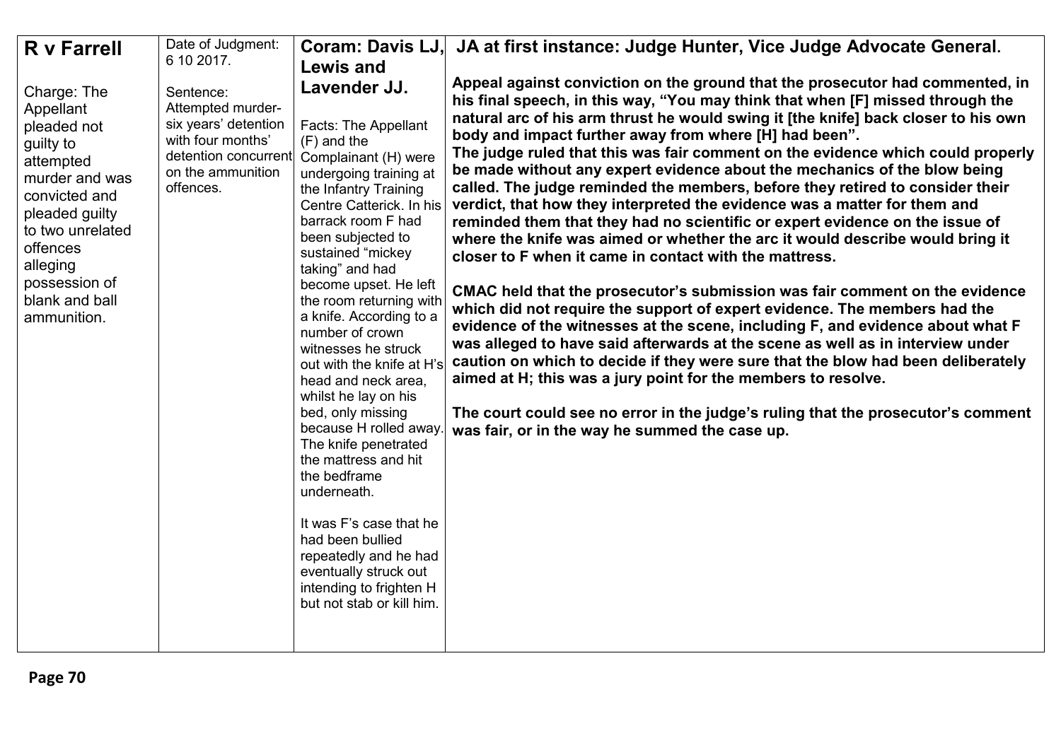| **R v Farrell**<br><br>Charge: The Appellant pleaded not guilty to attempted murder and was convicted and pleaded guilty to two unrelated offences alleging possession of blank and ball ammunition. | Date of Judgment: 6 10 2017.<br><br>Sentence: Attempted murder- six years' detention with four months' detention concurrent on the ammunition offences. | **Coram: Davis LJ, Lewis and Lavender JJ.**<br><br>Facts: The Appellant (F) and the Complainant (H) were undergoing training at the Infantry Training Centre Catterick. In his barrack room F had been subjected to sustained "mickey taking" and had become upset. He left the room returning with a knife. According to a number of crown witnesses he struck out with the knife at H's head and neck area, whilst he lay on his bed, only missing because H rolled away. The knife penetrated the mattress and hit the bedframe underneath.<br><br>It was F's case that he had been bullied repeatedly and he had eventually struck out intending to frighten H but not stab or kill him. | **JA at first instance: Judge Hunter, Vice Judge Advocate General.**<br><br>**Appeal against conviction on the ground that the prosecutor had commented, in his final speech, in this way, "You may think that when [F] missed through the natural arc of his arm thrust he would swing it [the knife] back closer to his own body and impact further away from where [H] had been".**<br>**The judge ruled that this was fair comment on the evidence which could properly be made without any expert evidence about the mechanics of the blow being called. The judge reminded the members, before they retired to consider their verdict, that how they interpreted the evidence was a matter for them and reminded them that they had no scientific or expert evidence on the issue of where the knife was aimed or whether the arc it would describe would bring it closer to F when it came in contact with the mattress.**<br><br>**CMAC held that the prosecutor's submission was fair comment on the evidence which did not require the support of expert evidence. The members had the evidence of the witnesses at the scene, including F, and evidence about what F was alleged to have said afterwards at the scene as well as in interview under caution on which to decide if they were sure that the blow had been deliberately aimed at H; this was a jury point for the members to resolve.**<br><br>**The court could see no error in the judge's ruling that the prosecutor's comment was fair, or in the way he summed the case up.** |
|---|---|---|---|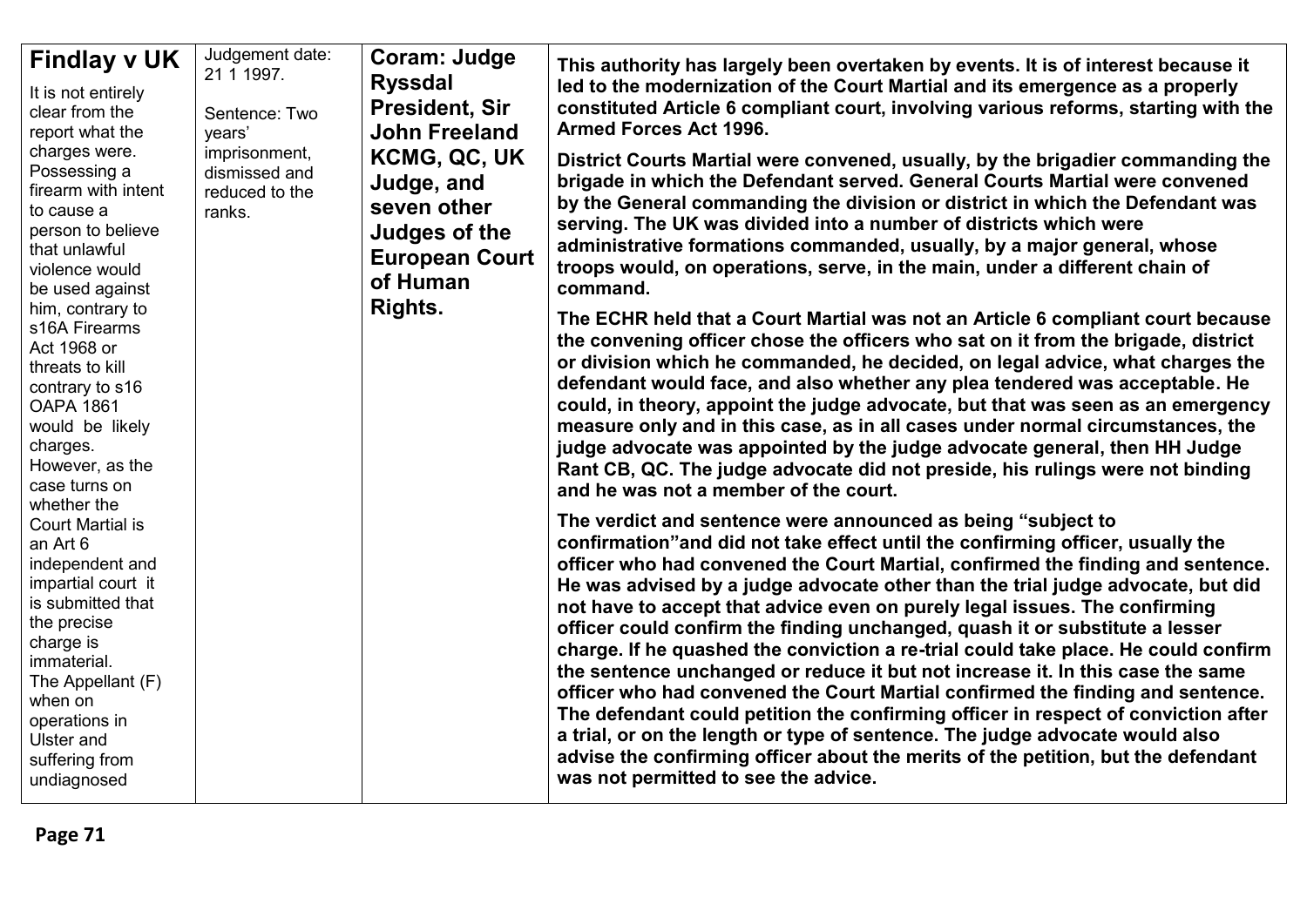| **Findlay v UK** It is not entirely clear from the report what the charges were. Possessing a firearm with intent to cause a person to believe that unlawful violence would be used against him, contrary to s16A Firearms Act 1968 or threats to kill contrary to s16 OAPA 1861 would be likely charges. However, as the case turns on whether the Court Martial is an Art 6 independent and impartial court it is submitted that the precise charge is immaterial. The Appellant (F) when on operations in Ulster and suffering from undiagnosed | Judgement date: 21 1 1997. Sentence: Two years' imprisonment, dismissed and reduced to the ranks. | **Coram: Judge Ryssdal President, Sir John Freeland KCMG, QC, UK Judge, and seven other Judges of the European Court of Human Rights.** | **This authority has largely been overtaken by events. It is of interest because it led to the modernization of the Court Martial and its emergence as a properly constituted Article 6 compliant court, involving various reforms, starting with the Armed Forces Act 1996.** **District Courts Martial were convened, usually, by the brigadier commanding the brigade in which the Defendant served. General Courts Martial were convened by the General commanding the division or district in which the Defendant was serving. The UK was divided into a number of districts which were administrative formations commanded, usually, by a major general, whose troops would, on operations, serve, in the main, under a different chain of command.** **The ECHR held that a Court Martial was not an Article 6 compliant court because the convening officer chose the officers who sat on it from the brigade, district or division which he commanded, he decided, on legal advice, what charges the defendant would face, and also whether any plea tendered was acceptable. He could, in theory, appoint the judge advocate, but that was seen as an emergency measure only and in this case, as in all cases under normal circumstances, the judge advocate was appointed by the judge advocate general, then HH Judge Rant CB, QC. The judge advocate did not preside, his rulings were not binding and he was not a member of the court.** **The verdict and sentence were announced as being "subject to confirmation"and did not take effect until the confirming officer, usually the officer who had convened the Court Martial, confirmed the finding and sentence. He was advised by a judge advocate other than the trial judge advocate, but did not have to accept that advice even on purely legal issues. The confirming officer could confirm the finding unchanged, quash it or substitute a lesser charge. If he quashed the conviction a re-trial could take place. He could confirm the sentence unchanged or reduce it but not increase it. In this case the same officer who had convened the Court Martial confirmed the finding and sentence. The defendant could petition the confirming officer in respect of conviction after a trial, or on the length or type of sentence. The judge advocate would also advise the confirming officer about the merits of the petition, but the defendant was not permitted to see the advice.** |
|---|---|---|---|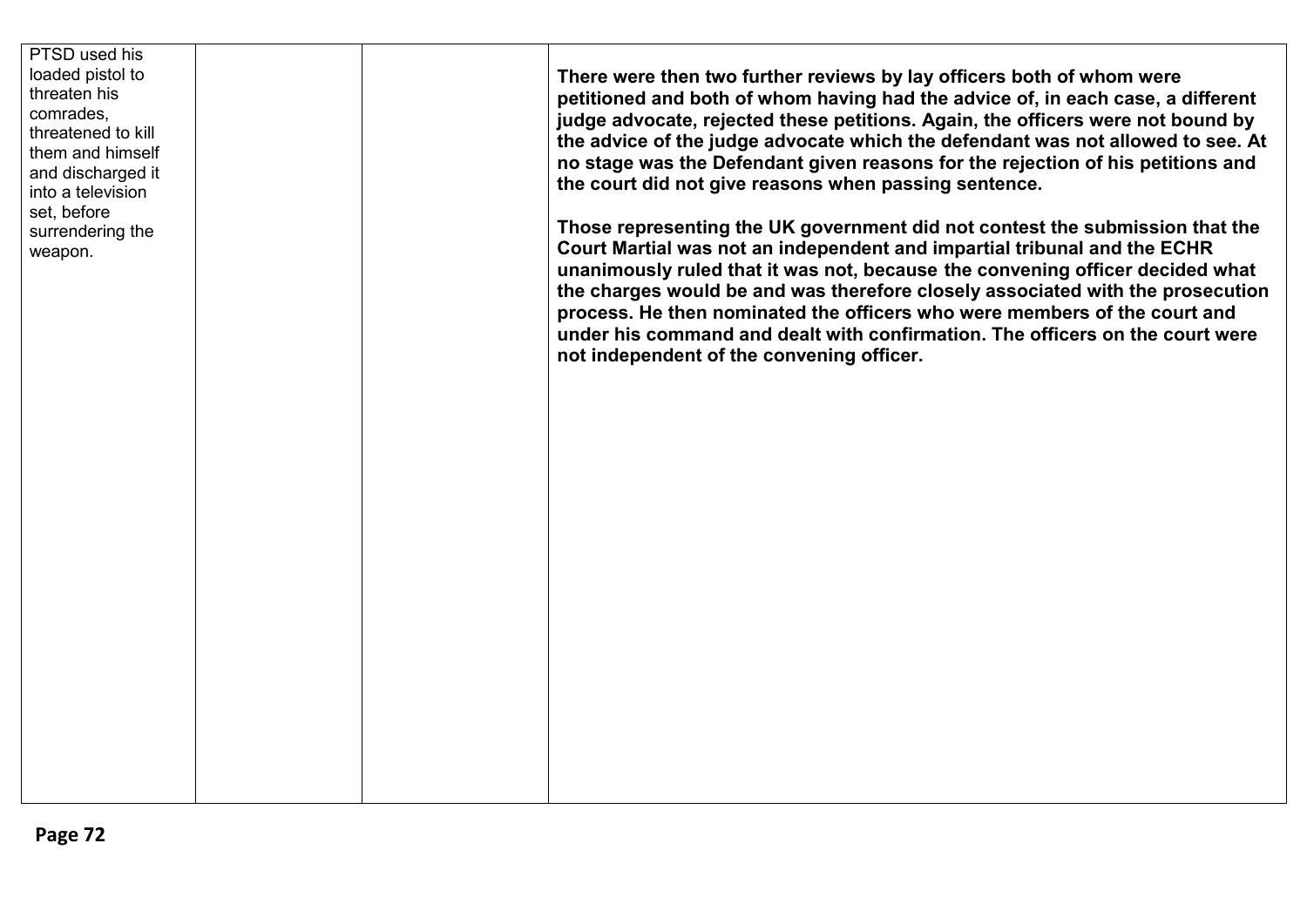| | | | |
|---|---|---|---|
| PTSD used his loaded pistol to threaten his comrades, threatened to kill them and himself and discharged it into a television set, before surrendering the weapon. | | | **There were then two further reviews by lay officers both of whom were petitioned and both of whom having had the advice of, in each case, a different judge advocate, rejected these petitions. Again, the officers were not bound by the advice of the judge advocate which the defendant was not allowed to see. At no stage was the Defendant given reasons for the rejection of his petitions and the court did not give reasons when passing sentence.**<br><br>**Those representing the UK government did not contest the submission that the Court Martial was not an independent and impartial tribunal and the ECHR unanimously ruled that it was not, because the convening officer decided what the charges would be and was therefore closely associated with the prosecution process. He then nominated the officers who were members of the court and under his command and dealt with confirmation. The officers on the court were not independent of the convening officer.** |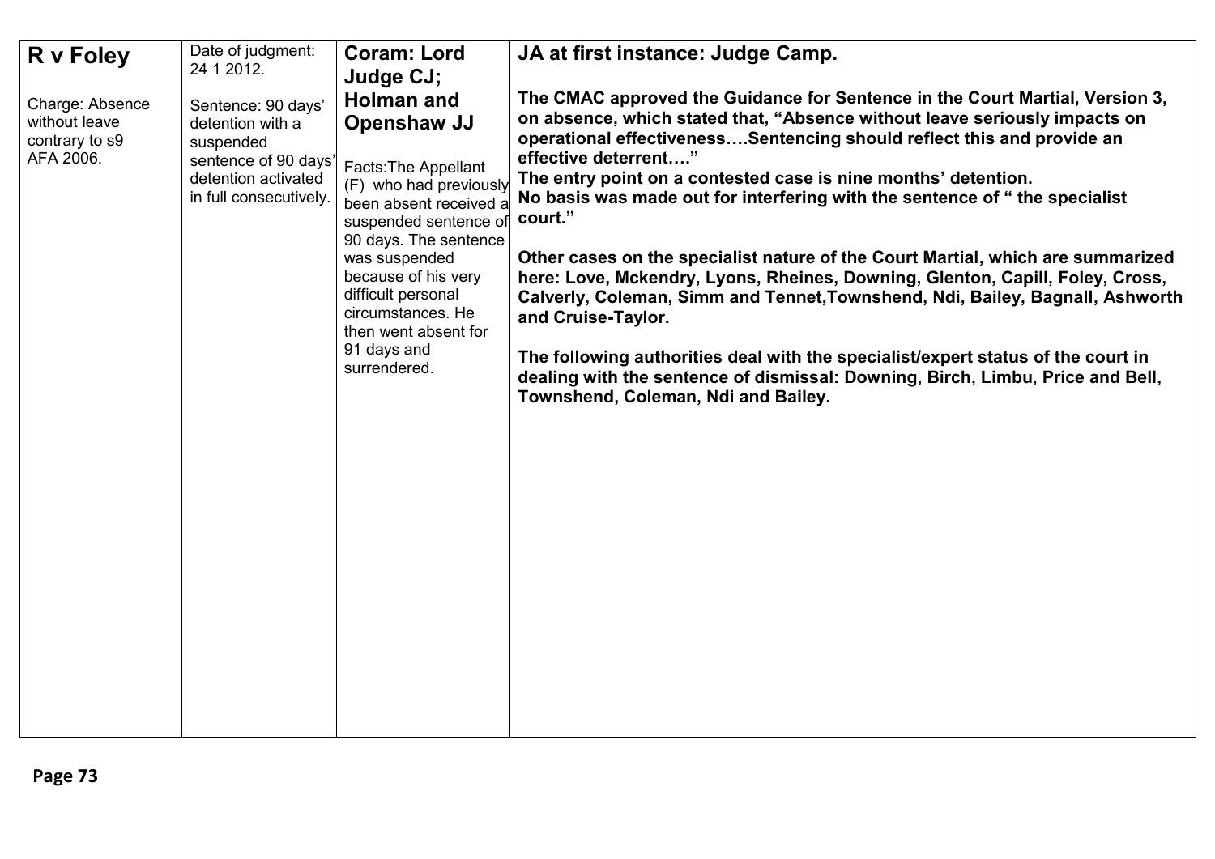| **R v Foley**<br><br>Charge: Absence without leave contrary to s9 AFA 2006. | Date of judgment: 24 1 2012.<br><br>Sentence: 90 days' detention with a suspended sentence of 90 days' detention activated in full consecutively. | **Coram: Lord Judge CJ; Holman and Openshaw JJ**<br><br>Facts:The Appellant (F) who had previously been absent received a suspended sentence of 90 days. The sentence was suspended because of his very difficult personal circumstances. He then went absent for 91 days and surrendered. | **JA at first instance: Judge Camp.**<br><br>**The CMAC approved the Guidance for Sentence in the Court Martial, Version 3, on absence, which stated that, "Absence without leave seriously impacts on operational effectiveness….Sentencing should reflect this and provide an effective deterrent…."**<br>**The entry point on a contested case is nine months' detention.**<br>**No basis was made out for interfering with the sentence of " the specialist court."**<br><br>**Other cases on the specialist nature of the Court Martial, which are summarized here: Love, Mckendry, Lyons, Rheines, Downing, Glenton, Capill, Foley, Cross, Calverly, Coleman, Simm and Tennet,Townshend, Ndi, Bailey, Bagnall, Ashworth and Cruise-Taylor.**<br><br>**The following authorities deal with the specialist/expert status of the court in dealing with the sentence of dismissal: Downing, Birch, Limbu, Price and Bell, Townshend, Coleman, Ndi and Bailey.** |
|---|---|---|---|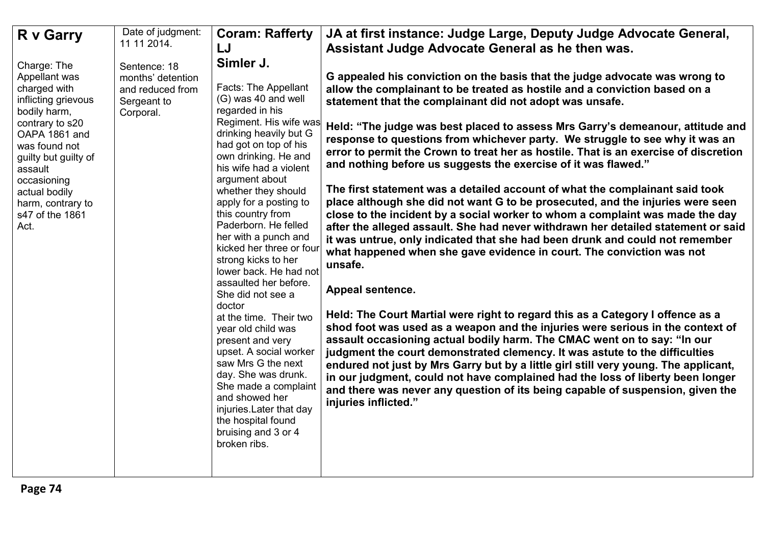| **R v Garry**<br><br>Charge: The Appellant was charged with inflicting grievous bodily harm, contrary to s20 OAPA 1861 and was found not guilty but guilty of assault occasioning actual bodily harm, contrary to s47 of the 1861 Act. | Date of judgment: 11 11 2014.<br><br>Sentence: 18 months' detention and reduced from Sergeant to Corporal. | **Coram: Rafferty LJ Simler J.**<br><br>Facts: The Appellant (G) was 40 and well regarded in his Regiment. His wife was drinking heavily but G had got on top of his own drinking. He and his wife had a violent argument about whether they should apply for a posting to this country from Paderborn. He felled her with a punch and kicked her three or four strong kicks to her lower back. He had not assaulted her before. She did not see a doctor at the time. Their two year old child was present and very upset. A social worker saw Mrs G the next day. She was drunk. She made a complaint and showed her injuries.Later that day the hospital found bruising and 3 or 4 broken ribs. | **JA at first instance: Judge Large, Deputy Judge Advocate General, Assistant Judge Advocate General as he then was.**<br><br>**G appealed his conviction on the basis that the judge advocate was wrong to allow the complainant to be treated as hostile and a conviction based on a statement that the complainant did not adopt was unsafe.**<br><br>**Held: "The judge was best placed to assess Mrs Garry's demeanour, attitude and response to questions from whichever party. We struggle to see why it was an error to permit the Crown to treat her as hostile. That is an exercise of discretion and nothing before us suggests the exercise of it was flawed."**<br><br>**The first statement was a detailed account of what the complainant said took place although she did not want G to be prosecuted, and the injuries were seen close to the incident by a social worker to whom a complaint was made the day after the alleged assault. She had never withdrawn her detailed statement or said it was untrue, only indicated that she had been drunk and could not remember what happened when she gave evidence in court. The conviction was not unsafe.**<br><br>**Appeal sentence.**<br><br>**Held: The Court Martial were right to regard this as a Category I offence as a shod foot was used as a weapon and the injuries were serious in the context of assault occasioning actual bodily harm. The CMAC went on to say: "In our judgment the court demonstrated clemency. It was astute to the difficulties endured not just by Mrs Garry but by a little girl still very young. The applicant, in our judgment, could not have complained had the loss of liberty been longer and there was never any question of its being capable of suspension, given the injuries inflicted."** |
|---|---|---|---|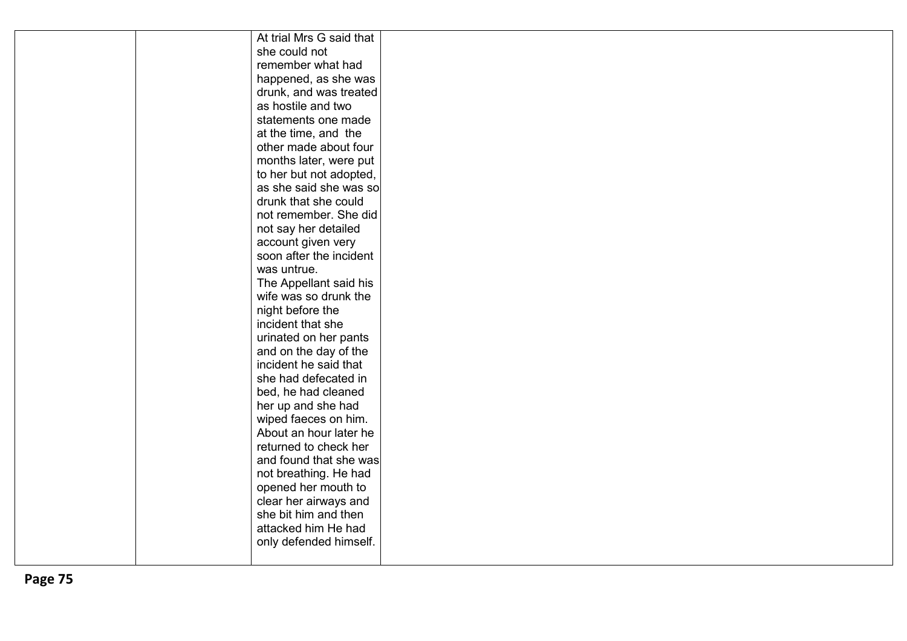|  |  |  |  |
|---|---|---|---|
|  |  | At trial Mrs G said that she could not remember what had happened, as she was drunk, and was treated as hostile and two statements one made at the time, and the other made about four months later, were put to her but not adopted, as she said she was so drunk that she could not remember. She did not say her detailed account given very soon after the incident was untrue.<br>The Appellant said his wife was so drunk the night before the incident that she urinated on her pants and on the day of the incident he said that she had defecated in bed, he had cleaned her up and she had wiped faeces on him. About an hour later he returned to check her and found that she was not breathing. He had opened her mouth to clear her airways and she bit him and then attacked him He had only defended himself. |  |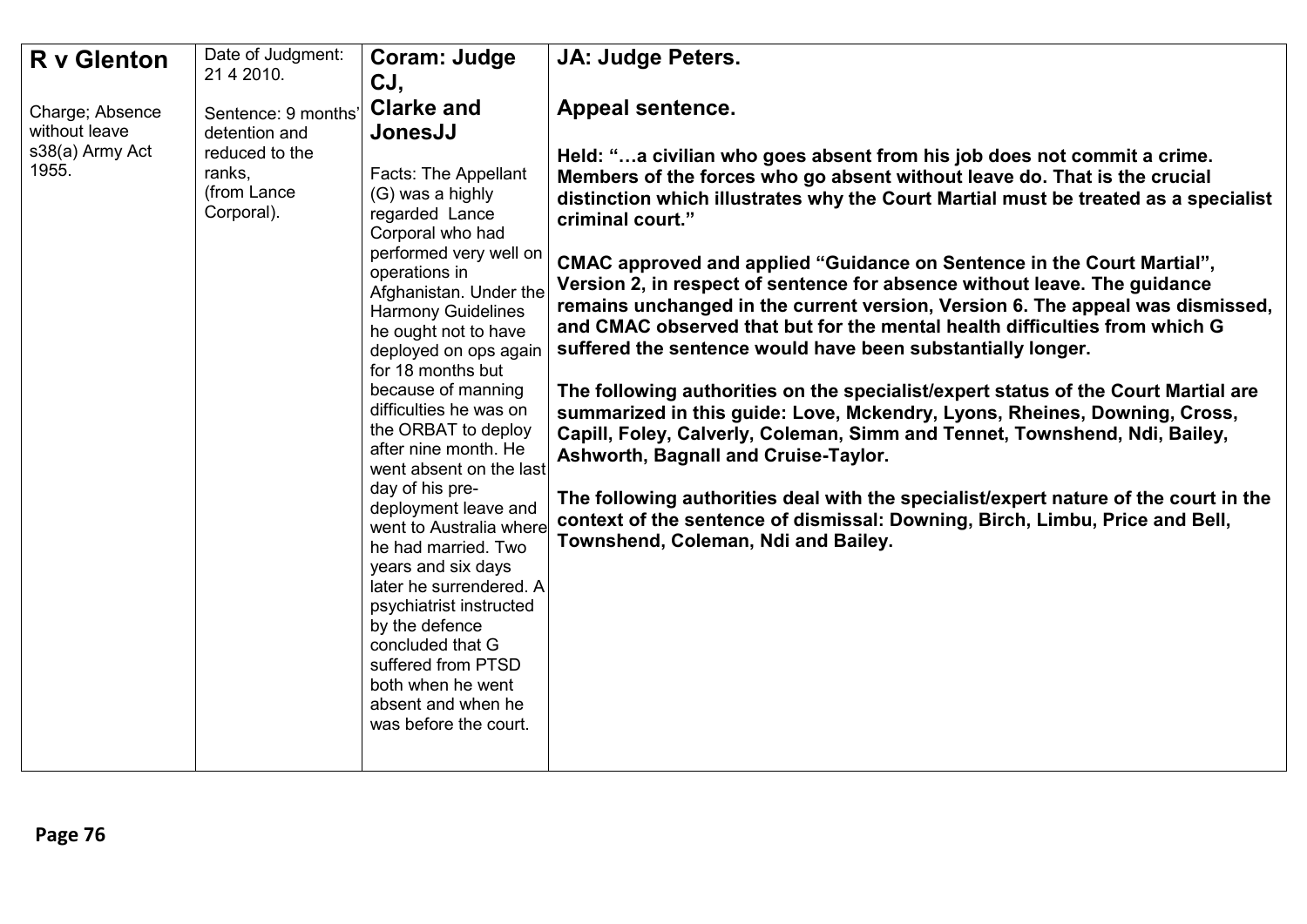| **R v Glenton**<br><br>Charge; Absence without leave s38(a) Army Act 1955. | Date of Judgment: 21 4 2010.<br><br>Sentence: 9 months' detention and reduced to the ranks, (from Lance Corporal). | **Coram: Judge CJ, Clarke and JonesJJ**<br><br>Facts: The Appellant (G) was a highly regarded Lance Corporal who had performed very well on operations in Afghanistan. Under the Harmony Guidelines he ought not to have deployed on ops again for 18 months but because of manning difficulties he was on the ORBAT to deploy after nine month. He went absent on the last day of his pre-deployment leave and went to Australia where he had married. Two years and six days later he surrendered. A psychiatrist instructed by the defence concluded that G suffered from PTSD both when he went absent and when he was before the court. | **JA: Judge Peters.**<br><br>**Appeal sentence.**<br><br>**Held: "…a civilian who goes absent from his job does not commit a crime. Members of the forces who go absent without leave do. That is the crucial distinction which illustrates why the Court Martial must be treated as a specialist criminal court."**<br><br>**CMAC approved and applied "Guidance on Sentence in the Court Martial", Version 2, in respect of sentence for absence without leave. The guidance remains unchanged in the current version, Version 6. The appeal was dismissed, and CMAC observed that but for the mental health difficulties from which G suffered the sentence would have been substantially longer.**<br><br>**The following authorities on the specialist/expert status of the Court Martial are summarized in this guide: Love, Mckendry, Lyons, Rheines, Downing, Cross, Capill, Foley, Calverly, Coleman, Simm and Tennet, Townshend, Ndi, Bailey, Ashworth, Bagnall and Cruise-Taylor.**<br><br>**The following authorities deal with the specialist/expert nature of the court in the context of the sentence of dismissal: Downing, Birch, Limbu, Price and Bell, Townshend, Coleman, Ndi and Bailey.** |
|---|---|---|---|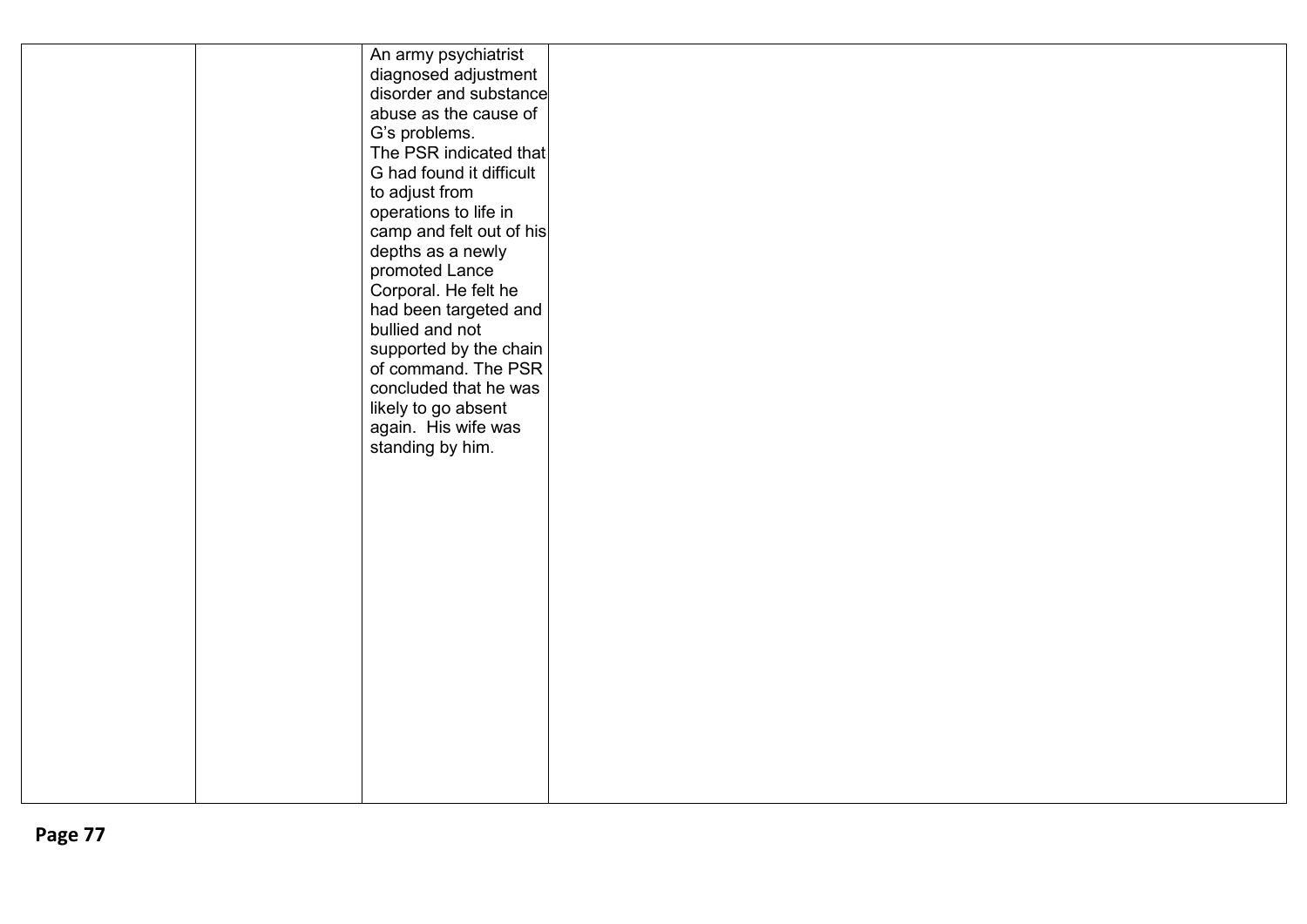| | | | |
|---|---|---|---|
| | | An army psychiatrist diagnosed adjustment disorder and substance abuse as the cause of G's problems.<br>The PSR indicated that G had found it difficult to adjust from operations to life in camp and felt out of his depths as a newly promoted Lance Corporal. He felt he had been targeted and bullied and not supported by the chain of command. The PSR concluded that he was likely to go absent again. His wife was standing by him. | |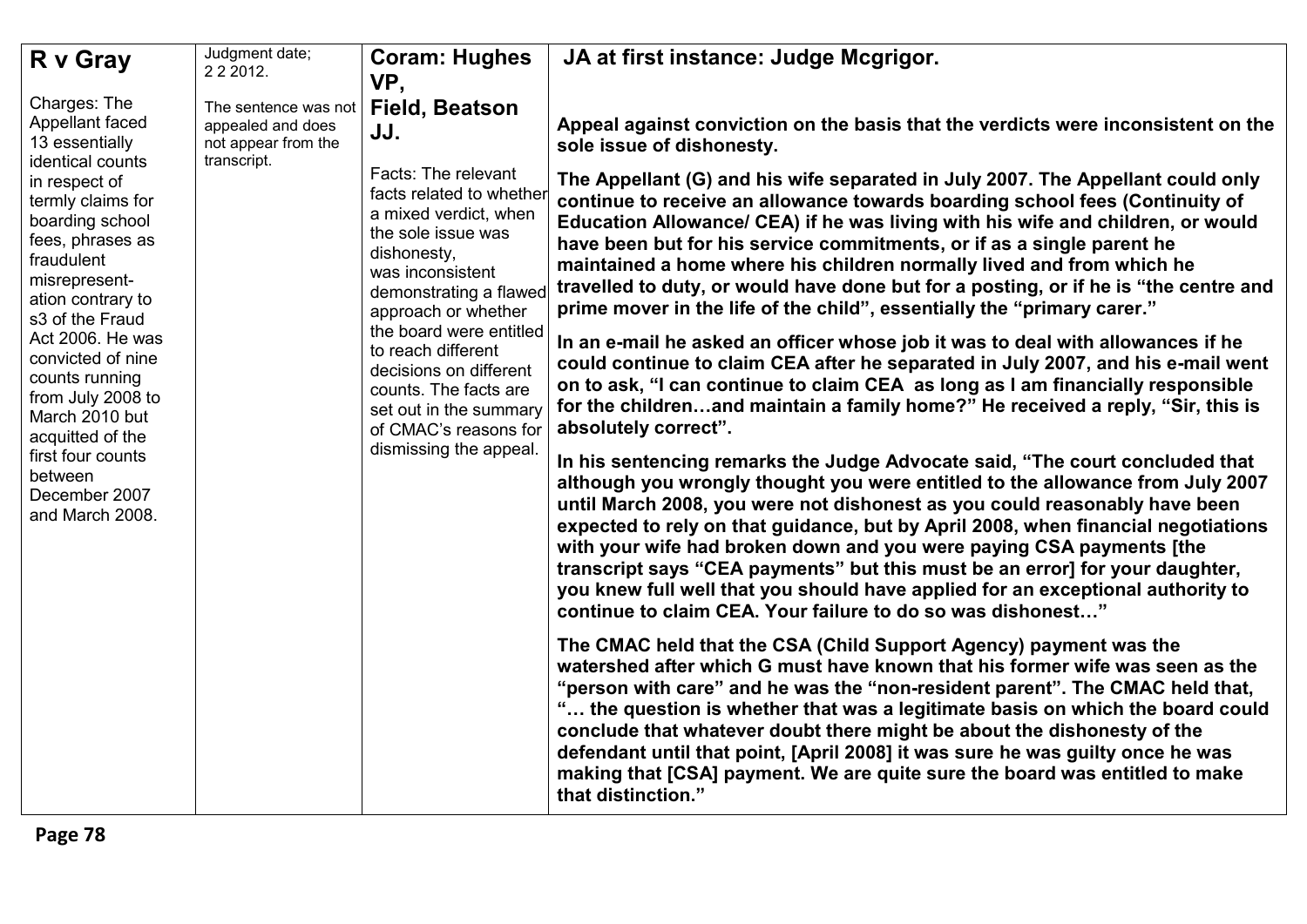| **R v Gray**<br><br>Charges: The Appellant faced 13 essentially identical counts in respect of termly claims for boarding school fees, phrases as fraudulent misrepresent-ation contrary to s3 of the Fraud Act 2006. He was convicted of nine counts running from July 2008 to March 2010 but acquitted of the first four counts between December 2007 and March 2008. | Judgment date; 2 2 2012.<br><br>The sentence was not appealed and does not appear from the transcript. | **Coram: Hughes VP, Field, Beatson JJ.**<br><br>Facts: The relevant facts related to whether a mixed verdict, when the sole issue was dishonesty, was inconsistent demonstrating a flawed approach or whether the board were entitled to reach different decisions on different counts. The facts are set out in the summary of CMAC's reasons for dismissing the appeal. | **JA at first instance: Judge Mcgrigor.**<br><br>**Appeal against conviction on the basis that the verdicts were inconsistent on the sole issue of dishonesty.**<br><br>**The Appellant (G) and his wife separated in July 2007. The Appellant could only continue to receive an allowance towards boarding school fees (Continuity of Education Allowance/ CEA) if he was living with his wife and children, or would have been but for his service commitments, or if as a single parent he maintained a home where his children normally lived and from which he travelled to duty, or would have done but for a posting, or if he is "the centre and prime mover in the life of the child", essentially the "primary carer."**<br><br>**In an e-mail he asked an officer whose job it was to deal with allowances if he could continue to claim CEA after he separated in July 2007, and his e-mail went on to ask, "I can continue to claim CEA as long as I am financially responsible for the children…and maintain a family home?" He received a reply, "Sir, this is absolutely correct".**<br><br>**In his sentencing remarks the Judge Advocate said, "The court concluded that although you wrongly thought you were entitled to the allowance from July 2007 until March 2008, you were not dishonest as you could reasonably have been expected to rely on that guidance, but by April 2008, when financial negotiations with your wife had broken down and you were paying CSA payments [the transcript says "CEA payments" but this must be an error] for your daughter, you knew full well that you should have applied for an exceptional authority to continue to claim CEA. Your failure to do so was dishonest…"**<br><br>**The CMAC held that the CSA (Child Support Agency) payment was the watershed after which G must have known that his former wife was seen as the "person with care" and he was the "non-resident parent". The CMAC held that, "… the question is whether that was a legitimate basis on which the board could conclude that whatever doubt there might be about the dishonesty of the defendant until that point, [April 2008] it was sure he was guilty once he was making that [CSA] payment. We are quite sure the board was entitled to make that distinction."** |
|---|---|---|---|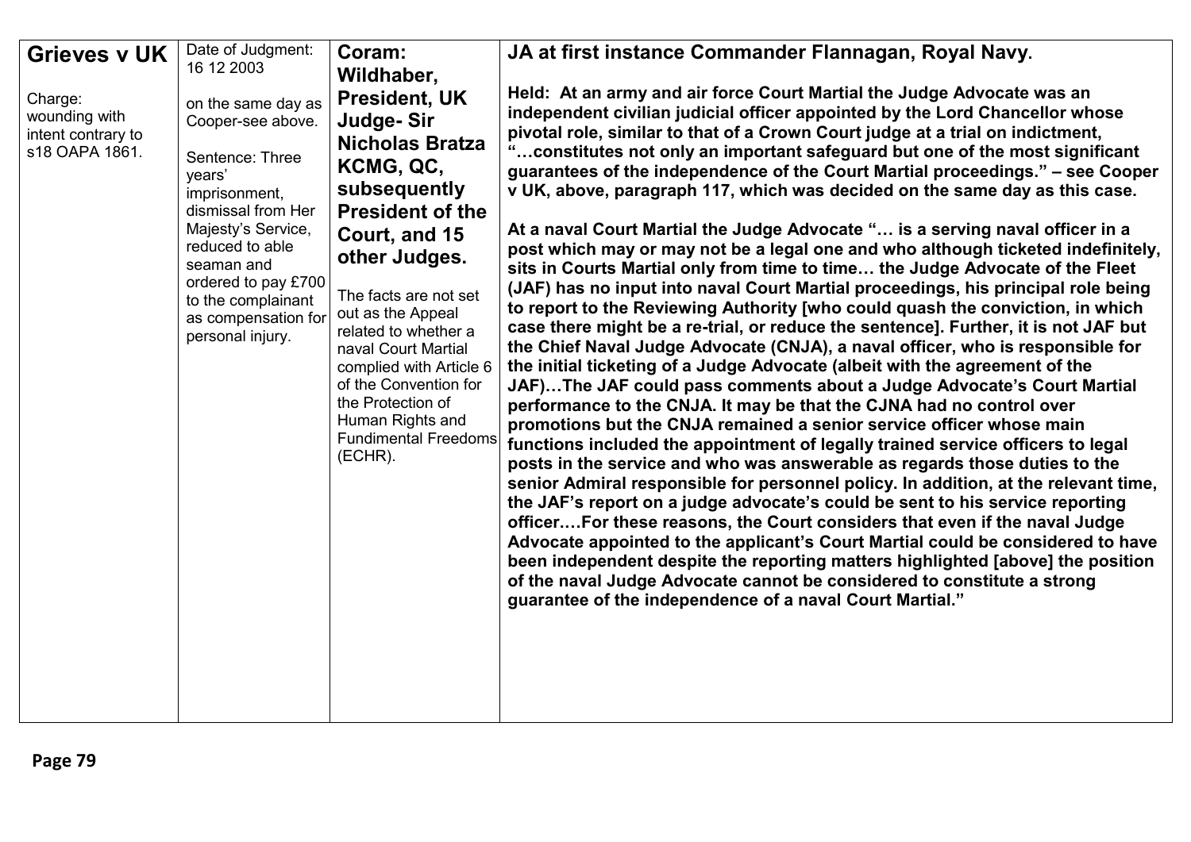| **Grieves v UK**<br><br>Charge: wounding with intent contrary to s18 OAPA 1861. | Date of Judgment: 16 12 2003<br><br>on the same day as Cooper-see above.<br><br>Sentence: Three years' imprisonment, dismissal from Her Majesty's Service, reduced to able seaman and ordered to pay £700 to the complainant as compensation for personal injury. | **Coram: Wildhaber, President, UK Judge- Sir Nicholas Bratza KCMG, QC, subsequently President of the Court, and 15 other Judges.**<br><br>The facts are not set out as the Appeal related to whether a naval Court Martial complied with Article 6 of the Convention for the Protection of Human Rights and Fundimental Freedoms (ECHR). | **JA at first instance Commander Flannagan, Royal Navy.**<br><br>**Held: At an army and air force Court Martial the Judge Advocate was an independent civilian judicial officer appointed by the Lord Chancellor whose pivotal role, similar to that of a Crown Court judge at a trial on indictment, "…constitutes not only an important safeguard but one of the most significant guarantees of the independence of the Court Martial proceedings." – see Cooper v UK, above, paragraph 117, which was decided on the same day as this case.**<br><br>**At a naval Court Martial the Judge Advocate "… is a serving naval officer in a post which may or may not be a legal one and who although ticketed indefinitely, sits in Courts Martial only from time to time… the Judge Advocate of the Fleet (JAF) has no input into naval Court Martial proceedings, his principal role being to report to the Reviewing Authority [who could quash the conviction, in which case there might be a re-trial, or reduce the sentence]. Further, it is not JAF but the Chief Naval Judge Advocate (CNJA), a naval officer, who is responsible for the initial ticketing of a Judge Advocate (albeit with the agreement of the JAF)…The JAF could pass comments about a Judge Advocate's Court Martial performance to the CNJA. It may be that the CJNA had no control over promotions but the CNJA remained a senior service officer whose main functions included the appointment of legally trained service officers to legal posts in the service and who was answerable as regards those duties to the senior Admiral responsible for personnel policy. In addition, at the relevant time, the JAF's report on a judge advocate's could be sent to his service reporting officer.…For these reasons, the Court considers that even if the naval Judge Advocate appointed to the applicant's Court Martial could be considered to have been independent despite the reporting matters highlighted [above] the position of the naval Judge Advocate cannot be considered to constitute a strong guarantee of the independence of a naval Court Martial."** |
|---|---|---|---|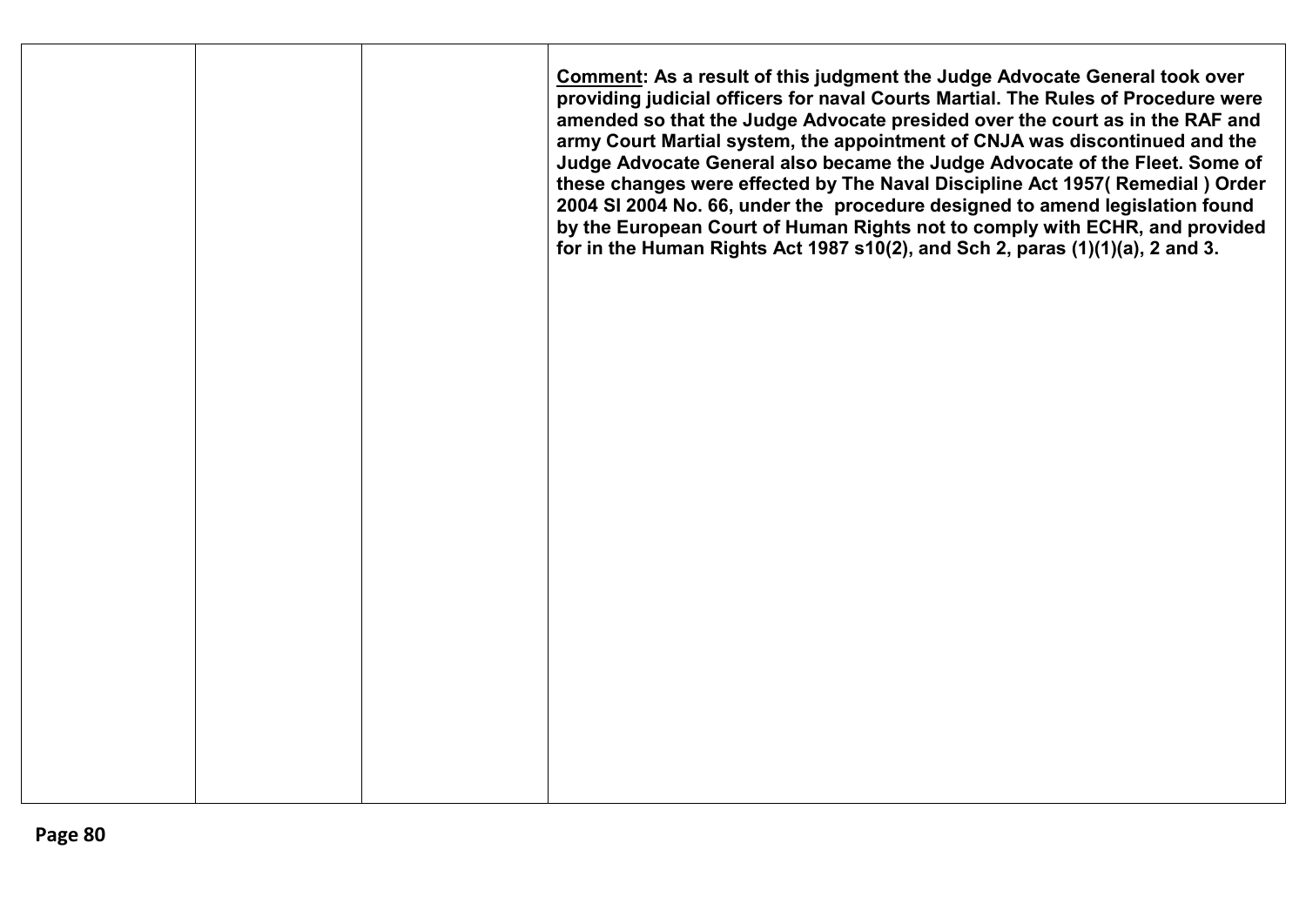|  |  |  | **<u>Comment</u>: As a result of this judgment the Judge Advocate General took over providing judicial officers for naval Courts Martial. The Rules of Procedure were amended so that the Judge Advocate presided over the court as in the RAF and army Court Martial system, the appointment of CNJA was discontinued and the Judge Advocate General also became the Judge Advocate of the Fleet. Some of these changes were effected by The Naval Discipline Act 1957( Remedial ) Order 2004 SI 2004 No. 66, under the procedure designed to amend legislation found by the European Court of Human Rights not to comply with ECHR, and provided for in the Human Rights Act 1987 s10(2), and Sch 2, paras (1)(1)(a), 2 and 3.** |
|---|---|---|---|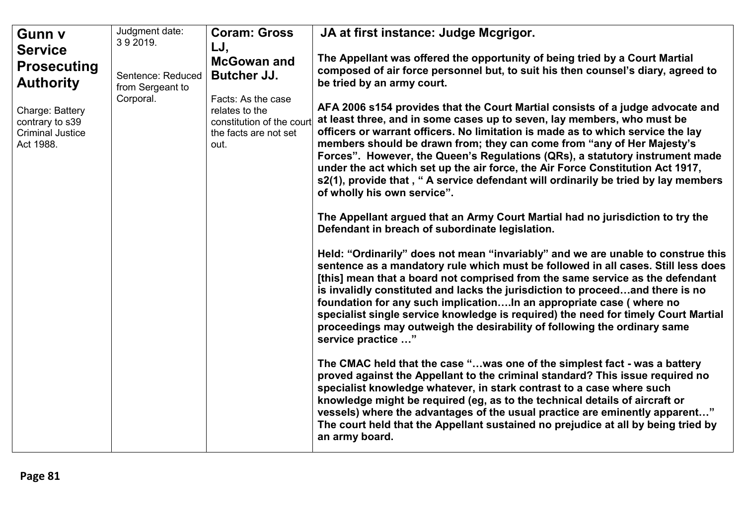| **Gunn v Service Prosecuting Authority**<br><br>Charge: Battery contrary to s39 Criminal Justice Act 1988. | Judgment date: 3 9 2019.<br><br>Sentence: Reduced from Sergeant to Corporal. | **Coram: Gross LJ, McGowan and Butcher JJ.**<br><br>Facts: As the case relates to the constitution of the court the facts are not set out. | **JA at first instance: Judge Mcgrigor.**<br><br>**The Appellant was offered the opportunity of being tried by a Court Martial composed of air force personnel but, to suit his then counsel's diary, agreed to be tried by an army court.**<br><br>**AFA 2006 s154 provides that the Court Martial consists of a judge advocate and at least three, and in some cases up to seven, lay members, who must be officers or warrant officers. No limitation is made as to which service the lay members should be drawn from; they can come from "any of Her Majesty's Forces". However, the Queen's Regulations (QRs), a statutory instrument made under the act which set up the air force, the Air Force Constitution Act 1917, s2(1), provide that , " A service defendant will ordinarily be tried by lay members of wholly his own service".**<br><br>**The Appellant argued that an Army Court Martial had no jurisdiction to try the Defendant in breach of subordinate legislation.**<br><br>**Held: "Ordinarily" does not mean "invariably" and we are unable to construe this sentence as a mandatory rule which must be followed in all cases. Still less does [this] mean that a board not comprised from the same service as the defendant is invalidly constituted and lacks the jurisdiction to proceed…and there is no foundation for any such implication….In an appropriate case ( where no specialist single service knowledge is required) the need for timely Court Martial proceedings may outweigh the desirability of following the ordinary same service practice …"**<br><br>**The CMAC held that the case "…was one of the simplest fact - was a battery proved against the Appellant to the criminal standard? This issue required no specialist knowledge whatever, in stark contrast to a case where such knowledge might be required (eg, as to the technical details of aircraft or vessels) where the advantages of the usual practice are eminently apparent…" The court held that the Appellant sustained no prejudice at all by being tried by an army board.** |
|---|---|---|---|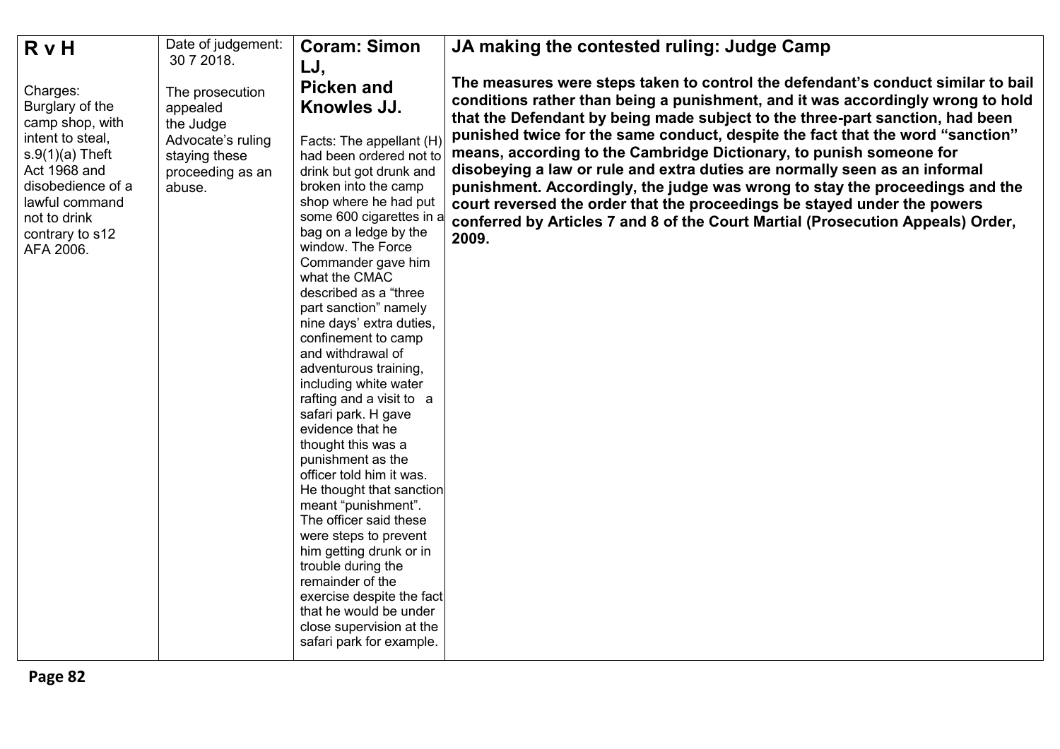| **R v H**<br><br>Charges: Burglary of the camp shop, with intent to steal, s.9(1)(a) Theft Act 1968 and disobedience of a lawful command not to drink contrary to s12 AFA 2006. | Date of judgement: 30 7 2018.<br><br>The prosecution appealed the Judge Advocate's ruling staying these proceeding as an abuse. | **Coram: Simon LJ, Picken and Knowles JJ.**<br><br>Facts: The appellant (H) had been ordered not to drink but got drunk and broken into the camp shop where he had put some 600 cigarettes in a bag on a ledge by the window. The Force Commander gave him what the CMAC described as a "three part sanction" namely nine days' extra duties, confinement to camp and withdrawal of adventurous training, including white water rafting and a visit to a safari park. H gave evidence that he thought this was a punishment as the officer told him it was. He thought that sanction meant "punishment". The officer said these were steps to prevent him getting drunk or in trouble during the remainder of the exercise despite the fact that he would be under close supervision at the safari park for example. | **JA making the contested ruling: Judge Camp**<br><br>**The measures were steps taken to control the defendant's conduct similar to bail conditions rather than being a punishment, and it was accordingly wrong to hold that the Defendant by being made subject to the three-part sanction, had been punished twice for the same conduct, despite the fact that the word "sanction" means, according to the Cambridge Dictionary, to punish someone for disobeying a law or rule and extra duties are normally seen as an informal punishment. Accordingly, the judge was wrong to stay the proceedings and the court reversed the order that the proceedings be stayed under the powers conferred by Articles 7 and 8 of the Court Martial (Prosecution Appeals) Order, 2009.** |
|---|---|---|---|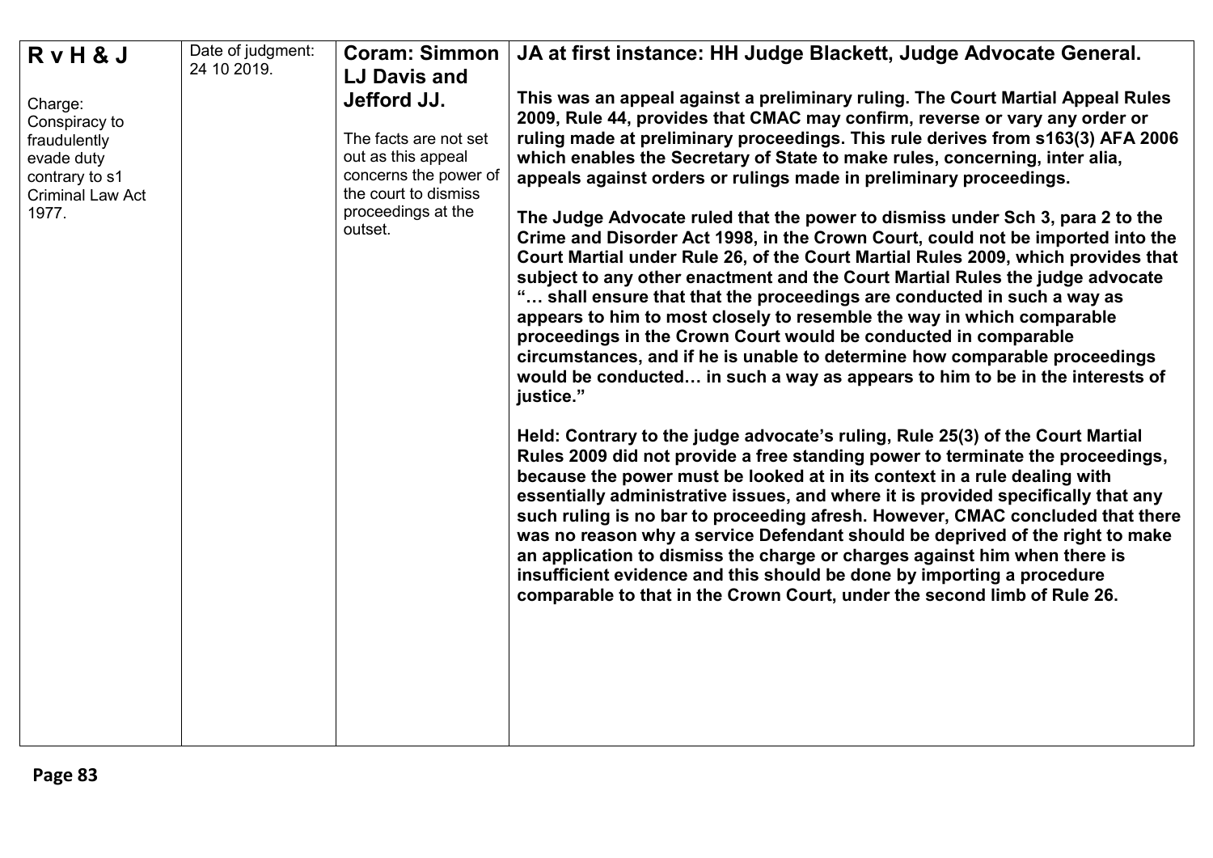| **R v H & J**<br><br>Charge: Conspiracy to fraudulently evade duty contrary to s1 Criminal Law Act 1977. | Date of judgment: 24 10 2019. | **Coram: Simmon LJ Davis and Jefford JJ.**<br><br>The facts are not set out as this appeal concerns the power of the court to dismiss proceedings at the outset. | **JA at first instance: HH Judge Blackett, Judge Advocate General.**<br><br>**This was an appeal against a preliminary ruling. The Court Martial Appeal Rules 2009, Rule 44, provides that CMAC may confirm, reverse or vary any order or ruling made at preliminary proceedings. This rule derives from s163(3) AFA 2006 which enables the Secretary of State to make rules, concerning, inter alia, appeals against orders or rulings made in preliminary proceedings.**<br><br>**The Judge Advocate ruled that the power to dismiss under Sch 3, para 2 to the Crime and Disorder Act 1998, in the Crown Court, could not be imported into the Court Martial under Rule 26, of the Court Martial Rules 2009, which provides that subject to any other enactment and the Court Martial Rules the judge advocate "… shall ensure that that the proceedings are conducted in such a way as appears to him to most closely to resemble the way in which comparable proceedings in the Crown Court would be conducted in comparable circumstances, and if he is unable to determine how comparable proceedings would be conducted… in such a way as appears to him to be in the interests of justice."**<br><br>**Held: Contrary to the judge advocate's ruling, Rule 25(3) of the Court Martial Rules 2009 did not provide a free standing power to terminate the proceedings, because the power must be looked at in its context in a rule dealing with essentially administrative issues, and where it is provided specifically that any such ruling is no bar to proceeding afresh. However, CMAC concluded that there was no reason why a service Defendant should be deprived of the right to make an application to dismiss the charge or charges against him when there is insufficient evidence and this should be done by importing a procedure comparable to that in the Crown Court, under the second limb of Rule 26.** |
|---|---|---|---|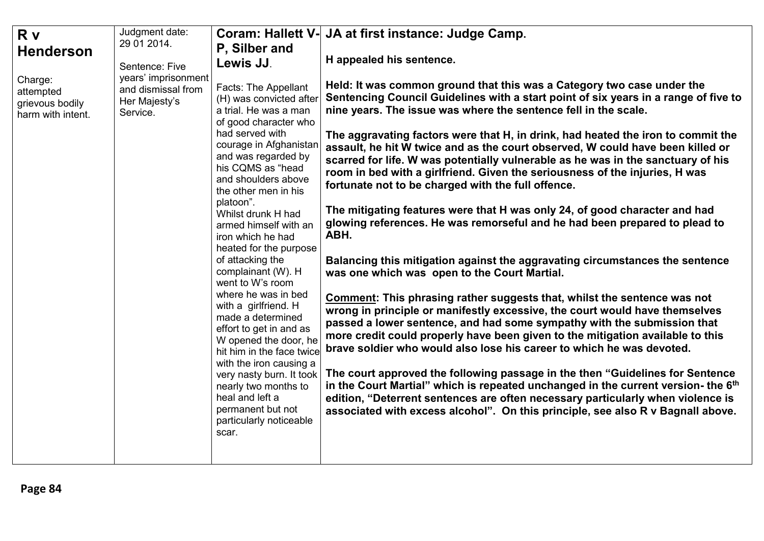| | | | |
|---|---|---|---|
| **R v Henderson**<br><br>Charge: attempted grievous bodily harm with intent. | Judgment date: 29 01 2014.<br><br>Sentence: Five years' imprisonment and dismissal from Her Majesty's Service. | **Coram: Hallett V-P, Silber and Lewis JJ**.<br><br>Facts: The Appellant (H) was convicted after a trial. He was a man of good character who had served with courage in Afghanistan and was regarded by his CQMS as "head and shoulders above the other men in his platoon".<br>Whilst drunk H had armed himself with an iron which he had heated for the purpose of attacking the complainant (W). H went to W's room where he was in bed with a girlfriend. H made a determined effort to get in and as W opened the door, he hit him in the face twice with the iron causing a very nasty burn. It took nearly two months to heal and left a permanent but not particularly noticeable scar. | **JA at first instance: Judge Camp.**<br><br>**H appealed his sentence.**<br><br>**Held: It was common ground that this was a Category two case under the Sentencing Council Guidelines with a start point of six years in a range of five to nine years. The issue was where the sentence fell in the scale.**<br><br>**The aggravating factors were that H, in drink, had heated the iron to commit the assault, he hit W twice and as the court observed, W could have been killed or scarred for life. W was potentially vulnerable as he was in the sanctuary of his room in bed with a girlfriend. Given the seriousness of the injuries, H was fortunate not to be charged with the full offence.**<br><br>**The mitigating features were that H was only 24, of good character and had glowing references. He was remorseful and he had been prepared to plead to ABH.**<br><br>**Balancing this mitigation against the aggravating circumstances the sentence was one which was open to the Court Martial.**<br><br>**<u>Comment</u>: This phrasing rather suggests that, whilst the sentence was not wrong in principle or manifestly excessive, the court would have themselves passed a lower sentence, and had some sympathy with the submission that more credit could properly have been given to the mitigation available to this brave soldier who would also lose his career to which he was devoted.**<br><br>**The court approved the following passage in the then "Guidelines for Sentence in the Court Martial" which is repeated unchanged in the current version- the 6th edition, "Deterrent sentences are often necessary particularly when violence is associated with excess alcohol". On this principle, see also R v Bagnall above.** |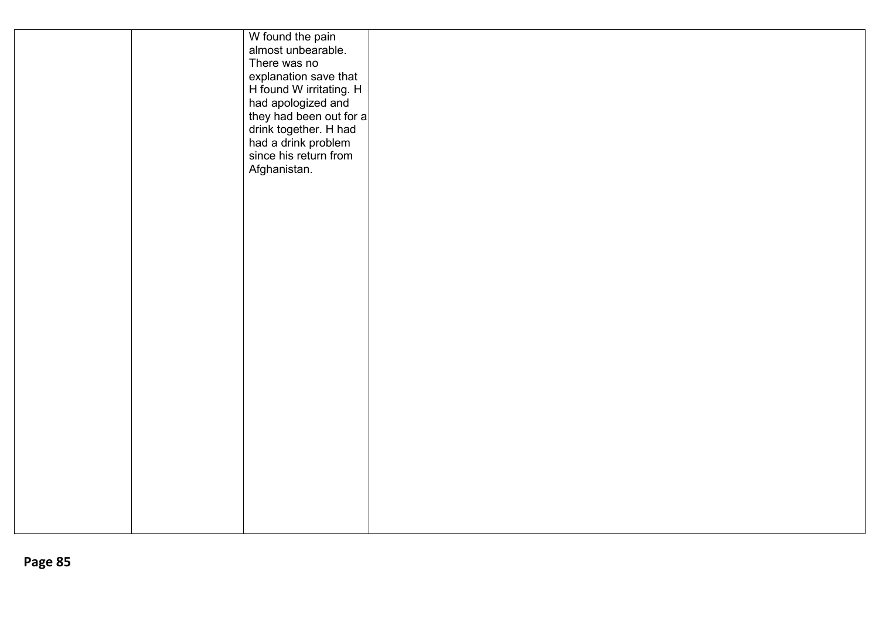|  |  |  |  |
|---|---|---|---|
|  |  | W found the pain almost unbearable. There was no explanation save that H found W irritating. H had apologized and they had been out for a drink together. H had had a drink problem since his return from Afghanistan. |  |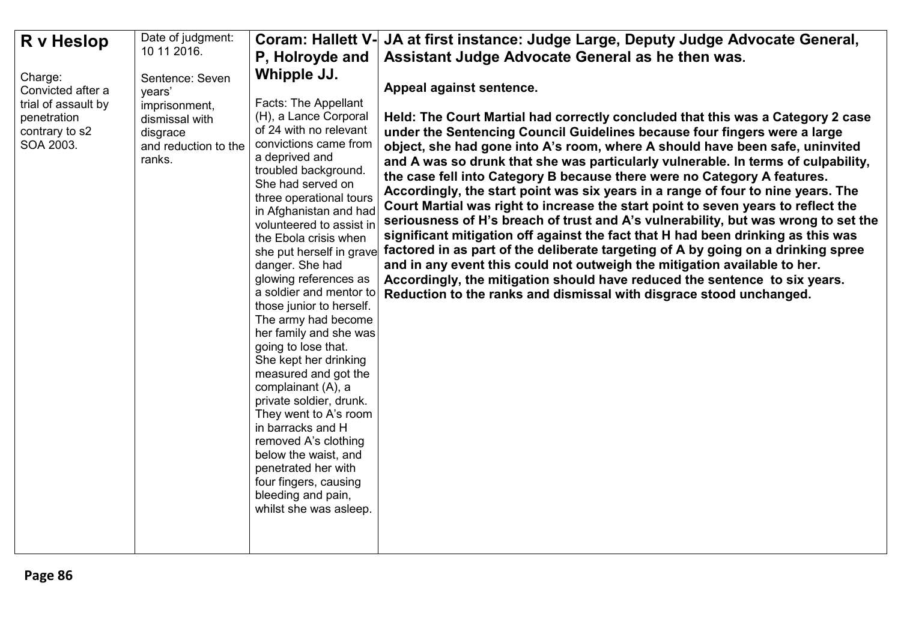| **R v Heslop**<br><br>Charge: Convicted after a trial of assault by penetration contrary to s2 SOA 2003. | Date of judgment: 10 11 2016.<br><br>Sentence: Seven years' imprisonment, dismissal with disgrace and reduction to the ranks. | **Coram: Hallett V-P, Holroyde and Whipple JJ.**<br><br>Facts: The Appellant (H), a Lance Corporal of 24 with no relevant convictions came from a deprived and troubled background. She had served on three operational tours in Afghanistan and had volunteered to assist in the Ebola crisis when she put herself in grave danger. She had glowing references as a soldier and mentor to those junior to herself. The army had become her family and she was going to lose that. She kept her drinking measured and got the complainant (A), a private soldier, drunk. They went to A's room in barracks and H removed A's clothing below the waist, and penetrated her with four fingers, causing bleeding and pain, whilst she was asleep. | **JA at first instance: Judge Large, Deputy Judge Advocate General, Assistant Judge Advocate General as he then was.**<br><br>**Appeal against sentence.**<br><br>**Held: The Court Martial had correctly concluded that this was a Category 2 case under the Sentencing Council Guidelines because four fingers were a large object, she had gone into A's room, where A should have been safe, uninvited and A was so drunk that she was particularly vulnerable. In terms of culpability, the case fell into Category B because there were no Category A features. Accordingly, the start point was six years in a range of four to nine years. The Court Martial was right to increase the start point to seven years to reflect the seriousness of H's breach of trust and A's vulnerability, but was wrong to set the significant mitigation off against the fact that H had been drinking as this was factored in as part of the deliberate targeting of A by going on a drinking spree and in any event this could not outweigh the mitigation available to her. Accordingly, the mitigation should have reduced the sentence to six years. Reduction to the ranks and dismissal with disgrace stood unchanged.** |
|---|---|---|---|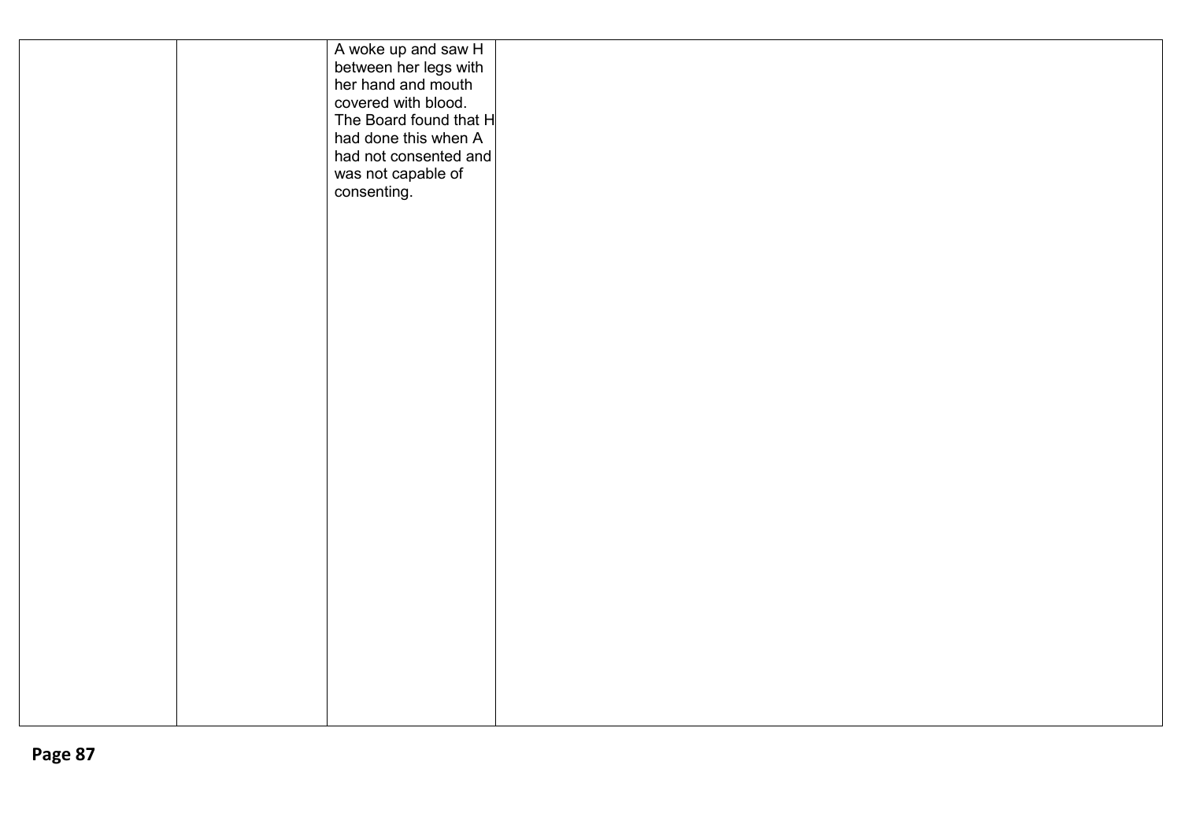| | | | |
|---|---|---|---|
| | | A woke up and saw H between her legs with her hand and mouth covered with blood. The Board found that H had done this when A had not consented and was not capable of consenting. | |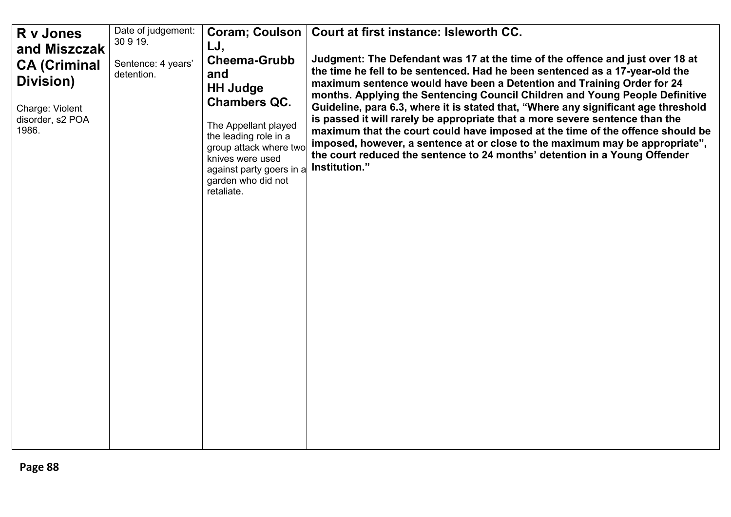| **R v Jones and Miszczak CA (Criminal Division)**<br><br>Charge: Violent disorder, s2 POA 1986. | Date of judgement: 30 9 19.<br><br>Sentence: 4 years' detention. | **Coram; Coulson LJ, Cheema-Grubb and HH Judge Chambers QC.**<br><br>The Appellant played the leading role in a group attack where two knives were used against party goers in a garden who did not retaliate. | **Court at first instance: Isleworth CC.**<br><br>**Judgment: The Defendant was 17 at the time of the offence and just over 18 at the time he fell to be sentenced. Had he been sentenced as a 17-year-old the maximum sentence would have been a Detention and Training Order for 24 months. Applying the Sentencing Council Children and Young People Definitive Guideline, para 6.3, where it is stated that, "Where any significant age threshold is passed it will rarely be appropriate that a more severe sentence than the maximum that the court could have imposed at the time of the offence should be imposed, however, a sentence at or close to the maximum may be appropriate", the court reduced the sentence to 24 months' detention in a Young Offender Institution."** |
|---|---|---|---|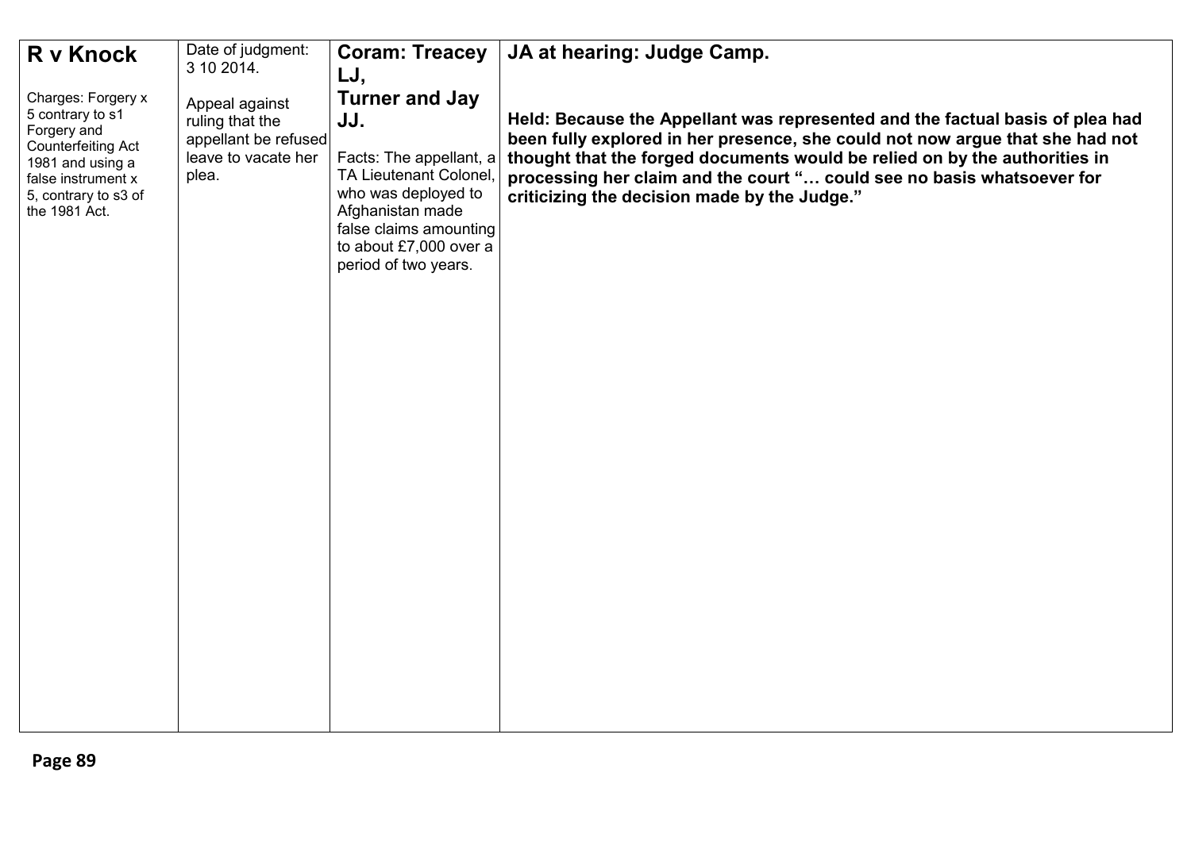| **R v Knock**<br><br>Charges: Forgery x 5 contrary to s1 Forgery and Counterfeiting Act 1981 and using a false instrument x 5, contrary to s3 of the 1981 Act. | Date of judgment: 3 10 2014.<br><br>Appeal against ruling that the appellant be refused leave to vacate her plea. | **Coram: Treacey LJ, Turner and Jay JJ.**<br><br>Facts: The appellant, a TA Lieutenant Colonel, who was deployed to Afghanistan made false claims amounting to about £7,000 over a period of two years. | **JA at hearing: Judge Camp.**<br><br>**Held: Because the Appellant was represented and the factual basis of plea had been fully explored in her presence, she could not now argue that she had not thought that the forged documents would be relied on by the authorities in processing her claim and the court "… could see no basis whatsoever for criticizing the decision made by the Judge."** |
|---|---|---|---|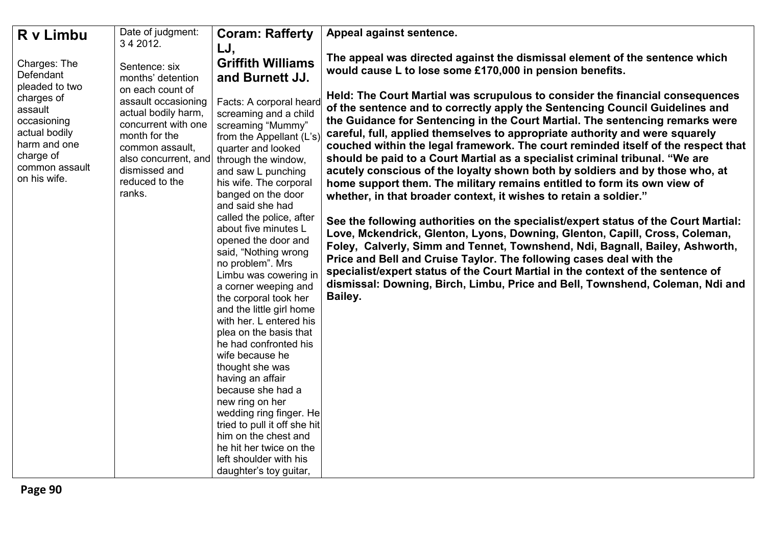| | | | |
|---|---|---|---|
| **R v Limbu**<br><br>Charges: The Defendant pleaded to two charges of assault occasioning actual bodily harm and one charge of common assault on his wife. | Date of judgment: 3 4 2012.<br><br>Sentence: six months' detention on each count of assault occasioning actual bodily harm, concurrent with one month for the common assault, also concurrent, and dismissed and reduced to the ranks. | **Coram: Rafferty LJ, Griffith Williams and Burnett JJ.**<br><br>Facts: A corporal heard screaming and a child screaming "Mummy" from the Appellant (L's) quarter and looked through the window, and saw L punching his wife. The corporal banged on the door and said she had called the police, after about five minutes L opened the door and said, "Nothing wrong no problem". Mrs Limbu was cowering in a corner weeping and the corporal took her and the little girl home with her. L entered his plea on the basis that he had confronted his wife because he thought she was having an affair because she had a new ring on her wedding ring finger. He tried to pull it off she hit him on the chest and he hit her twice on the left shoulder with his daughter's toy guitar, | **Appeal against sentence.**<br><br>**The appeal was directed against the dismissal element of the sentence which would cause L to lose some £170,000 in pension benefits.**<br><br>**Held: The Court Martial was scrupulous to consider the financial consequences of the sentence and to correctly apply the Sentencing Council Guidelines and the Guidance for Sentencing in the Court Martial. The sentencing remarks were careful, full, applied themselves to appropriate authority and were squarely couched within the legal framework. The court reminded itself of the respect that should be paid to a Court Martial as a specialist criminal tribunal. "We are acutely conscious of the loyalty shown both by soldiers and by those who, at home support them. The military remains entitled to form its own view of whether, in that broader context, it wishes to retain a soldier."**<br><br>**See the following authorities on the specialist/expert status of the Court Martial: Love, Mckendrick, Glenton, Lyons, Downing, Glenton, Capill, Cross, Coleman, Foley, Calverly, Simm and Tennet, Townshend, Ndi, Bagnall, Bailey, Ashworth, Price and Bell and Cruise Taylor. The following cases deal with the specialist/expert status of the Court Martial in the context of the sentence of dismissal: Downing, Birch, Limbu, Price and Bell, Townshend, Coleman, Ndi and Bailey.** |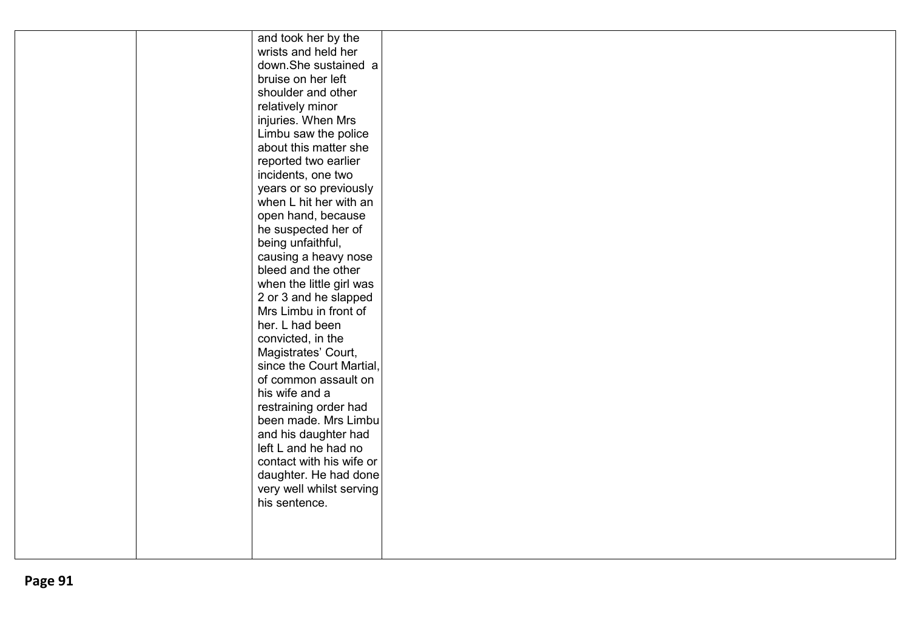|  |  |  |  |
|---|---|---|---|
|  |  | and took her by the wrists and held her down.She sustained a bruise on her left shoulder and other relatively minor injuries. When Mrs Limbu saw the police about this matter she reported two earlier incidents, one two years or so previously when L hit her with an open hand, because he suspected her of being unfaithful, causing a heavy nose bleed and the other when the little girl was 2 or 3 and he slapped Mrs Limbu in front of her. L had been convicted, in the Magistrates' Court, since the Court Martial, of common assault on his wife and a restraining order had been made. Mrs Limbu and his daughter had left L and he had no contact with his wife or daughter. He had done very well whilst serving his sentence. |  |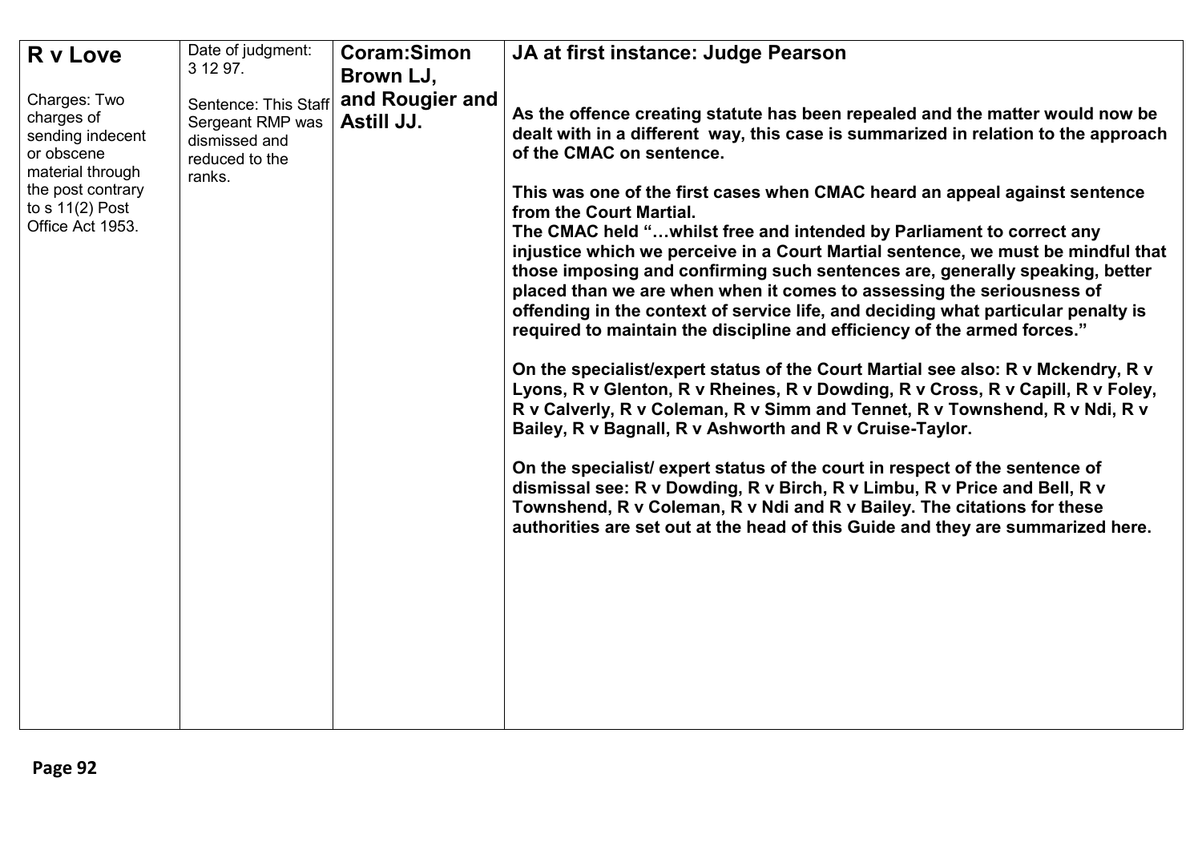| **R v Love** Charges: Two charges of sending indecent or obscene material through the post contrary to s 11(2) Post Office Act 1953. | Date of judgment: 3 12 97. Sentence: This Staff Sergeant RMP was dismissed and reduced to the ranks. | **Coram:Simon Brown LJ, and Rougier and Astill JJ.** | **JA at first instance: Judge Pearson** **As the offence creating statute has been repealed and the matter would now be dealt with in a different way, this case is summarized in relation to the approach of the CMAC on sentence.** **This was one of the first cases when CMAC heard an appeal against sentence from the Court Martial.** **The CMAC held "…whilst free and intended by Parliament to correct any injustice which we perceive in a Court Martial sentence, we must be mindful that those imposing and confirming such sentences are, generally speaking, better placed than we are when when it comes to assessing the seriousness of offending in the context of service life, and deciding what particular penalty is required to maintain the discipline and efficiency of the armed forces."** **On the specialist/expert status of the Court Martial see also: R v Mckendry, R v Lyons, R v Glenton, R v Rheines, R v Dowding, R v Cross, R v Capill, R v Foley, R v Calverly, R v Coleman, R v Simm and Tennet, R v Townshend, R v Ndi, R v Bailey, R v Bagnall, R v Ashworth and R v Cruise-Taylor.** **On the specialist/ expert status of the court in respect of the sentence of dismissal see: R v Dowding, R v Birch, R v Limbu, R v Price and Bell, R v Townshend, R v Coleman, R v Ndi and R v Bailey. The citations for these authorities are set out at the head of this Guide and they are summarized here.** |
|---|---|---|---|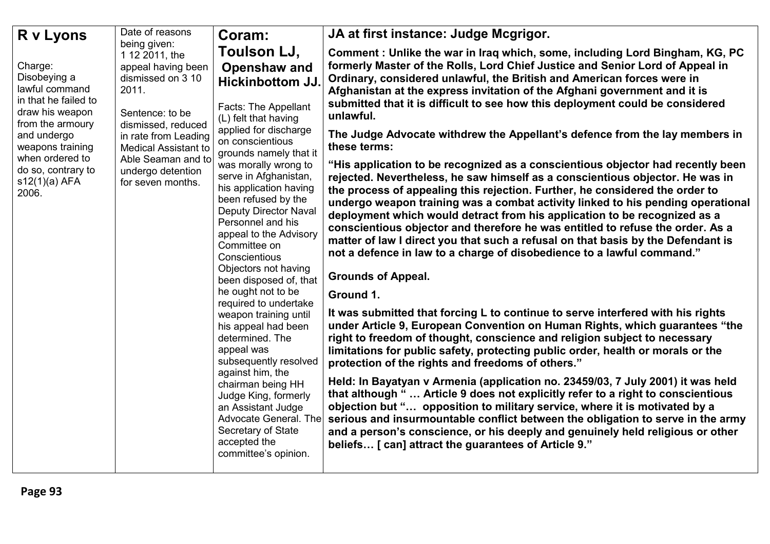| R v Lyons | Date of reasons being given: | Coram: | JA at first instance: Judge Mcgrigor. |
|---|---|---|---|
| Charge: Disobeying a lawful command in that he failed to draw his weapon from the armoury and undergo weapons training when ordered to do so, contrary to s12(1)(a) AFA 2006. | 1 12 2011, the appeal having been dismissed on 3 10 2011.<br><br>Sentence: to be dismissed, reduced in rate from Leading Medical Assistant to Able Seaman and to undergo detention for seven months. | **Toulson LJ, Openshaw and Hickinbottom JJ.**<br><br>Facts: The Appellant (L) felt that having applied for discharge on conscientious grounds namely that it was morally wrong to serve in Afghanistan, his application having been refused by the Deputy Director Naval Personnel and his appeal to the Advisory Committee on Conscientious Objectors not having been disposed of, that he ought not to be required to undertake weapon training until his appeal had been determined. The appeal was subsequently resolved against him, the chairman being HH Judge King, formerly an Assistant Judge Advocate General. The Secretary of State accepted the committee's opinion. | **Comment : Unlike the war in Iraq which, some, including Lord Bingham, KG, PC formerly Master of the Rolls, Lord Chief Justice and Senior Lord of Appeal in Ordinary, considered unlawful, the British and American forces were in Afghanistan at the express invitation of the Afghani government and it is submitted that it is difficult to see how this deployment could be considered unlawful.**<br><br>**The Judge Advocate withdrew the Appellant's defence from the lay members in these terms:**<br><br>**"His application to be recognized as a conscientious objector had recently been rejected. Nevertheless, he saw himself as a conscientious objector. He was in the process of appealing this rejection. Further, he considered the order to undergo weapon training was a combat activity linked to his pending operational deployment which would detract from his application to be recognized as a conscientious objector and therefore he was entitled to refuse the order. As a matter of law I direct you that such a refusal on that basis by the Defendant is not a defence in law to a charge of disobedience to a lawful command."**<br><br>**Grounds of Appeal.**<br><br>**Ground 1.**<br><br>**It was submitted that forcing L to continue to serve interfered with his rights under Article 9, European Convention on Human Rights, which guarantees "the right to freedom of thought, conscience and religion subject to necessary limitations for public safety, protecting public order, health or morals or the protection of the rights and freedoms of others."**<br><br>**Held: In Bayatyan v Armenia (application no. 23459/03, 7 July 2001) it was held that although " … Article 9 does not explicitly refer to a right to conscientious objection but "… opposition to military service, where it is motivated by a serious and insurmountable conflict between the obligation to serve in the army and a person's conscience, or his deeply and genuinely held religious or other beliefs… [ can] attract the guarantees of Article 9."** |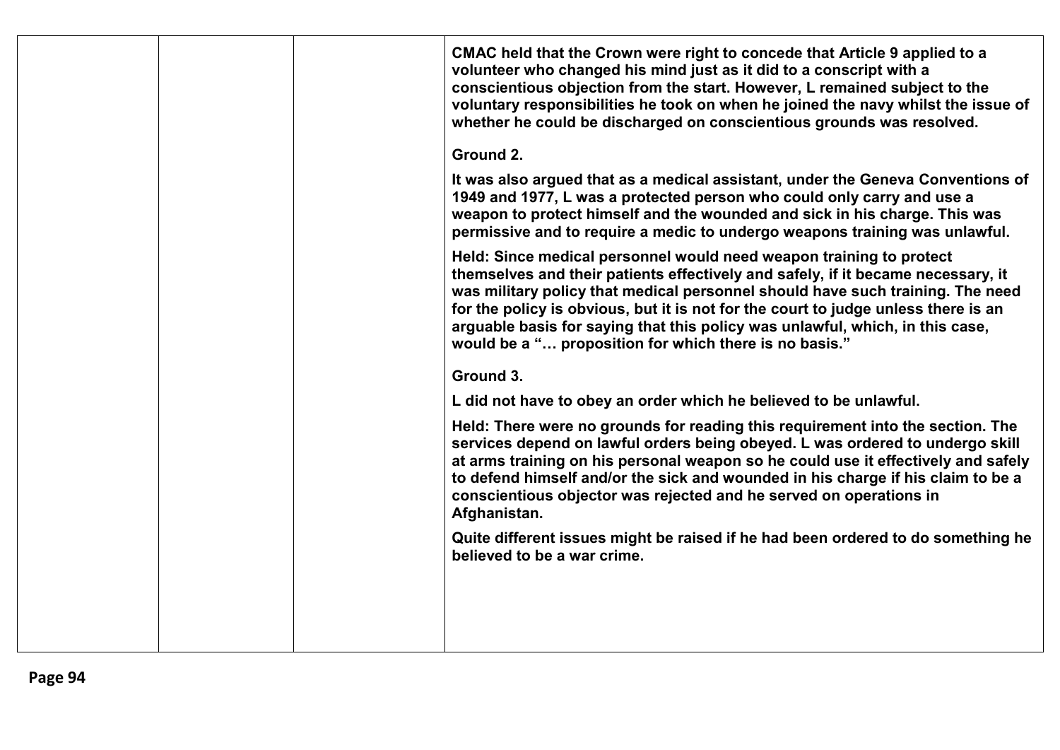| | | | **CMAC held that the Crown were right to concede that Article 9 applied to a volunteer who changed his mind just as it did to a conscript with a conscientious objection from the start. However, L remained subject to the voluntary responsibilities he took on when he joined the navy whilst the issue of whether he could be discharged on conscientious grounds was resolved.**<br><br>**Ground 2.**<br><br>**It was also argued that as a medical assistant, under the Geneva Conventions of 1949 and 1977, L was a protected person who could only carry and use a weapon to protect himself and the wounded and sick in his charge. This was permissive and to require a medic to undergo weapons training was unlawful.**<br><br>**Held: Since medical personnel would need weapon training to protect themselves and their patients effectively and safely, if it became necessary, it was military policy that medical personnel should have such training. The need for the policy is obvious, but it is not for the court to judge unless there is an arguable basis for saying that this policy was unlawful, which, in this case, would be a "… proposition for which there is no basis."**<br><br>**Ground 3.**<br><br>**L did not have to obey an order which he believed to be unlawful.**<br><br>**Held: There were no grounds for reading this requirement into the section. The services depend on lawful orders being obeyed. L was ordered to undergo skill at arms training on his personal weapon so he could use it effectively and safely to defend himself and/or the sick and wounded in his charge if his claim to be a conscientious objector was rejected and he served on operations in Afghanistan.**<br><br>**Quite different issues might be raised if he had been ordered to do something he believed to be a war crime.** |
|---|---|---|---|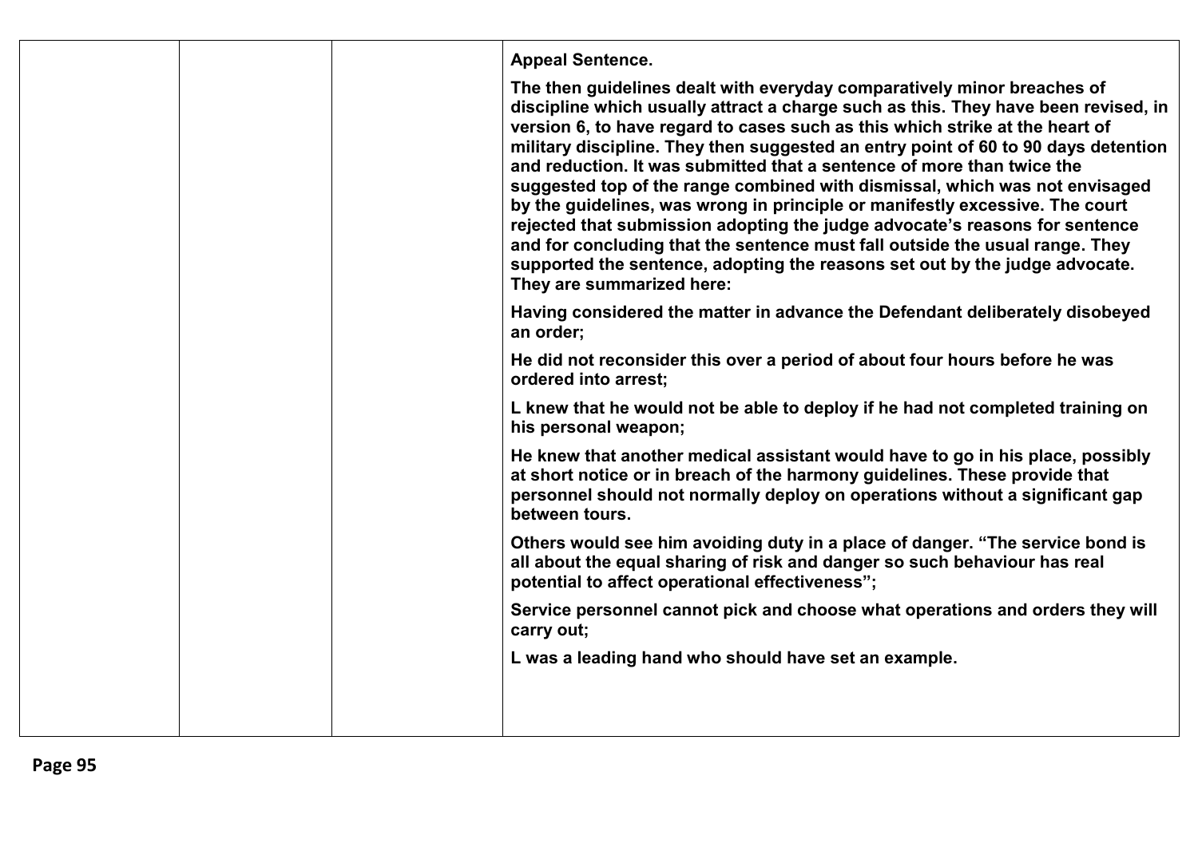|  |  |  | **Appeal Sentence.**<br><br>**The then guidelines dealt with everyday comparatively minor breaches of discipline which usually attract a charge such as this. They have been revised, in version 6, to have regard to cases such as this which strike at the heart of military discipline. They then suggested an entry point of 60 to 90 days detention and reduction. It was submitted that a sentence of more than twice the suggested top of the range combined with dismissal, which was not envisaged by the guidelines, was wrong in principle or manifestly excessive. The court rejected that submission adopting the judge advocate's reasons for sentence and for concluding that the sentence must fall outside the usual range. They supported the sentence, adopting the reasons set out by the judge advocate. They are summarized here:**<br><br>**Having considered the matter in advance the Defendant deliberately disobeyed an order;**<br><br>**He did not reconsider this over a period of about four hours before he was ordered into arrest;**<br><br>**L knew that he would not be able to deploy if he had not completed training on his personal weapon;**<br><br>**He knew that another medical assistant would have to go in his place, possibly at short notice or in breach of the harmony guidelines. These provide that personnel should not normally deploy on operations without a significant gap between tours.**<br><br>**Others would see him avoiding duty in a place of danger. "The service bond is all about the equal sharing of risk and danger so such behaviour has real potential to affect operational effectiveness";**<br><br>**Service personnel cannot pick and choose what operations and orders they will carry out;**<br><br>**L was a leading hand who should have set an example.** |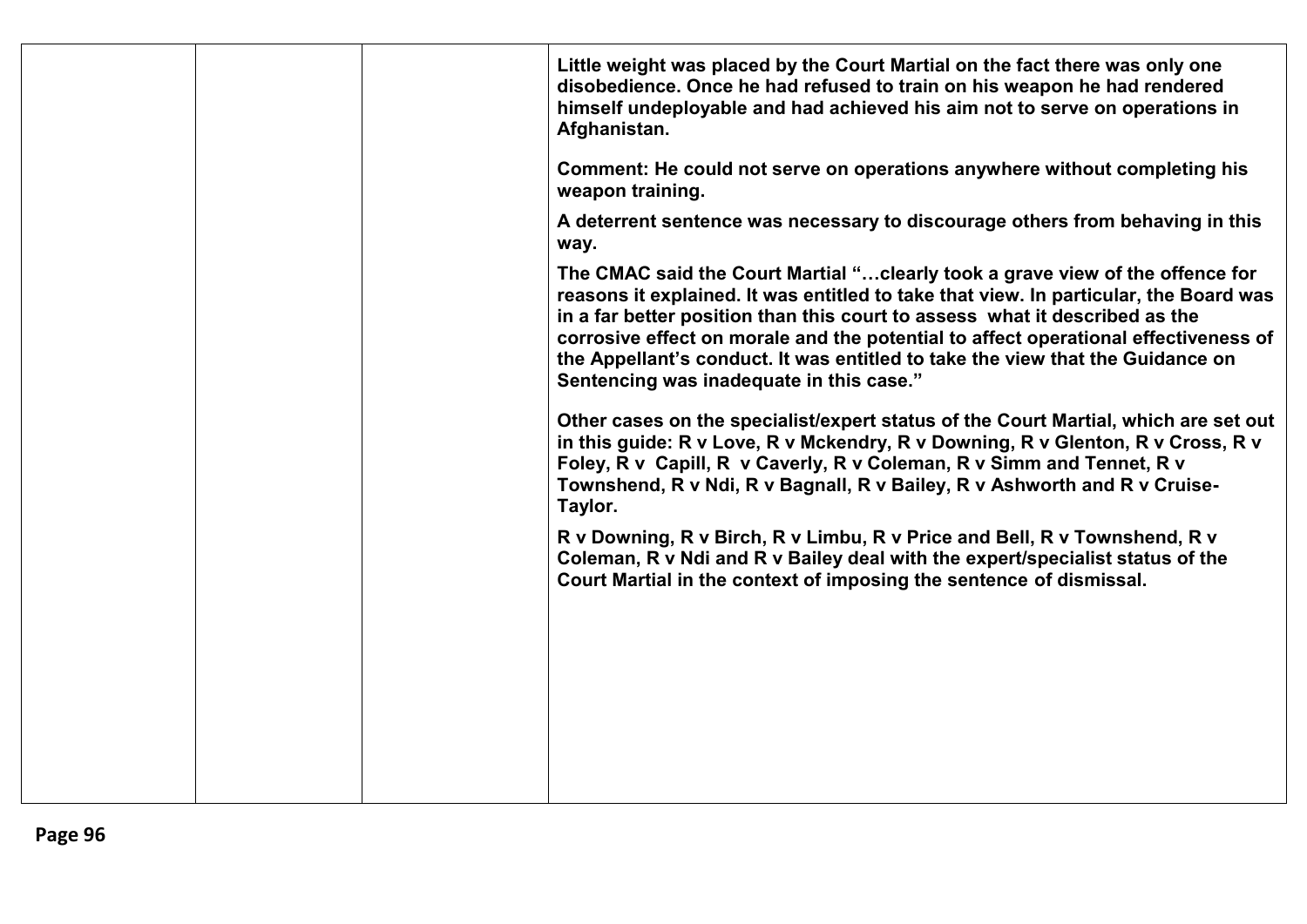| | | | **Little weight was placed by the Court Martial on the fact there was only one disobedience. Once he had refused to train on his weapon he had rendered himself undeployable and had achieved his aim not to serve on operations in Afghanistan.**<br><br>**Comment: He could not serve on operations anywhere without completing his weapon training.**<br><br>**A deterrent sentence was necessary to discourage others from behaving in this way.**<br><br>**The CMAC said the Court Martial "…clearly took a grave view of the offence for reasons it explained. It was entitled to take that view. In particular, the Board was in a far better position than this court to assess what it described as the corrosive effect on morale and the potential to affect operational effectiveness of the Appellant's conduct. It was entitled to take the view that the Guidance on Sentencing was inadequate in this case."**<br><br>**Other cases on the specialist/expert status of the Court Martial, which are set out in this guide: R v Love, R v Mckendry, R v Downing, R v Glenton, R v Cross, R v Foley, R v Capill, R v Caverly, R v Coleman, R v Simm and Tennet, R v Townshend, R v Ndi, R v Bagnall, R v Bailey, R v Ashworth and R v Cruise-Taylor.**<br><br>**R v Downing, R v Birch, R v Limbu, R v Price and Bell, R v Townshend, R v Coleman, R v Ndi and R v Bailey deal with the expert/specialist status of the Court Martial in the context of imposing the sentence of dismissal.** |
|---|---|---|---|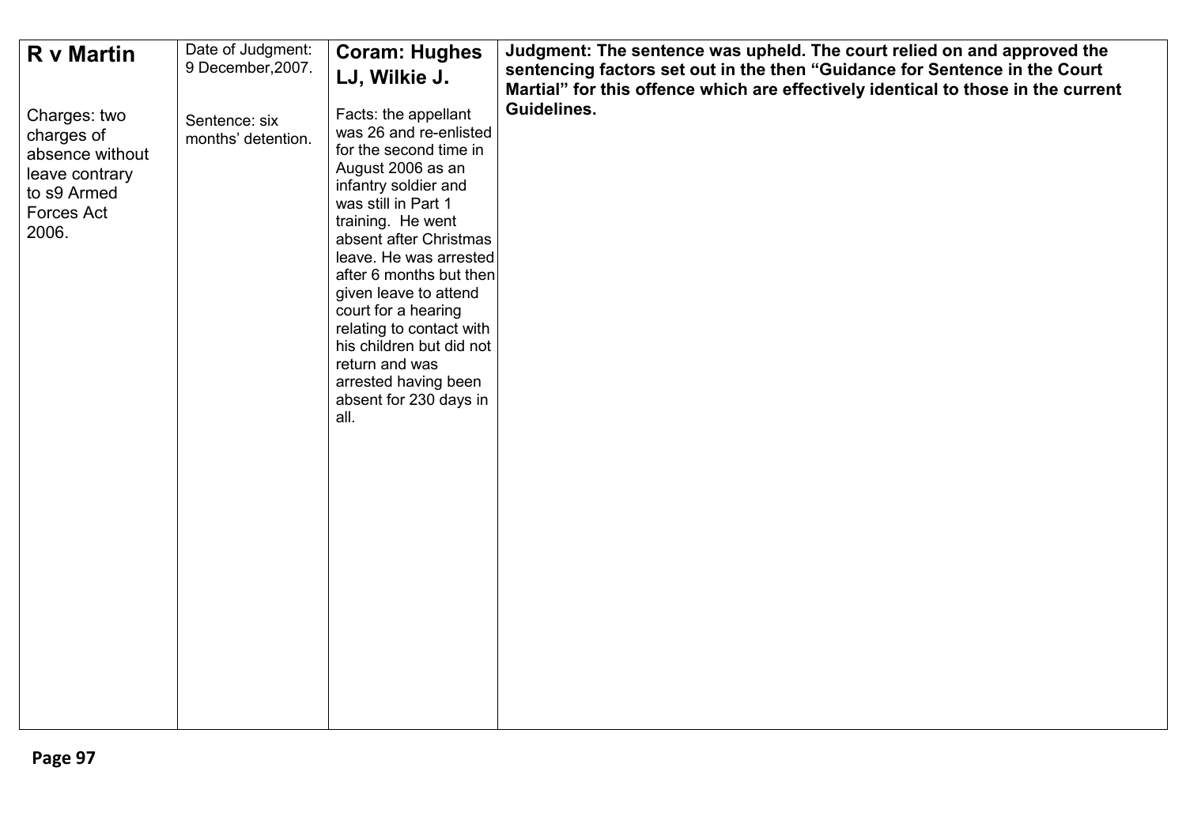| **R v Martin**<br><br>Charges: two charges of absence without leave contrary to s9 Armed Forces Act 2006. | Date of Judgment: 9 December,2007.<br><br>Sentence: six months' detention. | **Coram: Hughes LJ, Wilkie J.**<br><br>Facts: the appellant was 26 and re-enlisted for the second time in August 2006 as an infantry soldier and was still in Part 1 training. He went absent after Christmas leave. He was arrested after 6 months but then given leave to attend court for a hearing relating to contact with his children but did not return and was arrested having been absent for 230 days in all. | **Judgment: The sentence was upheld. The court relied on and approved the sentencing factors set out in the then "Guidance for Sentence in the Court Martial" for this offence which are effectively identical to those in the current Guidelines.** |
|---|---|---|---|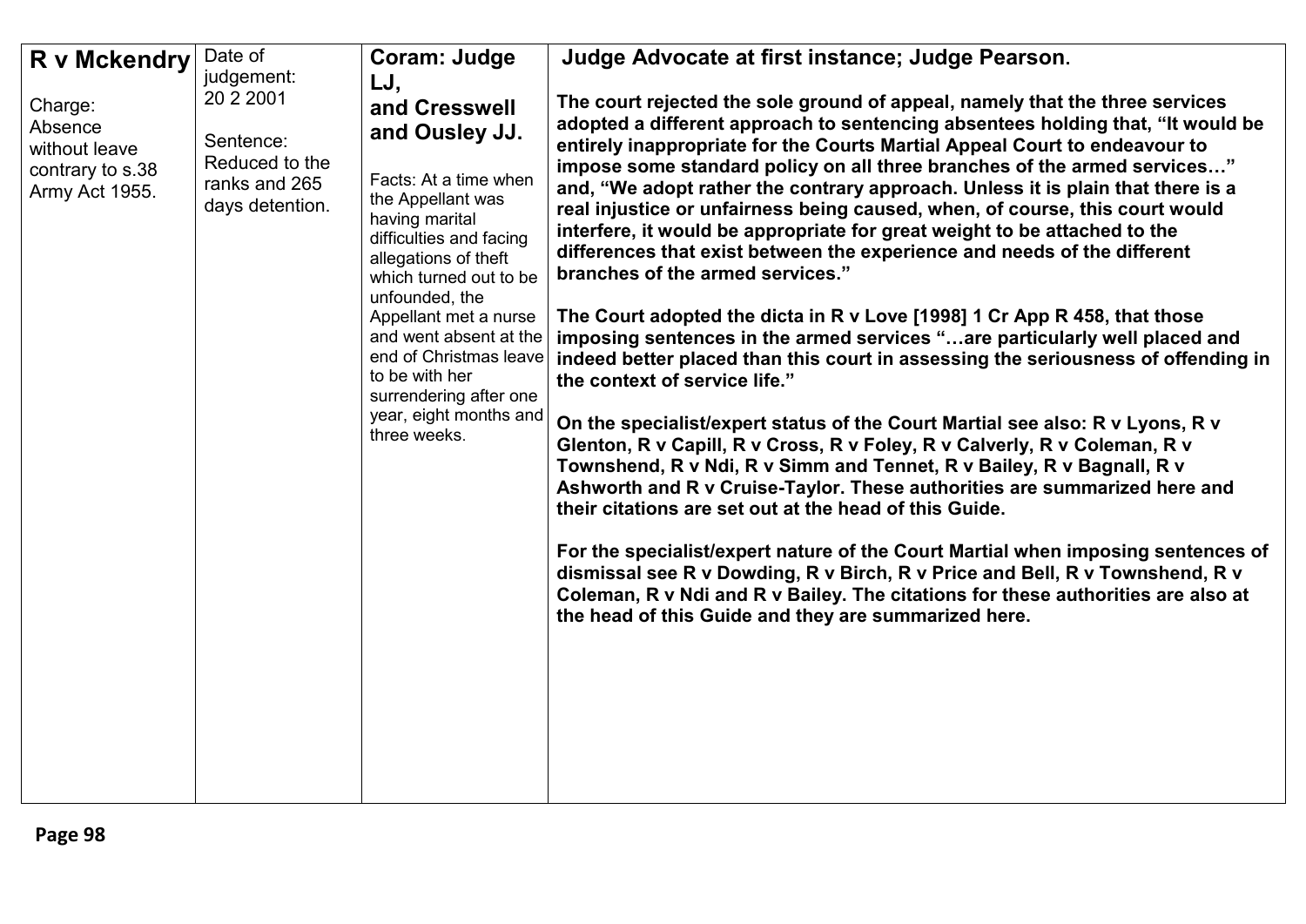| **R v Mckendry**<br><br>Charge: Absence without leave contrary to s.38 Army Act 1955. | Date of judgement: 20 2 2001<br><br>Sentence: Reduced to the ranks and 265 days detention. | **Coram: Judge LJ, and Cresswell and Ousley JJ.**<br><br>Facts: At a time when the Appellant was having marital difficulties and facing allegations of theft which turned out to be unfounded, the Appellant met a nurse and went absent at the end of Christmas leave to be with her surrendering after one year, eight months and three weeks. | **Judge Advocate at first instance; Judge Pearson.**<br><br>**The court rejected the sole ground of appeal, namely that the three services adopted a different approach to sentencing absentees holding that, "It would be entirely inappropriate for the Courts Martial Appeal Court to endeavour to impose some standard policy on all three branches of the armed services…" and, "We adopt rather the contrary approach. Unless it is plain that there is a real injustice or unfairness being caused, when, of course, this court would interfere, it would be appropriate for great weight to be attached to the differences that exist between the experience and needs of the different branches of the armed services."**<br><br>**The Court adopted the dicta in R v Love [1998] 1 Cr App R 458, that those imposing sentences in the armed services "…are particularly well placed and indeed better placed than this court in assessing the seriousness of offending in the context of service life."**<br><br>**On the specialist/expert status of the Court Martial see also: R v Lyons, R v Glenton, R v Capill, R v Cross, R v Foley, R v Calverly, R v Coleman, R v Townshend, R v Ndi, R v Simm and Tennet, R v Bailey, R v Bagnall, R v Ashworth and R v Cruise-Taylor. These authorities are summarized here and their citations are set out at the head of this Guide.**<br><br>**For the specialist/expert nature of the Court Martial when imposing sentences of dismissal see R v Dowding, R v Birch, R v Price and Bell, R v Townshend, R v Coleman, R v Ndi and R v Bailey. The citations for these authorities are also at the head of this Guide and they are summarized here.** |
|---|---|---|---|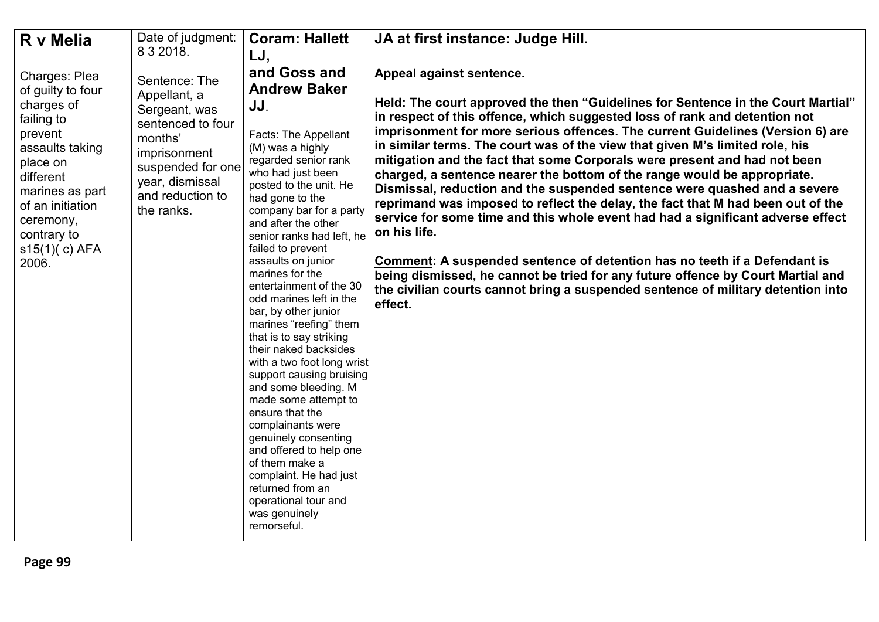| **R v Melia**<br><br>Charges: Plea of guilty to four charges of failing to prevent assaults taking place on different marines as part of an initiation ceremony, contrary to s15(1)( c) AFA 2006. | Date of judgment: 8 3 2018.<br><br>Sentence: The Appellant, a Sergeant, was sentenced to four months' imprisonment suspended for one year, dismissal and reduction to the ranks. | **Coram: Hallett LJ, and Goss and Andrew Baker JJ**.<br><br>Facts: The Appellant (M) was a highly regarded senior rank who had just been posted to the unit. He had gone to the company bar for a party and after the other senior ranks had left, he failed to prevent assaults on junior marines for the entertainment of the 30 odd marines left in the bar, by other junior marines "reefing" them that is to say striking their naked backsides with a two foot long wrist support causing bruising and some bleeding. M made some attempt to ensure that the complainants were genuinely consenting and offered to help one of them make a complaint. He had just returned from an operational tour and was genuinely remorseful. | **JA at first instance: Judge Hill.**<br><br>**Appeal against sentence.**<br><br>**Held: The court approved the then "Guidelines for Sentence in the Court Martial" in respect of this offence, which suggested loss of rank and detention not imprisonment for more serious offences. The current Guidelines (Version 6) are in similar terms. The court was of the view that given M's limited role, his mitigation and the fact that some Corporals were present and had not been charged, a sentence nearer the bottom of the range would be appropriate. Dismissal, reduction and the suspended sentence were quashed and a severe reprimand was imposed to reflect the delay, the fact that M had been out of the service for some time and this whole event had had a significant adverse effect on his life.**<br><br>**<u>Comment</u>: A suspended sentence of detention has no teeth if a Defendant is being dismissed, he cannot be tried for any future offence by Court Martial and the civilian courts cannot bring a suspended sentence of military detention into effect.** |
|---|---|---|---|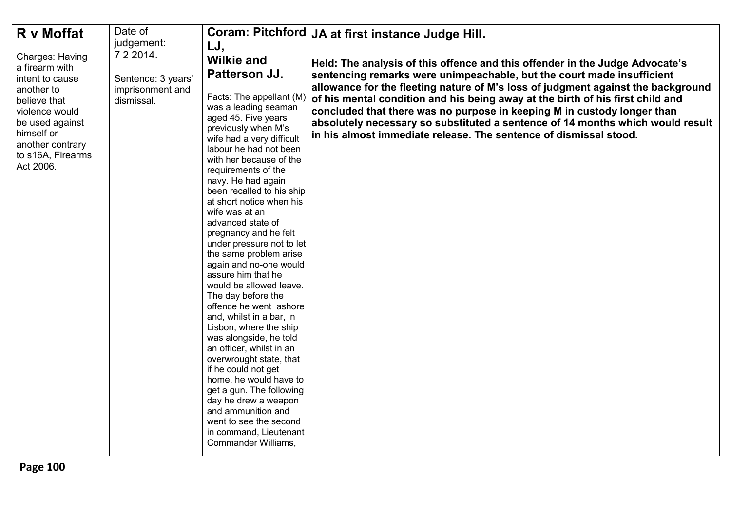| **R v Moffat**<br><br>Charges: Having a firearm with intent to cause another to believe that violence would be used against himself or another contrary to s16A, Firearms Act 2006. | Date of judgement: 7 2 2014.<br><br>Sentence: 3 years' imprisonment and dismissal. | **Coram: Pitchford LJ, Wilkie and Patterson JJ.**<br><br>Facts: The appellant (M) was a leading seaman aged 45. Five years previously when M's wife had a very difficult labour he had not been with her because of the requirements of the navy. He had again been recalled to his ship at short notice when his wife was at an advanced state of pregnancy and he felt under pressure not to let the same problem arise again and no-one would assure him that he would be allowed leave. The day before the offence he went ashore and, whilst in a bar, in Lisbon, where the ship was alongside, he told an officer, whilst in an overwrought state, that if he could not get home, he would have to get a gun. The following day he drew a weapon and ammunition and went to see the second in command, Lieutenant Commander Williams, | **JA at first instance Judge Hill.**<br><br>**Held: The analysis of this offence and this offender in the Judge Advocate's sentencing remarks were unimpeachable, but the court made insufficient allowance for the fleeting nature of M's loss of judgment against the background of his mental condition and his being away at the birth of his first child and concluded that there was no purpose in keeping M in custody longer than absolutely necessary so substituted a sentence of 14 months which would result in his almost immediate release. The sentence of dismissal stood.** |
|---|---|---|---|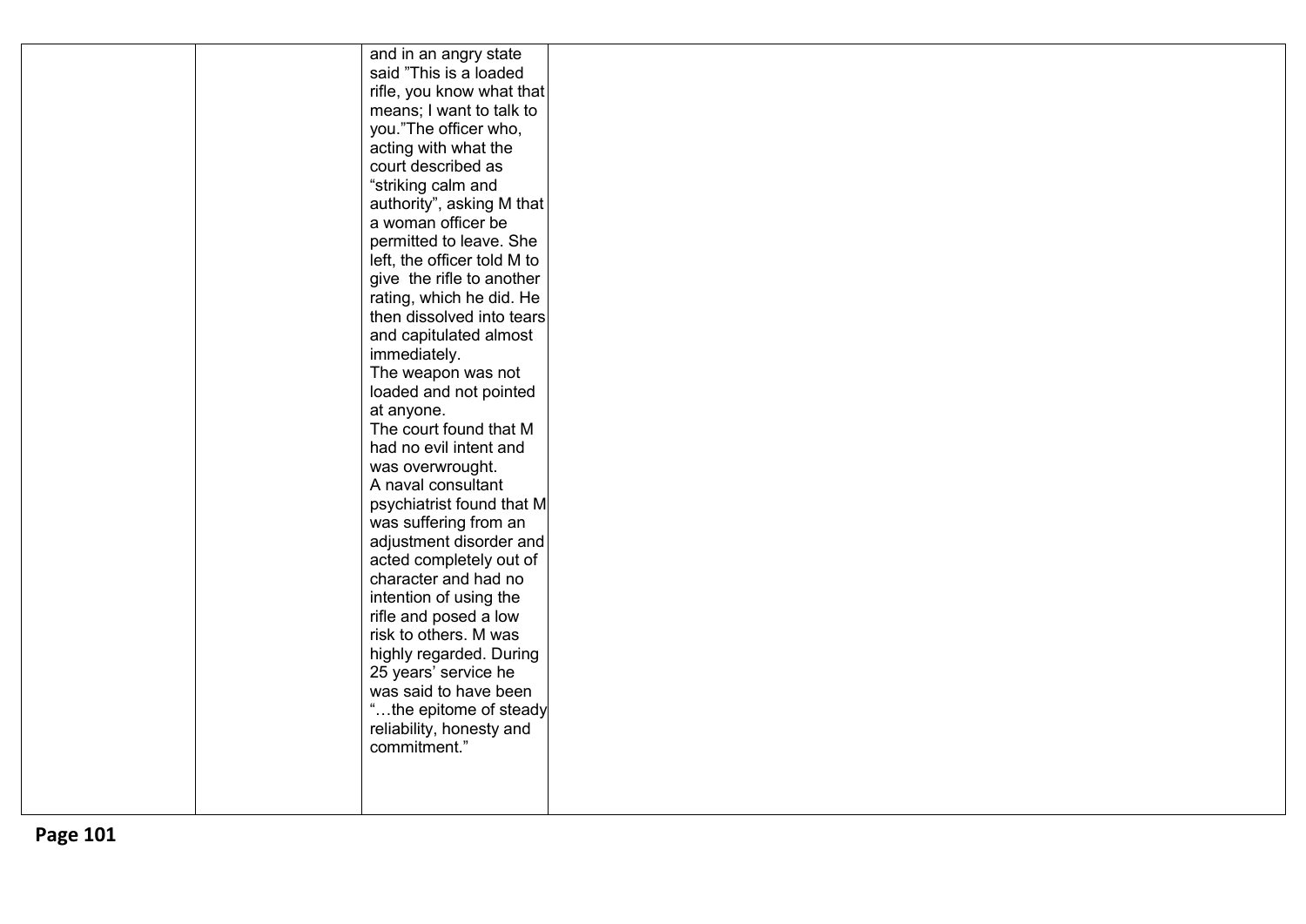|  |  | and in an angry state said "This is a loaded rifle, you know what that means; I want to talk to you."The officer who, acting with what the court described as "striking calm and authority", asking M that a woman officer be permitted to leave. She left, the officer told M to give the rifle to another rating, which he did. He then dissolved into tears and capitulated almost immediately.<br>The weapon was not loaded and not pointed at anyone.<br>The court found that M had no evil intent and was overwrought.<br>A naval consultant psychiatrist found that M was suffering from an adjustment disorder and acted completely out of character and had no intention of using the rifle and posed a low risk to others. M was highly regarded. During 25 years' service he was said to have been "…the epitome of steady reliability, honesty and commitment." |  |
|---|---|---|---|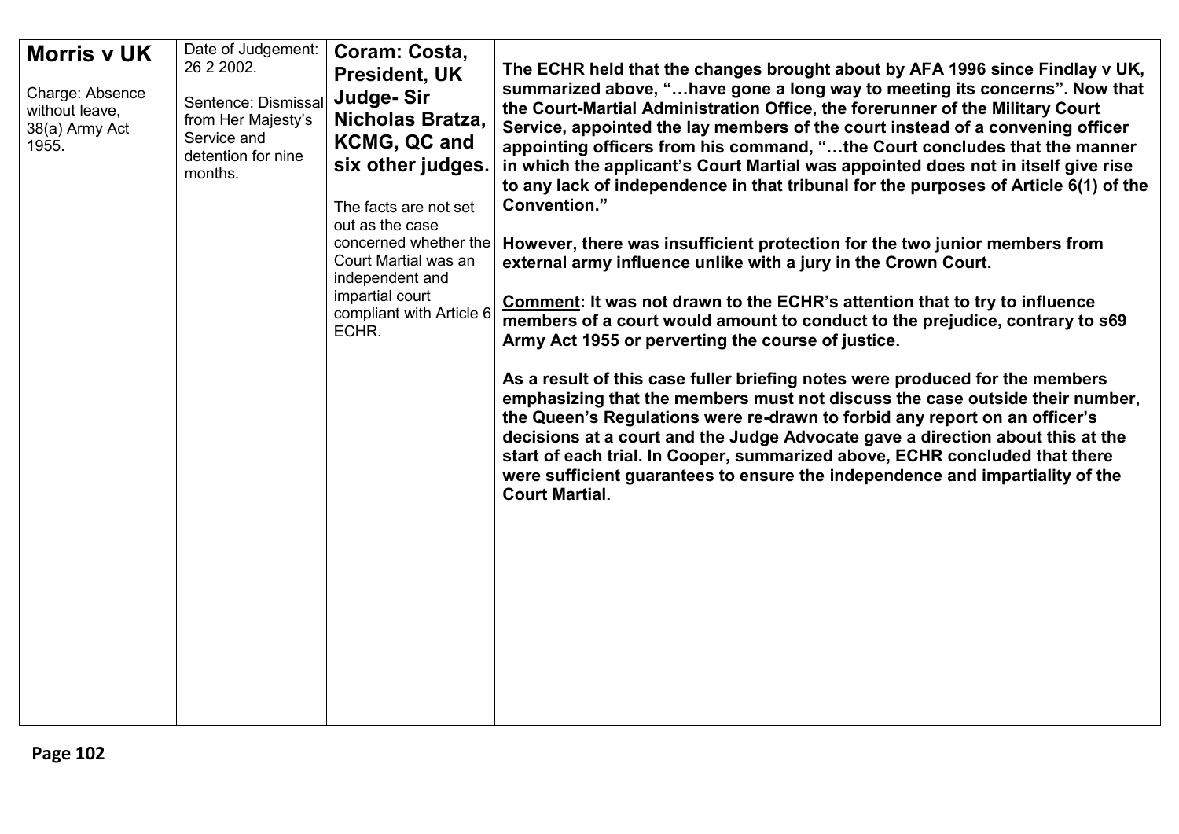| **Morris v UK**<br><br>Charge: Absence without leave, 38(a) Army Act 1955. | Date of Judgement: 26 2 2002.<br><br>Sentence: Dismissal from Her Majesty's Service and detention for nine months. | **Coram: Costa, President, UK Judge- Sir Nicholas Bratza, KCMG, QC and six other judges.**<br><br>The facts are not set out as the case concerned whether the Court Martial was an independent and impartial court compliant with Article 6 ECHR. | **The ECHR held that the changes brought about by AFA 1996 since Findlay v UK, summarized above, "…have gone a long way to meeting its concerns". Now that the Court-Martial Administration Office, the forerunner of the Military Court Service, appointed the lay members of the court instead of a convening officer appointing officers from his command, "…the Court concludes that the manner in which the applicant's Court Martial was appointed does not in itself give rise to any lack of independence in that tribunal for the purposes of Article 6(1) of the Convention."**<br><br>**However, there was insufficient protection for the two junior members from external army influence unlike with a jury in the Crown Court.**<br><br>**<u>Comment</u>: It was not drawn to the ECHR's attention that to try to influence members of a court would amount to conduct to the prejudice, contrary to s69 Army Act 1955 or perverting the course of justice.**<br><br>**As a result of this case fuller briefing notes were produced for the members emphasizing that the members must not discuss the case outside their number, the Queen's Regulations were re-drawn to forbid any report on an officer's decisions at a court and the Judge Advocate gave a direction about this at the start of each trial. In Cooper, summarized above, ECHR concluded that there were sufficient guarantees to ensure the independence and impartiality of the Court Martial.** |
|---|---|---|---|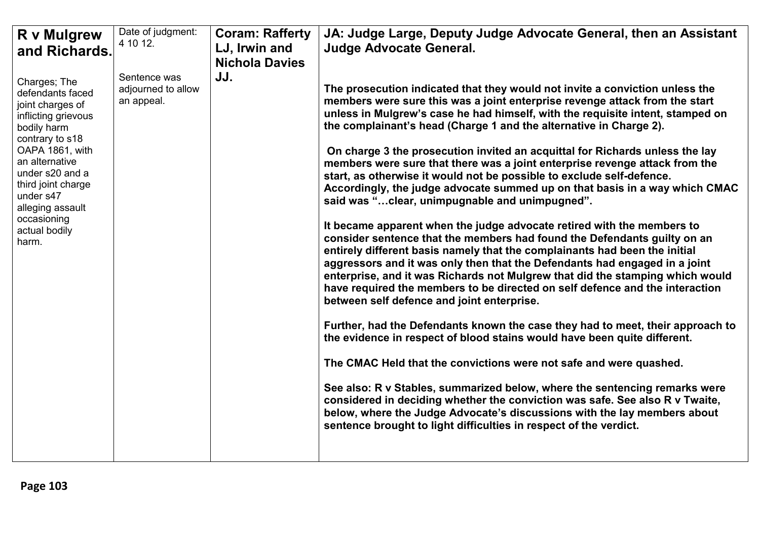| **R v Mulgrew and Richards.**<br><br>Charges; The defendants faced joint charges of inflicting grievous bodily harm contrary to s18 OAPA 1861, with an alternative under s20 and a third joint charge under s47 alleging assault occasioning actual bodily harm. | Date of judgment: 4 10 12.<br><br>Sentence was adjourned to allow an appeal. | **Coram: Rafferty LJ, Irwin and Nichola Davies JJ.** | **JA: Judge Large, Deputy Judge Advocate General, then an Assistant Judge Advocate General.**<br><br>**The prosecution indicated that they would not invite a conviction unless the members were sure this was a joint enterprise revenge attack from the start unless in Mulgrew's case he had himself, with the requisite intent, stamped on the complainant's head (Charge 1 and the alternative in Charge 2).**<br><br>**On charge 3 the prosecution invited an acquittal for Richards unless the lay members were sure that there was a joint enterprise revenge attack from the start, as otherwise it would not be possible to exclude self-defence. Accordingly, the judge advocate summed up on that basis in a way which CMAC said was "…clear, unimpugnable and unimpugned".**<br><br>**It became apparent when the judge advocate retired with the members to consider sentence that the members had found the Defendants guilty on an entirely different basis namely that the complainants had been the initial aggressors and it was only then that the Defendants had engaged in a joint enterprise, and it was Richards not Mulgrew that did the stamping which would have required the members to be directed on self defence and the interaction between self defence and joint enterprise.**<br><br>**Further, had the Defendants known the case they had to meet, their approach to the evidence in respect of blood stains would have been quite different.**<br><br>**The CMAC Held that the convictions were not safe and were quashed.**<br><br>**See also: R v Stables, summarized below, where the sentencing remarks were considered in deciding whether the conviction was safe. See also R v Twaite, below, where the Judge Advocate's discussions with the lay members about sentence brought to light difficulties in respect of the verdict.** |
|---|---|---|---|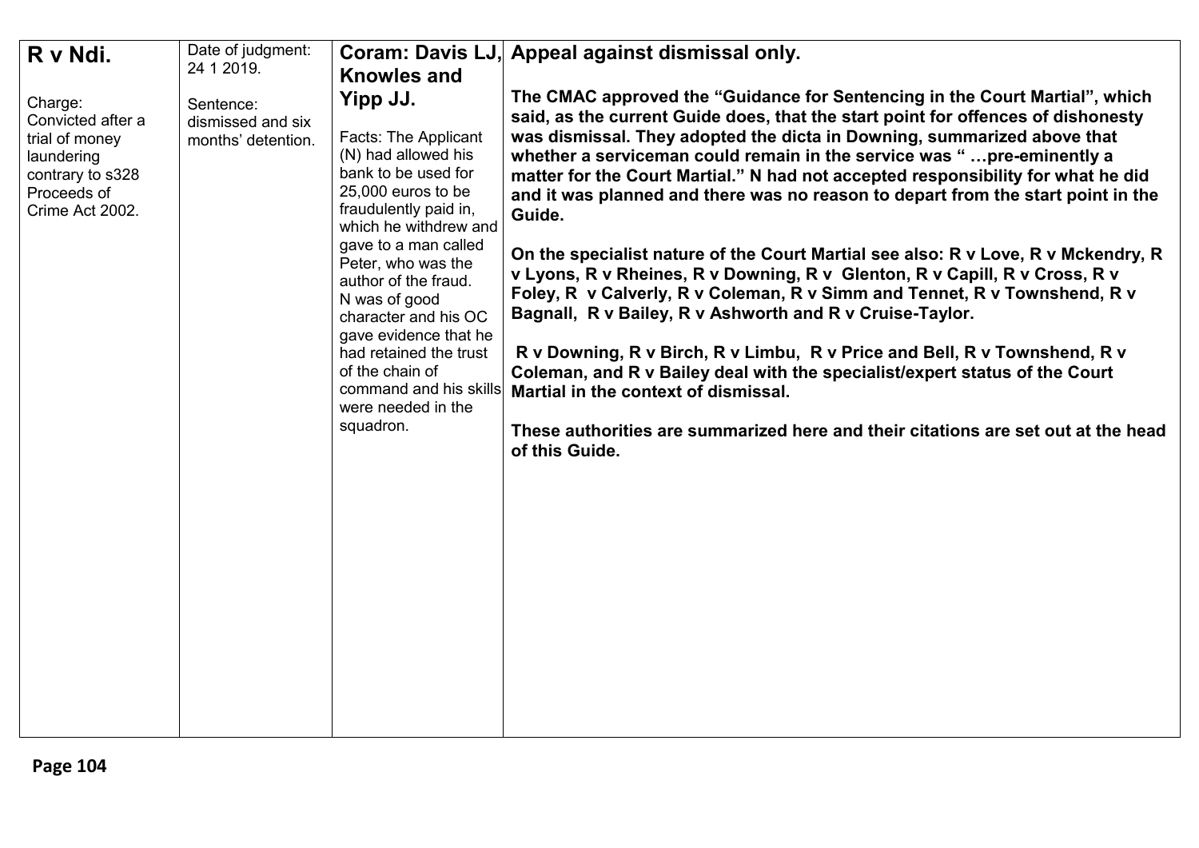| **R v Ndi.**<br><br>Charge:<br>Convicted after a trial of money laundering contrary to s328 Proceeds of Crime Act 2002. | Date of judgment: 24 1 2019.<br><br>Sentence:<br>dismissed and six months' detention. | **Coram: Davis LJ, Knowles and Yipp JJ.**<br><br>Facts: The Applicant (N) had allowed his bank to be used for 25,000 euros to be fraudulently paid in, which he withdrew and gave to a man called Peter, who was the author of the fraud. N was of good character and his OC gave evidence that he had retained the trust of the chain of command and his skills were needed in the squadron. | **Appeal against dismissal only.**<br><br>**The CMAC approved the "Guidance for Sentencing in the Court Martial", which said, as the current Guide does, that the start point for offences of dishonesty was dismissal. They adopted the dicta in Downing, summarized above that whether a serviceman could remain in the service was " …pre-eminently a matter for the Court Martial." N had not accepted responsibility for what he did and it was planned and there was no reason to depart from the start point in the Guide.**<br><br>**On the specialist nature of the Court Martial see also: R v Love, R v Mckendry, R v Lyons, R v Rheines, R v Downing, R v Glenton, R v Capill, R v Cross, R v Foley, R v Calverly, R v Coleman, R v Simm and Tennet, R v Townshend, R v Bagnall, R v Bailey, R v Ashworth and R v Cruise-Taylor.**<br><br>**R v Downing, R v Birch, R v Limbu, R v Price and Bell, R v Townshend, R v Coleman, and R v Bailey deal with the specialist/expert status of the Court Martial in the context of dismissal.**<br><br>**These authorities are summarized here and their citations are set out at the head of this Guide.** |
|---|---|---|---|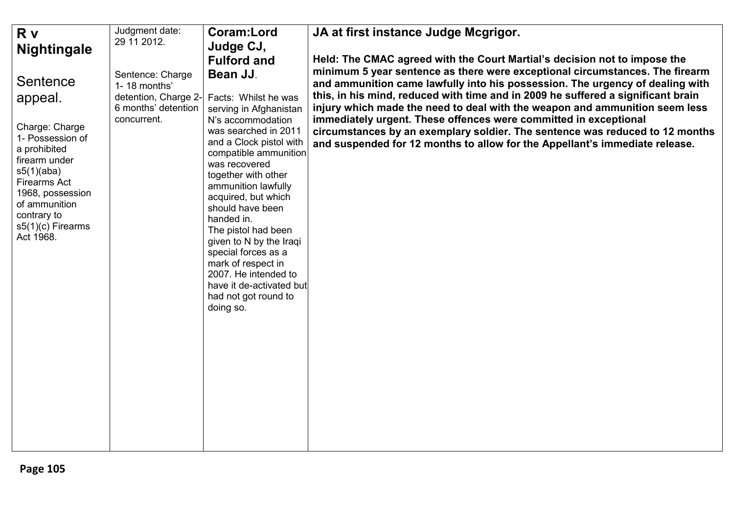| | | | |
|---|---|---|---|
| **R v Nightingale**<br><br>Sentence appeal.<br><br>Charge: Charge 1- Possession of a prohibited firearm under s5(1)(aba) Firearms Act 1968, possession of ammunition contrary to s5(1)(c) Firearms Act 1968. | Judgment date: 29 11 2012.<br><br>Sentence: Charge 1- 18 months' detention, Charge 2- 6 months' detention concurrent. | **Coram:Lord Judge CJ, Fulford and Bean JJ**.<br><br>Facts: Whilst he was serving in Afghanistan N's accommodation was searched in 2011 and a Clock pistol with compatible ammunition was recovered together with other ammunition lawfully acquired, but which should have been handed in.<br>The pistol had been given to N by the Iraqi special forces as a mark of respect in 2007. He intended to have it de-activated but had not got round to doing so. | **JA at first instance Judge Mcgrigor.**<br><br>**Held: The CMAC agreed with the Court Martial's decision not to impose the minimum 5 year sentence as there were exceptional circumstances. The firearm and ammunition came lawfully into his possession. The urgency of dealing with this, in his mind, reduced with time and in 2009 he suffered a significant brain injury which made the need to deal with the weapon and ammunition seem less immediately urgent. These offences were committed in exceptional circumstances by an exemplary soldier. The sentence was reduced to 12 months and suspended for 12 months to allow for the Appellant's immediate release.** |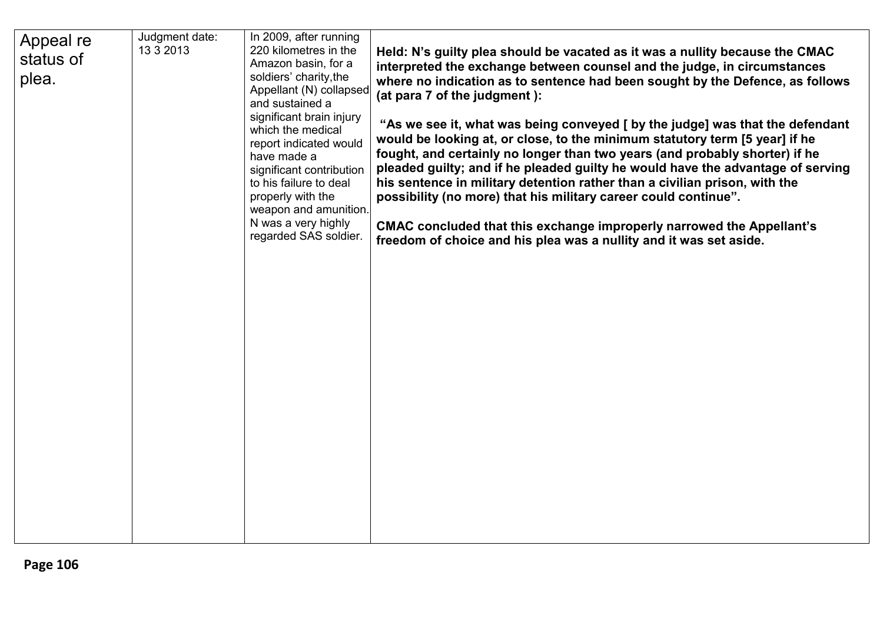| Appeal re status of plea. | Judgment date: 13 3 2013 | In 2009, after running 220 kilometres in the Amazon basin, for a soldiers' charity,the Appellant (N) collapsed and sustained a significant brain injury which the medical report indicated would have made a significant contribution to his failure to deal properly with the weapon and amunition. N was a very highly regarded SAS soldier. | **Held: N's guilty plea should be vacated as it was a nullity because the CMAC interpreted the exchange between counsel and the judge, in circumstances where no indication as to sentence had been sought by the Defence, as follows (at para 7 of the judgment ):**<br><br>**"As we see it, what was being conveyed [ by the judge] was that the defendant would be looking at, or close, to the minimum statutory term [5 year] if he fought, and certainly no longer than two years (and probably shorter) if he pleaded guilty; and if he pleaded guilty he would have the advantage of serving his sentence in military detention rather than a civilian prison, with the possibility (no more) that his military career could continue".**<br><br>**CMAC concluded that this exchange improperly narrowed the Appellant's freedom of choice and his plea was a nullity and it was set aside.** |
|---|---|---|---|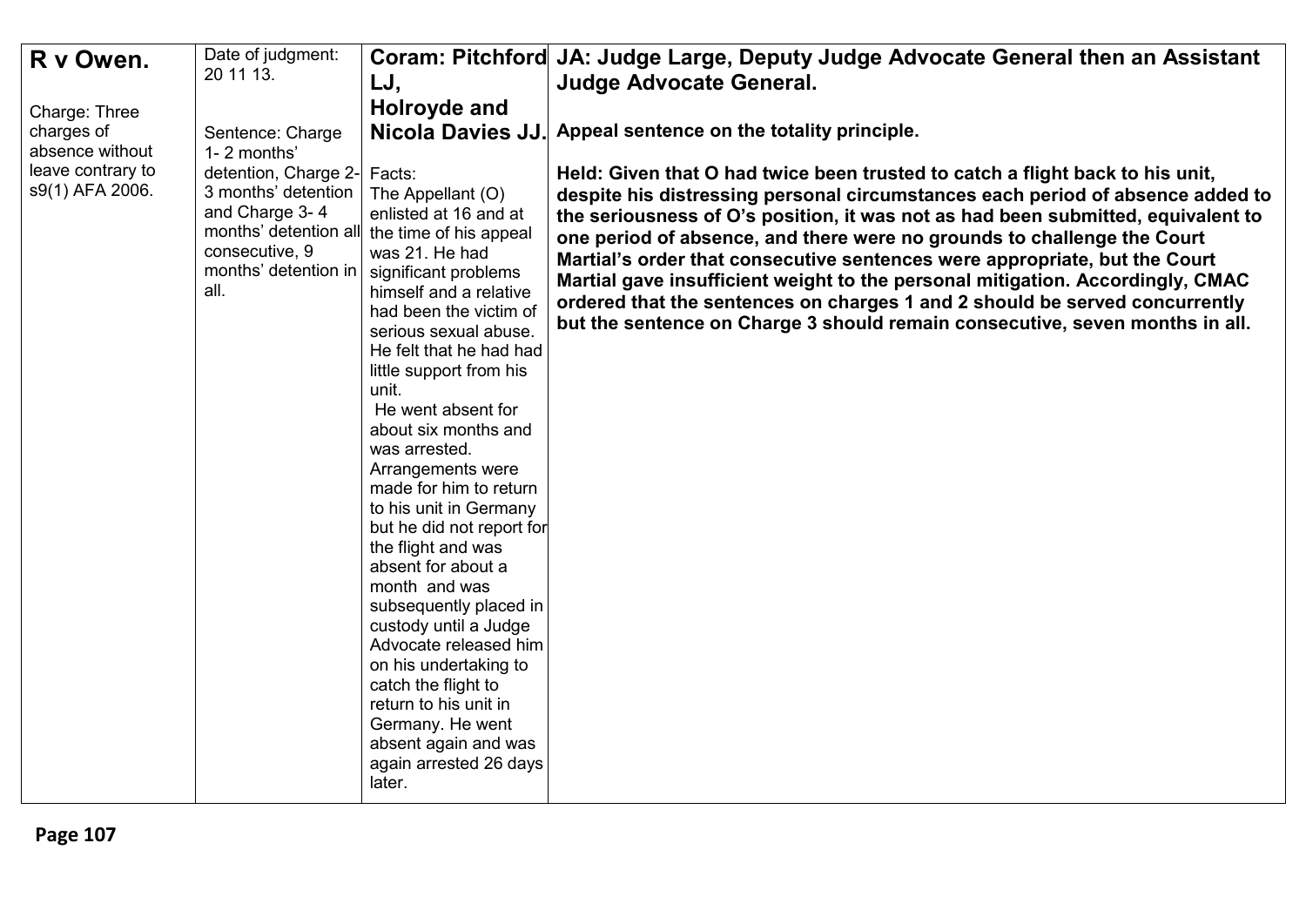| **R v Owen.**<br><br>Charge: Three charges of absence without leave contrary to s9(1) AFA 2006. | Date of judgment: 20 11 13.<br><br>Sentence: Charge 1- 2 months' detention, Charge 2- 3 months' detention and Charge 3- 4 months' detention all consecutive, 9 months' detention in all. | **Coram: Pitchford LJ, Holroyde and Nicola Davies JJ.**<br><br>Facts:<br>The Appellant (O) enlisted at 16 and at the time of his appeal was 21. He had significant problems himself and a relative had been the victim of serious sexual abuse. He felt that he had had little support from his unit.<br>He went absent for about six months and was arrested. Arrangements were made for him to return to his unit in Germany but he did not report for the flight and was absent for about a month and was subsequently placed in custody until a Judge Advocate released him on his undertaking to catch the flight to return to his unit in Germany. He went absent again and was again arrested 26 days later. | **JA: Judge Large, Deputy Judge Advocate General then an Assistant Judge Advocate General.**<br><br>**Appeal sentence on the totality principle.**<br><br>**Held: Given that O had twice been trusted to catch a flight back to his unit, despite his distressing personal circumstances each period of absence added to the seriousness of O's position, it was not as had been submitted, equivalent to one period of absence, and there were no grounds to challenge the Court Martial's order that consecutive sentences were appropriate, but the Court Martial gave insufficient weight to the personal mitigation. Accordingly, CMAC ordered that the sentences on charges 1 and 2 should be served concurrently but the sentence on Charge 3 should remain consecutive, seven months in all.** |
|---|---|---|---|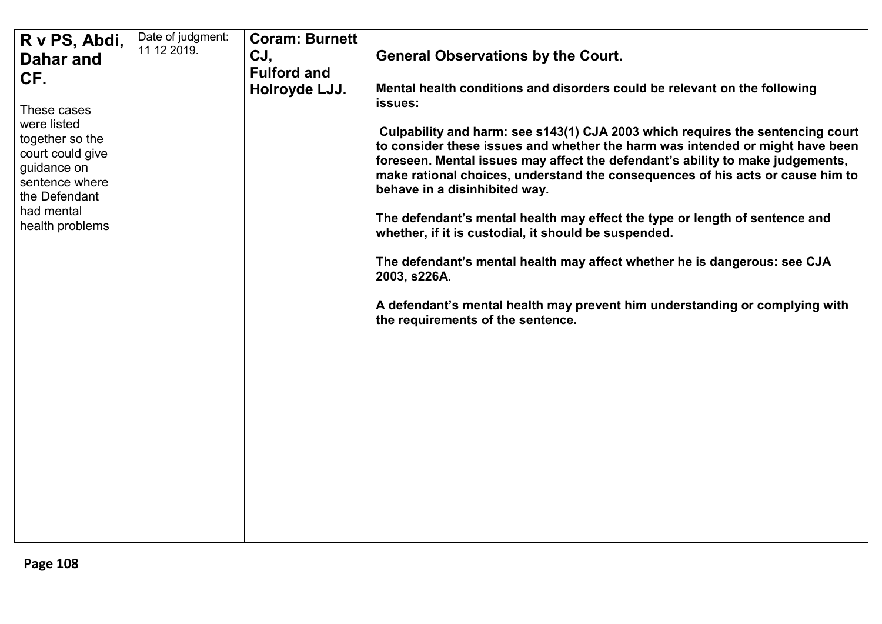| R v PS, Abdi, Dahar and CF.<br><br>These cases were listed together so the court could give guidance on sentence where the Defendant had mental health problems | Date of judgment: 11 12 2019. | **Coram: Burnett CJ, Fulford and Holroyde LJJ.** | **General Observations by the Court.**<br><br>**Mental health conditions and disorders could be relevant on the following issues:**<br><br>**Culpability and harm: see s143(1) CJA 2003 which requires the sentencing court to consider these issues and whether the harm was intended or might have been foreseen. Mental issues may affect the defendant's ability to make judgements, make rational choices, understand the consequences of his acts or cause him to behave in a disinhibited way.**<br><br>**The defendant's mental health may effect the type or length of sentence and whether, if it is custodial, it should be suspended.**<br><br>**The defendant's mental health may affect whether he is dangerous: see CJA 2003, s226A.**<br><br>**A defendant's mental health may prevent him understanding or complying with the requirements of the sentence.** |
|---|---|---|---|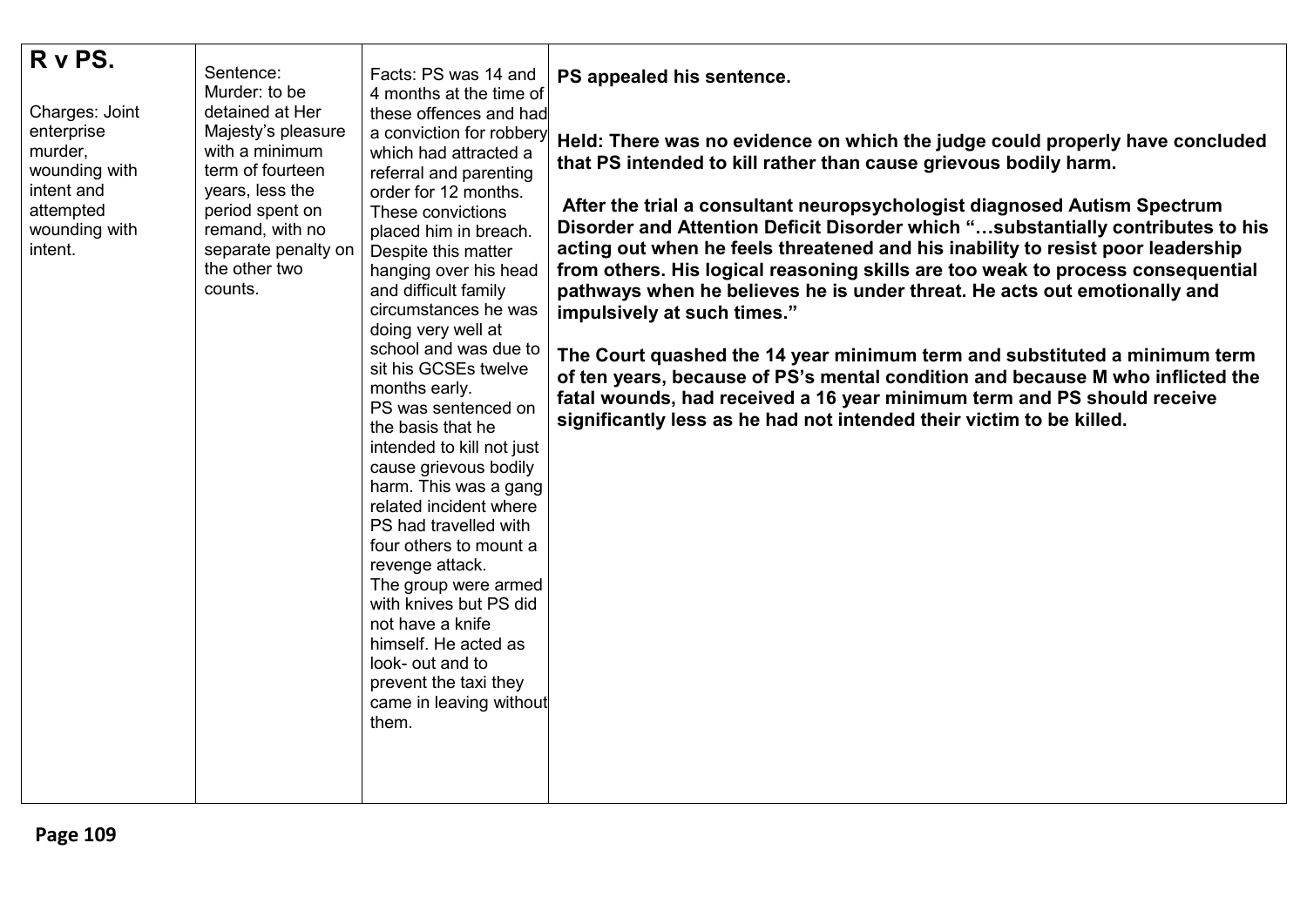| **R v PS.**<br><br>Charges: Joint enterprise murder, wounding with intent and attempted wounding with intent. | Sentence: Murder: to be detained at Her Majesty's pleasure with a minimum term of fourteen years, less the period spent on remand, with no separate penalty on the other two counts. | Facts: PS was 14 and 4 months at the time of these offences and had a conviction for robbery which had attracted a referral and parenting order for 12 months. These convictions placed him in breach. Despite this matter hanging over his head and difficult family circumstances he was doing very well at school and was due to sit his GCSEs twelve months early.<br>PS was sentenced on the basis that he intended to kill not just cause grievous bodily harm. This was a gang related incident where PS had travelled with four others to mount a revenge attack.<br>The group were armed with knives but PS did not have a knife himself. He acted as look- out and to prevent the taxi they came in leaving without them. | **PS appealed his sentence.**<br><br>**Held: There was no evidence on which the judge could properly have concluded that PS intended to kill rather than cause grievous bodily harm.**<br><br>**After the trial a consultant neuropsychologist diagnosed Autism Spectrum Disorder and Attention Deficit Disorder which "…substantially contributes to his acting out when he feels threatened and his inability to resist poor leadership from others. His logical reasoning skills are too weak to process consequential pathways when he believes he is under threat. He acts out emotionally and impulsively at such times."**<br><br>**The Court quashed the 14 year minimum term and substituted a minimum term of ten years, because of PS's mental condition and because M who inflicted the fatal wounds, had received a 16 year minimum term and PS should receive significantly less as he had not intended their victim to be killed.** |
|---|---|---|---|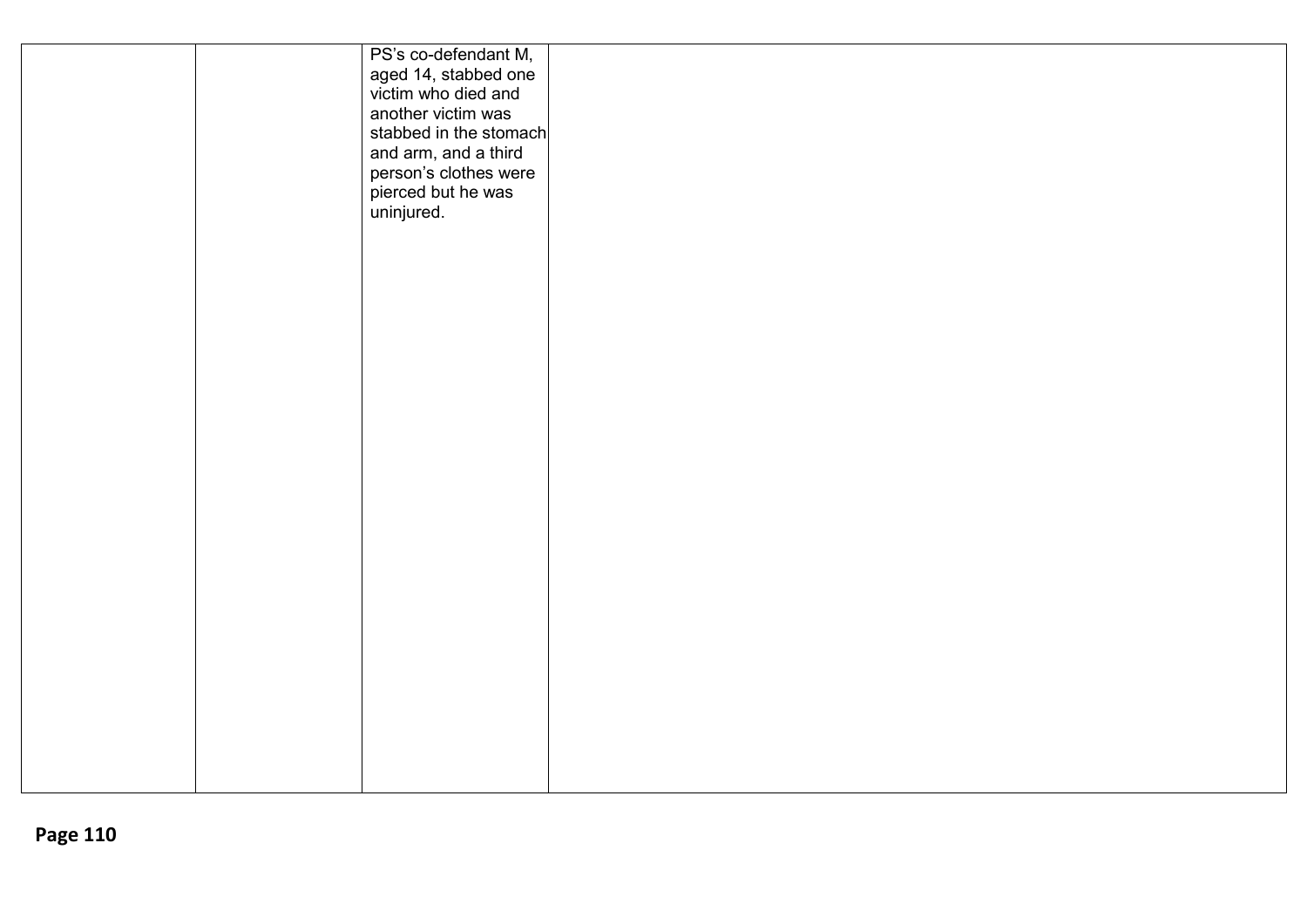| | | | |
|---|---|---|---|
| | | PS's co-defendant M, aged 14, stabbed one victim who died and another victim was stabbed in the stomach and arm, and a third person's clothes were pierced but he was uninjured. | |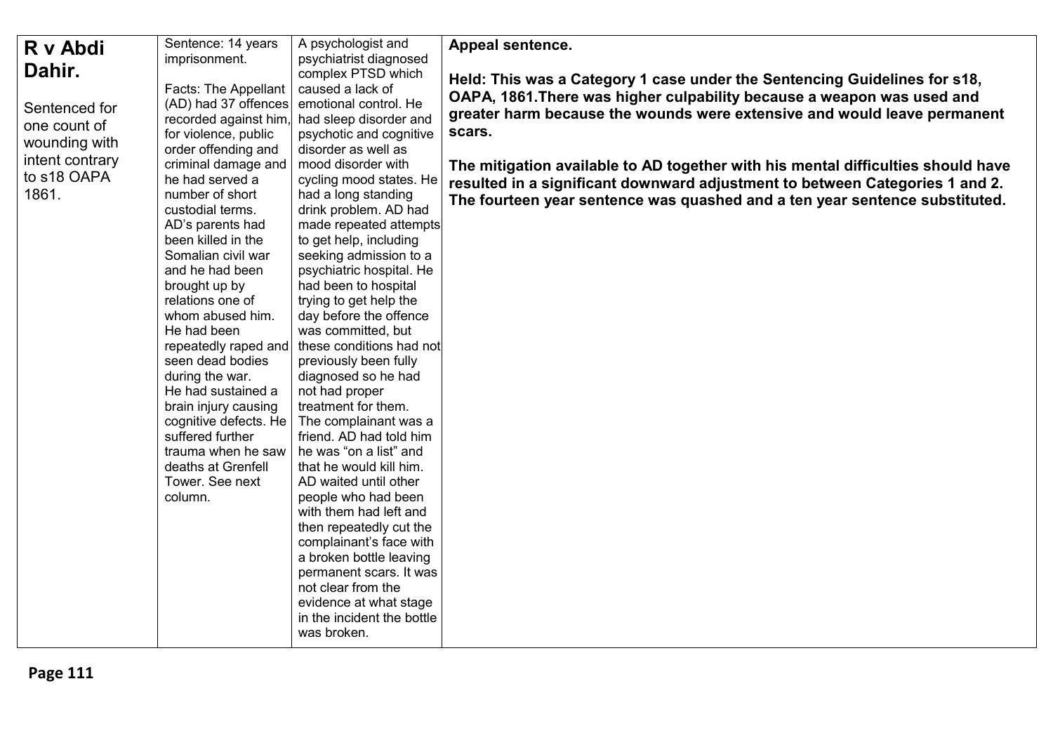| | | | |
|---|---|---|---|
| **R v Abdi Dahir.**<br><br>Sentenced for one count of wounding with intent contrary to s18 OAPA 1861. | Sentence: 14 years imprisonment.<br><br>Facts: The Appellant (AD) had 37 offences recorded against him, for violence, public order offending and criminal damage and he had served a number of short custodial terms. AD's parents had been killed in the Somalian civil war and he had been brought up by relations one of whom abused him. He had been repeatedly raped and seen dead bodies during the war. He had sustained a brain injury causing cognitive defects. He suffered further trauma when he saw deaths at Grenfell Tower. See next column. | A psychologist and psychiatrist diagnosed complex PTSD which caused a lack of emotional control. He had sleep disorder and psychotic and cognitive disorder as well as mood disorder with cycling mood states. He had a long standing drink problem. AD had made repeated attempts to get help, including seeking admission to a psychiatric hospital. He had been to hospital trying to get help the day before the offence was committed, but these conditions had not previously been fully diagnosed so he had not had proper treatment for them. The complainant was a friend. AD had told him he was "on a list" and that he would kill him. AD waited until other people who had been with them had left and then repeatedly cut the complainant's face with a broken bottle leaving permanent scars. It was not clear from the evidence at what stage in the incident the bottle was broken. | **Appeal sentence.**<br><br>**Held: This was a Category 1 case under the Sentencing Guidelines for s18, OAPA, 1861.There was higher culpability because a weapon was used and greater harm because the wounds were extensive and would leave permanent scars.**<br><br>**The mitigation available to AD together with his mental difficulties should have resulted in a significant downward adjustment to between Categories 1 and 2. The fourteen year sentence was quashed and a ten year sentence substituted.** |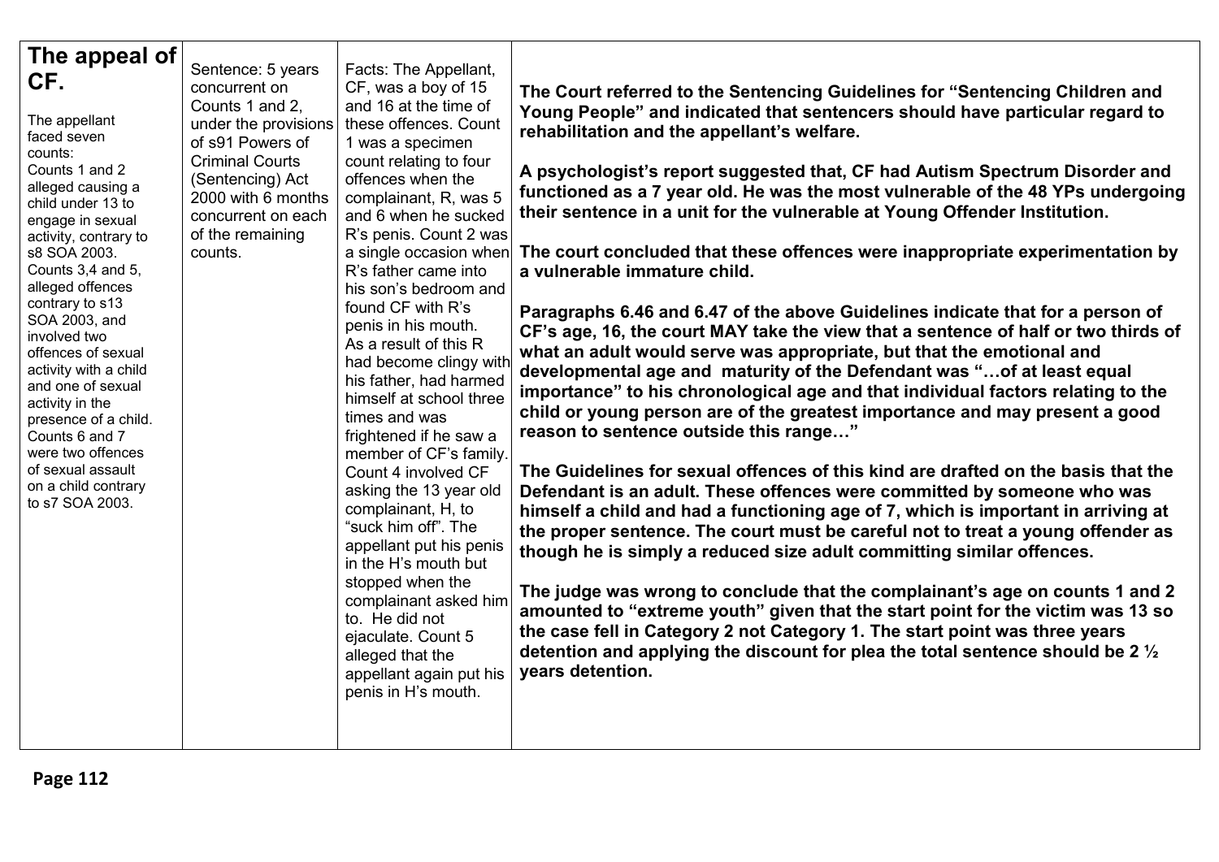| **The appeal of CF.** The appellant faced seven counts: Counts 1 and 2 alleged causing a child under 13 to engage in sexual activity, contrary to s8 SOA 2003. Counts 3,4 and 5, alleged offences contrary to s13 SOA 2003, and involved two offences of sexual activity with a child and one of sexual activity in the presence of a child. Counts 6 and 7 were two offences of sexual assault on a child contrary to s7 SOA 2003. | Sentence: 5 years concurrent on Counts 1 and 2, under the provisions of s91 Powers of Criminal Courts (Sentencing) Act 2000 with 6 months concurrent on each of the remaining counts. | Facts: The Appellant, CF, was a boy of 15 and 16 at the time of these offences. Count 1 was a specimen count relating to four offences when the complainant, R, was 5 and 6 when he sucked R's penis. Count 2 was a single occasion when R's father came into his son's bedroom and found CF with R's penis in his mouth. As a result of this R had become clingy with his father, had harmed himself at school three times and was frightened if he saw a member of CF's family. Count 4 involved CF asking the 13 year old complainant, H, to "suck him off". The appellant put his penis in the H's mouth but stopped when the complainant asked him to. He did not ejaculate. Count 5 alleged that the appellant again put his penis in H's mouth. | **The Court referred to the Sentencing Guidelines for "Sentencing Children and Young People" and indicated that sentencers should have particular regard to rehabilitation and the appellant's welfare.**<br><br>**A psychologist's report suggested that, CF had Autism Spectrum Disorder and functioned as a 7 year old. He was the most vulnerable of the 48 YPs undergoing their sentence in a unit for the vulnerable at Young Offender Institution.**<br><br>**The court concluded that these offences were inappropriate experimentation by a vulnerable immature child.**<br><br>**Paragraphs 6.46 and 6.47 of the above Guidelines indicate that for a person of CF's age, 16, the court MAY take the view that a sentence of half or two thirds of what an adult would serve was appropriate, but that the emotional and developmental age and maturity of the Defendant was "…of at least equal importance" to his chronological age and that individual factors relating to the child or young person are of the greatest importance and may present a good reason to sentence outside this range…"**<br><br>**The Guidelines for sexual offences of this kind are drafted on the basis that the Defendant is an adult. These offences were committed by someone who was himself a child and had a functioning age of 7, which is important in arriving at the proper sentence. The court must be careful not to treat a young offender as though he is simply a reduced size adult committing similar offences.**<br><br>**The judge was wrong to conclude that the complainant's age on counts 1 and 2 amounted to "extreme youth" given that the start point for the victim was 13 so the case fell in Category 2 not Category 1. The start point was three years detention and applying the discount for plea the total sentence should be 2 ½ years detention.** |
|---|---|---|---|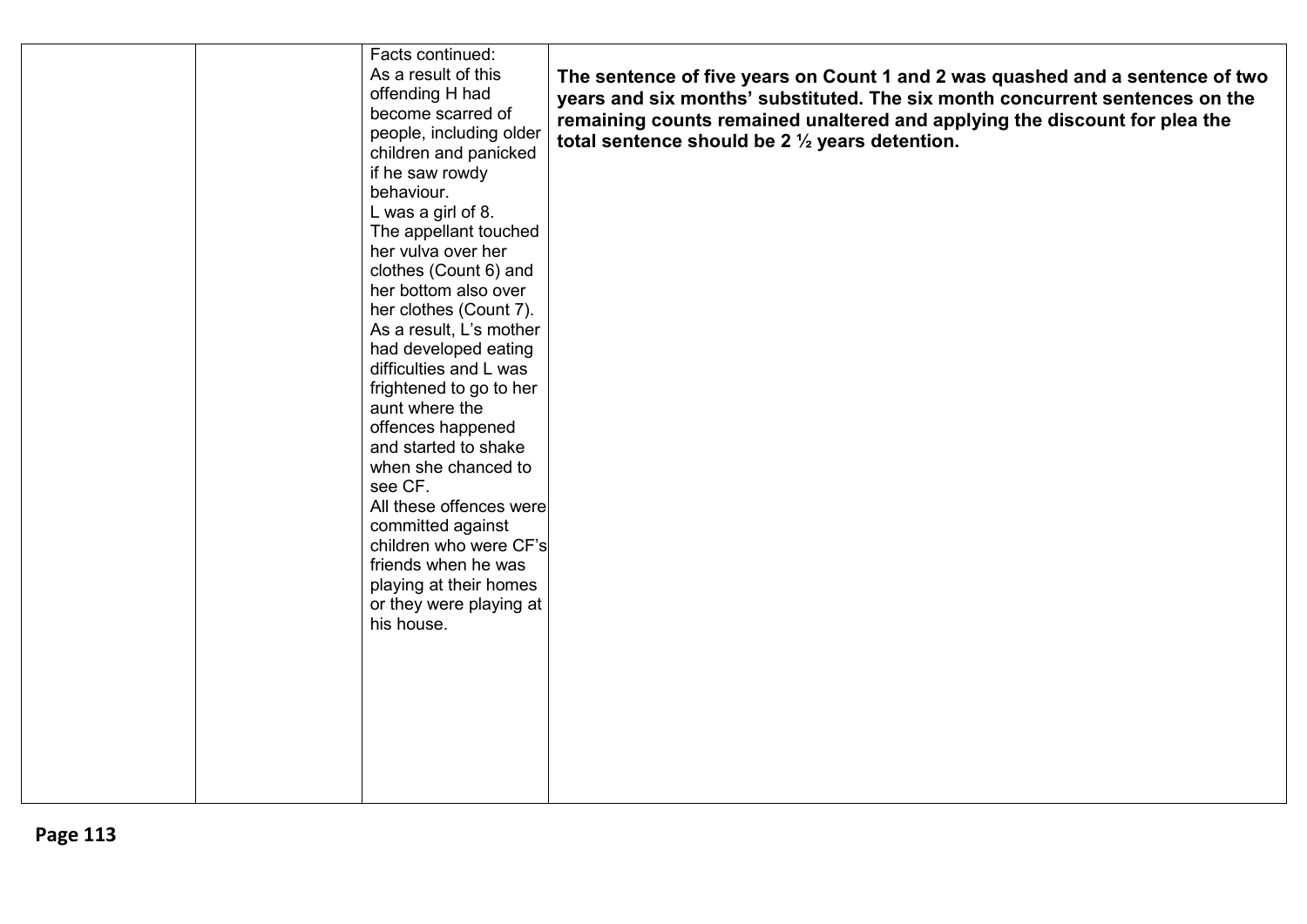|  |  |  |  |
|---|---|---|---|
|  |  | Facts continued:<br>As a result of this offending H had become scarred of people, including older children and panicked if he saw rowdy behaviour.<br>L was a girl of 8.<br>The appellant touched her vulva over her clothes (Count 6) and her bottom also over her clothes (Count 7).<br>As a result, L's mother had developed eating difficulties and L was frightened to go to her aunt where the offences happened and started to shake when she chanced to see CF.<br>All these offences were committed against children who were CF's friends when he was playing at their homes or they were playing at his house. | **The sentence of five years on Count 1 and 2 was quashed and a sentence of two years and six months' substituted. The six month concurrent sentences on the remaining counts remained unaltered and applying the discount for plea the total sentence should be 2 ½ years detention.** |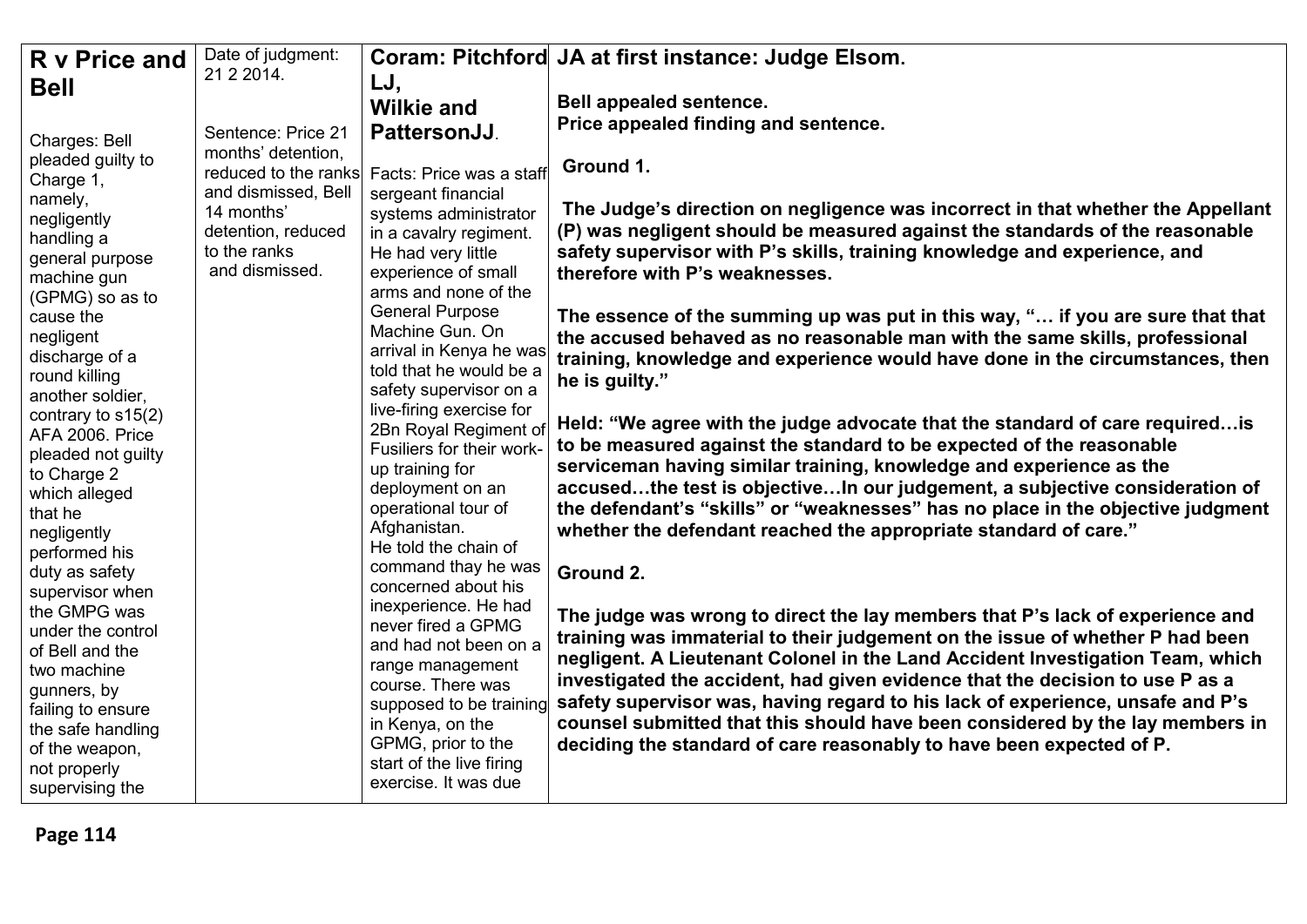| **R v Price and Bell**<br><br>Charges: Bell pleaded guilty to Charge 1, namely, negligently handling a general purpose machine gun (GPMG) so as to cause the negligent discharge of a round killing another soldier, contrary to s15(2) AFA 2006. Price pleaded not guilty to Charge 2 which alleged that he negligently performed his duty as safety supervisor when the GMPG was under the control of Bell and the two machine gunners, by failing to ensure the safe handling of the weapon, not properly supervising the | Date of judgment: 21 2 2014.<br><br>Sentence: Price 21 months' detention, reduced to the ranks and dismissed, Bell 14 months' detention, reduced to the ranks and dismissed. | **Coram: Pitchford LJ, Wilkie and PattersonJJ**.<br><br>Facts: Price was a staff sergeant financial systems administrator in a cavalry regiment. He had very little experience of small arms and none of the General Purpose Machine Gun. On arrival in Kenya he was told that he would be a safety supervisor on a live-firing exercise for 2Bn Royal Regiment of Fusiliers for their work-up training for deployment on an operational tour of Afghanistan. He told the chain of command thay he was concerned about his inexperience. He had never fired a GPMG and had not been on a range management course. There was supposed to be training in Kenya, on the GPMG, prior to the start of the live firing exercise. It was due | **JA at first instance: Judge Elsom.**<br><br>**Bell appealed sentence.**<br>**Price appealed finding and sentence.**<br><br>**Ground 1.**<br><br>**The Judge's direction on negligence was incorrect in that whether the Appellant (P) was negligent should be measured against the standards of the reasonable safety supervisor with P's skills, training knowledge and experience, and therefore with P's weaknesses.**<br><br>**The essence of the summing up was put in this way, "… if you are sure that that the accused behaved as no reasonable man with the same skills, professional training, knowledge and experience would have done in the circumstances, then he is guilty."**<br><br>**Held: "We agree with the judge advocate that the standard of care required…is to be measured against the standard to be expected of the reasonable serviceman having similar training, knowledge and experience as the accused…the test is objective…In our judgement, a subjective consideration of the defendant's "skills" or "weaknesses" has no place in the objective judgment whether the defendant reached the appropriate standard of care."**<br><br>**Ground 2.**<br><br>**The judge was wrong to direct the lay members that P's lack of experience and training was immaterial to their judgement on the issue of whether P had been negligent. A Lieutenant Colonel in the Land Accident Investigation Team, which investigated the accident, had given evidence that the decision to use P as a safety supervisor was, having regard to his lack of experience, unsafe and P's counsel submitted that this should have been considered by the lay members in deciding the standard of care reasonably to have been expected of P.** |
|---|---|---|---|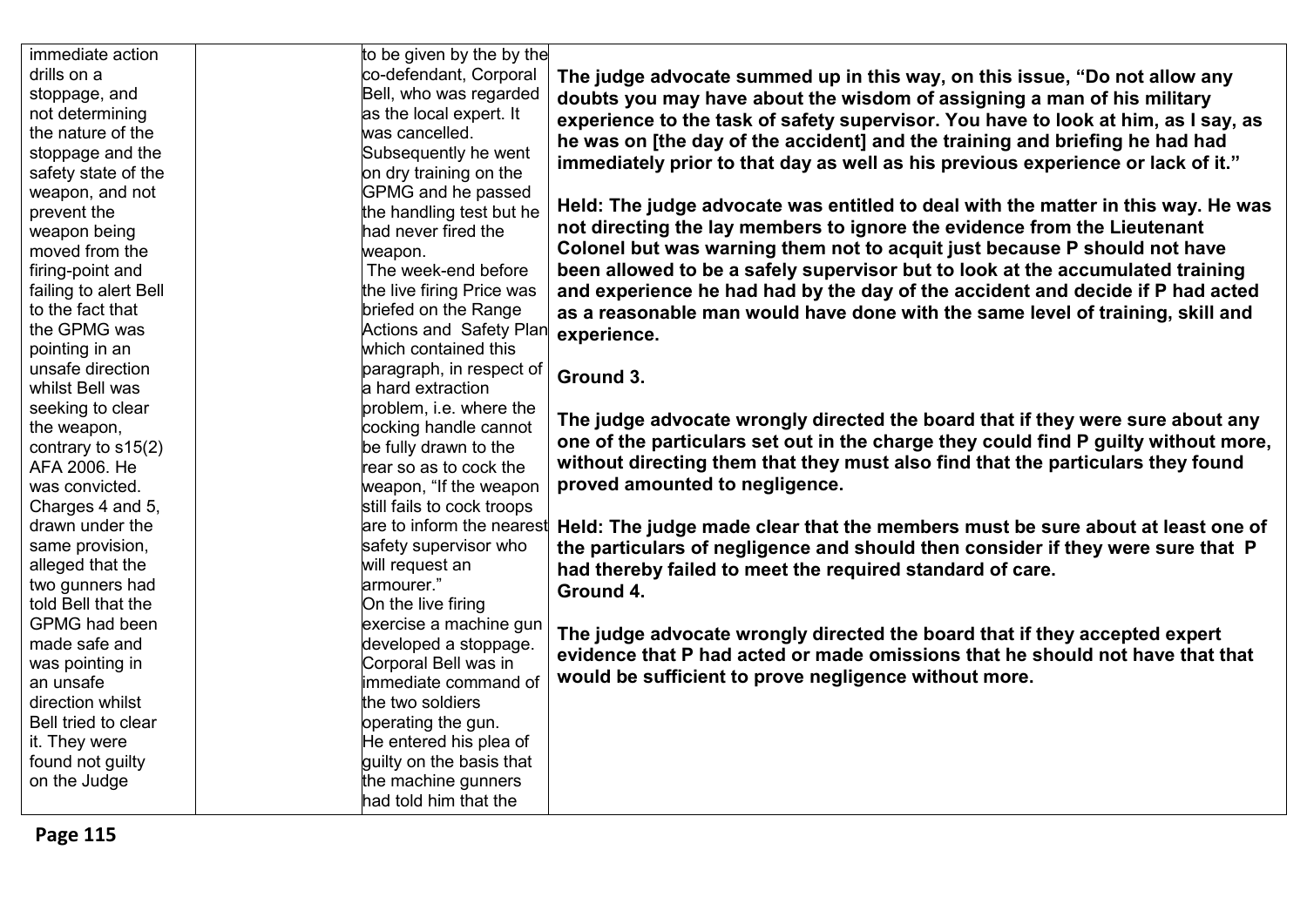| | | | |
|---|---|---|---|
| immediate action drills on a stoppage, and not determining the nature of the stoppage and the safety state of the weapon, and not prevent the weapon being moved from the firing-point and failing to alert Bell to the fact that the GPMG was pointing in an unsafe direction whilst Bell was seeking to clear the weapon, contrary to s15(2) AFA 2006. He was convicted. Charges 4 and 5, drawn under the same provision, alleged that the two gunners had told Bell that the GPMG had been made safe and was pointing in an unsafe direction whilst Bell tried to clear it. They were found not guilty on the Judge | | to be given by the by the co-defendant, Corporal Bell, who was regarded as the local expert. It was cancelled. Subsequently he went on dry training on the GPMG and he passed the handling test but he had never fired the weapon. The week-end before the live firing Price was briefed on the Range Actions and Safety Plan which contained this paragraph, in respect of a hard extraction problem, i.e. where the cocking handle cannot be fully drawn to the rear so as to cock the weapon, "If the weapon still fails to cock troops are to inform the nearest safety supervisor who will request an armourer." On the live firing exercise a machine gun developed a stoppage. Corporal Bell was in immediate command of the two soldiers operating the gun. He entered his plea of guilty on the basis that the machine gunners had told him that the | **The judge advocate summed up in this way, on this issue, "Do not allow any doubts you may have about the wisdom of assigning a man of his military experience to the task of safety supervisor. You have to look at him, as I say, as he was on [the day of the accident] and the training and briefing he had had immediately prior to that day as well as his previous experience or lack of it."** <br><br> **Held: The judge advocate was entitled to deal with the matter in this way. He was not directing the lay members to ignore the evidence from the Lieutenant Colonel but was warning them not to acquit just because P should not have been allowed to be a safely supervisor but to look at the accumulated training and experience he had had by the day of the accident and decide if P had acted as a reasonable man would have done with the same level of training, skill and experience.** <br><br> **Ground 3.** <br><br> **The judge advocate wrongly directed the board that if they were sure about any one of the particulars set out in the charge they could find P guilty without more, without directing them that they must also find that the particulars they found proved amounted to negligence.** <br><br> **Held: The judge made clear that the members must be sure about at least one of the particulars of negligence and should then consider if they were sure that P had thereby failed to meet the required standard of care.** <br> **Ground 4.** <br><br> **The judge advocate wrongly directed the board that if they accepted expert evidence that P had acted or made omissions that he should not have that that would be sufficient to prove negligence without more.** |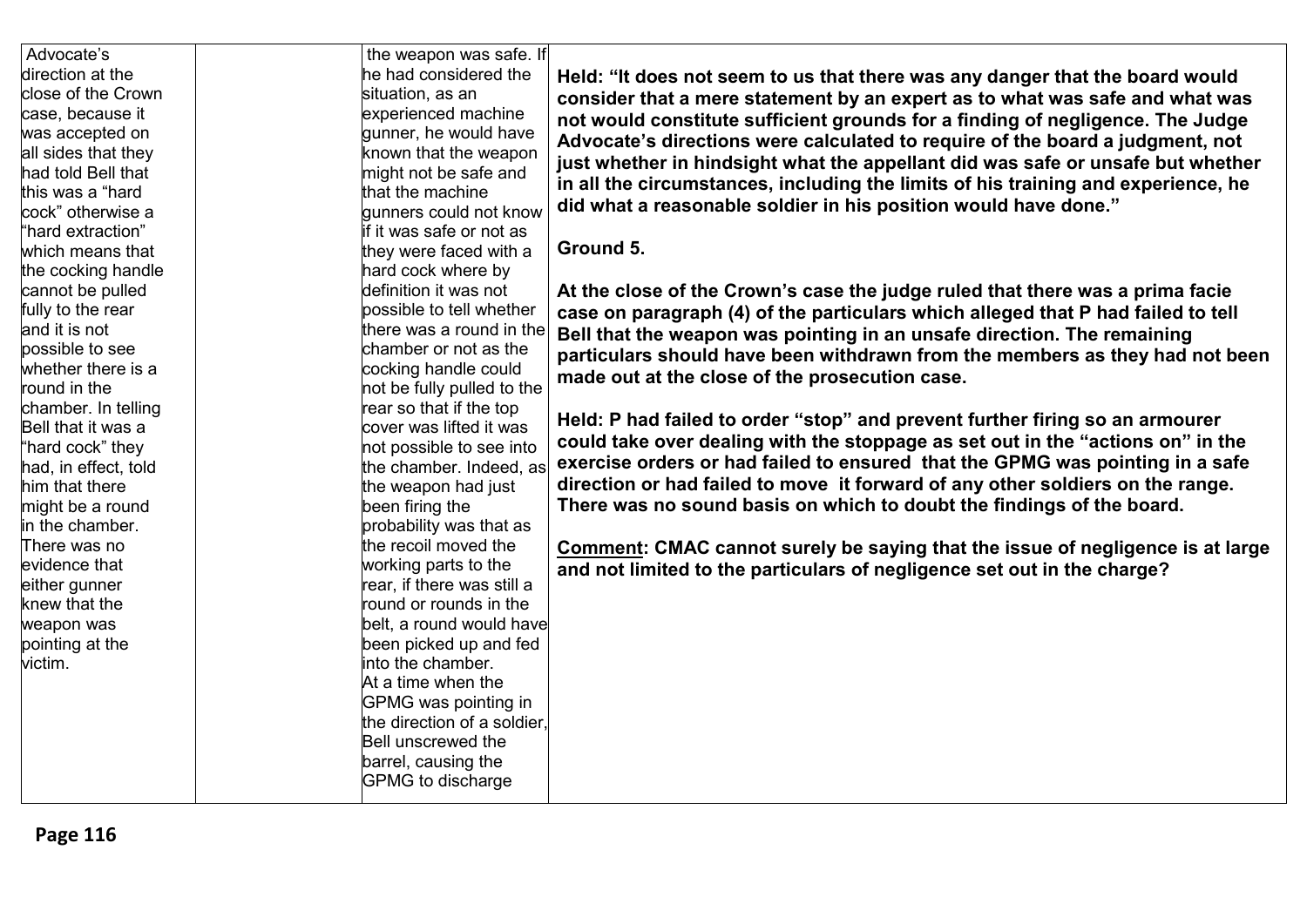| | | | |
|---|---|---|---|
| Advocate's direction at the close of the Crown case, because it was accepted on all sides that they had told Bell that this was a "hard cock" otherwise a "hard extraction" which means that the cocking handle cannot be pulled fully to the rear and it is not possible to see whether there is a round in the chamber. In telling Bell that it was a "hard cock" they had, in effect, told him that there might be a round in the chamber. There was no evidence that either gunner knew that the weapon was pointing at the victim. | | the weapon was safe. If he had considered the situation, as an experienced machine gunner, he would have known that the weapon might not be safe and that the machine gunners could not know if it was safe or not as they were faced with a hard cock where by definition it was not possible to tell whether there was a round in the chamber or not as the cocking handle could not be fully pulled to the rear so that if the top cover was lifted it was not possible to see into the chamber. Indeed, as the weapon had just been firing the probability was that as the recoil moved the working parts to the rear, if there was still a round or rounds in the belt, a round would have been picked up and fed into the chamber.<br>At a time when the GPMG was pointing in the direction of a soldier, Bell unscrewed the barrel, causing the GPMG to discharge | **Held: "It does not seem to us that there was any danger that the board would consider that a mere statement by an expert as to what was safe and what was not would constitute sufficient grounds for a finding of negligence. The Judge Advocate's directions were calculated to require of the board a judgment, not just whether in hindsight what the appellant did was safe or unsafe but whether in all the circumstances, including the limits of his training and experience, he did what a reasonable soldier in his position would have done."**<br><br>**Ground 5.**<br><br>**At the close of the Crown's case the judge ruled that there was a prima facie case on paragraph (4) of the particulars which alleged that P had failed to tell Bell that the weapon was pointing in an unsafe direction. The remaining particulars should have been withdrawn from the members as they had not been made out at the close of the prosecution case.**<br><br>**Held: P had failed to order "stop" and prevent further firing so an armourer could take over dealing with the stoppage as set out in the "actions on" in the exercise orders or had failed to ensured that the GPMG was pointing in a safe direction or had failed to move it forward of any other soldiers on the range. There was no sound basis on which to doubt the findings of the board.**<br><br>**<u>Comment</u>: CMAC cannot surely be saying that the issue of negligence is at large and not limited to the particulars of negligence set out in the charge?** |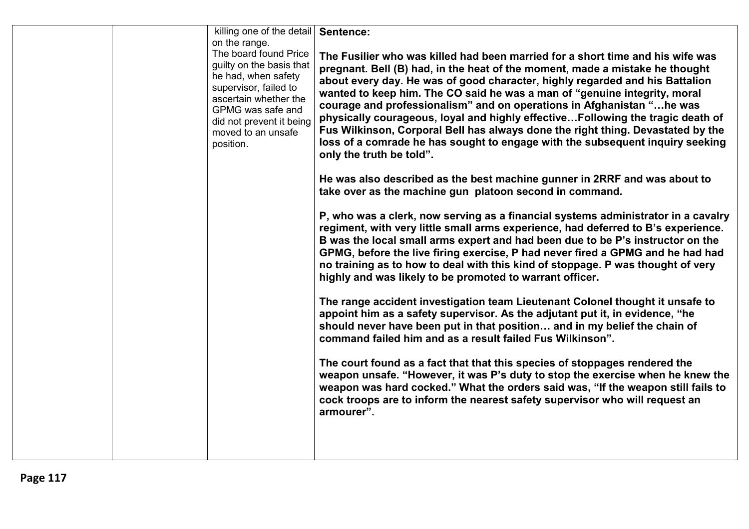| | | killing one of the detail on the range.<br>The board found Price guilty on the basis that he had, when safety supervisor, failed to ascertain whether the GPMG was safe and did not prevent it being moved to an unsafe position. | **Sentence:**<br><br>**The Fusilier who was killed had been married for a short time and his wife was pregnant. Bell (B) had, in the heat of the moment, made a mistake he thought about every day. He was of good character, highly regarded and his Battalion wanted to keep him. The CO said he was a man of "genuine integrity, moral courage and professionalism" and on operations in Afghanistan "…he was physically courageous, loyal and highly effective…Following the tragic death of Fus Wilkinson, Corporal Bell has always done the right thing. Devastated by the loss of a comrade he has sought to engage with the subsequent inquiry seeking only the truth be told".**<br><br>**He was also described as the best machine gunner in 2RRF and was about to take over as the machine gun platoon second in command.**<br><br>**P, who was a clerk, now serving as a financial systems administrator in a cavalry regiment, with very little small arms experience, had deferred to B's experience. B was the local small arms expert and had been due to be P's instructor on the GPMG, before the live firing exercise, P had never fired a GPMG and he had had no training as to how to deal with this kind of stoppage. P was thought of very highly and was likely to be promoted to warrant officer.**<br><br>**The range accident investigation team Lieutenant Colonel thought it unsafe to appoint him as a safety supervisor. As the adjutant put it, in evidence, "he should never have been put in that position… and in my belief the chain of command failed him and as a result failed Fus Wilkinson".**<br><br>**The court found as a fact that that this species of stoppages rendered the weapon unsafe. "However, it was P's duty to stop the exercise when he knew the weapon was hard cocked." What the orders said was, "If the weapon still fails to cock troops are to inform the nearest safety supervisor who will request an armourer".** |
|---|---|---|---|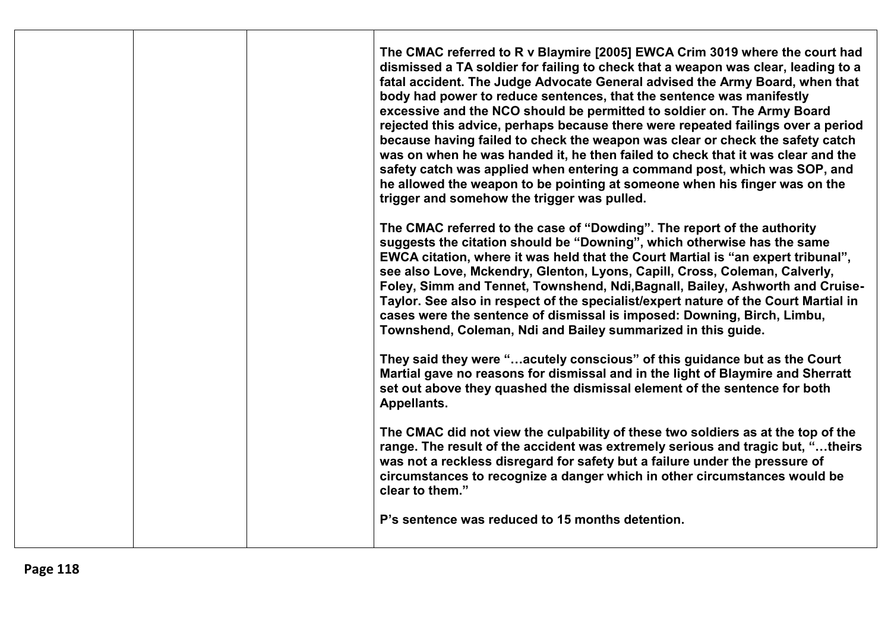| | | | |
|---|---|---|---|
| | | | **The CMAC referred to R v Blaymire [2005] EWCA Crim 3019 where the court had dismissed a TA soldier for failing to check that a weapon was clear, leading to a fatal accident. The Judge Advocate General advised the Army Board, when that body had power to reduce sentences, that the sentence was manifestly excessive and the NCO should be permitted to soldier on. The Army Board rejected this advice, perhaps because there were repeated failings over a period because having failed to check the weapon was clear or check the safety catch was on when he was handed it, he then failed to check that it was clear and the safety catch was applied when entering a command post, which was SOP, and he allowed the weapon to be pointing at someone when his finger was on the trigger and somehow the trigger was pulled.**<br><br>**The CMAC referred to the case of "Dowding". The report of the authority suggests the citation should be "Downing", which otherwise has the same EWCA citation, where it was held that the Court Martial is "an expert tribunal", see also Love, Mckendry, Glenton, Lyons, Capill, Cross, Coleman, Calverly, Foley, Simm and Tennet, Townshend, Ndi,Bagnall, Bailey, Ashworth and Cruise-Taylor. See also in respect of the specialist/expert nature of the Court Martial in cases were the sentence of dismissal is imposed: Downing, Birch, Limbu, Townshend, Coleman, Ndi and Bailey summarized in this guide.**<br><br>**They said they were "…acutely conscious" of this guidance but as the Court Martial gave no reasons for dismissal and in the light of Blaymire and Sherratt set out above they quashed the dismissal element of the sentence for both Appellants.**<br><br>**The CMAC did not view the culpability of these two soldiers as at the top of the range. The result of the accident was extremely serious and tragic but, "…theirs was not a reckless disregard for safety but a failure under the pressure of circumstances to recognize a danger which in other circumstances would be clear to them."**<br><br>**P's sentence was reduced to 15 months detention.** |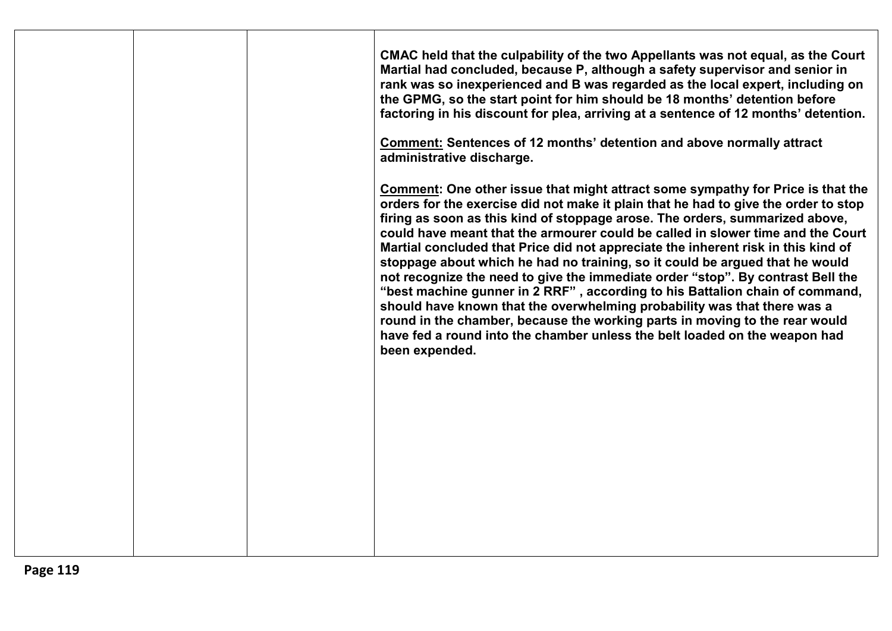| | | | |
|---|---|---|---|
| | | | **CMAC held that the culpability of the two Appellants was not equal, as the Court Martial had concluded, because P, although a safety supervisor and senior in rank was so inexperienced and B was regarded as the local expert, including on the GPMG, so the start point for him should be 18 months' detention before factoring in his discount for plea, arriving at a sentence of 12 months' detention.**<br><br>**<u>Comment:</u> Sentences of 12 months' detention and above normally attract administrative discharge.**<br><br>**<u>Comment</u>: One other issue that might attract some sympathy for Price is that the orders for the exercise did not make it plain that he had to give the order to stop firing as soon as this kind of stoppage arose. The orders, summarized above, could have meant that the armourer could be called in slower time and the Court Martial concluded that Price did not appreciate the inherent risk in this kind of stoppage about which he had no training, so it could be argued that he would not recognize the need to give the immediate order "stop". By contrast Bell the "best machine gunner in 2 RRF" , according to his Battalion chain of command, should have known that the overwhelming probability was that there was a round in the chamber, because the working parts in moving to the rear would have fed a round into the chamber unless the belt loaded on the weapon had been expended.** |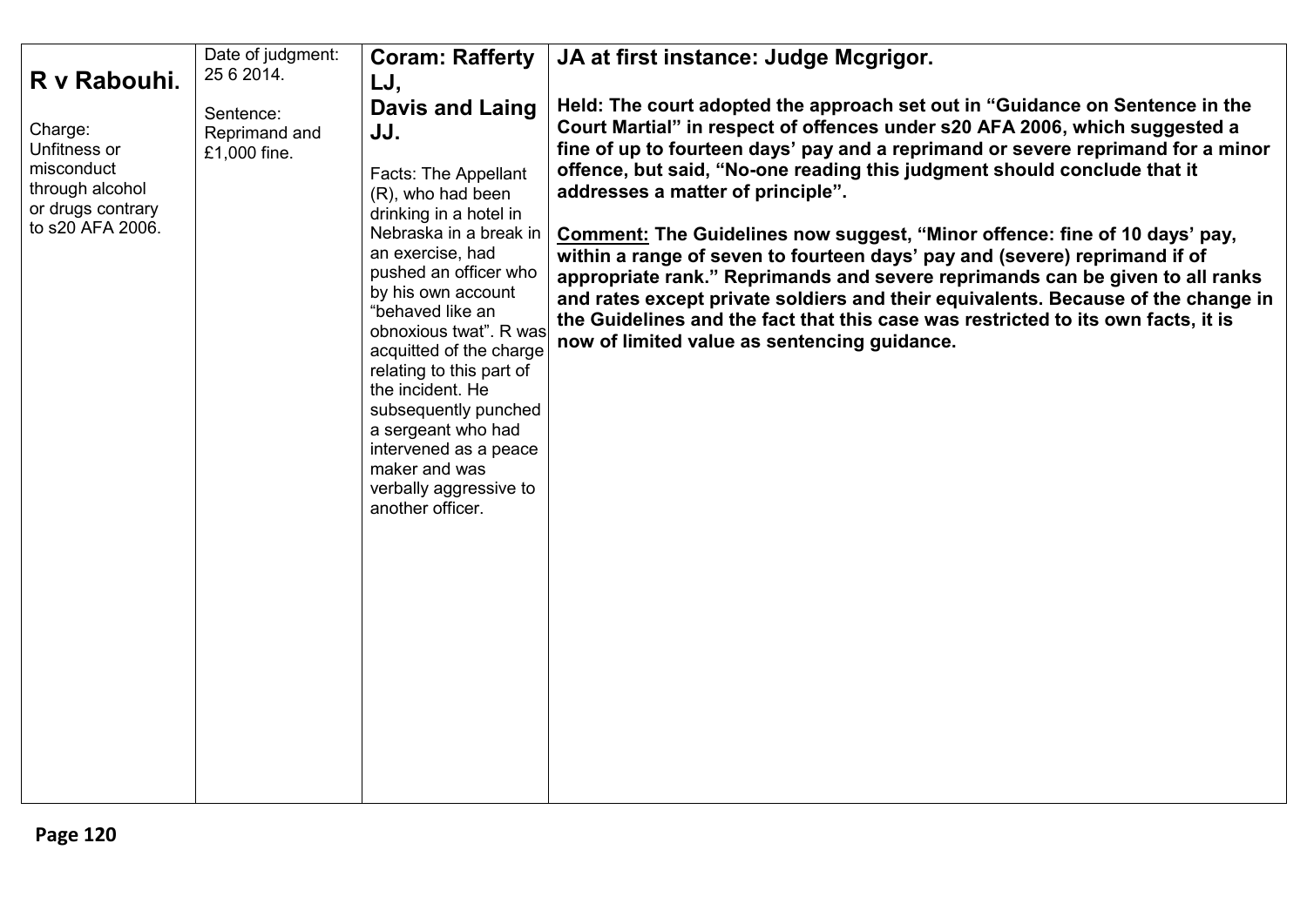| **R v Rabouhi.**<br><br>Charge: Unfitness or misconduct through alcohol or drugs contrary to s20 AFA 2006. | Date of judgment: 25 6 2014.<br><br>Sentence: Reprimand and £1,000 fine. | **Coram: Rafferty LJ, Davis and Laing JJ.**<br><br>Facts: The Appellant (R), who had been drinking in a hotel in Nebraska in a break in an exercise, had pushed an officer who by his own account "behaved like an obnoxious twat". R was acquitted of the charge relating to this part of the incident. He subsequently punched a sergeant who had intervened as a peace maker and was verbally aggressive to another officer. | **JA at first instance: Judge Mcgrigor.**<br><br>**Held: The court adopted the approach set out in "Guidance on Sentence in the Court Martial" in respect of offences under s20 AFA 2006, which suggested a fine of up to fourteen days' pay and a reprimand or severe reprimand for a minor offence, but said, "No-one reading this judgment should conclude that it addresses a matter of principle".**<br><br>**<u>Comment:</u> The Guidelines now suggest, "Minor offence: fine of 10 days' pay, within a range of seven to fourteen days' pay and (severe) reprimand if of appropriate rank." Reprimands and severe reprimands can be given to all ranks and rates except private soldiers and their equivalents. Because of the change in the Guidelines and the fact that this case was restricted to its own facts, it is now of limited value as sentencing guidance.** |
|---|---|---|---|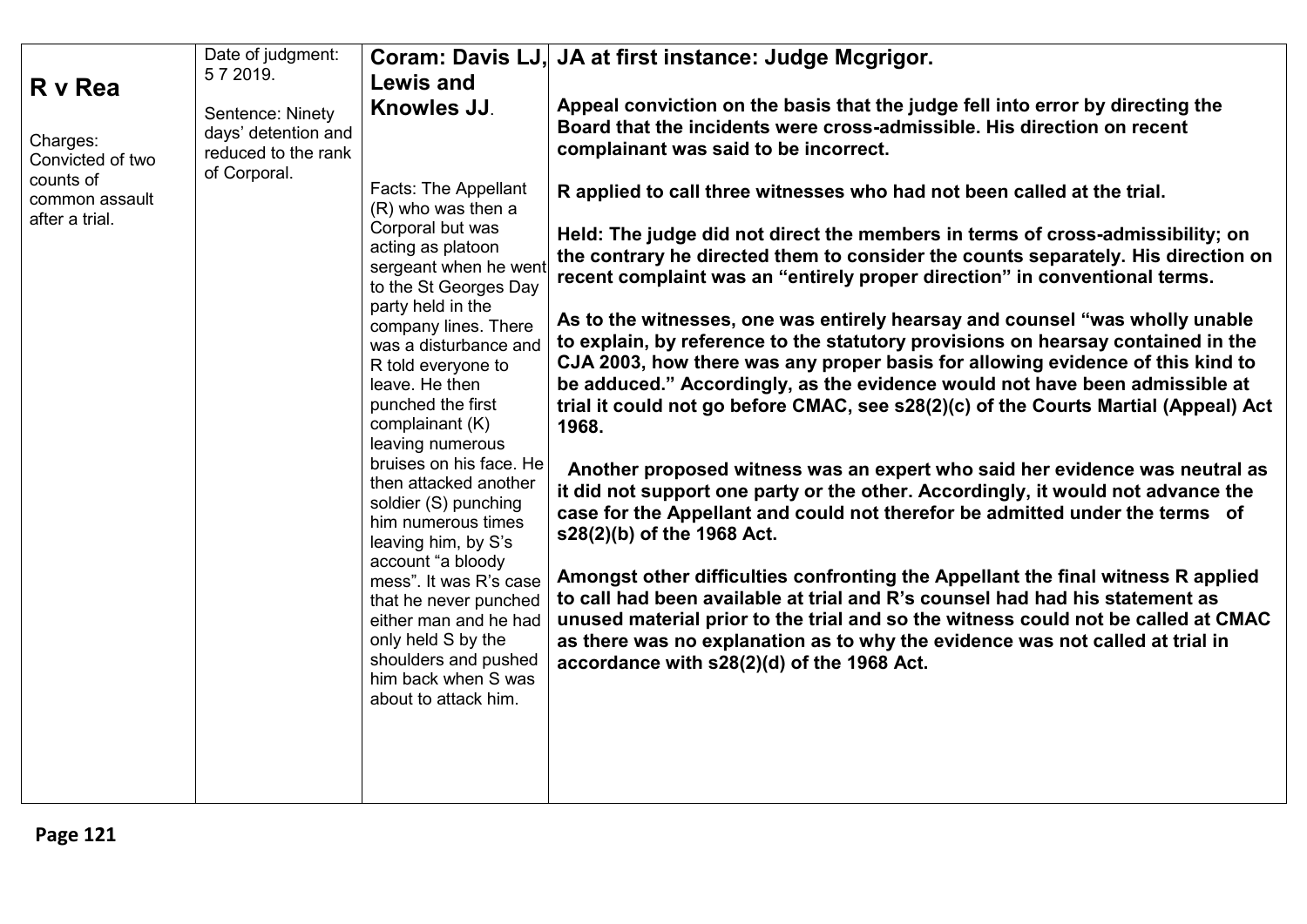| | | | |
|---|---|---|---|
| **R v Rea**<br><br>Charges: Convicted of two counts of common assault after a trial. | Date of judgment: 5 7 2019.<br><br>Sentence: Ninety days' detention and reduced to the rank of Corporal. | **Coram: Davis LJ, Lewis and Knowles JJ**.<br><br>Facts: The Appellant (R) who was then a Corporal but was acting as platoon sergeant when he went to the St Georges Day party held in the company lines. There was a disturbance and R told everyone to leave. He then punched the first complainant (K) leaving numerous bruises on his face. He then attacked another soldier (S) punching him numerous times leaving him, by S's account "a bloody mess". It was R's case that he never punched either man and he had only held S by the shoulders and pushed him back when S was about to attack him. | **JA at first instance: Judge Mcgrigor.**<br><br>**Appeal conviction on the basis that the judge fell into error by directing the Board that the incidents were cross-admissible. His direction on recent complainant was said to be incorrect.**<br><br>**R applied to call three witnesses who had not been called at the trial.**<br><br>**Held: The judge did not direct the members in terms of cross-admissibility; on the contrary he directed them to consider the counts separately. His direction on recent complaint was an "entirely proper direction" in conventional terms.**<br><br>**As to the witnesses, one was entirely hearsay and counsel "was wholly unable to explain, by reference to the statutory provisions on hearsay contained in the CJA 2003, how there was any proper basis for allowing evidence of this kind to be adduced." Accordingly, as the evidence would not have been admissible at trial it could not go before CMAC, see s28(2)(c) of the Courts Martial (Appeal) Act 1968.**<br><br>**Another proposed witness was an expert who said her evidence was neutral as it did not support one party or the other. Accordingly, it would not advance the case for the Appellant and could not therefor be admitted under the terms of s28(2)(b) of the 1968 Act.**<br><br>**Amongst other difficulties confronting the Appellant the final witness R applied to call had been available at trial and R's counsel had had his statement as unused material prior to the trial and so the witness could not be called at CMAC as there was no explanation as to why the evidence was not called at trial in accordance with s28(2)(d) of the 1968 Act.** |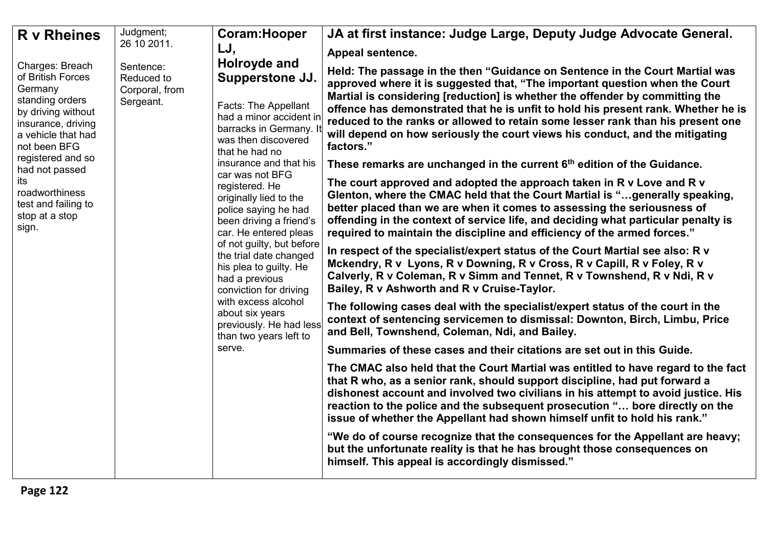| **R v Rheines**<br><br>Charges: Breach of British Forces Germany standing orders by driving without insurance, driving a vehicle that had not been BFG registered and so had not passed its roadworthiness test and failing to stop at a stop sign. | Judgment; 26 10 2011.<br><br>Sentence: Reduced to Corporal, from Sergeant. | **Coram:Hooper LJ, Holroyde and Supperstone JJ.**<br><br>Facts: The Appellant had a minor accident in barracks in Germany. It was then discovered that he had no insurance and that his car was not BFG registered. He originally lied to the police saying he had been driving a friend's car. He entered pleas of not guilty, but before the trial date changed his plea to guilty. He had a previous conviction for driving with excess alcohol about six years previously. He had less than two years left to serve. | **JA at first instance: Judge Large, Deputy Judge Advocate General.**<br><br>**Appeal sentence.**<br><br>**Held: The passage in the then "Guidance on Sentence in the Court Martial was approved where it is suggested that, "The important question when the Court Martial is considering [reduction] is whether the offender by committing the offence has demonstrated that he is unfit to hold his present rank. Whether he is reduced to the ranks or allowed to retain some lesser rank than his present one will depend on how seriously the court views his conduct, and the mitigating factors."**<br><br>**These remarks are unchanged in the current 6th edition of the Guidance.**<br><br>**The court approved and adopted the approach taken in R v Love and R v Glenton, where the CMAC held that the Court Martial is "…generally speaking, better placed than we are when it comes to assessing the seriousness of offending in the context of service life, and deciding what particular penalty is required to maintain the discipline and efficiency of the armed forces."**<br><br>**In respect of the specialist/expert status of the Court Martial see also: R v Mckendry, R v Lyons, R v Downing, R v Cross, R v Capill, R v Foley, R v Calverly, R v Coleman, R v Simm and Tennet, R v Townshend, R v Ndi, R v Bailey, R v Ashworth and R v Cruise-Taylor.**<br><br>**The following cases deal with the specialist/expert status of the court in the context of sentencing servicemen to dismissal: Downton, Birch, Limbu, Price and Bell, Townshend, Coleman, Ndi, and Bailey.**<br><br>**Summaries of these cases and their citations are set out in this Guide.**<br><br>**The CMAC also held that the Court Martial was entitled to have regard to the fact that R who, as a senior rank, should support discipline, had put forward a dishonest account and involved two civilians in his attempt to avoid justice. His reaction to the police and the subsequent prosecution "… bore directly on the issue of whether the Appellant had shown himself unfit to hold his rank."**<br><br>**"We do of course recognize that the consequences for the Appellant are heavy; but the unfortunate reality is that he has brought those consequences on himself. This appeal is accordingly dismissed."** |
|---|---|---|---|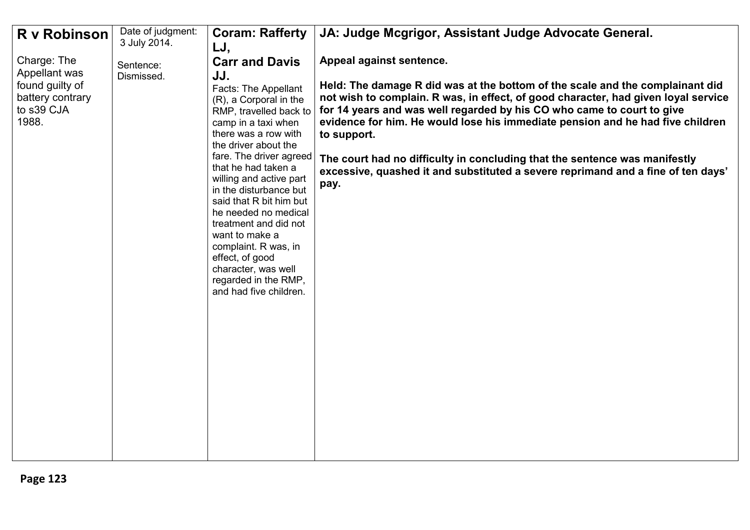| **R v Robinson**<br><br>Charge: The Appellant was found guilty of battery contrary to s39 CJA 1988. | Date of judgment: 3 July 2014.<br><br>Sentence: Dismissed. | **Coram: Rafferty LJ, Carr and Davis JJ.**<br><br>Facts: The Appellant (R), a Corporal in the RMP, travelled back to camp in a taxi when there was a row with the driver about the fare. The driver agreed that he had taken a willing and active part in the disturbance but said that R bit him but he needed no medical treatment and did not want to make a complaint. R was, in effect, of good character, was well regarded in the RMP, and had five children. | **JA: Judge Mcgrigor, Assistant Judge Advocate General.**<br><br>**Appeal against sentence.**<br><br>**Held: The damage R did was at the bottom of the scale and the complainant did not wish to complain. R was, in effect, of good character, had given loyal service for 14 years and was well regarded by his CO who came to court to give evidence for him. He would lose his immediate pension and he had five children to support.**<br><br>**The court had no difficulty in concluding that the sentence was manifestly excessive, quashed it and substituted a severe reprimand and a fine of ten days' pay.** |
|---|---|---|---|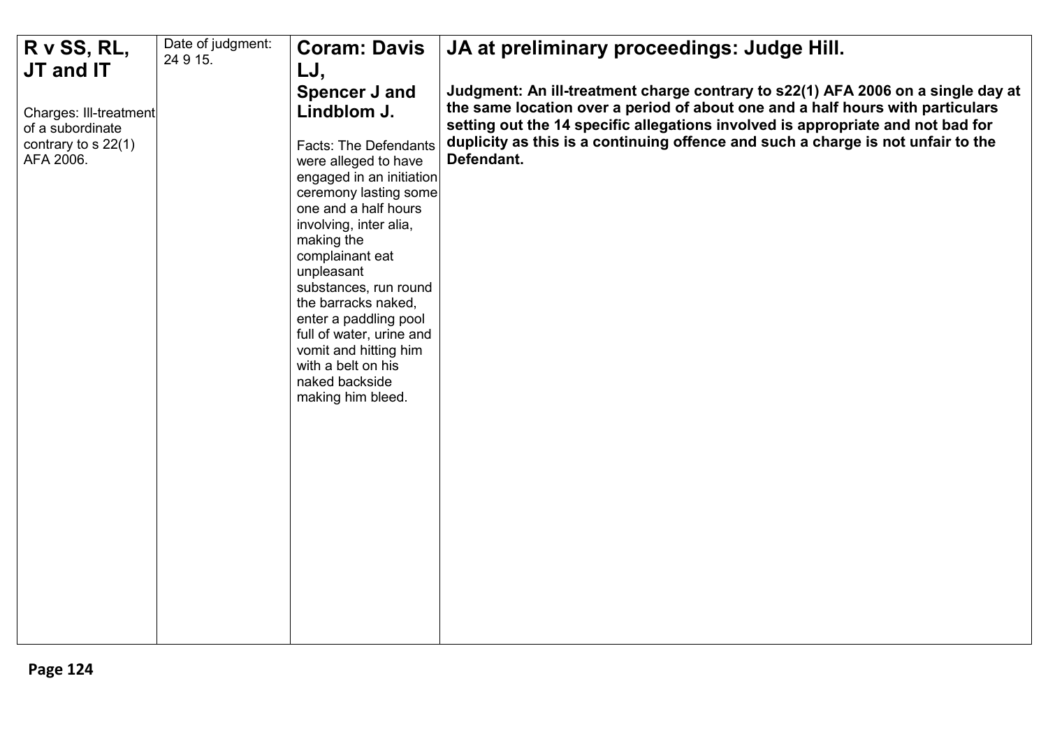| **R v SS, RL, JT and IT**<br><br>Charges: Ill-treatment of a subordinate contrary to s 22(1) AFA 2006. | Date of judgment: 24 9 15. | **Coram: Davis LJ, Spencer J and Lindblom J.**<br><br>Facts: The Defendants were alleged to have engaged in an initiation ceremony lasting some one and a half hours involving, inter alia, making the complainant eat unpleasant substances, run round the barracks naked, enter a paddling pool full of water, urine and vomit and hitting him with a belt on his naked backside making him bleed. | **JA at preliminary proceedings: Judge Hill.**<br><br>**Judgment: An ill-treatment charge contrary to s22(1) AFA 2006 on a single day at the same location over a period of about one and a half hours with particulars setting out the 14 specific allegations involved is appropriate and not bad for duplicity as this is a continuing offence and such a charge is not unfair to the Defendant.** |
|---|---|---|---|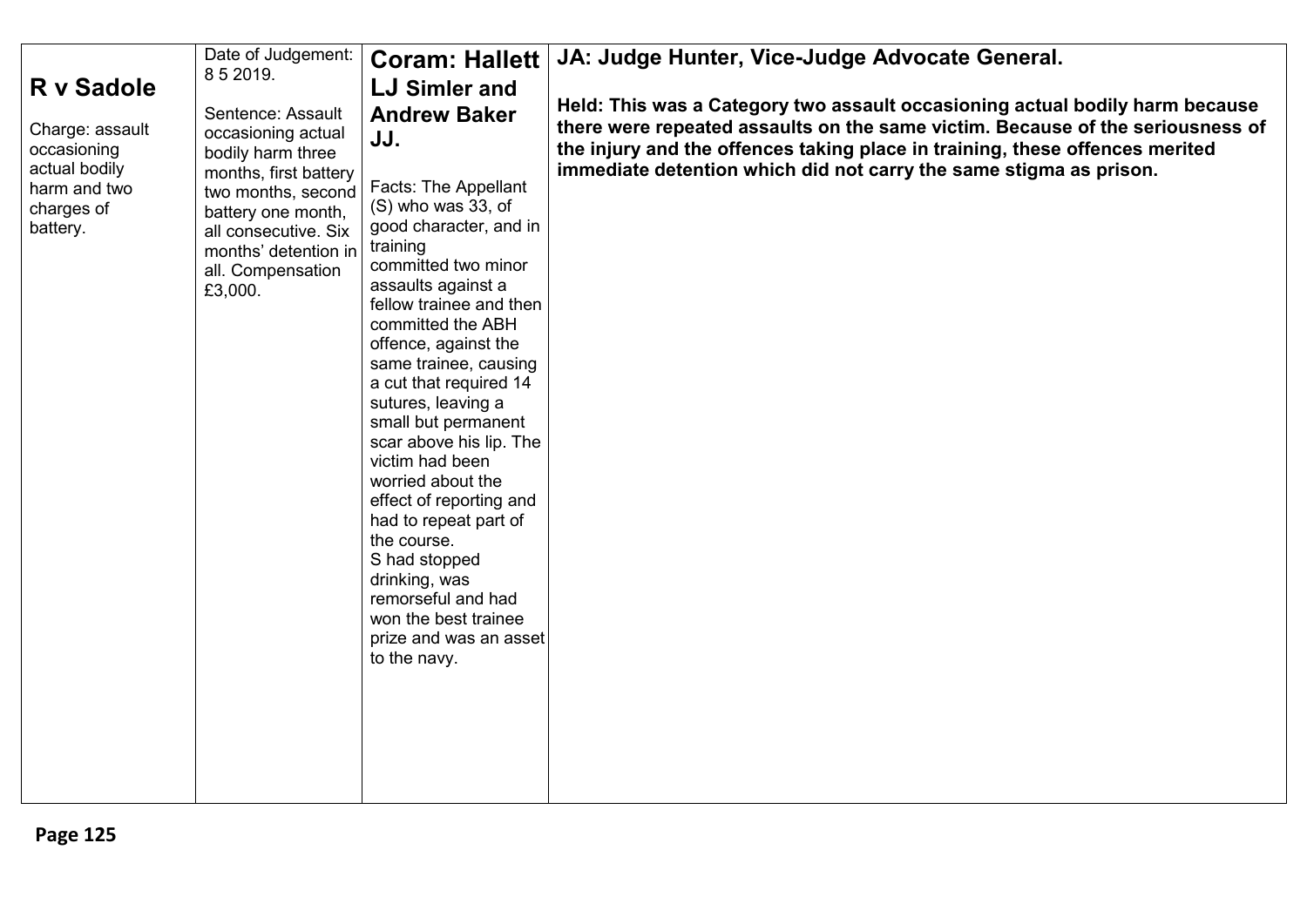| **R v Sadole**<br><br>Charge: assault occasioning actual bodily harm and two charges of battery. | Date of Judgement: 8 5 2019.<br><br>Sentence: Assault occasioning actual bodily harm three months, first battery two months, second battery one month, all consecutive. Six months' detention in all. Compensation £3,000. | **Coram: Hallett LJ Simler and Andrew Baker JJ.**<br><br>Facts: The Appellant (S) who was 33, of good character, and in training committed two minor assaults against a fellow trainee and then committed the ABH offence, against the same trainee, causing a cut that required 14 sutures, leaving a small but permanent scar above his lip. The victim had been worried about the effect of reporting and had to repeat part of the course.<br>S had stopped drinking, was remorseful and had won the best trainee prize and was an asset to the navy. | **JA: Judge Hunter, Vice-Judge Advocate General.**<br><br>**Held: This was a Category two assault occasioning actual bodily harm because there were repeated assaults on the same victim. Because of the seriousness of the injury and the offences taking place in training, these offences merited immediate detention which did not carry the same stigma as prison.** |
|---|---|---|---|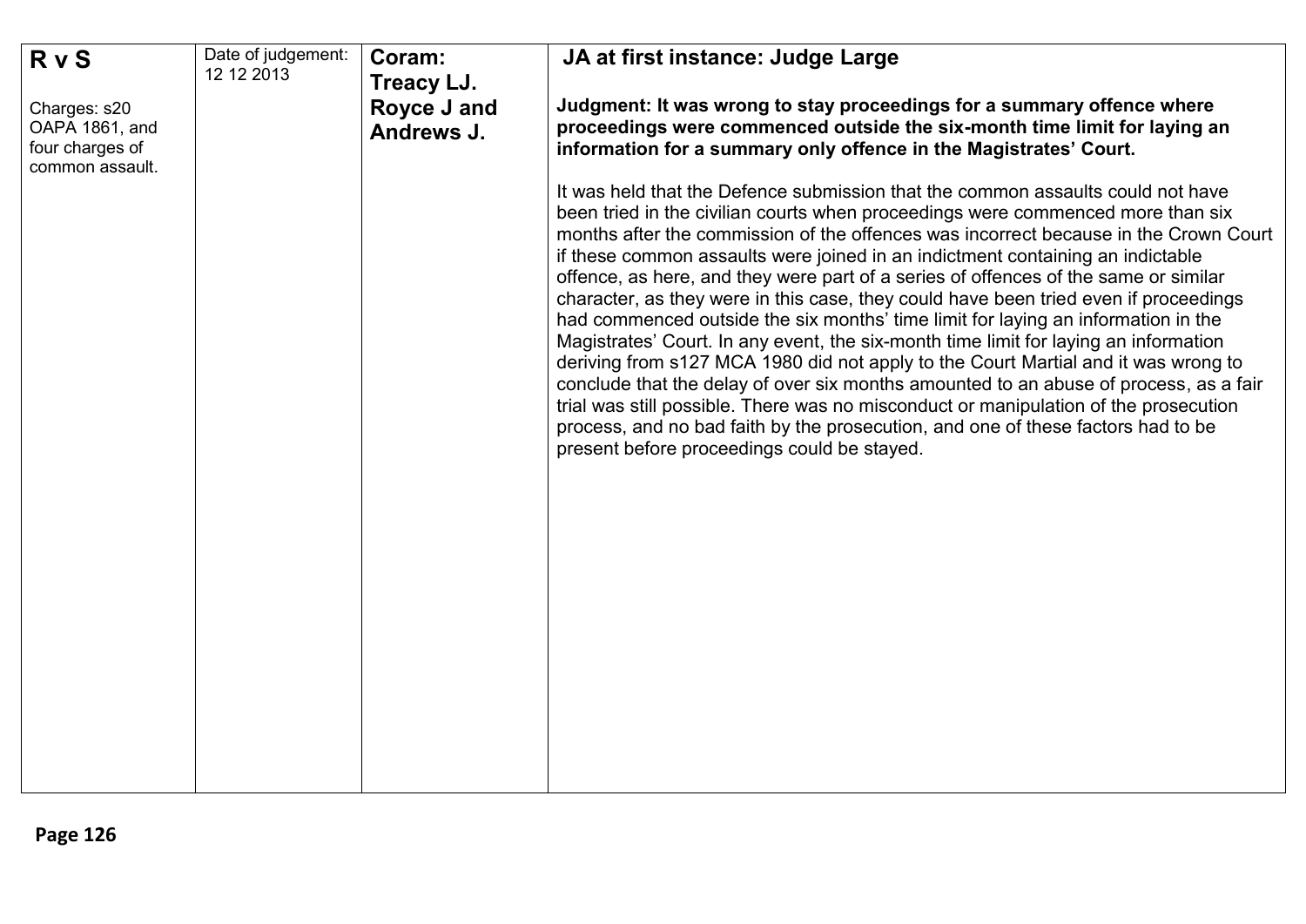| **R v S**<br><br>Charges: s20 OAPA 1861, and four charges of common assault. | Date of judgement: 12 12 2013 | **Coram: Treacy LJ. Royce J and Andrews J.** | **JA at first instance: Judge Large**<br><br>**Judgment: It was wrong to stay proceedings for a summary offence where proceedings were commenced outside the six-month time limit for laying an information for a summary only offence in the Magistrates' Court.**<br><br>It was held that the Defence submission that the common assaults could not have been tried in the civilian courts when proceedings were commenced more than six months after the commission of the offences was incorrect because in the Crown Court if these common assaults were joined in an indictment containing an indictable offence, as here, and they were part of a series of offences of the same or similar character, as they were in this case, they could have been tried even if proceedings had commenced outside the six months' time limit for laying an information in the Magistrates' Court. In any event, the six-month time limit for laying an information deriving from s127 MCA 1980 did not apply to the Court Martial and it was wrong to conclude that the delay of over six months amounted to an abuse of process, as a fair trial was still possible. There was no misconduct or manipulation of the prosecution process, and no bad faith by the prosecution, and one of these factors had to be present before proceedings could be stayed. |
|---|---|---|---|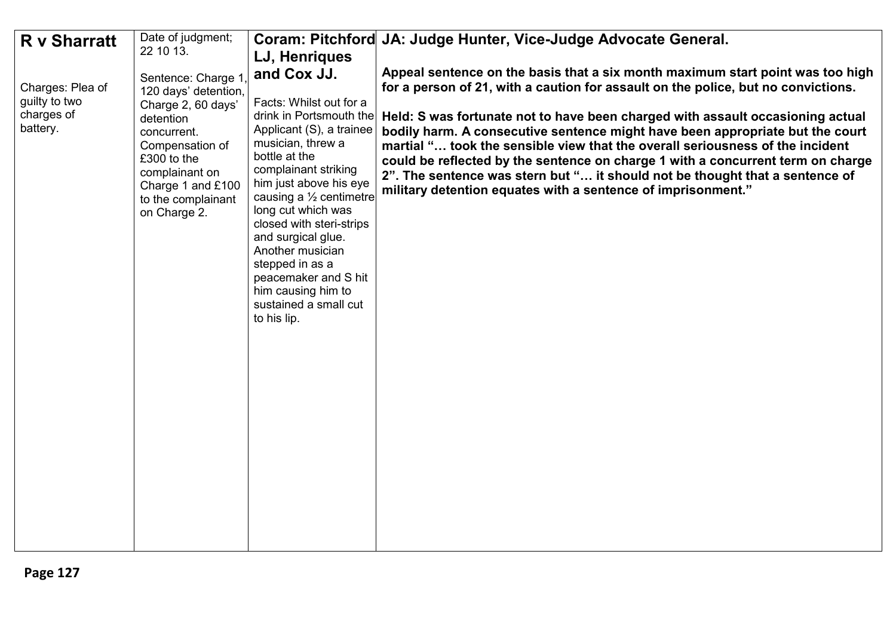| **R v Sharratt**<br><br>Charges: Plea of guilty to two charges of battery. | Date of judgment; 22 10 13.<br><br>Sentence: Charge 1, 120 days' detention, Charge 2, 60 days' detention concurrent. Compensation of £300 to the complainant on Charge 1 and £100 to the complainant on Charge 2. | **Coram: Pitchford LJ, Henriques and Cox JJ.**<br><br>Facts: Whilst out for a drink in Portsmouth the Applicant (S), a trainee musician, threw a bottle at the complainant striking him just above his eye causing a ½ centimetre long cut which was closed with steri-strips and surgical glue. Another musician stepped in as a peacemaker and S hit him causing him to sustained a small cut to his lip. | **JA: Judge Hunter, Vice-Judge Advocate General.**<br><br>**Appeal sentence on the basis that a six month maximum start point was too high for a person of 21, with a caution for assault on the police, but no convictions.**<br><br>**Held: S was fortunate not to have been charged with assault occasioning actual bodily harm. A consecutive sentence might have been appropriate but the court martial "… took the sensible view that the overall seriousness of the incident could be reflected by the sentence on charge 1 with a concurrent term on charge 2". The sentence was stern but "… it should not be thought that a sentence of military detention equates with a sentence of imprisonment."** |
|---|---|---|---|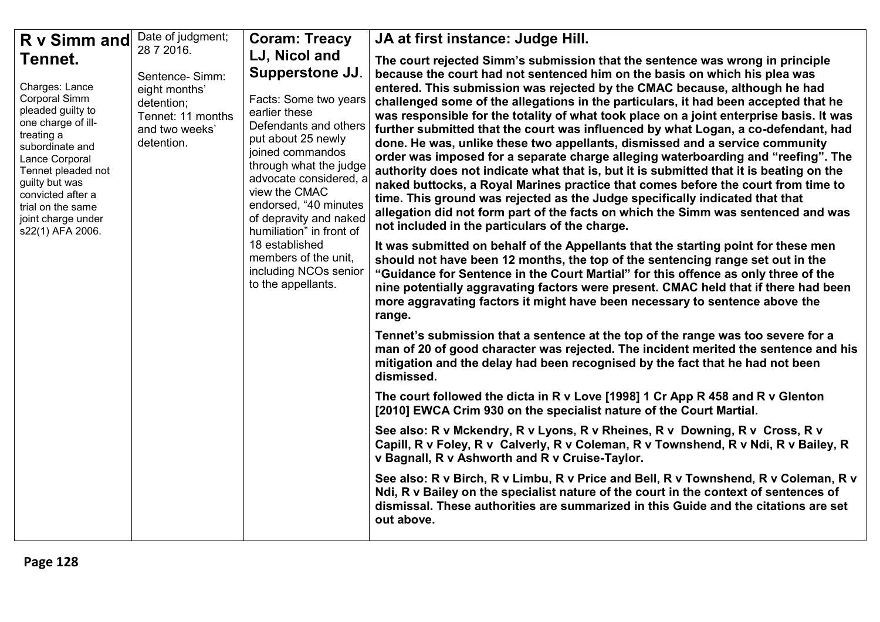| **R v Simm and Tennet.** Charges: Lance Corporal Simm pleaded guilty to one charge of ill-treating a subordinate and Lance Corporal Tennet pleaded not guilty but was convicted after a trial on the same joint charge under s22(1) AFA 2006. | Date of judgment; 28 7 2016. Sentence- Simm: eight months' detention; Tennet: 11 months and two weeks' detention. | **Coram: Treacy LJ, Nicol and Supperstone JJ**. Facts: Some two years earlier these Defendants and others put about 25 newly joined commandos through what the judge advocate considered, a view the CMAC endorsed, "40 minutes of depravity and naked humiliation" in front of 18 established members of the unit, including NCOs senior to the appellants. | **JA at first instance: Judge Hill.** **The court rejected Simm's submission that the sentence was wrong in principle because the court had not sentenced him on the basis on which his plea was entered. This submission was rejected by the CMAC because, although he had challenged some of the allegations in the particulars, it had been accepted that he was responsible for the totality of what took place on a joint enterprise basis. It was further submitted that the court was influenced by what Logan, a co-defendant, had done. He was, unlike these two appellants, dismissed and a service community order was imposed for a separate charge alleging waterboarding and "reefing". The authority does not indicate what that is, but it is submitted that it is beating on the naked buttocks, a Royal Marines practice that comes before the court from time to time. This ground was rejected as the Judge specifically indicated that that allegation did not form part of the facts on which the Simm was sentenced and was not included in the particulars of the charge.** **It was submitted on behalf of the Appellants that the starting point for these men should not have been 12 months, the top of the sentencing range set out in the "Guidance for Sentence in the Court Martial" for this offence as only three of the nine potentially aggravating factors were present. CMAC held that if there had been more aggravating factors it might have been necessary to sentence above the range.** **Tennet's submission that a sentence at the top of the range was too severe for a man of 20 of good character was rejected. The incident merited the sentence and his mitigation and the delay had been recognised by the fact that he had not been dismissed.** **The court followed the dicta in R v Love [1998] 1 Cr App R 458 and R v Glenton [2010] EWCA Crim 930 on the specialist nature of the Court Martial.** **See also: R v Mckendry, R v Lyons, R v Rheines, R v Downing, R v Cross, R v Capill, R v Foley, R v Calverly, R v Coleman, R v Townshend, R v Ndi, R v Bailey, R v Bagnall, R v Ashworth and R v Cruise-Taylor.** **See also: R v Birch, R v Limbu, R v Price and Bell, R v Townshend, R v Coleman, R v Ndi, R v Bailey on the specialist nature of the court in the context of sentences of dismissal. These authorities are summarized in this Guide and the citations are set out above.** |
|---|---|---|---|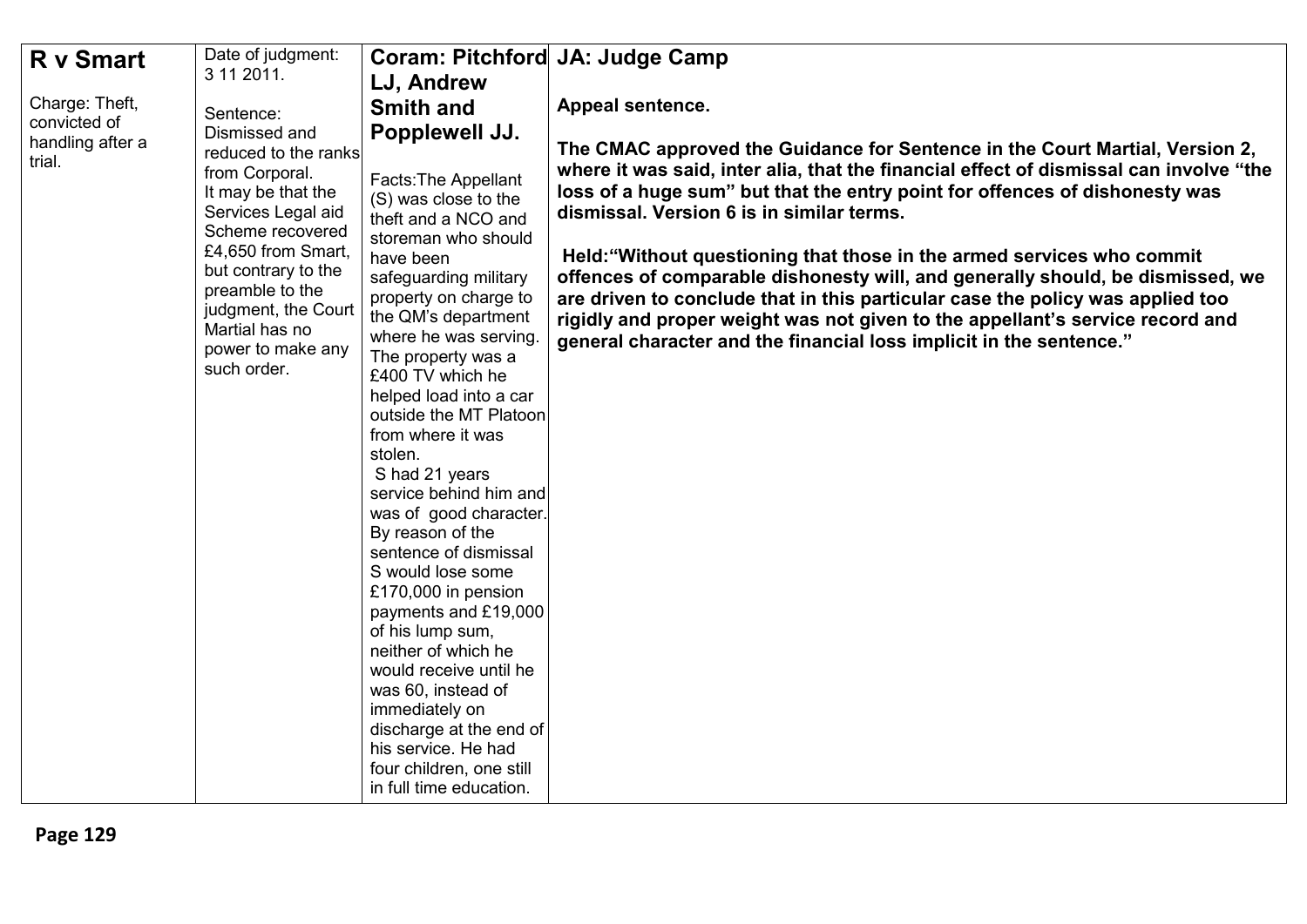| **R v Smart**<br><br>Charge: Theft, convicted of handling after a trial. | Date of judgment: 3 11 2011.<br><br>Sentence: Dismissed and reduced to the ranks from Corporal.<br>It may be that the Services Legal aid Scheme recovered £4,650 from Smart, but contrary to the preamble to the judgment, the Court Martial has no power to make any such order. | **Coram: Pitchford LJ, Andrew Smith and Popplewell JJ.**<br><br>Facts:The Appellant (S) was close to the theft and a NCO and storeman who should have been safeguarding military property on charge to the QM's department where he was serving. The property was a £400 TV which he helped load into a car outside the MT Platoon from where it was stolen.<br>S had 21 years service behind him and was of good character. By reason of the sentence of dismissal S would lose some £170,000 in pension payments and £19,000 of his lump sum, neither of which he would receive until he was 60, instead of immediately on discharge at the end of his service. He had four children, one still in full time education. | **JA: Judge Camp**<br><br>**Appeal sentence.**<br><br>**The CMAC approved the Guidance for Sentence in the Court Martial, Version 2, where it was said, inter alia, that the financial effect of dismissal can involve "the loss of a huge sum" but that the entry point for offences of dishonesty was dismissal. Version 6 is in similar terms.**<br><br>**Held:"Without questioning that those in the armed services who commit offences of comparable dishonesty will, and generally should, be dismissed, we are driven to conclude that in this particular case the policy was applied too rigidly and proper weight was not given to the appellant's service record and general character and the financial loss implicit in the sentence."** |
|---|---|---|---|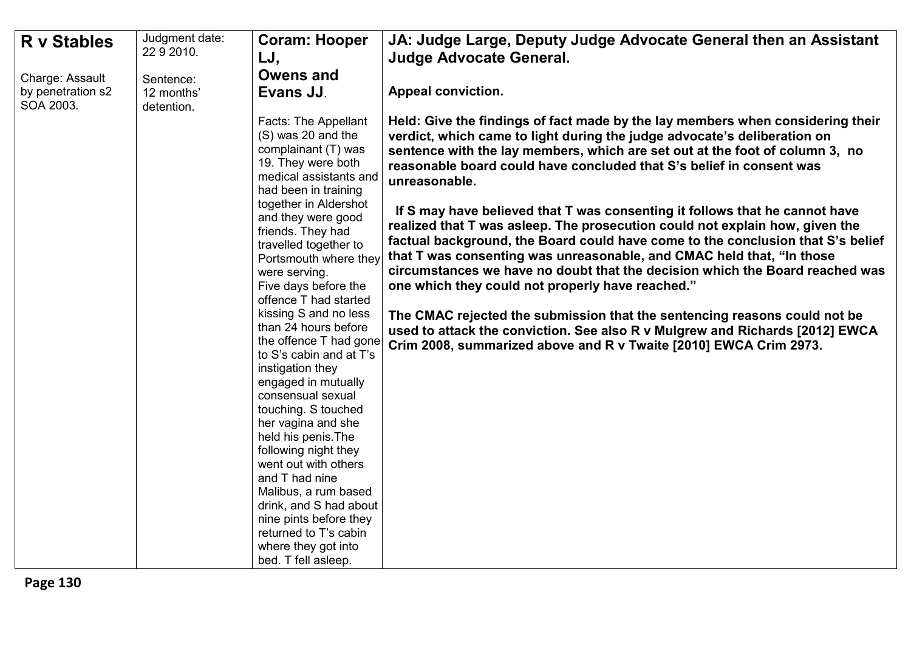| **R v Stables**<br><br>Charge: Assault by penetration s2 SOA 2003. | Judgment date: 22 9 2010.<br><br>Sentence: 12 months' detention. | **Coram: Hooper LJ, Owens and Evans JJ**.<br><br>Facts: The Appellant (S) was 20 and the complainant (T) was 19. They were both medical assistants and had been in training together in Aldershot and they were good friends. They had travelled together to Portsmouth where they were serving.<br>Five days before the offence T had started kissing S and no less than 24 hours before the offence T had gone to S's cabin and at T's instigation they engaged in mutually consensual sexual touching. S touched her vagina and she held his penis.The following night they went out with others and T had nine Malibus, a rum based drink, and S had about nine pints before they returned to T's cabin where they got into bed. T fell asleep. | **JA: Judge Large, Deputy Judge Advocate General then an Assistant Judge Advocate General.**<br><br>**Appeal conviction.**<br><br>**Held: Give the findings of fact made by the lay members when considering their verdict, which came to light during the judge advocate's deliberation on sentence with the lay members, which are set out at the foot of column 3, no reasonable board could have concluded that S's belief in consent was unreasonable.**<br><br>**If S may have believed that T was consenting it follows that he cannot have realized that T was asleep. The prosecution could not explain how, given the factual background, the Board could have come to the conclusion that S's belief that T was consenting was unreasonable, and CMAC held that, "In those circumstances we have no doubt that the decision which the Board reached was one which they could not properly have reached."**<br><br>**The CMAC rejected the submission that the sentencing reasons could not be used to attack the conviction. See also R v Mulgrew and Richards [2012] EWCA Crim 2008, summarized above and R v Twaite [2010] EWCA Crim 2973.** |
|---|---|---|---|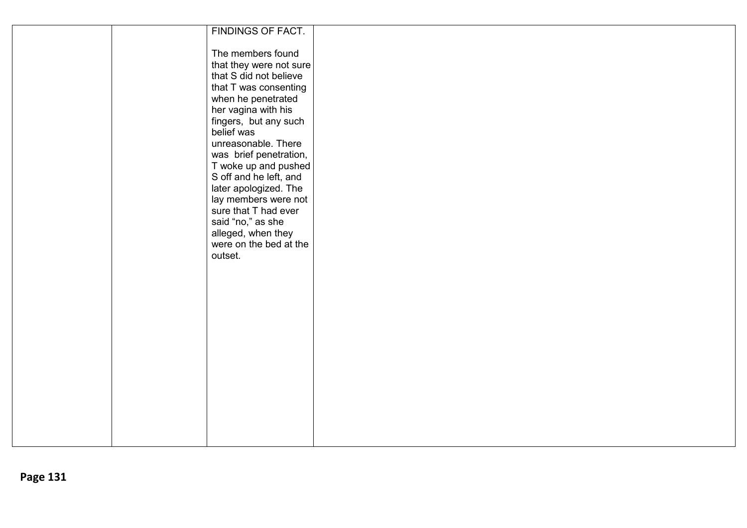|  |  | FINDINGS OF FACT.<br><br>The members found that they were not sure that S did not believe that T was consenting when he penetrated her vagina with his fingers, but any such belief was unreasonable. There was brief penetration, T woke up and pushed S off and he left, and later apologized. The lay members were not sure that T had ever said "no," as she alleged, when they were on the bed at the outset. |  |
|---|---|---|---|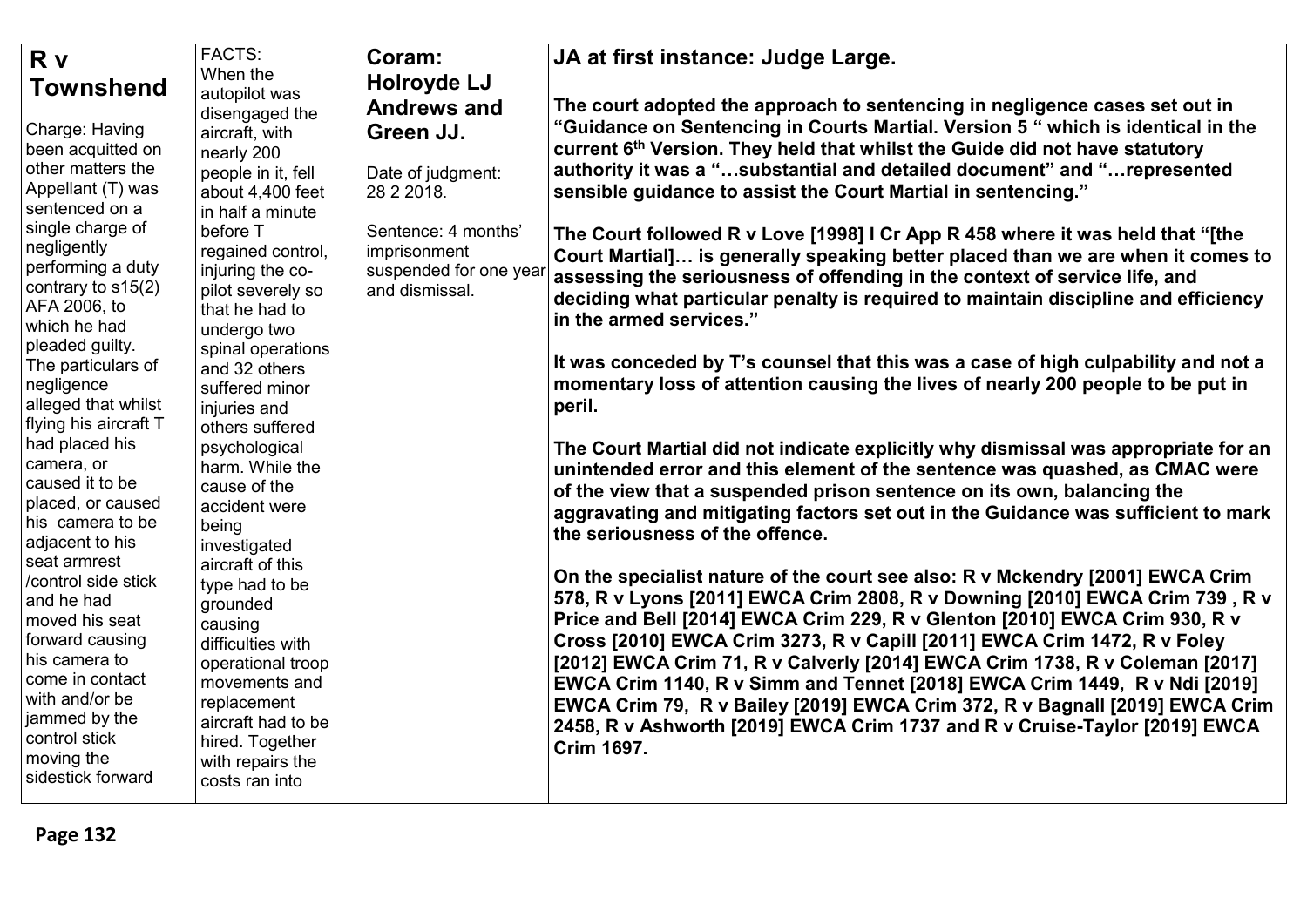| **R v Townshend** Charge: Having been acquitted on other matters the Appellant (T) was sentenced on a single charge of negligently performing a duty contrary to s15(2) AFA 2006, to which he had pleaded guilty. The particulars of negligence alleged that whilst flying his aircraft T had placed his camera, or caused it to be placed, or caused his camera to be adjacent to his seat armrest /control side stick and he had moved his seat forward causing his camera to come in contact with and/or be jammed by the control stick moving the sidestick forward | FACTS: When the autopilot was disengaged the aircraft, with nearly 200 people in it, fell about 4,400 feet in half a minute before T regained control, injuring the co-pilot severely so that he had to undergo two spinal operations and 32 others suffered minor injuries and others suffered psychological harm. While the cause of the accident were being investigated aircraft of this type had to be grounded causing difficulties with operational troop movements and replacement aircraft had to be hired. Together with repairs the costs ran into | **Coram: Holroyde LJ Andrews and Green JJ.** Date of judgment: 28 2 2018. Sentence: 4 months' imprisonment suspended for one year and dismissal. | **JA at first instance: Judge Large.** **The court adopted the approach to sentencing in negligence cases set out in "Guidance on Sentencing in Courts Martial. Version 5 " which is identical in the current 6th Version. They held that whilst the Guide did not have statutory authority it was a "…substantial and detailed document" and "…represented sensible guidance to assist the Court Martial in sentencing."** **The Court followed R v Love [1998] I Cr App R 458 where it was held that "[the Court Martial]… is generally speaking better placed than we are when it comes to assessing the seriousness of offending in the context of service life, and deciding what particular penalty is required to maintain discipline and efficiency in the armed services."** **It was conceded by T's counsel that this was a case of high culpability and not a momentary loss of attention causing the lives of nearly 200 people to be put in peril.** **The Court Martial did not indicate explicitly why dismissal was appropriate for an unintended error and this element of the sentence was quashed, as CMAC were of the view that a suspended prison sentence on its own, balancing the aggravating and mitigating factors set out in the Guidance was sufficient to mark the seriousness of the offence.** **On the specialist nature of the court see also: R v Mckendry [2001] EWCA Crim 578, R v Lyons [2011] EWCA Crim 2808, R v Downing [2010] EWCA Crim 739 , R v Price and Bell [2014] EWCA Crim 229, R v Glenton [2010] EWCA Crim 930, R v Cross [2010] EWCA Crim 3273, R v Capill [2011] EWCA Crim 1472, R v Foley [2012] EWCA Crim 71, R v Calverly [2014] EWCA Crim 1738, R v Coleman [2017] EWCA Crim 1140, R v Simm and Tennet [2018] EWCA Crim 1449, R v Ndi [2019] EWCA Crim 79, R v Bailey [2019] EWCA Crim 372, R v Bagnall [2019] EWCA Crim 2458, R v Ashworth [2019] EWCA Crim 1737 and R v Cruise-Taylor [2019] EWCA Crim 1697.** |
|---|---|---|---|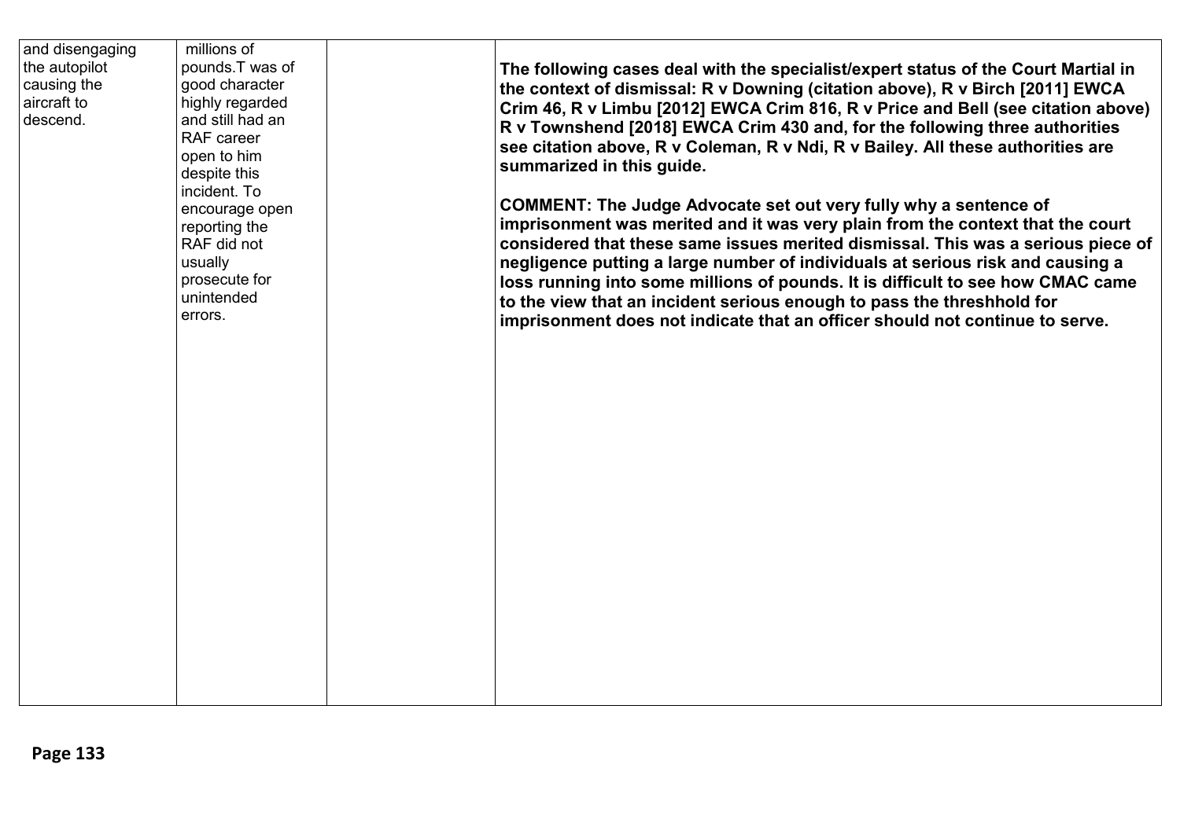| | | | |
|---|---|---|---|
| and disengaging the autopilot causing the aircraft to descend. | millions of pounds.T was of good character highly regarded and still had an RAF career open to him despite this incident. To encourage open reporting the RAF did not usually prosecute for unintended errors. | | **The following cases deal with the specialist/expert status of the Court Martial in the context of dismissal: R v Downing (citation above), R v Birch [2011] EWCA Crim 46, R v Limbu [2012] EWCA Crim 816, R v Price and Bell (see citation above) R v Townshend [2018] EWCA Crim 430 and, for the following three authorities see citation above, R v Coleman, R v Ndi, R v Bailey. All these authorities are summarized in this guide.**<br><br>**COMMENT: The Judge Advocate set out very fully why a sentence of imprisonment was merited and it was very plain from the context that the court considered that these same issues merited dismissal. This was a serious piece of negligence putting a large number of individuals at serious risk and causing a loss running into some millions of pounds. It is difficult to see how CMAC came to the view that an incident serious enough to pass the threshhold for imprisonment does not indicate that an officer should not continue to serve.** |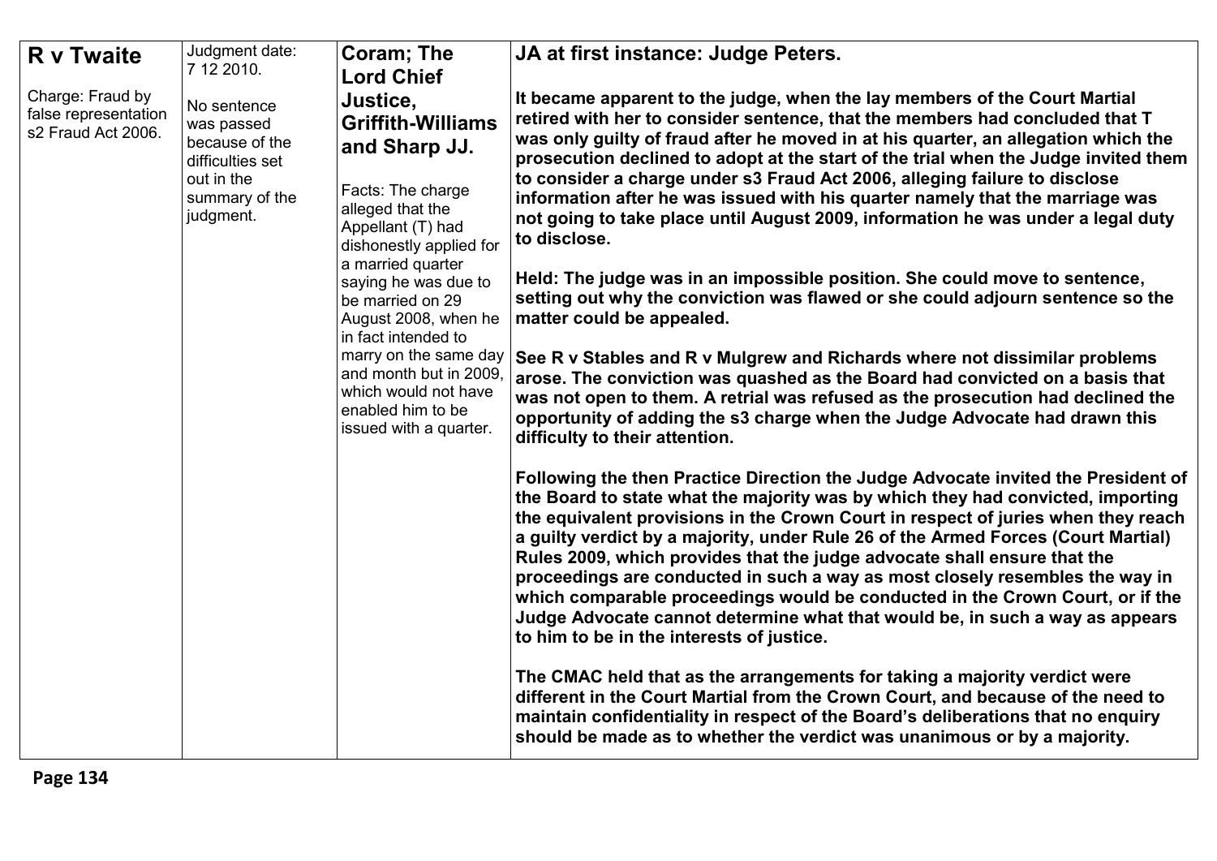| **R v Twaite**<br><br>Charge: Fraud by false representation s2 Fraud Act 2006. | Judgment date: 7 12 2010.<br><br>No sentence was passed because of the difficulties set out in the summary of the judgment. | **Coram; The Lord Chief Justice, Griffith-Williams and Sharp JJ.**<br><br>Facts: The charge alleged that the Appellant (T) had dishonestly applied for a married quarter saying he was due to be married on 29 August 2008, when he in fact intended to marry on the same day and month but in 2009, which would not have enabled him to be issued with a quarter. | **JA at first instance: Judge Peters.**<br><br>**It became apparent to the judge, when the lay members of the Court Martial retired with her to consider sentence, that the members had concluded that T was only guilty of fraud after he moved in at his quarter, an allegation which the prosecution declined to adopt at the start of the trial when the Judge invited them to consider a charge under s3 Fraud Act 2006, alleging failure to disclose information after he was issued with his quarter namely that the marriage was not going to take place until August 2009, information he was under a legal duty to disclose.**<br><br>**Held: The judge was in an impossible position. She could move to sentence, setting out why the conviction was flawed or she could adjourn sentence so the matter could be appealed.**<br><br>**See R v Stables and R v Mulgrew and Richards where not dissimilar problems arose. The conviction was quashed as the Board had convicted on a basis that was not open to them. A retrial was refused as the prosecution had declined the opportunity of adding the s3 charge when the Judge Advocate had drawn this difficulty to their attention.**<br><br>**Following the then Practice Direction the Judge Advocate invited the President of the Board to state what the majority was by which they had convicted, importing the equivalent provisions in the Crown Court in respect of juries when they reach a guilty verdict by a majority, under Rule 26 of the Armed Forces (Court Martial) Rules 2009, which provides that the judge advocate shall ensure that the proceedings are conducted in such a way as most closely resembles the way in which comparable proceedings would be conducted in the Crown Court, or if the Judge Advocate cannot determine what that would be, in such a way as appears to him to be in the interests of justice.**<br><br>**The CMAC held that as the arrangements for taking a majority verdict were different in the Court Martial from the Crown Court, and because of the need to maintain confidentiality in respect of the Board's deliberations that no enquiry should be made as to whether the verdict was unanimous or by a majority.** |
|---|---|---|---|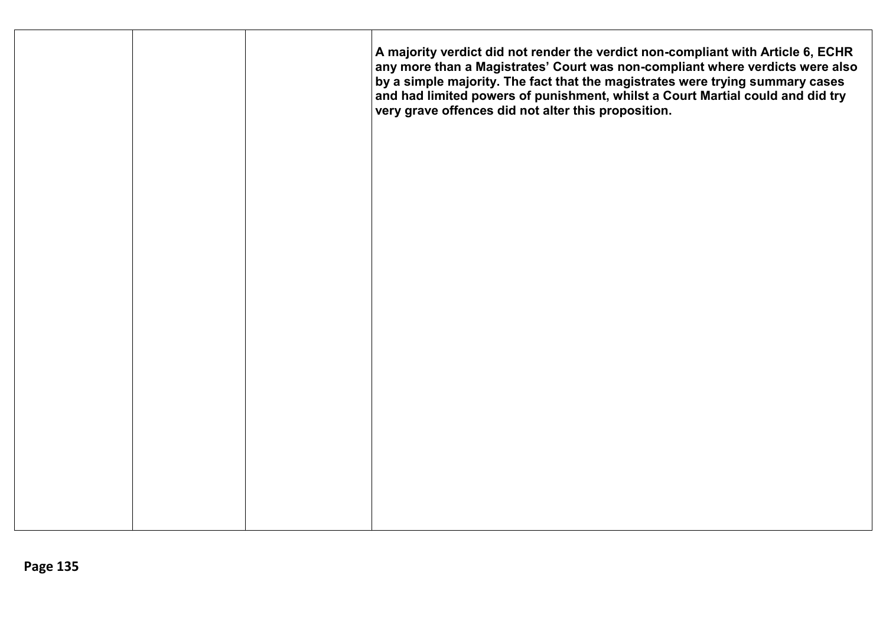| | | | |
|---|---|---|---|
| | | | **A majority verdict did not render the verdict non-compliant with Article 6, ECHR any more than a Magistrates' Court was non-compliant where verdicts were also by a simple majority. The fact that the magistrates were trying summary cases and had limited powers of punishment, whilst a Court Martial could and did try very grave offences did not alter this proposition.** |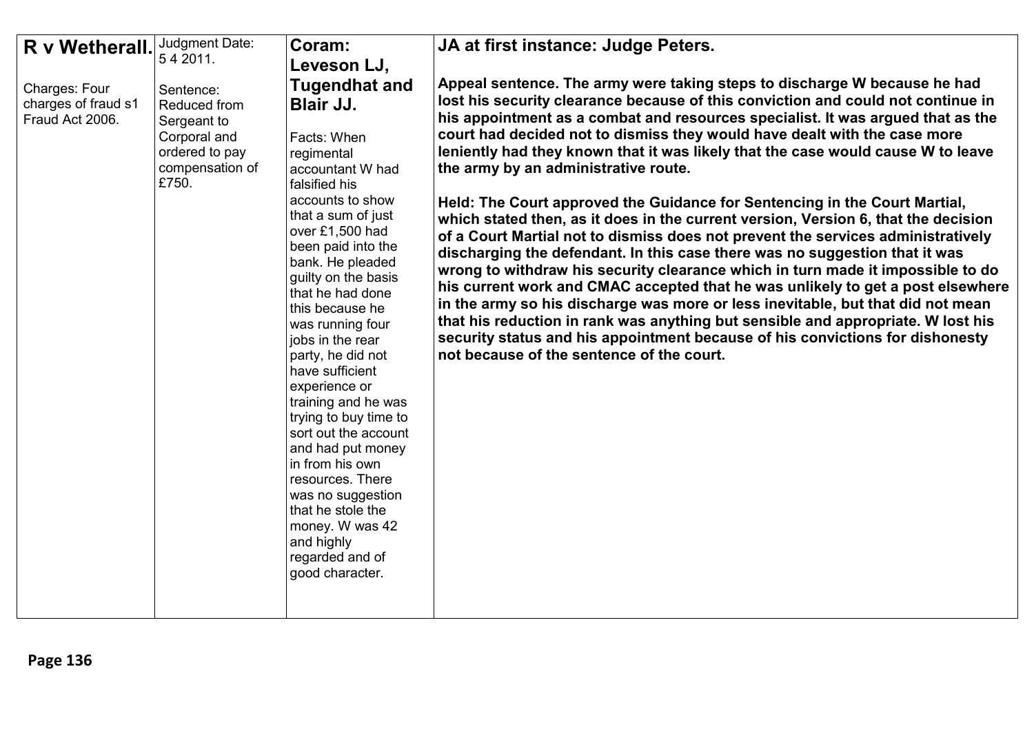| **R v Wetherall.** Charges: Four charges of fraud s1 Fraud Act 2006. | Judgment Date: 5 4 2011. Sentence: Reduced from Sergeant to Corporal and ordered to pay compensation of £750. | **Coram: Leveson LJ, Tugendhat and Blair JJ.** Facts: When regimental accountant W had falsified his accounts to show that a sum of just over £1,500 had been paid into the bank. He pleaded guilty on the basis that he had done this because he was running four jobs in the rear party, he did not have sufficient experience or training and he was trying to buy time to sort out the account and had put money in from his own resources. There was no suggestion that he stole the money. W was 42 and highly regarded and of good character. | **JA at first instance: Judge Peters.** **Appeal sentence. The army were taking steps to discharge W because he had lost his security clearance because of this conviction and could not continue in his appointment as a combat and resources specialist. It was argued that as the court had decided not to dismiss they would have dealt with the case more leniently had they known that it was likely that the case would cause W to leave the army by an administrative route.** **Held: The Court approved the Guidance for Sentencing in the Court Martial, which stated then, as it does in the current version, Version 6, that the decision of a Court Martial not to dismiss does not prevent the services administratively discharging the defendant. In this case there was no suggestion that it was wrong to withdraw his security clearance which in turn made it impossible to do his current work and CMAC accepted that he was unlikely to get a post elsewhere in the army so his discharge was more or less inevitable, but that did not mean that his reduction in rank was anything but sensible and appropriate. W lost his security status and his appointment because of his convictions for dishonesty not because of the sentence of the court.** |
|---|---|---|---|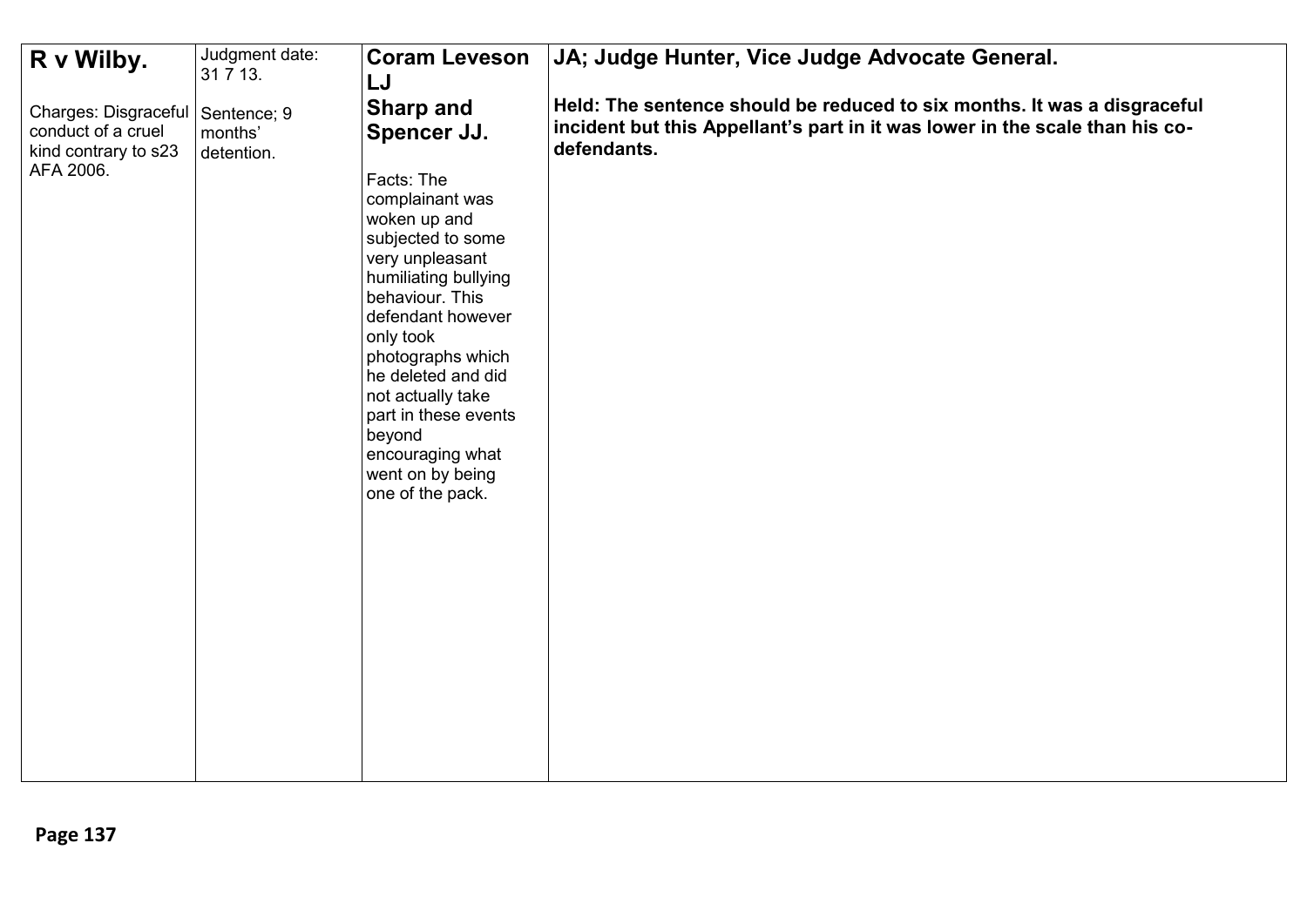| **R v Wilby.** | Judgment date: 31 7 13. | **Coram Leveson LJ** | **JA; Judge Hunter, Vice Judge Advocate General.** |
| --- | --- | --- | --- |
| Charges: Disgraceful conduct of a cruel kind contrary to s23 AFA 2006. | Sentence; 9 months' detention. | **Sharp and Spencer JJ.** <br><br> Facts: The complainant was woken up and subjected to some very unpleasant humiliating bullying behaviour. This defendant however only took photographs which he deleted and did not actually take part in these events beyond encouraging what went on by being one of the pack. | **Held: The sentence should be reduced to six months. It was a disgraceful incident but this Appellant's part in it was lower in the scale than his co-defendants.** |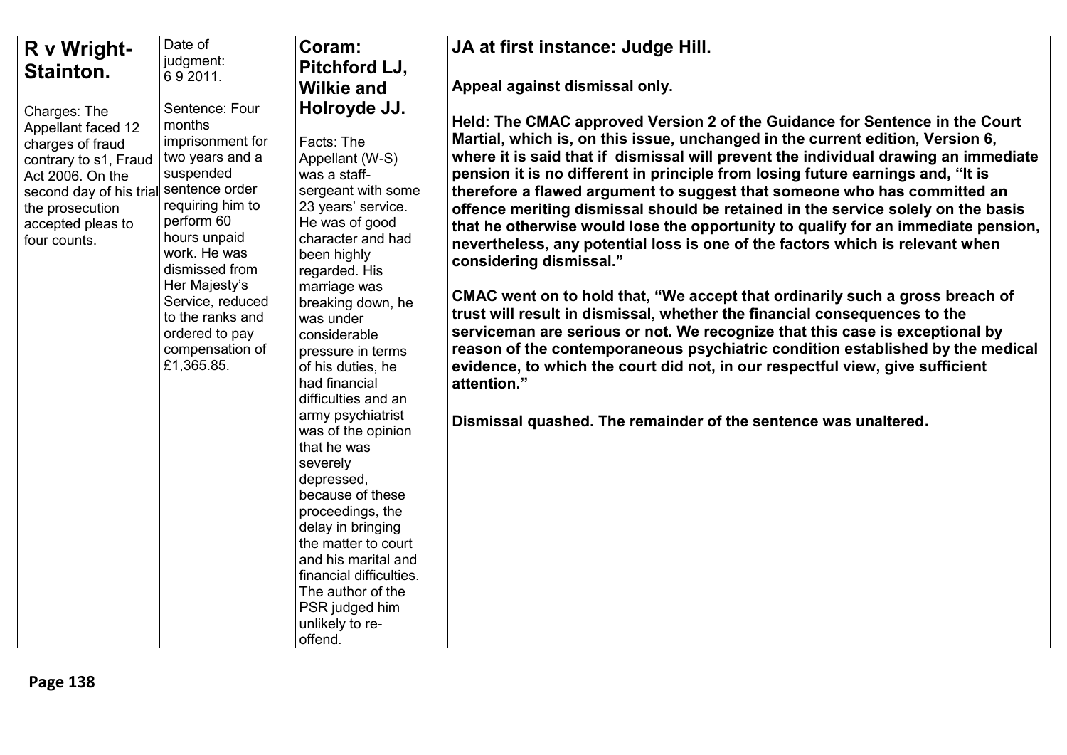| | | | |
|---|---|---|---|
| **R v Wright-Stainton.**<br><br>Charges: The Appellant faced 12 charges of fraud contrary to s1, Fraud Act 2006. On the second day of his trial the prosecution accepted pleas to four counts. | Date of judgment: 6 9 2011.<br><br>Sentence: Four months imprisonment for two years and a suspended sentence order requiring him to perform 60 hours unpaid work. He was dismissed from Her Majesty's Service, reduced to the ranks and ordered to pay compensation of £1,365.85. | **Coram: Pitchford LJ, Wilkie and Holroyde JJ.**<br><br>Facts: The Appellant (W-S) was a staff-sergeant with some 23 years' service. He was of good character and had been highly regarded. His marriage was breaking down, he was under considerable pressure in terms of his duties, he had financial difficulties and an army psychiatrist was of the opinion that he was severely depressed, because of these proceedings, the delay in bringing the matter to court and his marital and financial difficulties. The author of the PSR judged him unlikely to re-offend. | **JA at first instance: Judge Hill.**<br><br>**Appeal against dismissal only.**<br><br>**Held: The CMAC approved Version 2 of the Guidance for Sentence in the Court Martial, which is, on this issue, unchanged in the current edition, Version 6, where it is said that if dismissal will prevent the individual drawing an immediate pension it is no different in principle from losing future earnings and, "It is therefore a flawed argument to suggest that someone who has committed an offence meriting dismissal should be retained in the service solely on the basis that he otherwise would lose the opportunity to qualify for an immediate pension, nevertheless, any potential loss is one of the factors which is relevant when considering dismissal."**<br><br>**CMAC went on to hold that, "We accept that ordinarily such a gross breach of trust will result in dismissal, whether the financial consequences to the serviceman are serious or not. We recognize that this case is exceptional by reason of the contemporaneous psychiatric condition established by the medical evidence, to which the court did not, in our respectful view, give sufficient attention."**<br><br>**Dismissal quashed. The remainder of the sentence was unaltered.** |